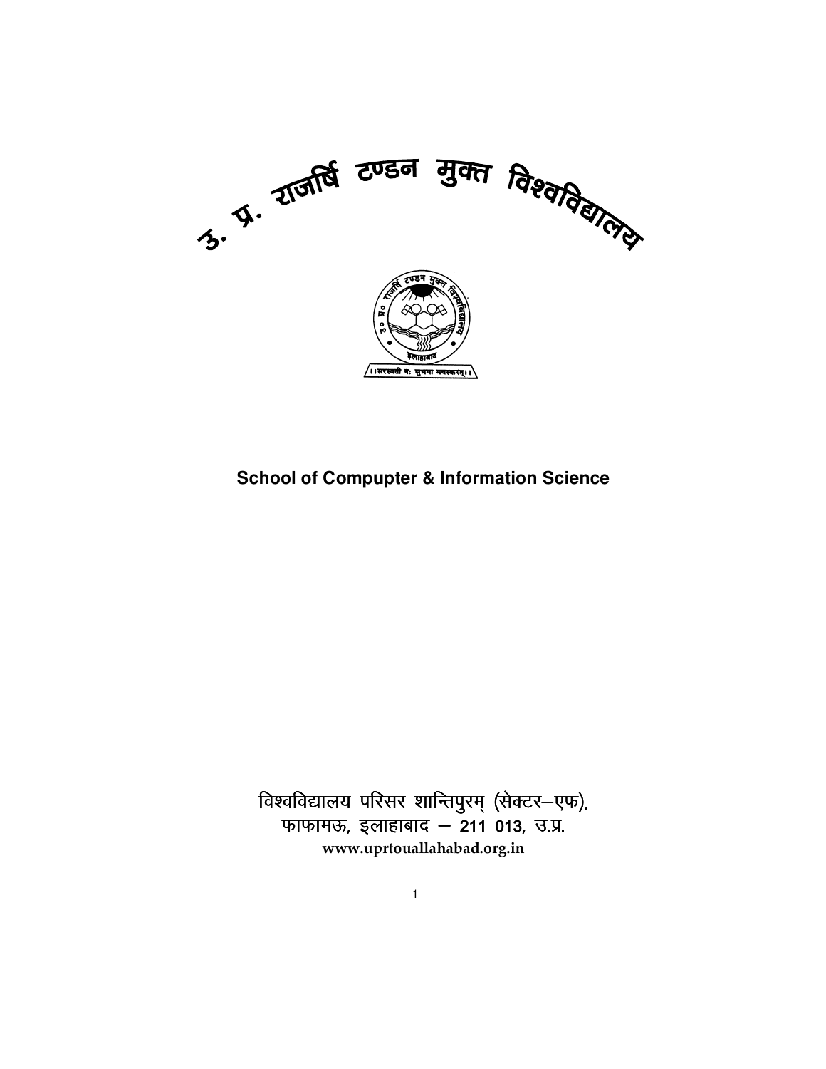# उ. प्र. राजर्षि टण्डन मुक्त विश्वविद्यालय

## School of Compupter & Information Science

विश्वविद्यालय परिसर शान्तिपुरम् (सेक्टर–एफ),
फाफामऊ, इलाहाबाद – 211 013, उ.प्र.
www.uprtouallahabad.org.in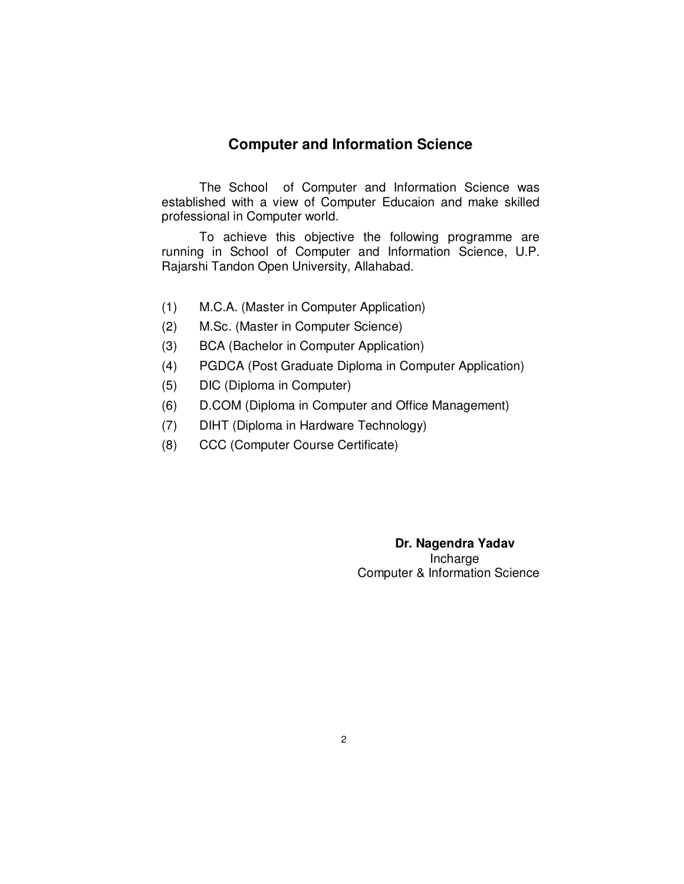## Computer and Information Science

The School of Computer and Information Science was established with a view of Computer Educaion and make skilled professional in Computer world.

To achieve this objective the following programme are running in School of Computer and Information Science, U.P. Rajarshi Tandon Open University, Allahabad.

(1) M.C.A. (Master in Computer Application)

(2) M.Sc. (Master in Computer Science)

(3) BCA (Bachelor in Computer Application)

(4) PGDCA (Post Graduate Diploma in Computer Application)

(5) DIC (Diploma in Computer)

(6) D.COM (Diploma in Computer and Office Management)

(7) DIHT (Diploma in Hardware Technology)

(8) CCC (Computer Course Certificate)

**Dr. Nagendra Yadav**
Incharge
Computer & Information Science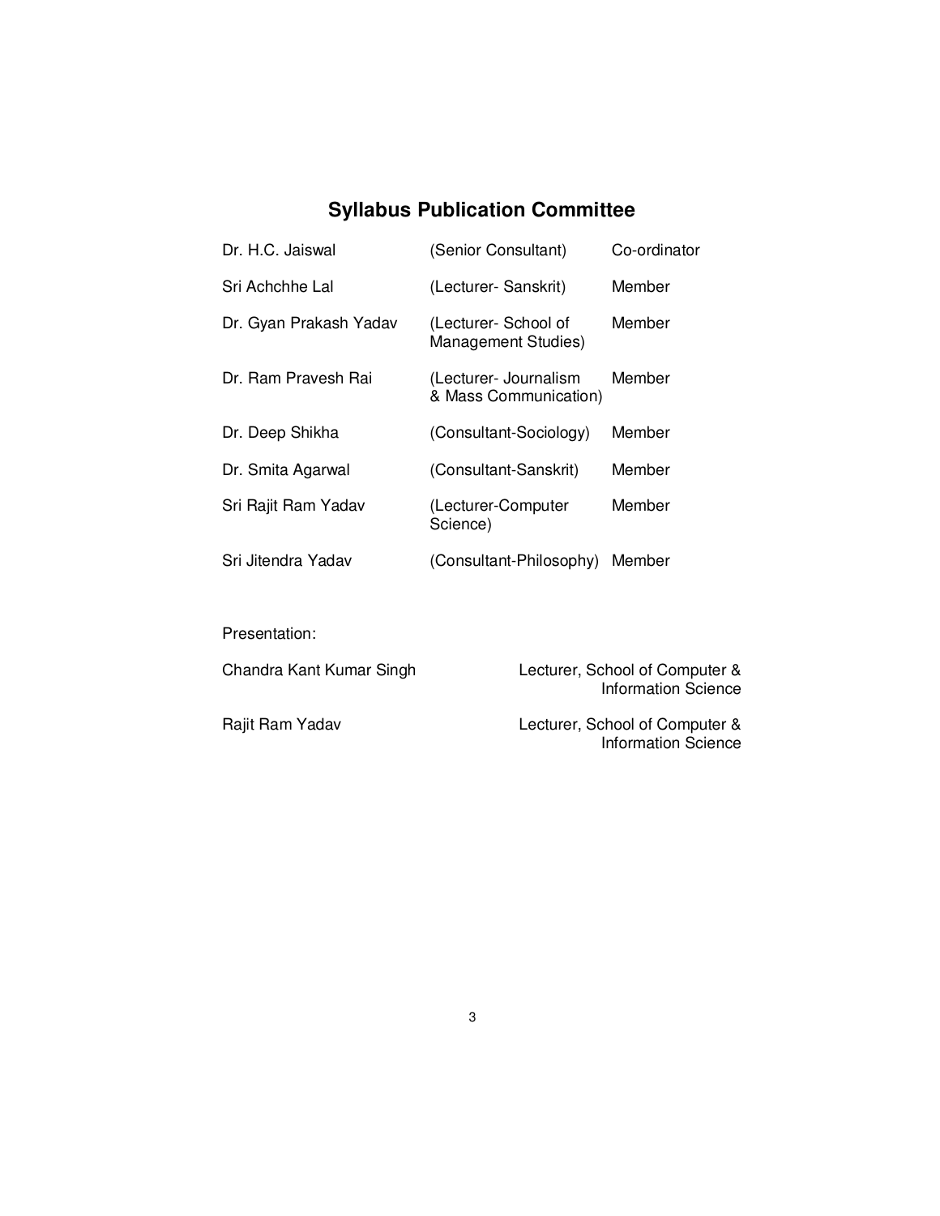## Syllabus Publication Committee

| | | |
|---|---|---|
| Dr. H.C. Jaiswal | (Senior Consultant) | Co-ordinator |
| Sri Achchhe Lal | (Lecturer- Sanskrit) | Member |
| Dr. Gyan Prakash Yadav | (Lecturer- School of Management Studies) | Member |
| Dr. Ram Pravesh Rai | (Lecturer- Journalism & Mass Communication) | Member |
| Dr. Deep Shikha | (Consultant-Sociology) | Member |
| Dr. Smita Agarwal | (Consultant-Sanskrit) | Member |
| Sri Rajit Ram Yadav | (Lecturer-Computer Science) | Member |
| Sri Jitendra Yadav | (Consultant-Philosophy) | Member |

Presentation:

| | |
|---|---|
| Chandra Kant Kumar Singh | Lecturer, School of Computer & Information Science |
| Rajit Ram Yadav | Lecturer, School of Computer & Information Science |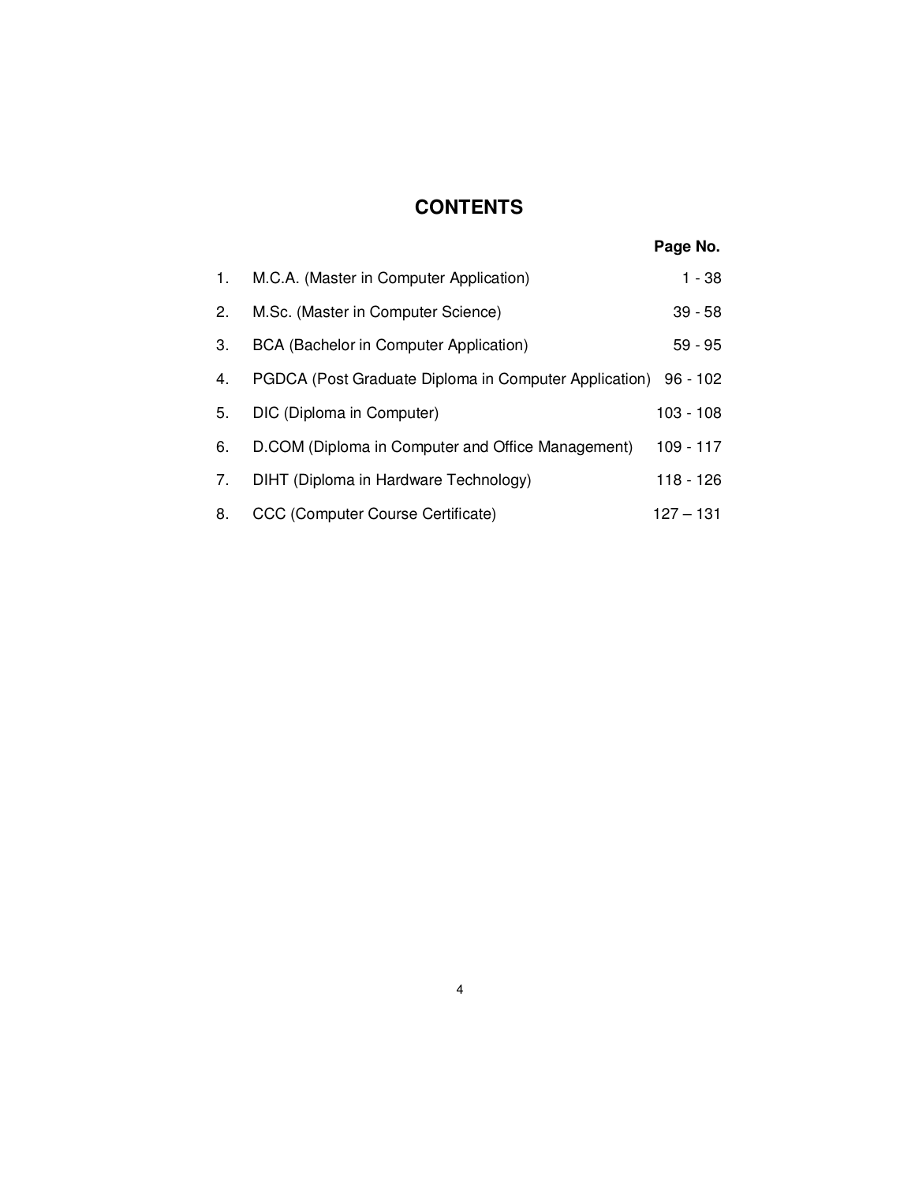# CONTENTS

| | | Page No. |
|---|---|---|
| 1. | M.C.A. (Master in Computer Application) | 1 - 38 |
| 2. | M.Sc. (Master in Computer Science) | 39 - 58 |
| 3. | BCA (Bachelor in Computer Application) | 59 - 95 |
| 4. | PGDCA (Post Graduate Diploma in Computer Application) | 96 - 102 |
| 5. | DIC (Diploma in Computer) | 103 - 108 |
| 6. | D.COM (Diploma in Computer and Office Management) | 109 - 117 |
| 7. | DIHT (Diploma in Hardware Technology) | 118 - 126 |
| 8. | CCC (Computer Course Certificate) | 127 – 131 |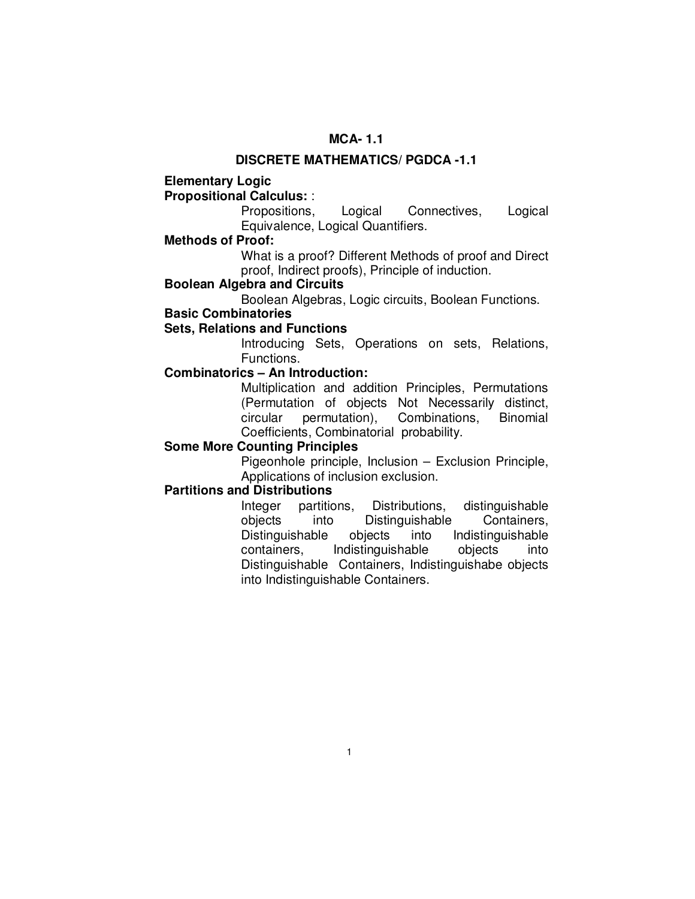# MCA- 1.1

## DISCRETE MATHEMATICS/ PGDCA -1.1

**Elementary Logic**

**Propositional Calculus:** :

Propositions, Logical Connectives, Logical Equivalence, Logical Quantifiers.

**Methods of Proof:**

What is a proof? Different Methods of proof and Direct proof, Indirect proofs), Principle of induction.

**Boolean Algebra and Circuits**

Boolean Algebras, Logic circuits, Boolean Functions.

**Basic Combinatories**

**Sets, Relations and Functions**

Introducing Sets, Operations on sets, Relations, Functions.

**Combinatorics – An Introduction:**

Multiplication and addition Principles, Permutations (Permutation of objects Not Necessarily distinct, circular permutation), Combinations, Binomial Coefficients, Combinatorial probability.

**Some More Counting Principles**

Pigeonhole principle, Inclusion – Exclusion Principle, Applications of inclusion exclusion.

**Partitions and Distributions**

Integer partitions, Distributions, distinguishable objects into Distinguishable Containers, Distinguishable objects into Indistinguishable containers, Indistinguishable objects into Distinguishable Containers, Indistinguishabe objects into Indistinguishable Containers.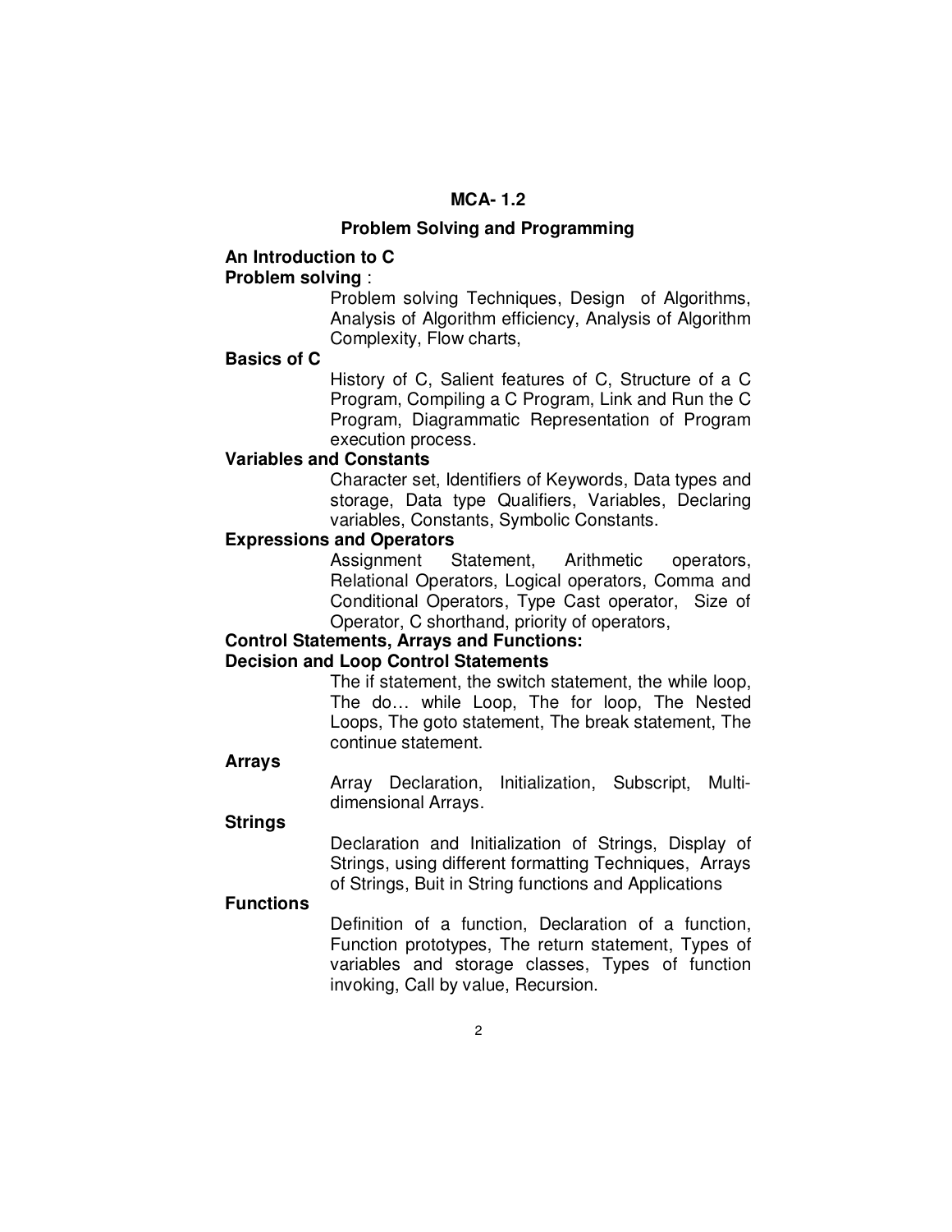# MCA- 1.2

## Problem Solving and Programming

### An Introduction to C

**Problem solving** :

Problem solving Techniques, Design of Algorithms, Analysis of Algorithm efficiency, Analysis of Algorithm Complexity, Flow charts,

**Basics of C**

History of C, Salient features of C, Structure of a C Program, Compiling a C Program, Link and Run the C Program, Diagrammatic Representation of Program execution process.

**Variables and Constants**

Character set, Identifiers of Keywords, Data types and storage, Data type Qualifiers, Variables, Declaring variables, Constants, Symbolic Constants.

**Expressions and Operators**

Assignment Statement, Arithmetic operators, Relational Operators, Logical operators, Comma and Conditional Operators, Type Cast operator, Size of Operator, C shorthand, priority of operators,

### Control Statements, Arrays and Functions:

**Decision and Loop Control Statements**

The if statement, the switch statement, the while loop, The do… while Loop, The for loop, The Nested Loops, The goto statement, The break statement, The continue statement.

**Arrays**

Array Declaration, Initialization, Subscript, Multi-dimensional Arrays.

**Strings**

Declaration and Initialization of Strings, Display of Strings, using different formatting Techniques, Arrays of Strings, Buit in String functions and Applications

**Functions**

Definition of a function, Declaration of a function, Function prototypes, The return statement, Types of variables and storage classes, Types of function invoking, Call by value, Recursion.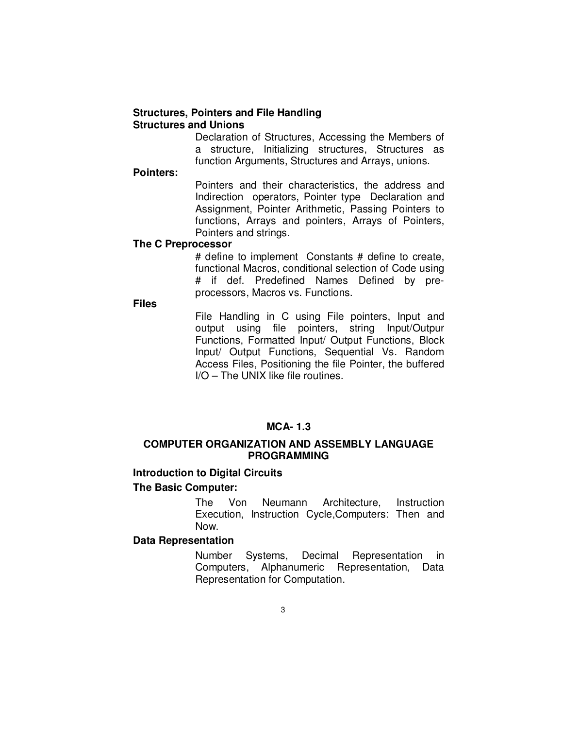**Structures, Pointers and File Handling**

**Structures and Unions**

Declaration of Structures, Accessing the Members of a structure, Initializing structures, Structures as function Arguments, Structures and Arrays, unions.

**Pointers:**

Pointers and their characteristics, the address and Indirection operators, Pointer type Declaration and Assignment, Pointer Arithmetic, Passing Pointers to functions, Arrays and pointers, Arrays of Pointers, Pointers and strings.

**The C Preprocessor**

# define to implement Constants # define to create, functional Macros, conditional selection of Code using # if def. Predefined Names Defined by pre-processors, Macros vs. Functions.

**Files**

File Handling in C using File pointers, Input and output using file pointers, string Input/Outpur Functions, Formatted Input/ Output Functions, Block Input/ Output Functions, Sequential Vs. Random Access Files, Positioning the file Pointer, the buffered I/O – The UNIX like file routines.

## MCA- 1.3

## COMPUTER ORGANIZATION AND ASSEMBLY LANGUAGE PROGRAMMING

**Introduction to Digital Circuits**

**The Basic Computer:**

The Von Neumann Architecture, Instruction Execution, Instruction Cycle,Computers: Then and Now.

**Data Representation**

Number Systems, Decimal Representation in Computers, Alphanumeric Representation, Data Representation for Computation.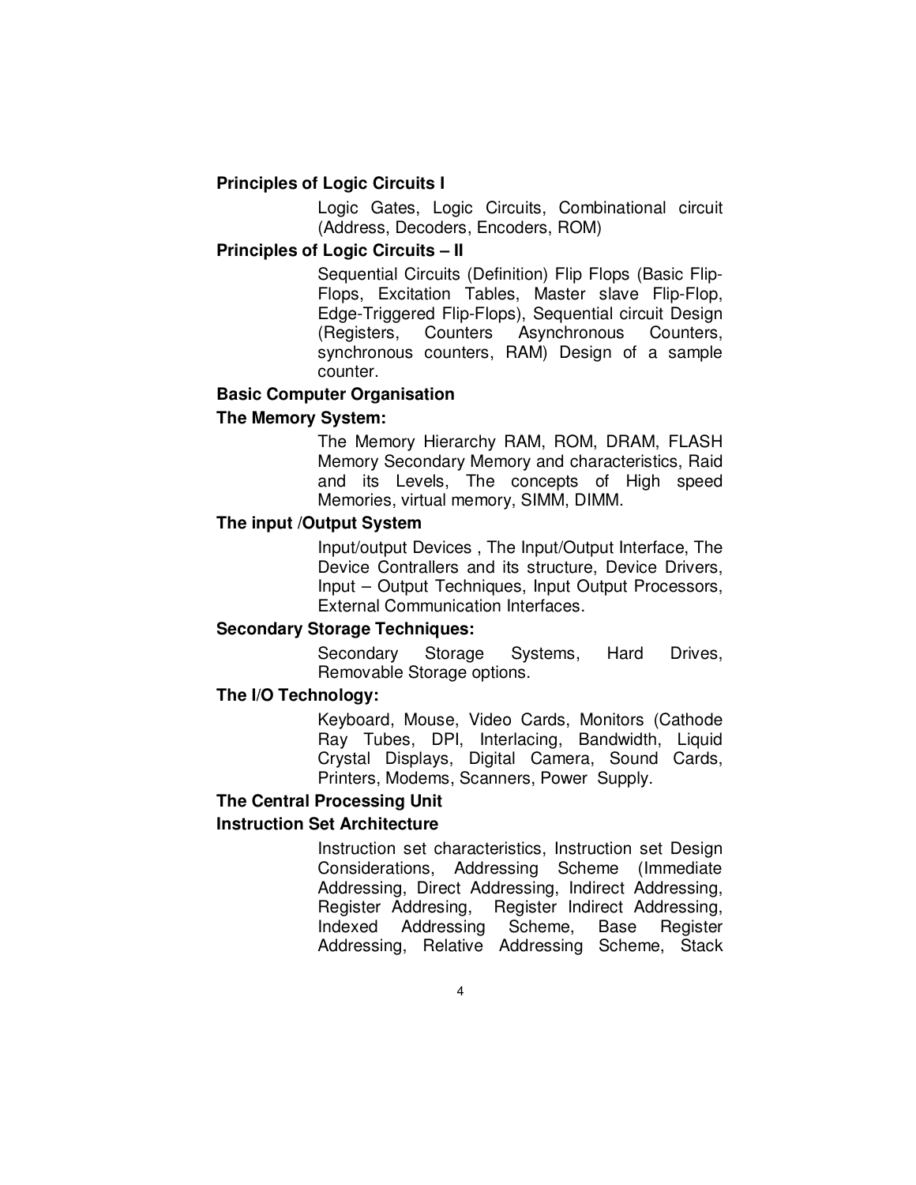**Principles of Logic Circuits I**

Logic Gates, Logic Circuits, Combinational circuit (Address, Decoders, Encoders, ROM)

**Principles of Logic Circuits – II**

Sequential Circuits (Definition) Flip Flops (Basic Flip-Flops, Excitation Tables, Master slave Flip-Flop, Edge-Triggered Flip-Flops), Sequential circuit Design (Registers, Counters Asynchronous Counters, synchronous counters, RAM) Design of a sample counter.

**Basic Computer Organisation**

**The Memory System:**

The Memory Hierarchy RAM, ROM, DRAM, FLASH Memory Secondary Memory and characteristics, Raid and its Levels, The concepts of High speed Memories, virtual memory, SIMM, DIMM.

**The input /Output System**

Input/output Devices , The Input/Output Interface, The Device Contrallers and its structure, Device Drivers, Input – Output Techniques, Input Output Processors, External Communication Interfaces.

**Secondary Storage Techniques:**

Secondary Storage Systems, Hard Drives, Removable Storage options.

**The I/O Technology:**

Keyboard, Mouse, Video Cards, Monitors (Cathode Ray Tubes, DPI, Interlacing, Bandwidth, Liquid Crystal Displays, Digital Camera, Sound Cards, Printers, Modems, Scanners, Power Supply.

**The Central Processing Unit**

**Instruction Set Architecture**

Instruction set characteristics, Instruction set Design Considerations, Addressing Scheme (Immediate Addressing, Direct Addressing, Indirect Addressing, Register Addresing, Register Indirect Addressing, Indexed Addressing Scheme, Base Register Addressing, Relative Addressing Scheme, Stack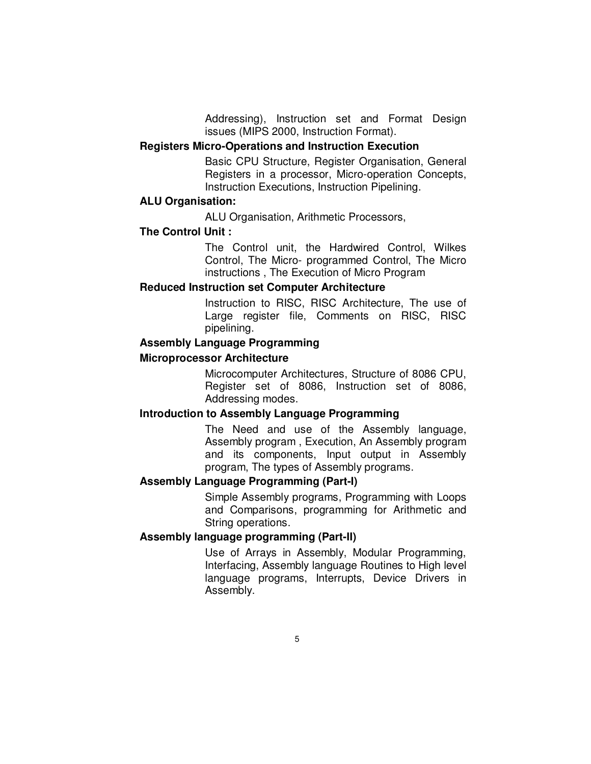Addressing), Instruction set and Format Design issues (MIPS 2000, Instruction Format).

**Registers Micro-Operations and Instruction Execution**

Basic CPU Structure, Register Organisation, General Registers in a processor, Micro-operation Concepts, Instruction Executions, Instruction Pipelining.

**ALU Organisation:**

ALU Organisation, Arithmetic Processors,

**The Control Unit :**

The Control unit, the Hardwired Control, Wilkes Control, The Micro- programmed Control, The Micro instructions , The Execution of Micro Program

**Reduced Instruction set Computer Architecture**

Instruction to RISC, RISC Architecture, The use of Large register file, Comments on RISC, RISC pipelining.

**Assembly Language Programming**

**Microprocessor Architecture**

Microcomputer Architectures, Structure of 8086 CPU, Register set of 8086, Instruction set of 8086, Addressing modes.

**Introduction to Assembly Language Programming**

The Need and use of the Assembly language, Assembly program , Execution, An Assembly program and its components, Input output in Assembly program, The types of Assembly programs.

**Assembly Language Programming (Part-I)**

Simple Assembly programs, Programming with Loops and Comparisons, programming for Arithmetic and String operations.

**Assembly language programming (Part-II)**

Use of Arrays in Assembly, Modular Programming, Interfacing, Assembly language Routines to High level language programs, Interrupts, Device Drivers in Assembly.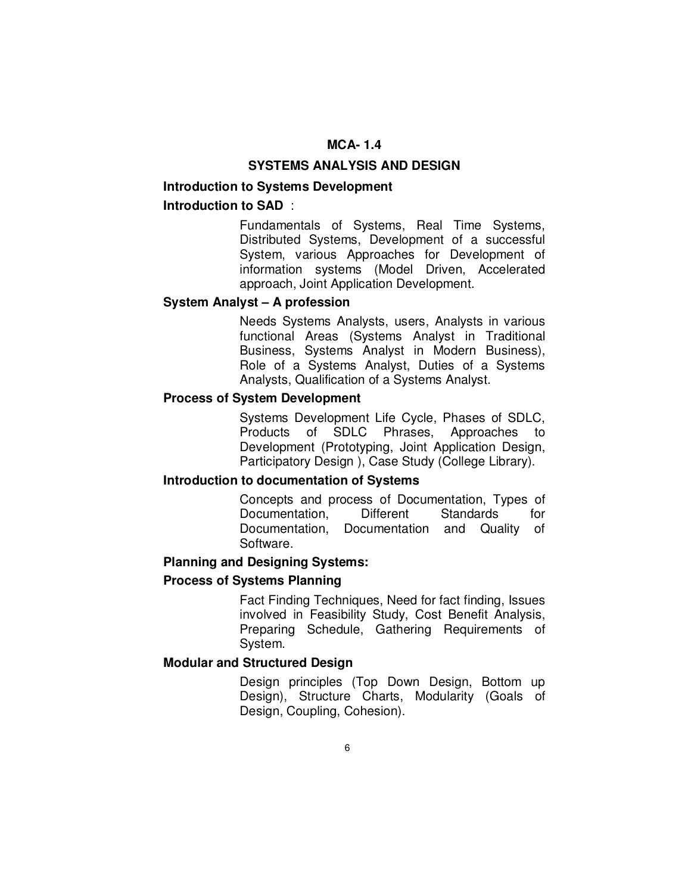# MCA- 1.4

# SYSTEMS ANALYSIS AND DESIGN

## Introduction to Systems Development

### Introduction to SAD :

Fundamentals of Systems, Real Time Systems, Distributed Systems, Development of a successful System, various Approaches for Development of information systems (Model Driven, Accelerated approach, Joint Application Development.

### System Analyst – A profession

Needs Systems Analysts, users, Analysts in various functional Areas (Systems Analyst in Traditional Business, Systems Analyst in Modern Business), Role of a Systems Analyst, Duties of a Systems Analysts, Qualification of a Systems Analyst.

### Process of System Development

Systems Development Life Cycle, Phases of SDLC, Products of SDLC Phrases, Approaches to Development (Prototyping, Joint Application Design, Participatory Design ), Case Study (College Library).

### Introduction to documentation of Systems

Concepts and process of Documentation, Types of Documentation, Different Standards for Documentation, Documentation and Quality of Software.

## Planning and Designing Systems:

### Process of Systems Planning

Fact Finding Techniques, Need for fact finding, Issues involved in Feasibility Study, Cost Benefit Analysis, Preparing Schedule, Gathering Requirements of System.

### Modular and Structured Design

Design principles (Top Down Design, Bottom up Design), Structure Charts, Modularity (Goals of Design, Coupling, Cohesion).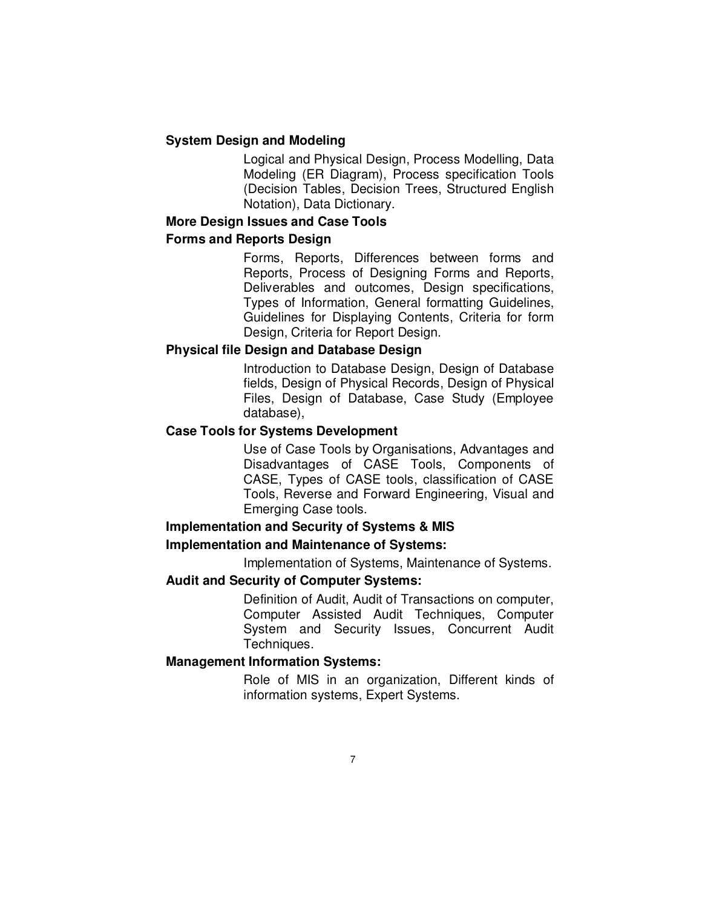**System Design and Modeling**

Logical and Physical Design, Process Modelling, Data Modeling (ER Diagram), Process specification Tools (Decision Tables, Decision Trees, Structured English Notation), Data Dictionary.

**More Design Issues and Case Tools**

**Forms and Reports Design**

Forms, Reports, Differences between forms and Reports, Process of Designing Forms and Reports, Deliverables and outcomes, Design specifications, Types of Information, General formatting Guidelines, Guidelines for Displaying Contents, Criteria for form Design, Criteria for Report Design.

**Physical file Design and Database Design**

Introduction to Database Design, Design of Database fields, Design of Physical Records, Design of Physical Files, Design of Database, Case Study (Employee database),

**Case Tools for Systems Development**

Use of Case Tools by Organisations, Advantages and Disadvantages of CASE Tools, Components of CASE, Types of CASE tools, classification of CASE Tools, Reverse and Forward Engineering, Visual and Emerging Case tools.

**Implementation and Security of Systems & MIS**

**Implementation and Maintenance of Systems:**

Implementation of Systems, Maintenance of Systems.

**Audit and Security of Computer Systems:**

Definition of Audit, Audit of Transactions on computer, Computer Assisted Audit Techniques, Computer System and Security Issues, Concurrent Audit Techniques.

**Management Information Systems:**

Role of MIS in an organization, Different kinds of information systems, Expert Systems.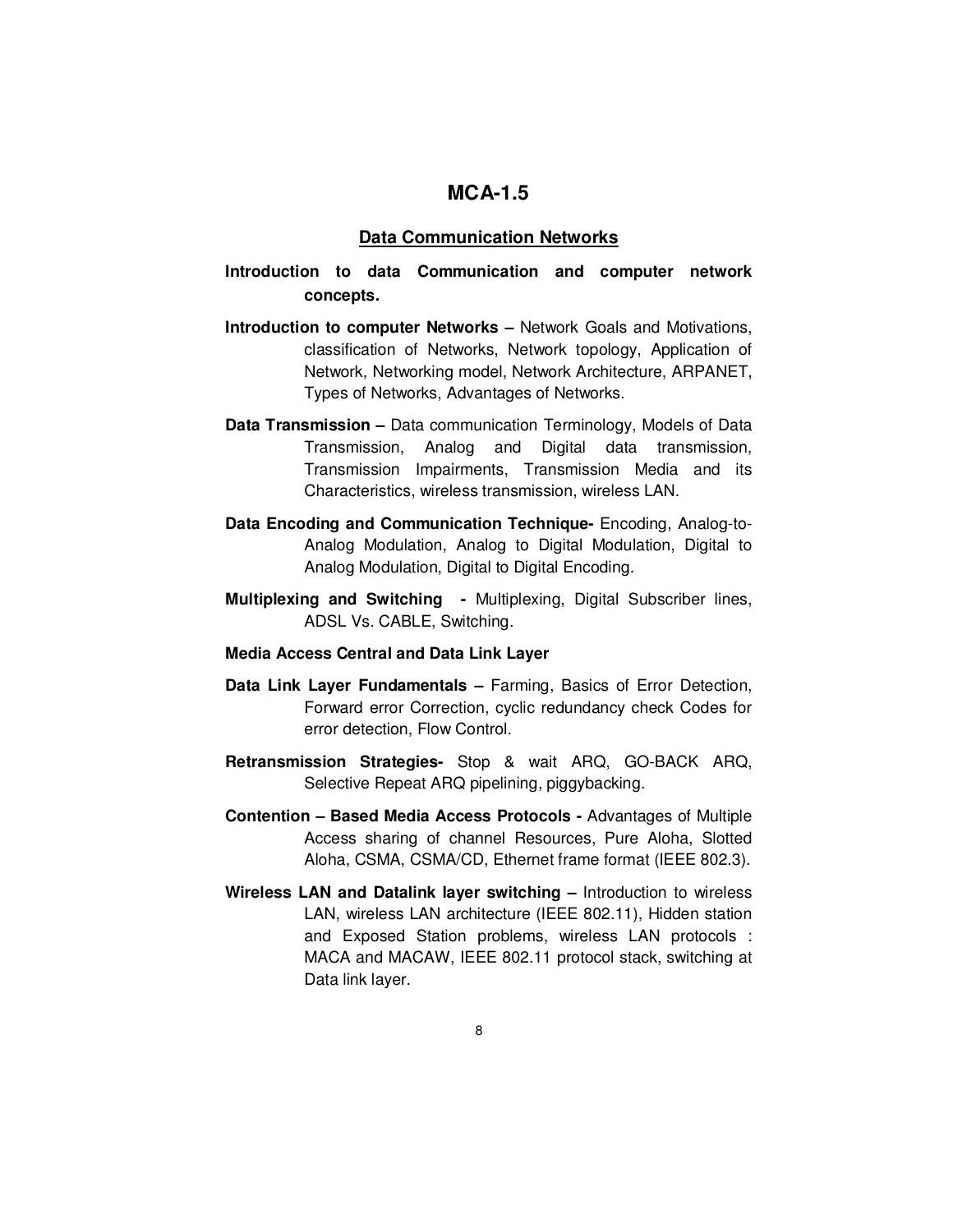# MCA-1.5

## Data Communication Networks

**Introduction to data Communication and computer network concepts.**

**Introduction to computer Networks –** Network Goals and Motivations, classification of Networks, Network topology, Application of Network, Networking model, Network Architecture, ARPANET, Types of Networks, Advantages of Networks.

**Data Transmission –** Data communication Terminology, Models of Data Transmission, Analog and Digital data transmission, Transmission Impairments, Transmission Media and its Characteristics, wireless transmission, wireless LAN.

**Data Encoding and Communication Technique-** Encoding, Analog-to-Analog Modulation, Analog to Digital Modulation, Digital to Analog Modulation, Digital to Digital Encoding.

**Multiplexing and Switching -** Multiplexing, Digital Subscriber lines, ADSL Vs. CABLE, Switching.

**Media Access Central and Data Link Layer**

**Data Link Layer Fundamentals –** Farming, Basics of Error Detection, Forward error Correction, cyclic redundancy check Codes for error detection, Flow Control.

**Retransmission Strategies-** Stop & wait ARQ, GO-BACK ARQ, Selective Repeat ARQ pipelining, piggybacking.

**Contention – Based Media Access Protocols -** Advantages of Multiple Access sharing of channel Resources, Pure Aloha, Slotted Aloha, CSMA, CSMA/CD, Ethernet frame format (IEEE 802.3).

**Wireless LAN and Datalink layer switching –** Introduction to wireless LAN, wireless LAN architecture (IEEE 802.11), Hidden station and Exposed Station problems, wireless LAN protocols : MACA and MACAW, IEEE 802.11 protocol stack, switching at Data link layer.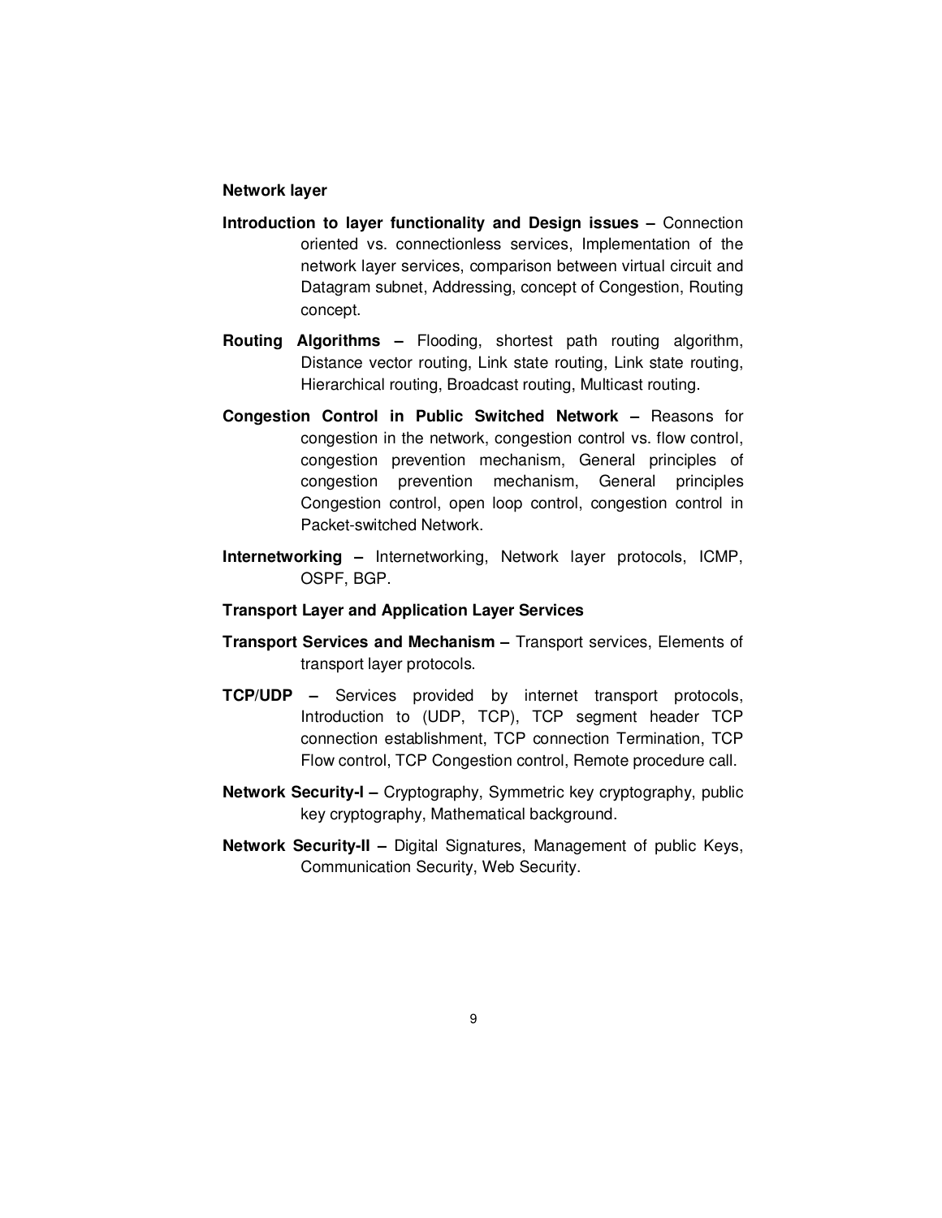**Network layer**

**Introduction to layer functionality and Design issues –** Connection oriented vs. connectionless services, Implementation of the network layer services, comparison between virtual circuit and Datagram subnet, Addressing, concept of Congestion, Routing concept.

**Routing Algorithms –** Flooding, shortest path routing algorithm, Distance vector routing, Link state routing, Link state routing, Hierarchical routing, Broadcast routing, Multicast routing.

**Congestion Control in Public Switched Network –** Reasons for congestion in the network, congestion control vs. flow control, congestion prevention mechanism, General principles of congestion prevention mechanism, General principles Congestion control, open loop control, congestion control in Packet-switched Network.

**Internetworking –** Internetworking, Network layer protocols, ICMP, OSPF, BGP.

**Transport Layer and Application Layer Services**

**Transport Services and Mechanism –** Transport services, Elements of transport layer protocols.

**TCP/UDP –** Services provided by internet transport protocols, Introduction to (UDP, TCP), TCP segment header TCP connection establishment, TCP connection Termination, TCP Flow control, TCP Congestion control, Remote procedure call.

**Network Security-I –** Cryptography, Symmetric key cryptography, public key cryptography, Mathematical background.

**Network Security-II –** Digital Signatures, Management of public Keys, Communication Security, Web Security.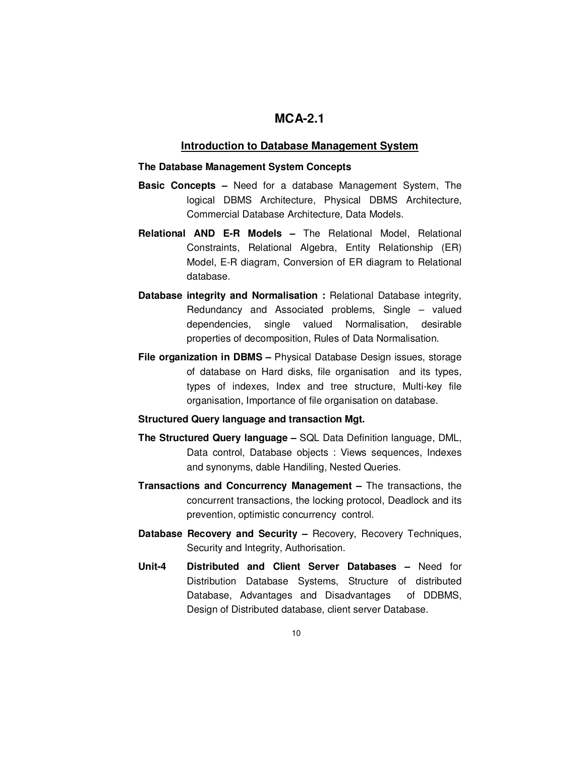## MCA-2.1

### Introduction to Database Management System

**The Database Management System Concepts**

**Basic Concepts –** Need for a database Management System, The logical DBMS Architecture, Physical DBMS Architecture, Commercial Database Architecture, Data Models.

**Relational AND E-R Models –** The Relational Model, Relational Constraints, Relational Algebra, Entity Relationship (ER) Model, E-R diagram, Conversion of ER diagram to Relational database.

**Database integrity and Normalisation :** Relational Database integrity, Redundancy and Associated problems, Single – valued dependencies, single valued Normalisation, desirable properties of decomposition, Rules of Data Normalisation.

**File organization in DBMS –** Physical Database Design issues, storage of database on Hard disks, file organisation and its types, types of indexes, Index and tree structure, Multi-key file organisation, Importance of file organisation on database.

**Structured Query language and transaction Mgt.**

**The Structured Query language –** SQL Data Definition language, DML, Data control, Database objects : Views sequences, Indexes and synonyms, dable Handiling, Nested Queries.

**Transactions and Concurrency Management –** The transactions, the concurrent transactions, the locking protocol, Deadlock and its prevention, optimistic concurrency control.

**Database Recovery and Security –** Recovery, Recovery Techniques, Security and Integrity, Authorisation.

**Unit-4** **Distributed and Client Server Databases –** Need for Distribution Database Systems, Structure of distributed Database, Advantages and Disadvantages of DDBMS, Design of Distributed database, client server Database.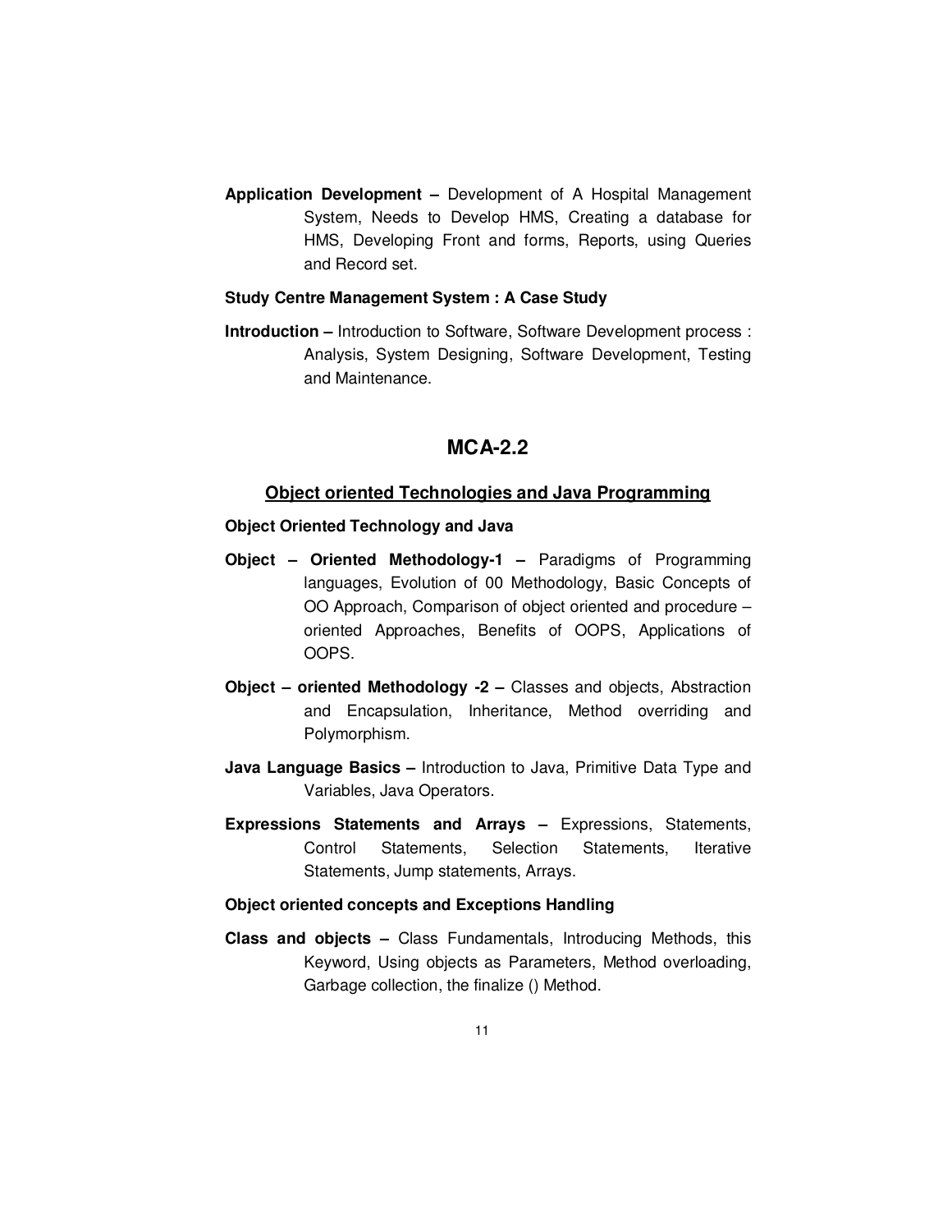**Application Development –** Development of A Hospital Management System, Needs to Develop HMS, Creating a database for HMS, Developing Front and forms, Reports, using Queries and Record set.

**Study Centre Management System : A Case Study**

**Introduction –** Introduction to Software, Software Development process : Analysis, System Designing, Software Development, Testing and Maintenance.

## MCA-2.2

### Object oriented Technologies and Java Programming

**Object Oriented Technology and Java**

**Object – Oriented Methodology-1 –** Paradigms of Programming languages, Evolution of 00 Methodology, Basic Concepts of OO Approach, Comparison of object oriented and procedure – oriented Approaches, Benefits of OOPS, Applications of OOPS.

**Object – oriented Methodology -2 –** Classes and objects, Abstraction and Encapsulation, Inheritance, Method overriding and Polymorphism.

**Java Language Basics –** Introduction to Java, Primitive Data Type and Variables, Java Operators.

**Expressions Statements and Arrays –** Expressions, Statements, Control Statements, Selection Statements, Iterative Statements, Jump statements, Arrays.

**Object oriented concepts and Exceptions Handling**

**Class and objects –** Class Fundamentals, Introducing Methods, this Keyword, Using objects as Parameters, Method overloading, Garbage collection, the finalize () Method.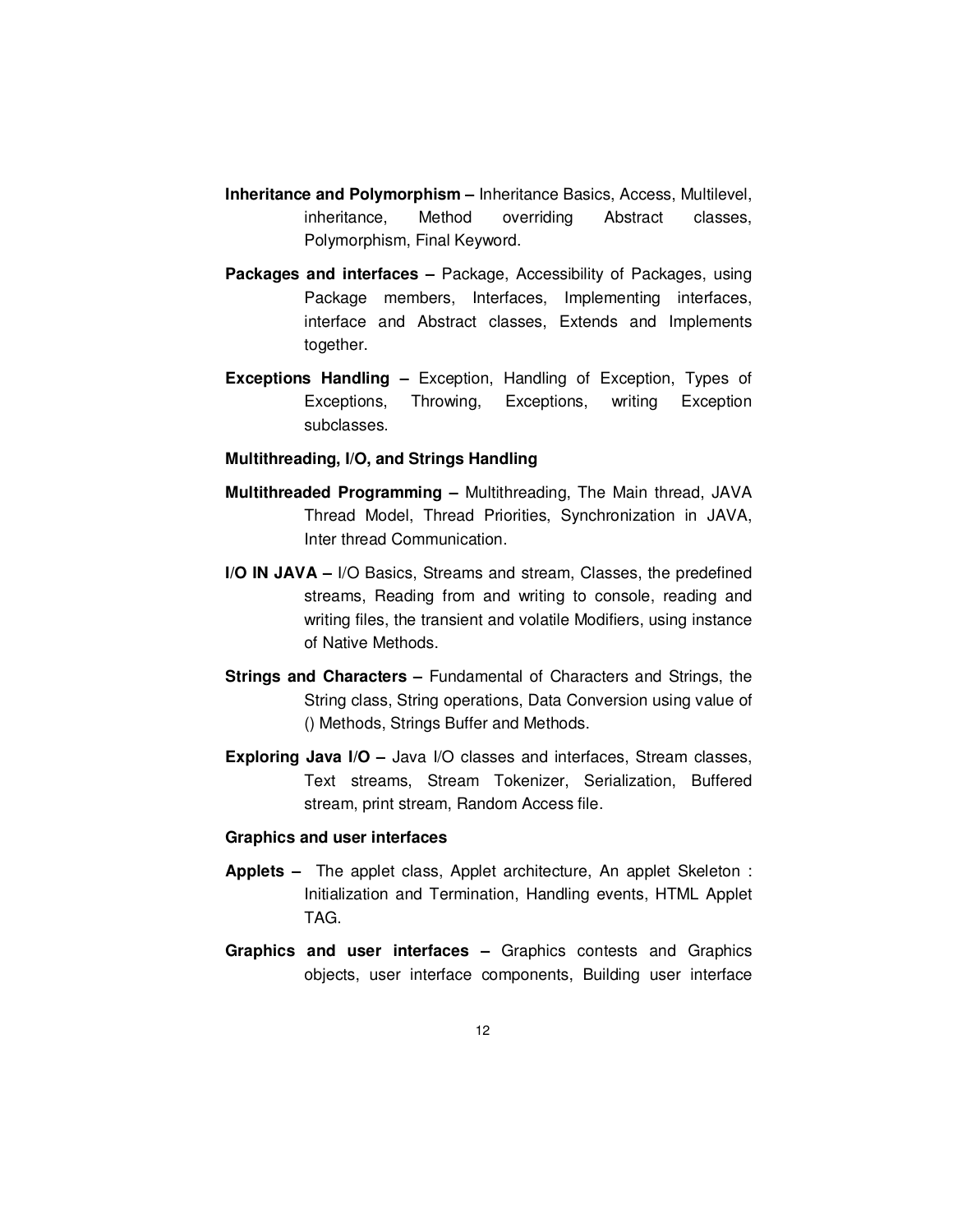**Inheritance and Polymorphism –** Inheritance Basics, Access, Multilevel, inheritance, Method overriding Abstract classes, Polymorphism, Final Keyword.

**Packages and interfaces –** Package, Accessibility of Packages, using Package members, Interfaces, Implementing interfaces, interface and Abstract classes, Extends and Implements together.

**Exceptions Handling –** Exception, Handling of Exception, Types of Exceptions, Throwing, Exceptions, writing Exception subclasses.

**Multithreading, I/O, and Strings Handling**

**Multithreaded Programming –** Multithreading, The Main thread, JAVA Thread Model, Thread Priorities, Synchronization in JAVA, Inter thread Communication.

**I/O IN JAVA –** I/O Basics, Streams and stream, Classes, the predefined streams, Reading from and writing to console, reading and writing files, the transient and volatile Modifiers, using instance of Native Methods.

**Strings and Characters –** Fundamental of Characters and Strings, the String class, String operations, Data Conversion using value of () Methods, Strings Buffer and Methods.

**Exploring Java I/O –** Java I/O classes and interfaces, Stream classes, Text streams, Stream Tokenizer, Serialization, Buffered stream, print stream, Random Access file.

**Graphics and user interfaces**

**Applets –** The applet class, Applet architecture, An applet Skeleton : Initialization and Termination, Handling events, HTML Applet TAG.

**Graphics and user interfaces –** Graphics contests and Graphics objects, user interface components, Building user interface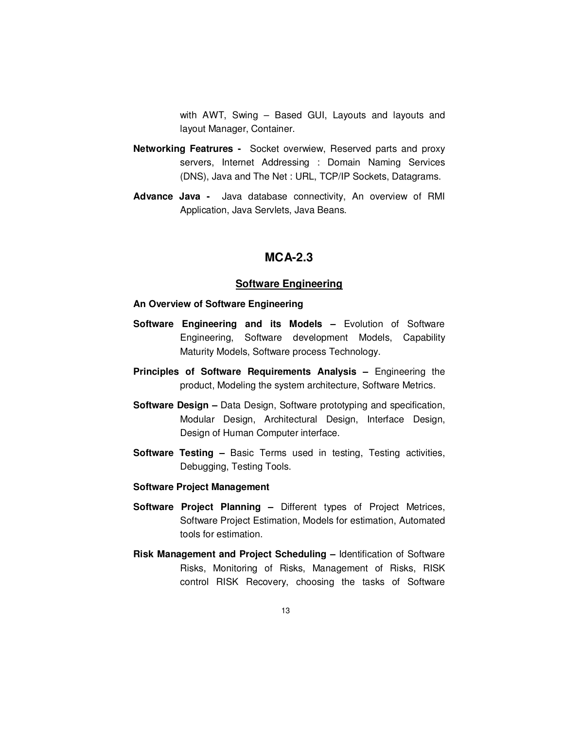with AWT, Swing – Based GUI, Layouts and layouts and layout Manager, Container.

**Networking Featrures -** Socket overwiew, Reserved parts and proxy servers, Internet Addressing : Domain Naming Services (DNS), Java and The Net : URL, TCP/IP Sockets, Datagrams.

**Advance Java -** Java database connectivity, An overview of RMI Application, Java Servlets, Java Beans.

## MCA-2.3

### Software Engineering

**An Overview of Software Engineering**

**Software Engineering and its Models –** Evolution of Software Engineering, Software development Models, Capability Maturity Models, Software process Technology.

**Principles of Software Requirements Analysis –** Engineering the product, Modeling the system architecture, Software Metrics.

**Software Design –** Data Design, Software prototyping and specification, Modular Design, Architectural Design, Interface Design, Design of Human Computer interface.

**Software Testing –** Basic Terms used in testing, Testing activities, Debugging, Testing Tools.

**Software Project Management**

**Software Project Planning –** Different types of Project Metrices, Software Project Estimation, Models for estimation, Automated tools for estimation.

**Risk Management and Project Scheduling –** Identification of Software Risks, Monitoring of Risks, Management of Risks, RISK control RISK Recovery, choosing the tasks of Software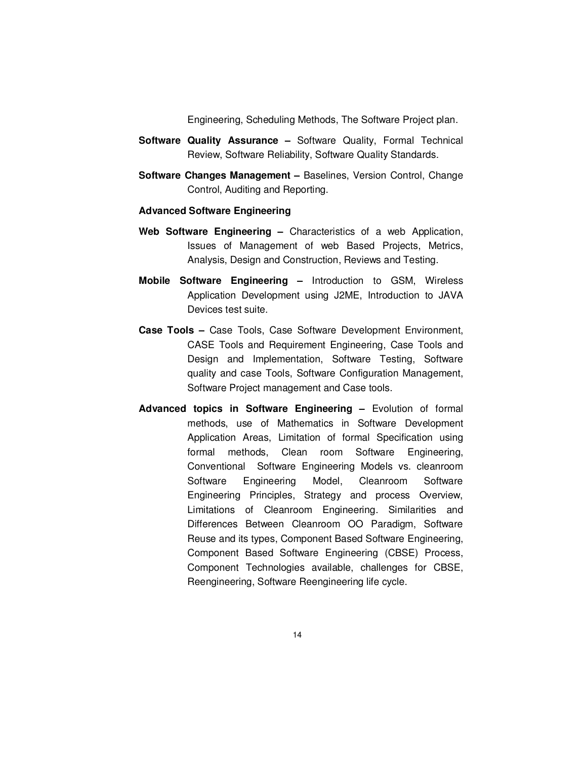Engineering, Scheduling Methods, The Software Project plan.

**Software Quality Assurance –** Software Quality, Formal Technical Review, Software Reliability, Software Quality Standards.

**Software Changes Management –** Baselines, Version Control, Change Control, Auditing and Reporting.

**Advanced Software Engineering**

**Web Software Engineering –** Characteristics of a web Application, Issues of Management of web Based Projects, Metrics, Analysis, Design and Construction, Reviews and Testing.

**Mobile Software Engineering –** Introduction to GSM, Wireless Application Development using J2ME, Introduction to JAVA Devices test suite.

**Case Tools –** Case Tools, Case Software Development Environment, CASE Tools and Requirement Engineering, Case Tools and Design and Implementation, Software Testing, Software quality and case Tools, Software Configuration Management, Software Project management and Case tools.

**Advanced topics in Software Engineering –** Evolution of formal methods, use of Mathematics in Software Development Application Areas, Limitation of formal Specification using formal methods, Clean room Software Engineering, Conventional Software Engineering Models vs. cleanroom Software Engineering Model, Cleanroom Software Engineering Principles, Strategy and process Overview, Limitations of Cleanroom Engineering. Similarities and Differences Between Cleanroom OO Paradigm, Software Reuse and its types, Component Based Software Engineering, Component Based Software Engineering (CBSE) Process, Component Technologies available, challenges for CBSE, Reengineering, Software Reengineering life cycle.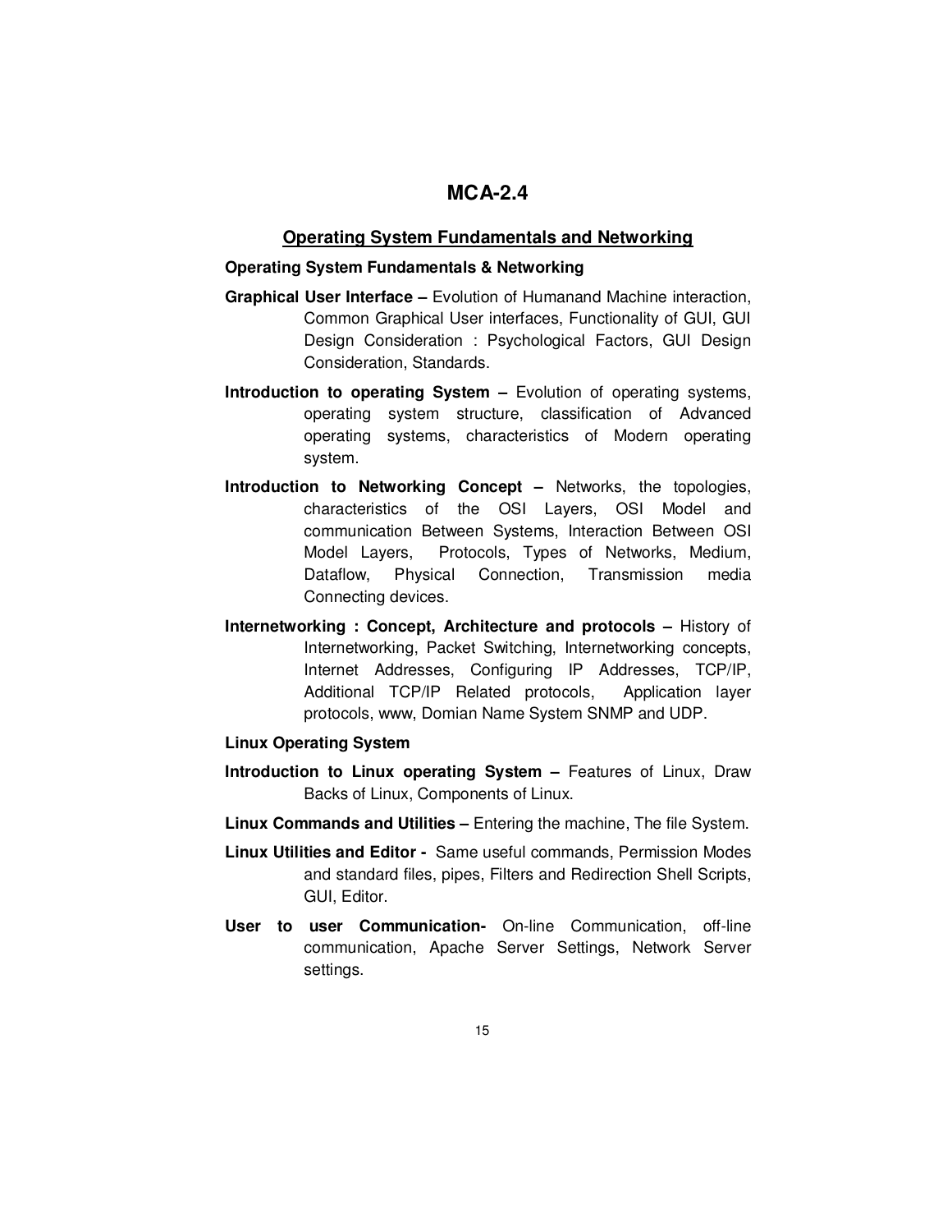# MCA-2.4

## Operating System Fundamentals and Networking

**Operating System Fundamentals & Networking**

**Graphical User Interface –** Evolution of Humanand Machine interaction, Common Graphical User interfaces, Functionality of GUI, GUI Design Consideration : Psychological Factors, GUI Design Consideration, Standards.

**Introduction to operating System –** Evolution of operating systems, operating system structure, classification of Advanced operating systems, characteristics of Modern operating system.

**Introduction to Networking Concept –** Networks, the topologies, characteristics of the OSI Layers, OSI Model and communication Between Systems, Interaction Between OSI Model Layers, Protocols, Types of Networks, Medium, Dataflow, Physical Connection, Transmission media Connecting devices.

**Internetworking : Concept, Architecture and protocols –** History of Internetworking, Packet Switching, Internetworking concepts, Internet Addresses, Configuring IP Addresses, TCP/IP, Additional TCP/IP Related protocols, Application layer protocols, www, Domian Name System SNMP and UDP.

**Linux Operating System**

**Introduction to Linux operating System –** Features of Linux, Draw Backs of Linux, Components of Linux.

**Linux Commands and Utilities –** Entering the machine, The file System.

**Linux Utilities and Editor -** Same useful commands, Permission Modes and standard files, pipes, Filters and Redirection Shell Scripts, GUI, Editor.

**User to user Communication-** On-line Communication, off-line communication, Apache Server Settings, Network Server settings.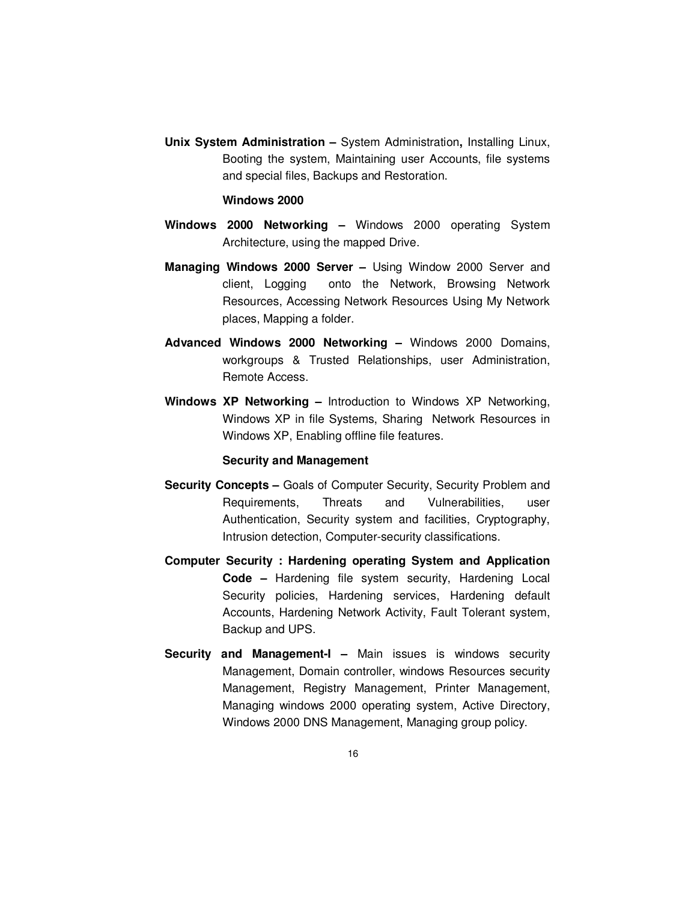**Unix System Administration –** System Administration**,** Installing Linux, Booting the system, Maintaining user Accounts, file systems and special files, Backups and Restoration.

**Windows 2000**

**Windows 2000 Networking –** Windows 2000 operating System Architecture, using the mapped Drive.

**Managing Windows 2000 Server –** Using Window 2000 Server and client, Logging onto the Network, Browsing Network Resources, Accessing Network Resources Using My Network places, Mapping a folder.

**Advanced Windows 2000 Networking –** Windows 2000 Domains, workgroups & Trusted Relationships, user Administration, Remote Access.

**Windows XP Networking –** Introduction to Windows XP Networking, Windows XP in file Systems, Sharing Network Resources in Windows XP, Enabling offline file features.

**Security and Management**

**Security Concepts –** Goals of Computer Security, Security Problem and Requirements, Threats and Vulnerabilities, user Authentication, Security system and facilities, Cryptography, Intrusion detection, Computer-security classifications.

**Computer Security : Hardening operating System and Application Code –** Hardening file system security, Hardening Local Security policies, Hardening services, Hardening default Accounts, Hardening Network Activity, Fault Tolerant system, Backup and UPS.

**Security and Management-I –** Main issues is windows security Management, Domain controller, windows Resources security Management, Registry Management, Printer Management, Managing windows 2000 operating system, Active Directory, Windows 2000 DNS Management, Managing group policy.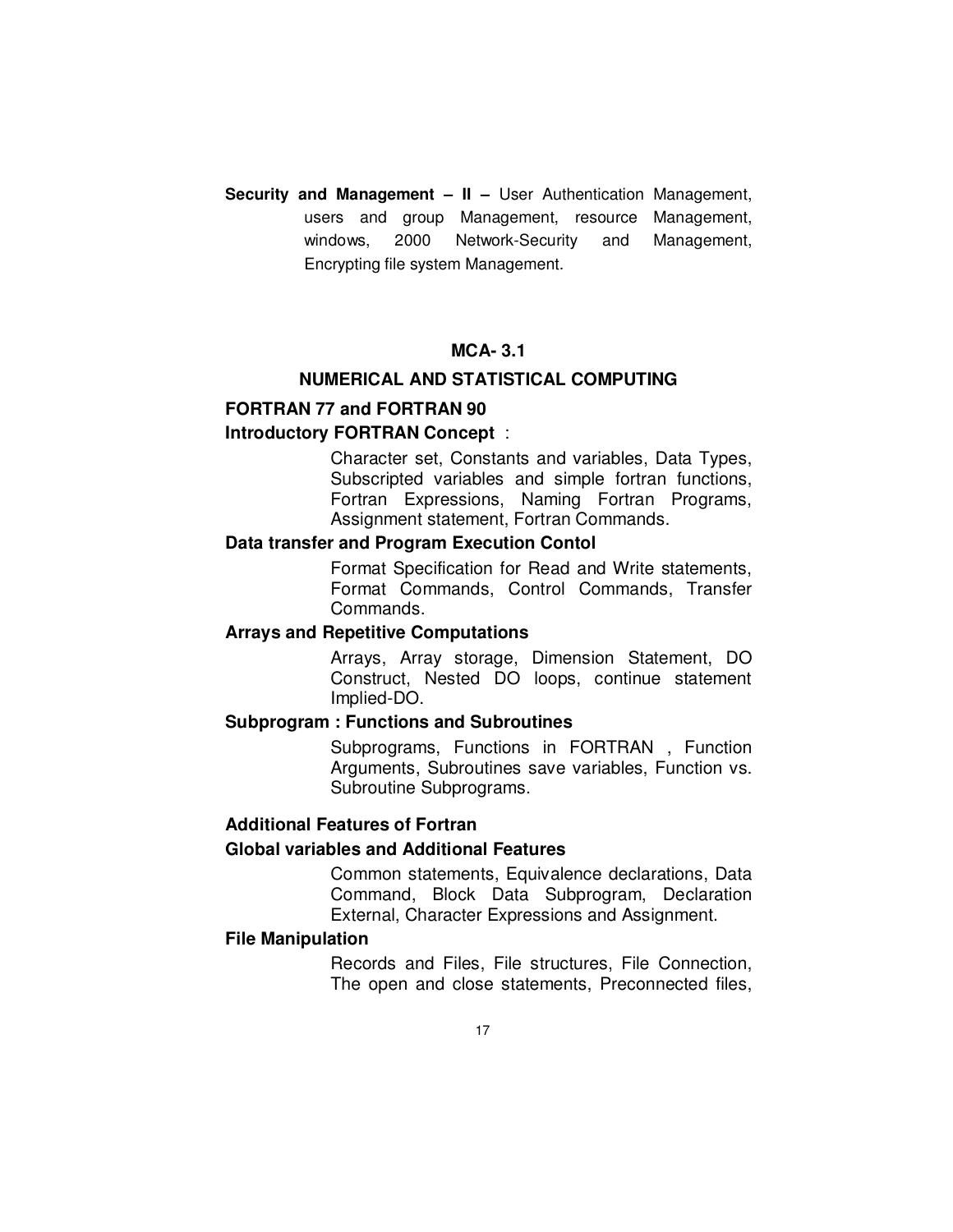**Security and Management – II –** User Authentication Management, users and group Management, resource Management, windows, 2000 Network-Security and Management, Encrypting file system Management.

## MCA- 3.1

## NUMERICAL AND STATISTICAL COMPUTING

### FORTRAN 77 and FORTRAN 90

**Introductory FORTRAN Concept** :

Character set, Constants and variables, Data Types, Subscripted variables and simple fortran functions, Fortran Expressions, Naming Fortran Programs, Assignment statement, Fortran Commands.

**Data transfer and Program Execution Contol**

Format Specification for Read and Write statements, Format Commands, Control Commands, Transfer Commands.

**Arrays and Repetitive Computations**

Arrays, Array storage, Dimension Statement, DO Construct, Nested DO loops, continue statement Implied-DO.

**Subprogram : Functions and Subroutines**

Subprograms, Functions in FORTRAN , Function Arguments, Subroutines save variables, Function vs. Subroutine Subprograms.

### Additional Features of Fortran

**Global variables and Additional Features**

Common statements, Equivalence declarations, Data Command, Block Data Subprogram, Declaration External, Character Expressions and Assignment.

**File Manipulation**

Records and Files, File structures, File Connection, The open and close statements, Preconnected files,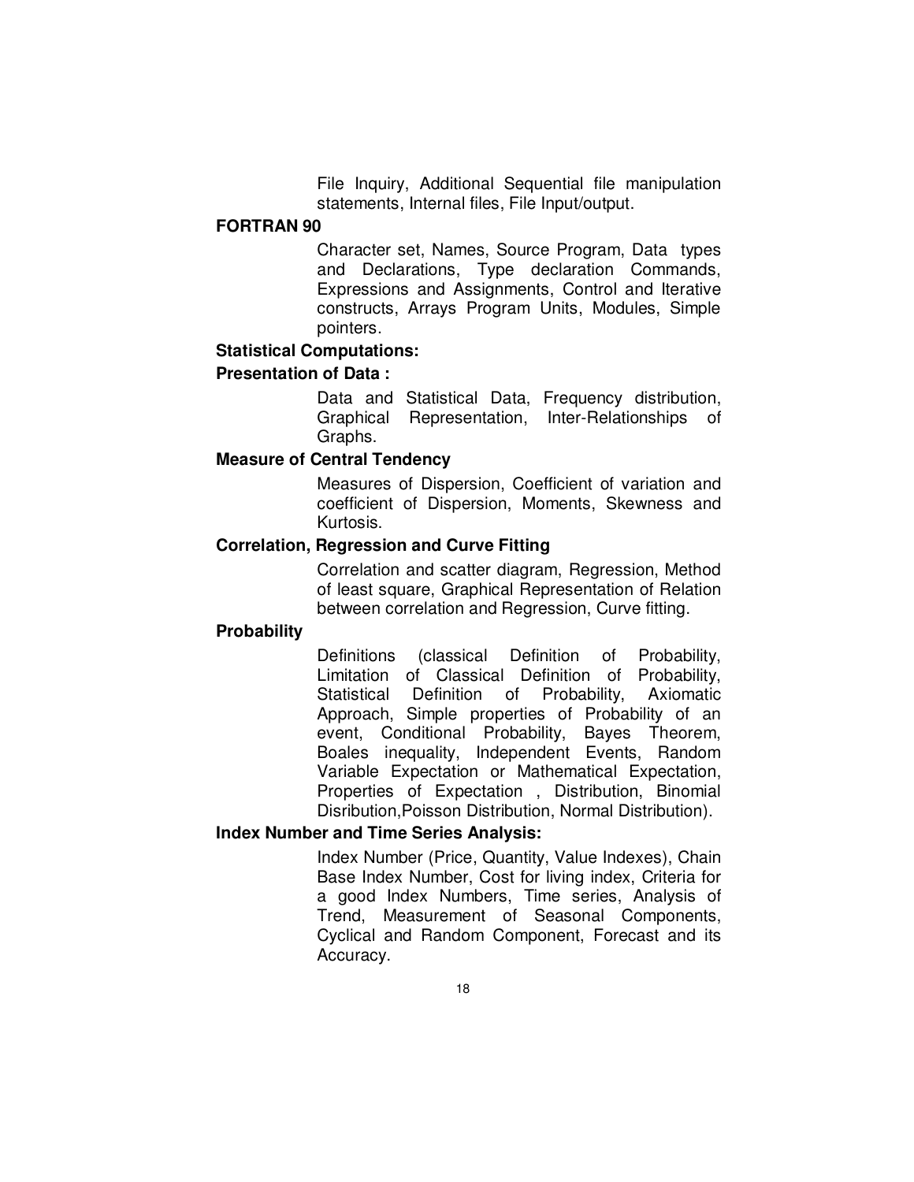File Inquiry, Additional Sequential file manipulation statements, Internal files, File Input/output.

**FORTRAN 90**

Character set, Names, Source Program, Data types and Declarations, Type declaration Commands, Expressions and Assignments, Control and Iterative constructs, Arrays Program Units, Modules, Simple pointers.

**Statistical Computations:**

**Presentation of Data :**

Data and Statistical Data, Frequency distribution, Graphical Representation, Inter-Relationships of Graphs.

**Measure of Central Tendency**

Measures of Dispersion, Coefficient of variation and coefficient of Dispersion, Moments, Skewness and Kurtosis.

**Correlation, Regression and Curve Fitting**

Correlation and scatter diagram, Regression, Method of least square, Graphical Representation of Relation between correlation and Regression, Curve fitting.

**Probability**

Definitions (classical Definition of Probability, Limitation of Classical Definition of Probability, Statistical Definition of Probability, Axiomatic Approach, Simple properties of Probability of an event, Conditional Probability, Bayes Theorem, Boales inequality, Independent Events, Random Variable Expectation or Mathematical Expectation, Properties of Expectation , Distribution, Binomial Disribution,Poisson Distribution, Normal Distribution).

**Index Number and Time Series Analysis:**

Index Number (Price, Quantity, Value Indexes), Chain Base Index Number, Cost for living index, Criteria for a good Index Numbers, Time series, Analysis of Trend, Measurement of Seasonal Components, Cyclical and Random Component, Forecast and its Accuracy.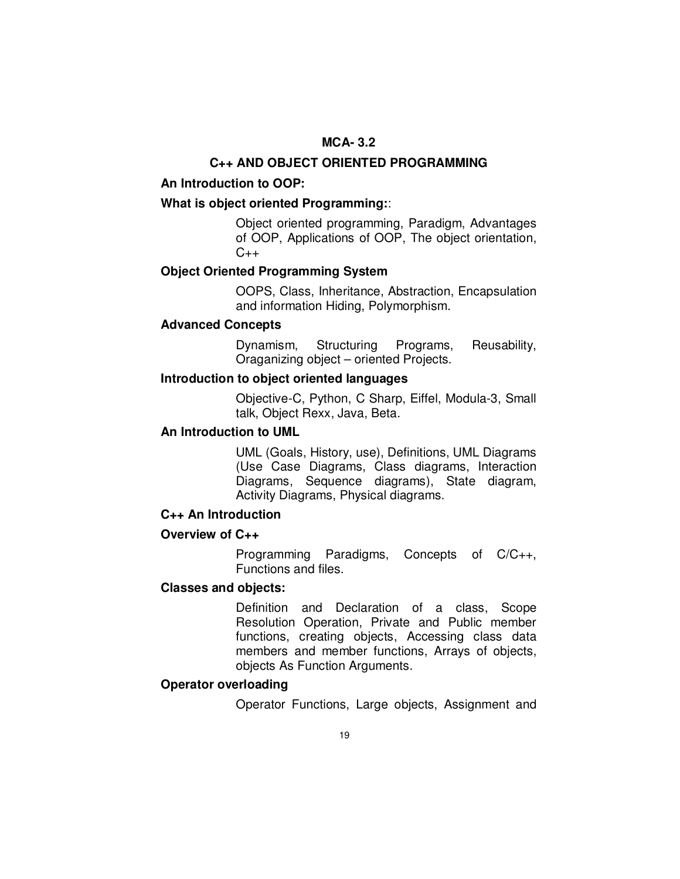## MCA- 3.2

## C++ AND OBJECT ORIENTED PROGRAMMING

**An Introduction to OOP:**

**What is object oriented Programming:**:

Object oriented programming, Paradigm, Advantages of OOP, Applications of OOP, The object orientation, C++

**Object Oriented Programming System**

OOPS, Class, Inheritance, Abstraction, Encapsulation and information Hiding, Polymorphism.

**Advanced Concepts**

Dynamism, Structuring Programs, Reusability, Oraganizing object – oriented Projects.

**Introduction to object oriented languages**

Objective-C, Python, C Sharp, Eiffel, Modula-3, Small talk, Object Rexx, Java, Beta.

**An Introduction to UML**

UML (Goals, History, use), Definitions, UML Diagrams (Use Case Diagrams, Class diagrams, Interaction Diagrams, Sequence diagrams), State diagram, Activity Diagrams, Physical diagrams.

**C++ An Introduction**

**Overview of C++**

Programming Paradigms, Concepts of C/C++, Functions and files.

**Classes and objects:**

Definition and Declaration of a class, Scope Resolution Operation, Private and Public member functions, creating objects, Accessing class data members and member functions, Arrays of objects, objects As Function Arguments.

**Operator overloading**

Operator Functions, Large objects, Assignment and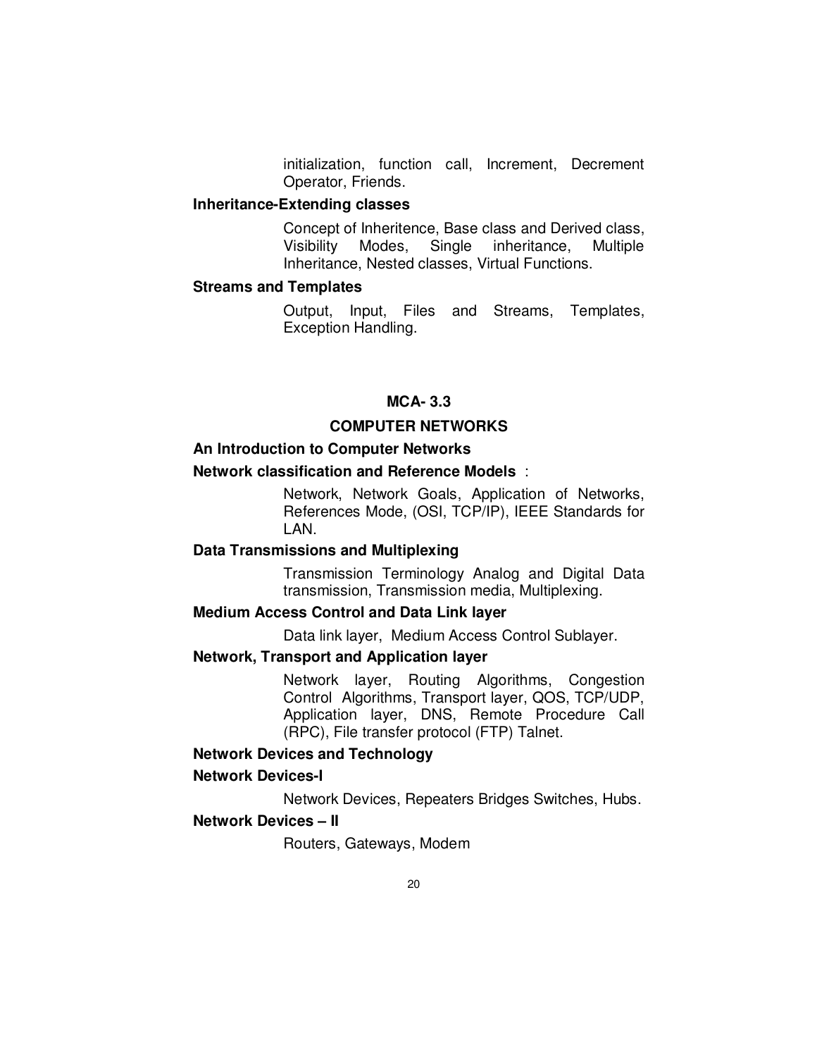initialization, function call, Increment, Decrement Operator, Friends.

**Inheritance-Extending classes**

Concept of Inheritence, Base class and Derived class, Visibility Modes, Single inheritance, Multiple Inheritance, Nested classes, Virtual Functions.

**Streams and Templates**

Output, Input, Files and Streams, Templates, Exception Handling.

## MCA- 3.3

## COMPUTER NETWORKS

**An Introduction to Computer Networks**

**Network classification and Reference Models** :

Network, Network Goals, Application of Networks, References Mode, (OSI, TCP/IP), IEEE Standards for LAN.

**Data Transmissions and Multiplexing**

Transmission Terminology Analog and Digital Data transmission, Transmission media, Multiplexing.

**Medium Access Control and Data Link layer**

Data link layer, Medium Access Control Sublayer.

**Network, Transport and Application layer**

Network layer, Routing Algorithms, Congestion Control Algorithms, Transport layer, QOS, TCP/UDP, Application layer, DNS, Remote Procedure Call (RPC), File transfer protocol (FTP) Talnet.

**Network Devices and Technology**

**Network Devices-I**

Network Devices, Repeaters Bridges Switches, Hubs.

**Network Devices – II**

Routers, Gateways, Modem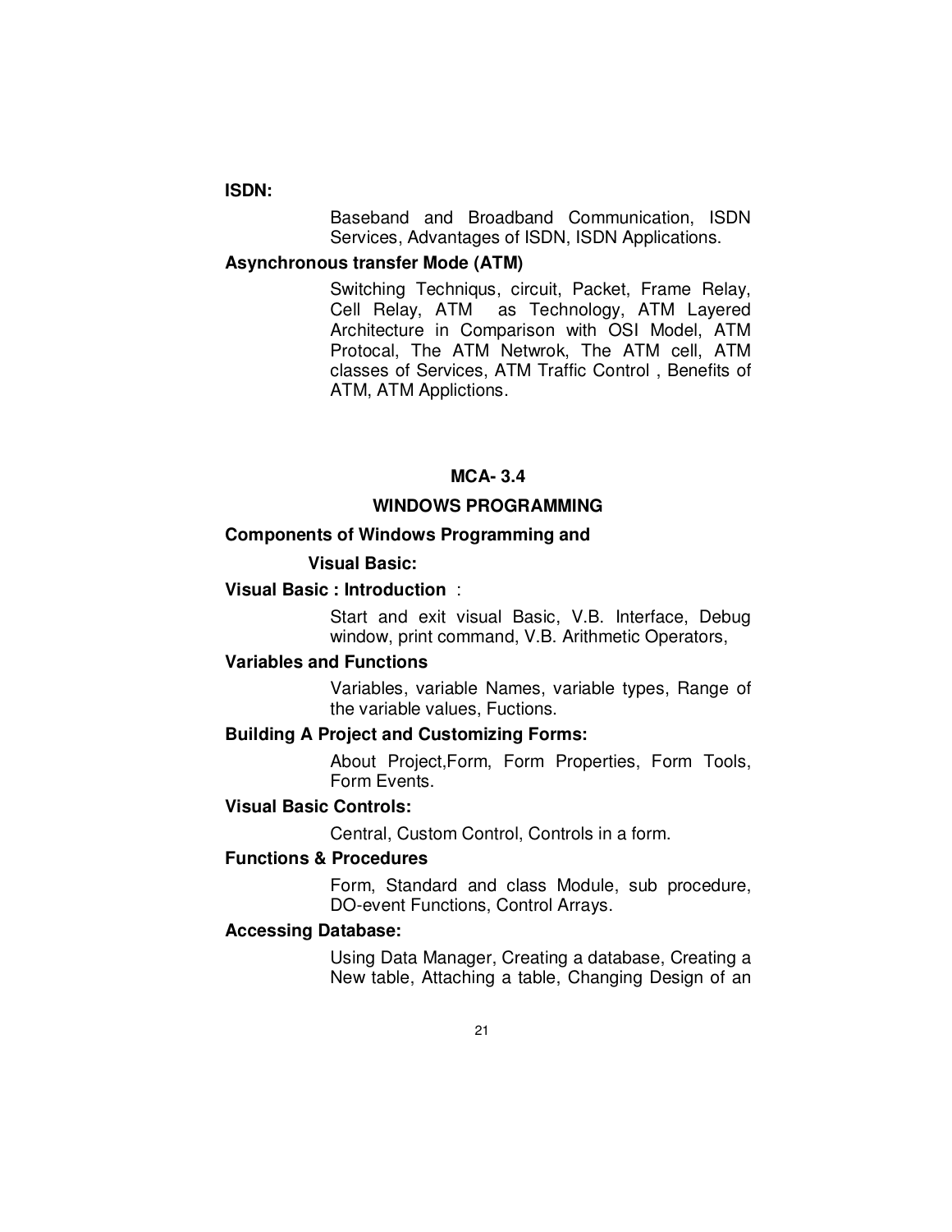**ISDN:**

Baseband and Broadband Communication, ISDN Services, Advantages of ISDN, ISDN Applications.

**Asynchronous transfer Mode (ATM)**

Switching Techniqus, circuit, Packet, Frame Relay, Cell Relay, ATM as Technology, ATM Layered Architecture in Comparison with OSI Model, ATM Protocal, The ATM Netwrok, The ATM cell, ATM classes of Services, ATM Traffic Control , Benefits of ATM, ATM Applictions.

## MCA- 3.4

## WINDOWS PROGRAMMING

**Components of Windows Programming and Visual Basic:**

**Visual Basic : Introduction** :

Start and exit visual Basic, V.B. Interface, Debug window, print command, V.B. Arithmetic Operators,

**Variables and Functions**

Variables, variable Names, variable types, Range of the variable values, Fuctions.

**Building A Project and Customizing Forms:**

About Project,Form, Form Properties, Form Tools, Form Events.

**Visual Basic Controls:**

Central, Custom Control, Controls in a form.

**Functions & Procedures**

Form, Standard and class Module, sub procedure, DO-event Functions, Control Arrays.

**Accessing Database:**

Using Data Manager, Creating a database, Creating a New table, Attaching a table, Changing Design of an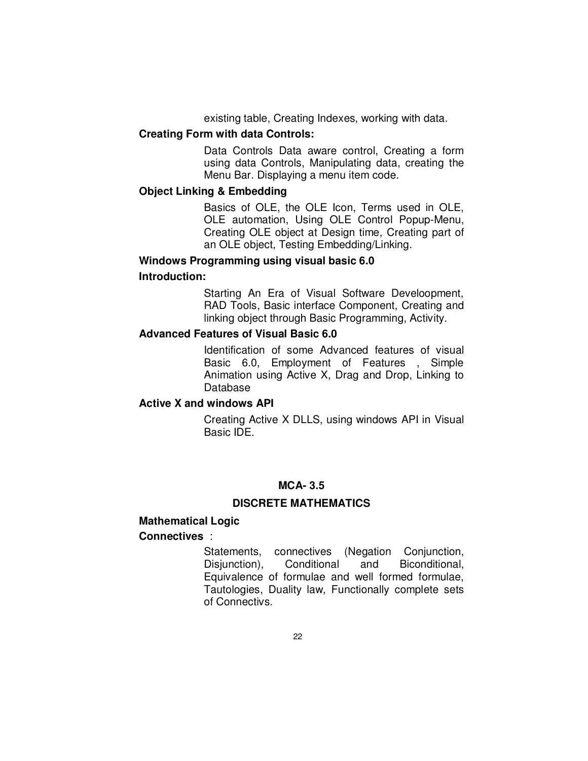existing table, Creating Indexes, working with data.

**Creating Form with data Controls:**

Data Controls Data aware control, Creating a form using data Controls, Manipulating data, creating the Menu Bar. Displaying a menu item code.

**Object Linking & Embedding**

Basics of OLE, the OLE Icon, Terms used in OLE, OLE automation, Using OLE Control Popup-Menu, Creating OLE object at Design time, Creating part of an OLE object, Testing Embedding/Linking.

**Windows Programming using visual basic 6.0**

**Introduction:**

Starting An Era of Visual Software Develoopment, RAD Tools, Basic interface Component, Creating and linking object through Basic Programming, Activity.

**Advanced Features of Visual Basic 6.0**

Identification of some Advanced features of visual Basic 6.0, Employment of Features , Simple Animation using Active X, Drag and Drop, Linking to Database

**Active X and windows API**

Creating Active X DLLS, using windows API in Visual Basic IDE.

## MCA- 3.5

## DISCRETE MATHEMATICS

**Mathematical Logic**

**Connectives** :

Statements, connectives (Negation Conjunction, Disjunction), Conditional and Biconditional, Equivalence of formulae and well formed formulae, Tautologies, Duality law, Functionally complete sets of Connectivs.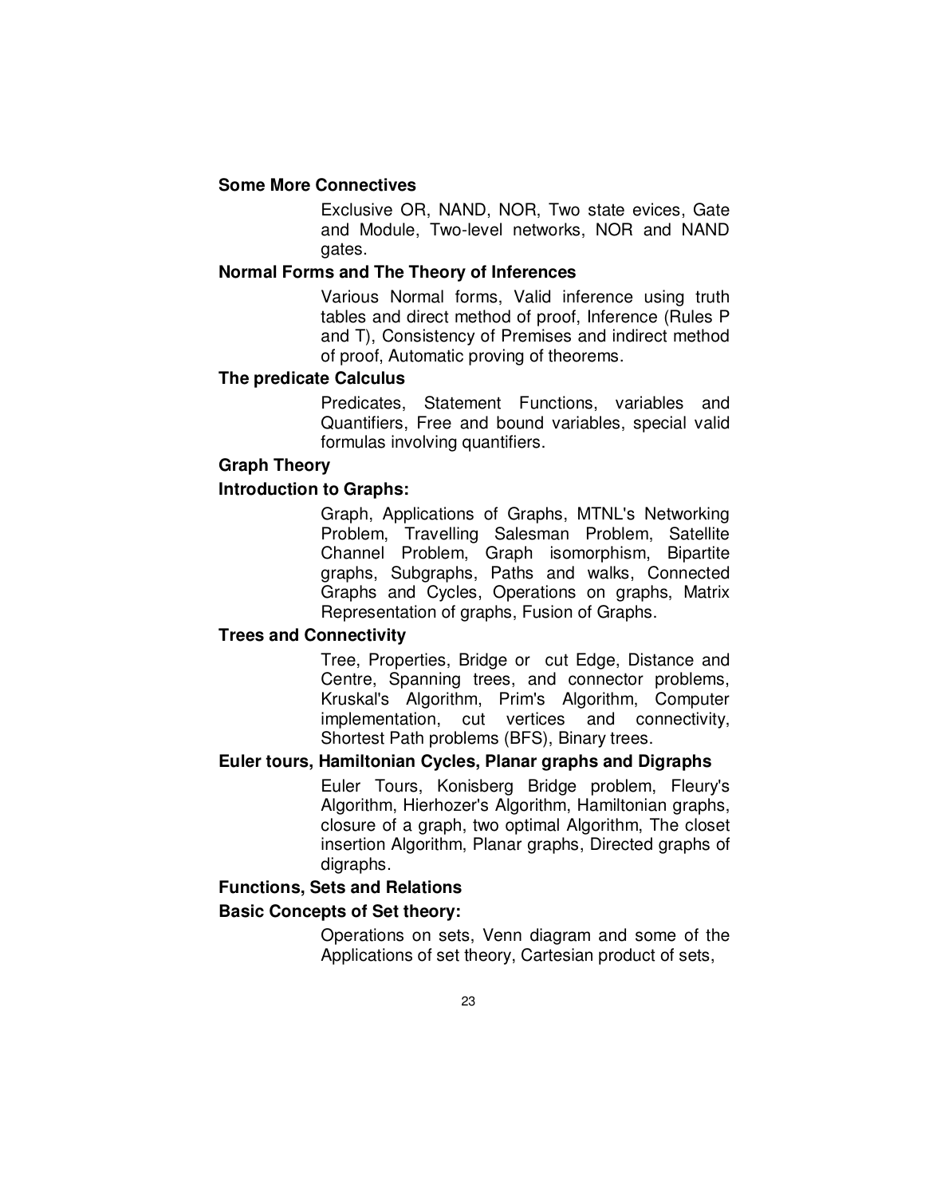**Some More Connectives**

Exclusive OR, NAND, NOR, Two state evices, Gate and Module, Two-level networks, NOR and NAND gates.

**Normal Forms and The Theory of Inferences**

Various Normal forms, Valid inference using truth tables and direct method of proof, Inference (Rules P and T), Consistency of Premises and indirect method of proof, Automatic proving of theorems.

**The predicate Calculus**

Predicates, Statement Functions, variables and Quantifiers, Free and bound variables, special valid formulas involving quantifiers.

**Graph Theory**

**Introduction to Graphs:**

Graph, Applications of Graphs, MTNL's Networking Problem, Travelling Salesman Problem, Satellite Channel Problem, Graph isomorphism, Bipartite graphs, Subgraphs, Paths and walks, Connected Graphs and Cycles, Operations on graphs, Matrix Representation of graphs, Fusion of Graphs.

**Trees and Connectivity**

Tree, Properties, Bridge or cut Edge, Distance and Centre, Spanning trees, and connector problems, Kruskal's Algorithm, Prim's Algorithm, Computer implementation, cut vertices and connectivity, Shortest Path problems (BFS), Binary trees.

**Euler tours, Hamiltonian Cycles, Planar graphs and Digraphs**

Euler Tours, Konisberg Bridge problem, Fleury's Algorithm, Hierhozer's Algorithm, Hamiltonian graphs, closure of a graph, two optimal Algorithm, The closet insertion Algorithm, Planar graphs, Directed graphs of digraphs.

**Functions, Sets and Relations**

**Basic Concepts of Set theory:**

Operations on sets, Venn diagram and some of the Applications of set theory, Cartesian product of sets,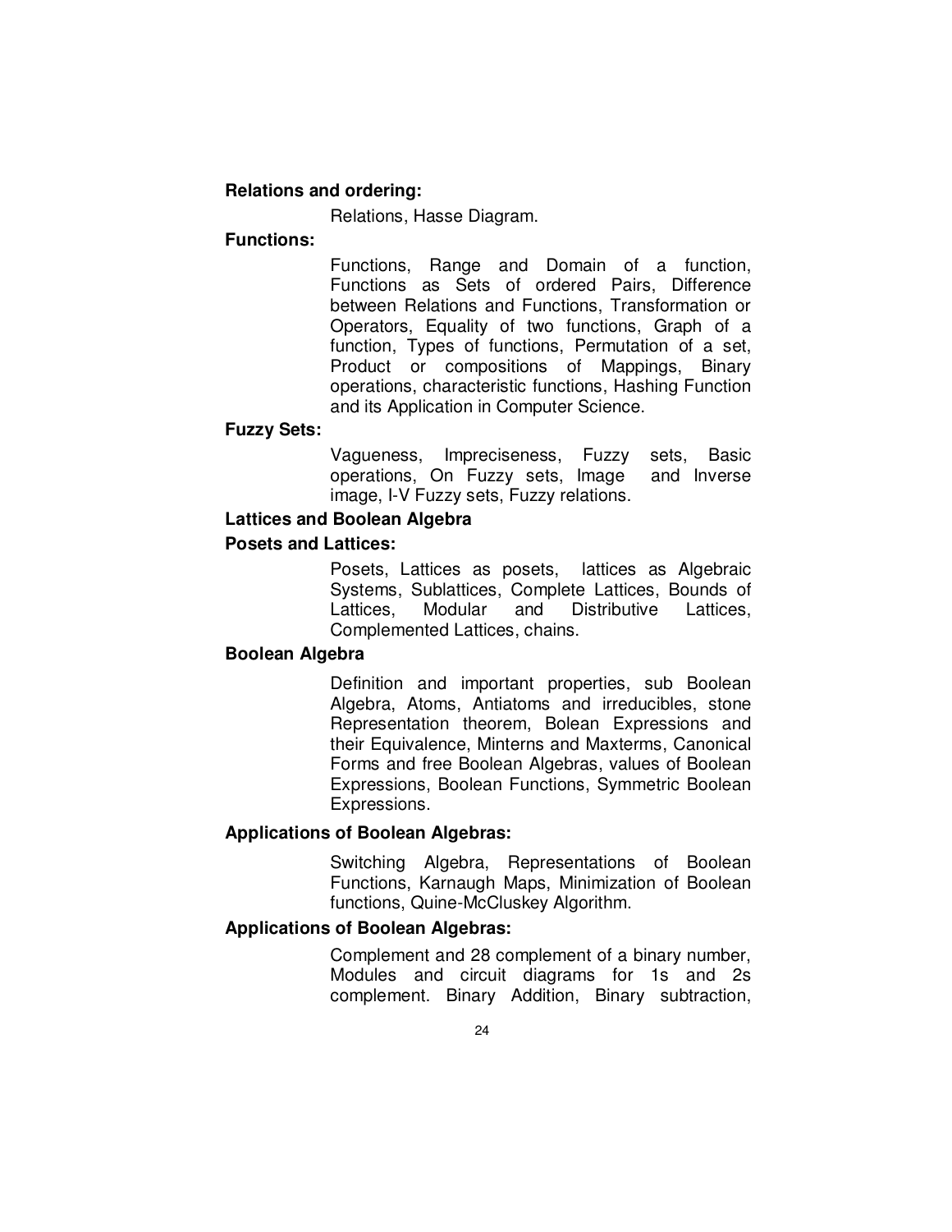**Relations and ordering:**

Relations, Hasse Diagram.

**Functions:**

Functions, Range and Domain of a function, Functions as Sets of ordered Pairs, Difference between Relations and Functions, Transformation or Operators, Equality of two functions, Graph of a function, Types of functions, Permutation of a set, Product or compositions of Mappings, Binary operations, characteristic functions, Hashing Function and its Application in Computer Science.

**Fuzzy Sets:**

Vagueness, Impreciseness, Fuzzy sets, Basic operations, On Fuzzy sets, Image and Inverse image, I-V Fuzzy sets, Fuzzy relations.

**Lattices and Boolean Algebra**

**Posets and Lattices:**

Posets, Lattices as posets, lattices as Algebraic Systems, Sublattices, Complete Lattices, Bounds of Lattices, Modular and Distributive Lattices, Complemented Lattices, chains.

**Boolean Algebra**

Definition and important properties, sub Boolean Algebra, Atoms, Antiatoms and irreducibles, stone Representation theorem, Bolean Expressions and their Equivalence, Minterns and Maxterms, Canonical Forms and free Boolean Algebras, values of Boolean Expressions, Boolean Functions, Symmetric Boolean Expressions.

**Applications of Boolean Algebras:**

Switching Algebra, Representations of Boolean Functions, Karnaugh Maps, Minimization of Boolean functions, Quine-McCluskey Algorithm.

**Applications of Boolean Algebras:**

Complement and 28 complement of a binary number, Modules and circuit diagrams for 1s and 2s complement. Binary Addition, Binary subtraction,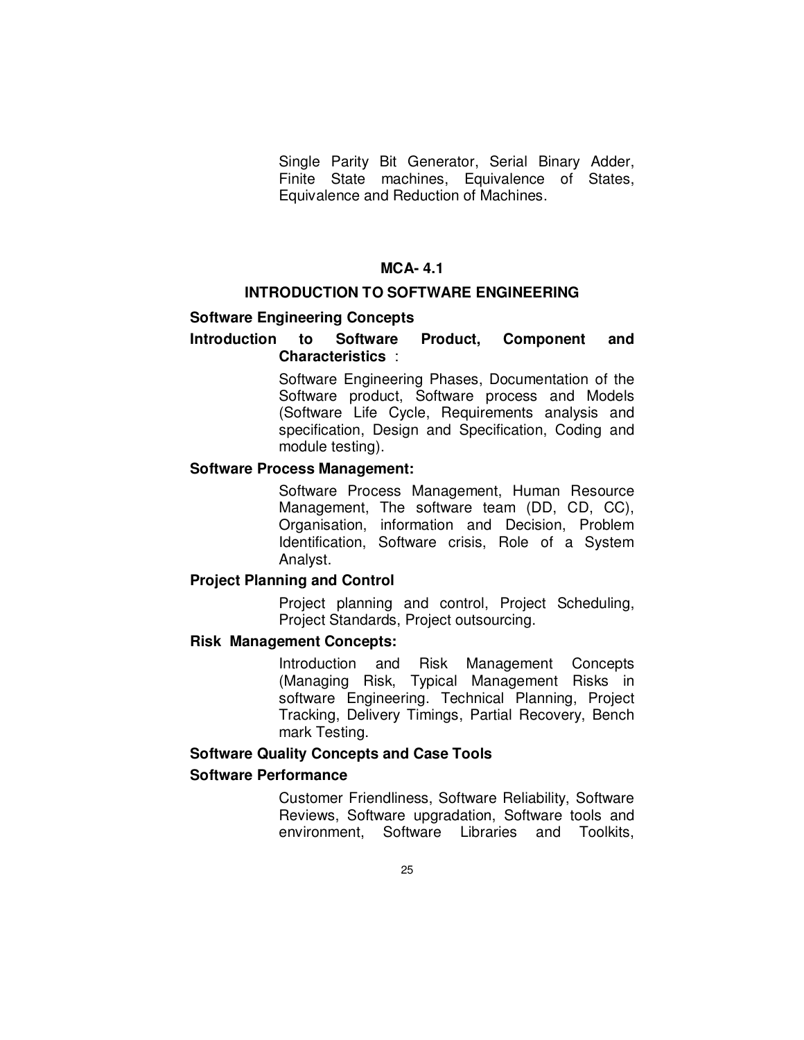Single Parity Bit Generator, Serial Binary Adder, Finite State machines, Equivalence of States, Equivalence and Reduction of Machines.

## MCA- 4.1

## INTRODUCTION TO SOFTWARE ENGINEERING

### Software Engineering Concepts

**Introduction to Software Product, Component and Characteristics** :

Software Engineering Phases, Documentation of the Software product, Software process and Models (Software Life Cycle, Requirements analysis and specification, Design and Specification, Coding and module testing).

**Software Process Management:**

Software Process Management, Human Resource Management, The software team (DD, CD, CC), Organisation, information and Decision, Problem Identification, Software crisis, Role of a System Analyst.

**Project Planning and Control**

Project planning and control, Project Scheduling, Project Standards, Project outsourcing.

**Risk Management Concepts:**

Introduction and Risk Management Concepts (Managing Risk, Typical Management Risks in software Engineering. Technical Planning, Project Tracking, Delivery Timings, Partial Recovery, Bench mark Testing.

### Software Quality Concepts and Case Tools

**Software Performance**

Customer Friendliness, Software Reliability, Software Reviews, Software upgradation, Software tools and environment, Software Libraries and Toolkits,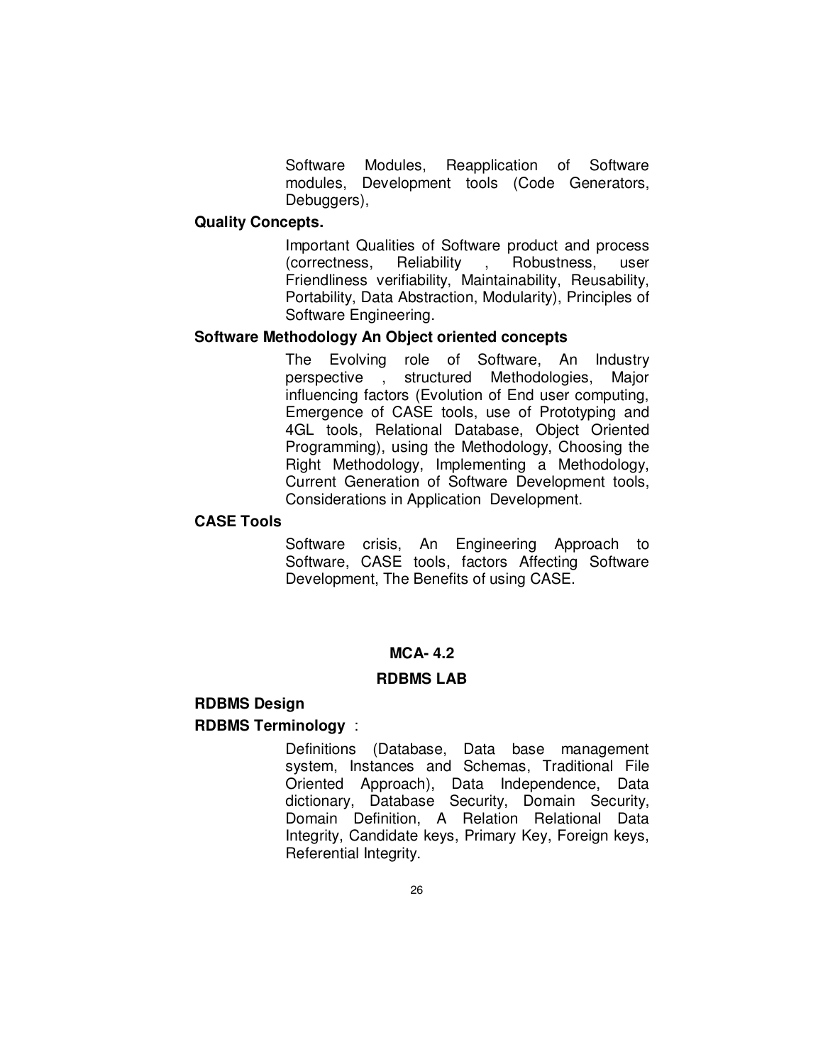Software Modules, Reapplication of Software modules, Development tools (Code Generators, Debuggers),

**Quality Concepts.**

Important Qualities of Software product and process (correctness, Reliability , Robustness, user Friendliness verifiability, Maintainability, Reusability, Portability, Data Abstraction, Modularity), Principles of Software Engineering.

**Software Methodology An Object oriented concepts**

The Evolving role of Software, An Industry perspective , structured Methodologies, Major influencing factors (Evolution of End user computing, Emergence of CASE tools, use of Prototyping and 4GL tools, Relational Database, Object Oriented Programming), using the Methodology, Choosing the Right Methodology, Implementing a Methodology, Current Generation of Software Development tools, Considerations in Application Development.

**CASE Tools**

Software crisis, An Engineering Approach to Software, CASE tools, factors Affecting Software Development, The Benefits of using CASE.

## MCA- 4.2

## RDBMS LAB

**RDBMS Design**

**RDBMS Terminology** :

Definitions (Database, Data base management system, Instances and Schemas, Traditional File Oriented Approach), Data Independence, Data dictionary, Database Security, Domain Security, Domain Definition, A Relation Relational Data Integrity, Candidate keys, Primary Key, Foreign keys, Referential Integrity.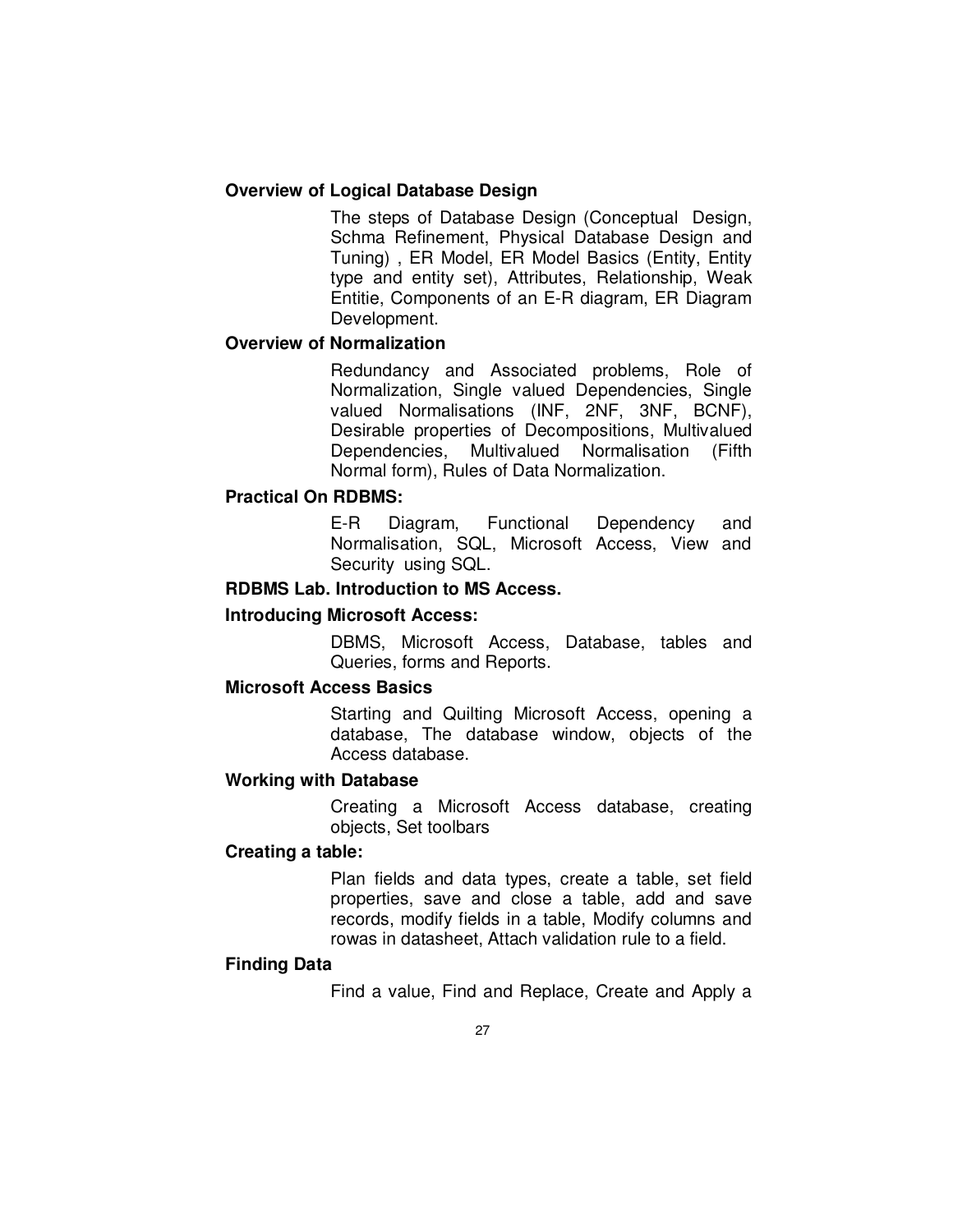**Overview of Logical Database Design**

The steps of Database Design (Conceptual Design, Schma Refinement, Physical Database Design and Tuning) , ER Model, ER Model Basics (Entity, Entity type and entity set), Attributes, Relationship, Weak Entitie, Components of an E-R diagram, ER Diagram Development.

**Overview of Normalization**

Redundancy and Associated problems, Role of Normalization, Single valued Dependencies, Single valued Normalisations (INF, 2NF, 3NF, BCNF), Desirable properties of Decompositions, Multivalued Dependencies, Multivalued Normalisation (Fifth Normal form), Rules of Data Normalization.

**Practical On RDBMS:**

E-R Diagram, Functional Dependency and Normalisation, SQL, Microsoft Access, View and Security using SQL.

**RDBMS Lab. Introduction to MS Access.**

**Introducing Microsoft Access:**

DBMS, Microsoft Access, Database, tables and Queries, forms and Reports.

**Microsoft Access Basics**

Starting and Quilting Microsoft Access, opening a database, The database window, objects of the Access database.

**Working with Database**

Creating a Microsoft Access database, creating objects, Set toolbars

**Creating a table:**

Plan fields and data types, create a table, set field properties, save and close a table, add and save records, modify fields in a table, Modify columns and rowas in datasheet, Attach validation rule to a field.

**Finding Data**

Find a value, Find and Replace, Create and Apply a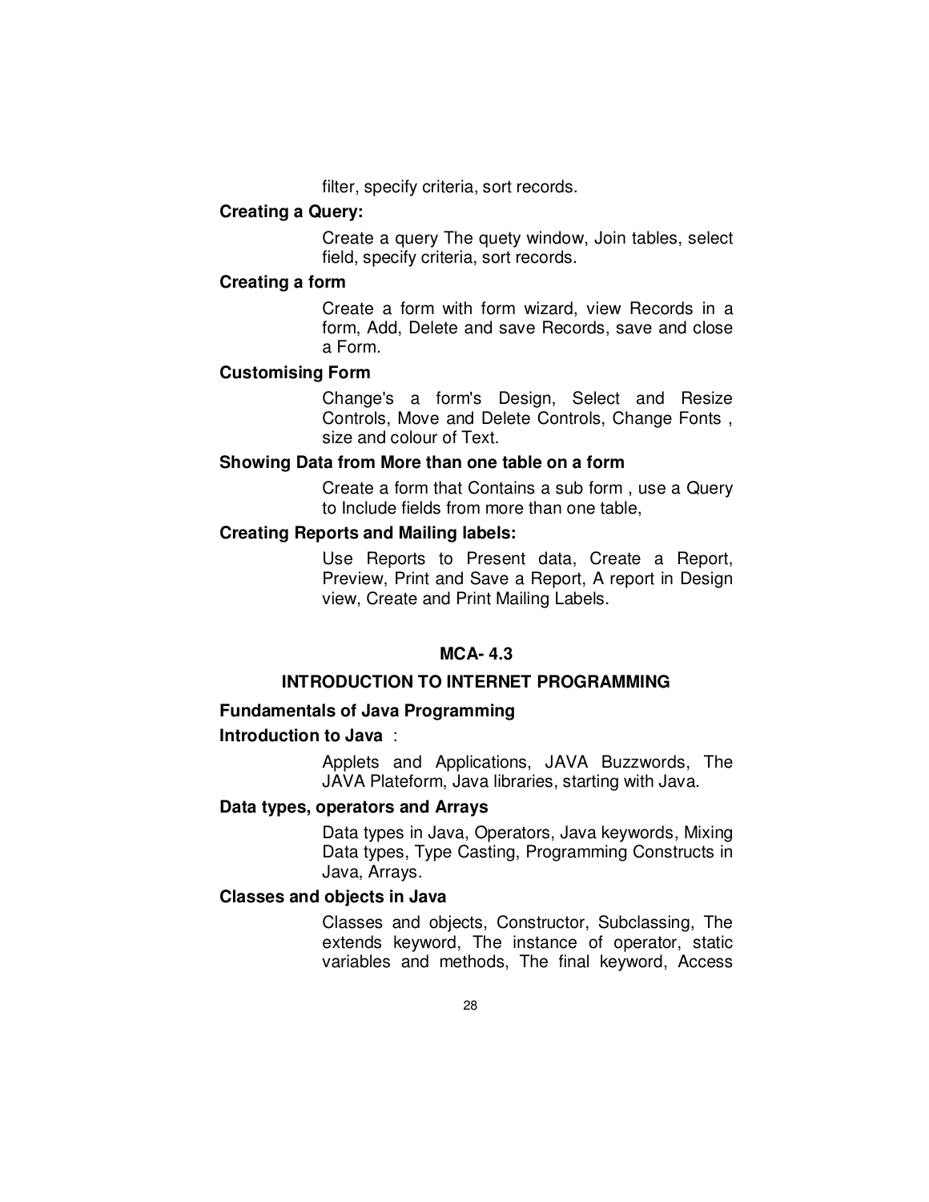filter, specify criteria, sort records.

**Creating a Query:**

Create a query The quety window, Join tables, select field, specify criteria, sort records.

**Creating a form**

Create a form with form wizard, view Records in a form, Add, Delete and save Records, save and close a Form.

**Customising Form**

Change's a form's Design, Select and Resize Controls, Move and Delete Controls, Change Fonts , size and colour of Text.

**Showing Data from More than one table on a form**

Create a form that Contains a sub form , use a Query to Include fields from more than one table,

**Creating Reports and Mailing labels:**

Use Reports to Present data, Create a Report, Preview, Print and Save a Report, A report in Design view, Create and Print Mailing Labels.

## MCA- 4.3

## INTRODUCTION TO INTERNET PROGRAMMING

**Fundamentals of Java Programming**

**Introduction to Java** :

Applets and Applications, JAVA Buzzwords, The JAVA Plateform, Java libraries, starting with Java.

**Data types, operators and Arrays**

Data types in Java, Operators, Java keywords, Mixing Data types, Type Casting, Programming Constructs in Java, Arrays.

**Classes and objects in Java**

Classes and objects, Constructor, Subclassing, The extends keyword, The instance of operator, static variables and methods, The final keyword, Access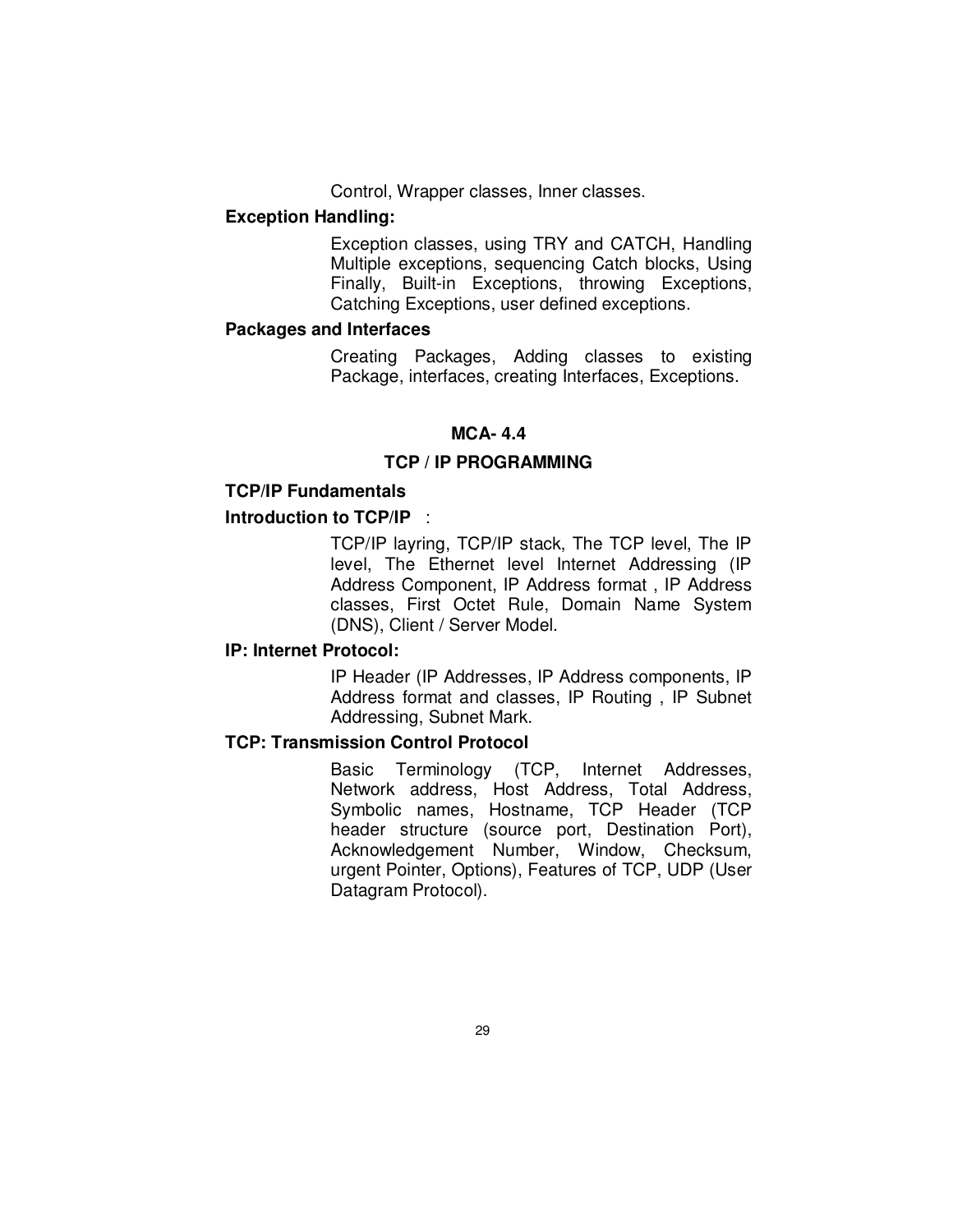Control, Wrapper classes, Inner classes.

**Exception Handling:**

Exception classes, using TRY and CATCH, Handling Multiple exceptions, sequencing Catch blocks, Using Finally, Built-in Exceptions, throwing Exceptions, Catching Exceptions, user defined exceptions.

**Packages and Interfaces**

Creating Packages, Adding classes to existing Package, interfaces, creating Interfaces, Exceptions.

## MCA- 4.4

## TCP / IP PROGRAMMING

**TCP/IP Fundamentals**

**Introduction to TCP/IP** :

TCP/IP layring, TCP/IP stack, The TCP level, The IP level, The Ethernet level Internet Addressing (IP Address Component, IP Address format , IP Address classes, First Octet Rule, Domain Name System (DNS), Client / Server Model.

**IP: Internet Protocol:**

IP Header (IP Addresses, IP Address components, IP Address format and classes, IP Routing , IP Subnet Addressing, Subnet Mark.

**TCP: Transmission Control Protocol**

Basic Terminology (TCP, Internet Addresses, Network address, Host Address, Total Address, Symbolic names, Hostname, TCP Header (TCP header structure (source port, Destination Port), Acknowledgement Number, Window, Checksum, urgent Pointer, Options), Features of TCP, UDP (User Datagram Protocol).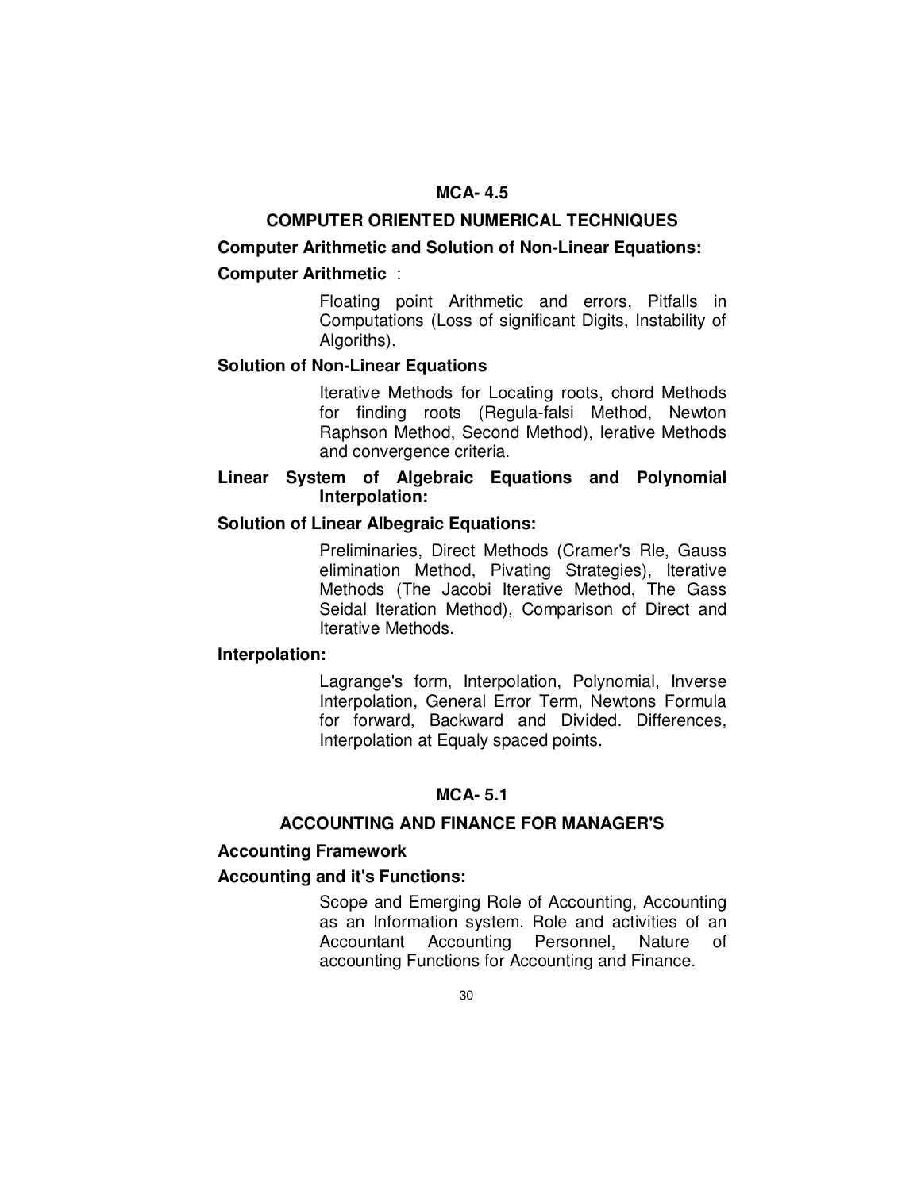## MCA- 4.5

## COMPUTER ORIENTED NUMERICAL TECHNIQUES

### Computer Arithmetic and Solution of Non-Linear Equations:

**Computer Arithmetic** :

Floating point Arithmetic and errors, Pitfalls in Computations (Loss of significant Digits, Instability of Algoriths).

**Solution of Non-Linear Equations**

Iterative Methods for Locating roots, chord Methods for finding roots (Regula-falsi Method, Newton Raphson Method, Second Method), lerative Methods and convergence criteria.

### Linear System of Algebraic Equations and Polynomial Interpolation:

**Solution of Linear Albegraic Equations:**

Preliminaries, Direct Methods (Cramer's Rle, Gauss elimination Method, Pivating Strategies), Iterative Methods (The Jacobi Iterative Method, The Gass Seidal Iteration Method), Comparison of Direct and Iterative Methods.

**Interpolation:**

Lagrange's form, Interpolation, Polynomial, Inverse Interpolation, General Error Term, Newtons Formula for forward, Backward and Divided. Differences, Interpolation at Equaly spaced points.

## MCA- 5.1

## ACCOUNTING AND FINANCE FOR MANAGER'S

### Accounting Framework

**Accounting and it's Functions:**

Scope and Emerging Role of Accounting, Accounting as an Information system. Role and activities of an Accountant Accounting Personnel, Nature of accounting Functions for Accounting and Finance.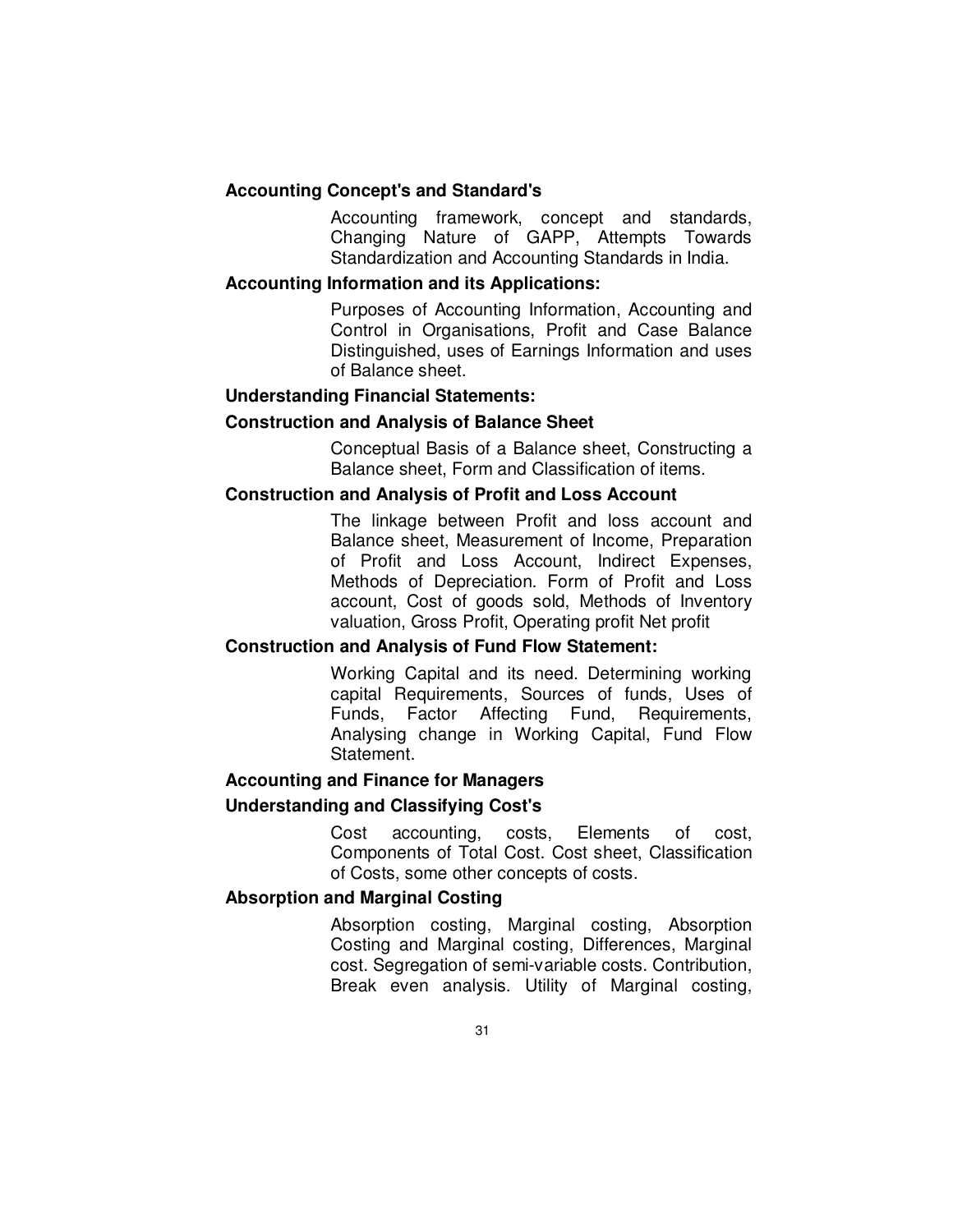**Accounting Concept's and Standard's**

Accounting framework, concept and standards, Changing Nature of GAPP, Attempts Towards Standardization and Accounting Standards in India.

**Accounting Information and its Applications:**

Purposes of Accounting Information, Accounting and Control in Organisations, Profit and Case Balance Distinguished, uses of Earnings Information and uses of Balance sheet.

**Understanding Financial Statements:**

**Construction and Analysis of Balance Sheet**

Conceptual Basis of a Balance sheet, Constructing a Balance sheet, Form and Classification of items.

**Construction and Analysis of Profit and Loss Account**

The linkage between Profit and loss account and Balance sheet, Measurement of Income, Preparation of Profit and Loss Account, Indirect Expenses, Methods of Depreciation. Form of Profit and Loss account, Cost of goods sold, Methods of Inventory valuation, Gross Profit, Operating profit Net profit

**Construction and Analysis of Fund Flow Statement:**

Working Capital and its need. Determining working capital Requirements, Sources of funds, Uses of Funds, Factor Affecting Fund, Requirements, Analysing change in Working Capital, Fund Flow Statement.

**Accounting and Finance for Managers**

**Understanding and Classifying Cost's**

Cost accounting, costs, Elements of cost, Components of Total Cost. Cost sheet, Classification of Costs, some other concepts of costs.

**Absorption and Marginal Costing**

Absorption costing, Marginal costing, Absorption Costing and Marginal costing, Differences, Marginal cost. Segregation of semi-variable costs. Contribution, Break even analysis. Utility of Marginal costing,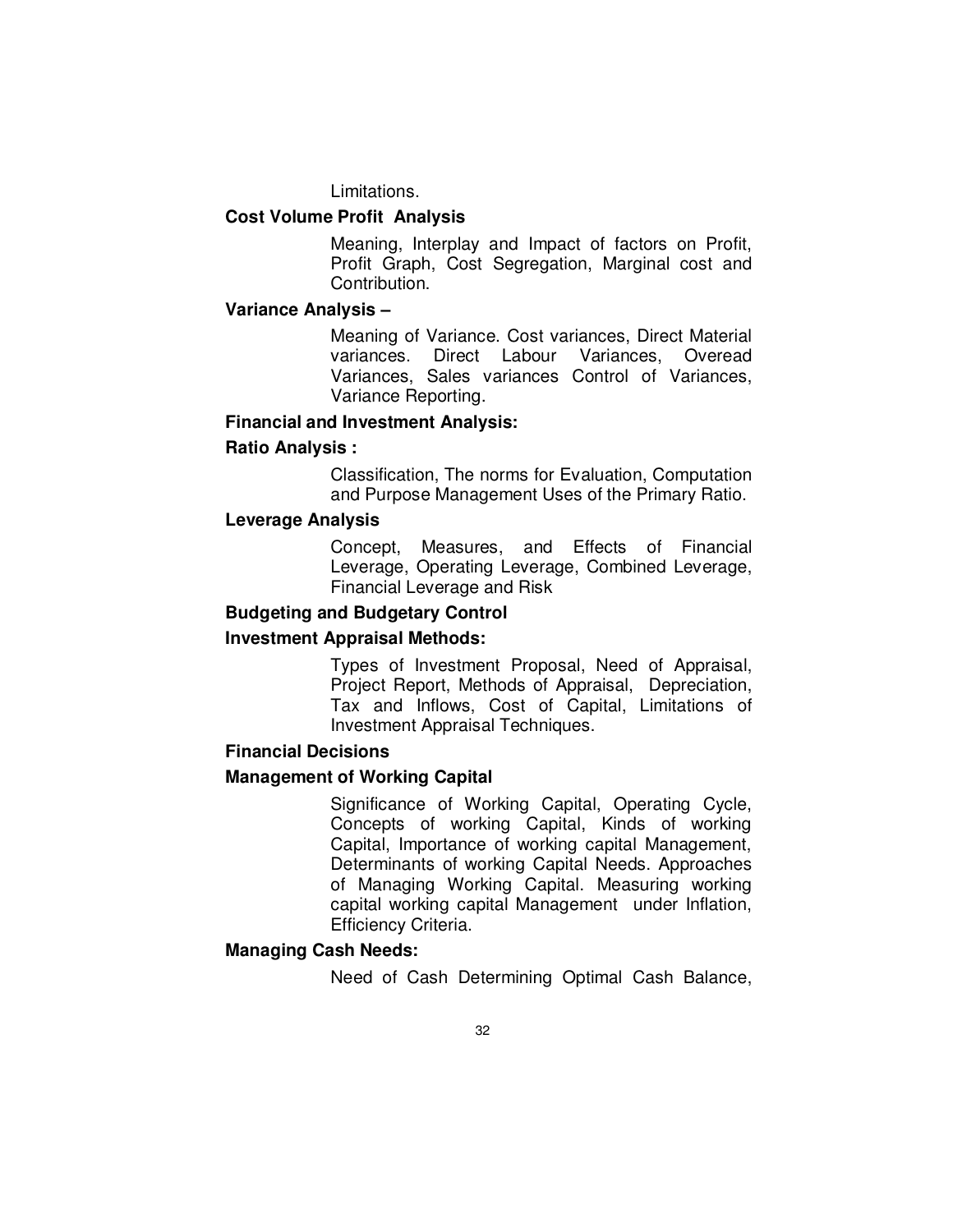Limitations.

**Cost Volume Profit Analysis**

Meaning, Interplay and Impact of factors on Profit, Profit Graph, Cost Segregation, Marginal cost and Contribution.

**Variance Analysis –**

Meaning of Variance. Cost variances, Direct Material variances. Direct Labour Variances, Overead Variances, Sales variances Control of Variances, Variance Reporting.

**Financial and Investment Analysis:**

**Ratio Analysis :**

Classification, The norms for Evaluation, Computation and Purpose Management Uses of the Primary Ratio.

**Leverage Analysis**

Concept, Measures, and Effects of Financial Leverage, Operating Leverage, Combined Leverage, Financial Leverage and Risk

**Budgeting and Budgetary Control**

**Investment Appraisal Methods:**

Types of Investment Proposal, Need of Appraisal, Project Report, Methods of Appraisal, Depreciation, Tax and Inflows, Cost of Capital, Limitations of Investment Appraisal Techniques.

**Financial Decisions**

**Management of Working Capital**

Significance of Working Capital, Operating Cycle, Concepts of working Capital, Kinds of working Capital, Importance of working capital Management, Determinants of working Capital Needs. Approaches of Managing Working Capital. Measuring working capital working capital Management under Inflation, Efficiency Criteria.

**Managing Cash Needs:**

Need of Cash Determining Optimal Cash Balance,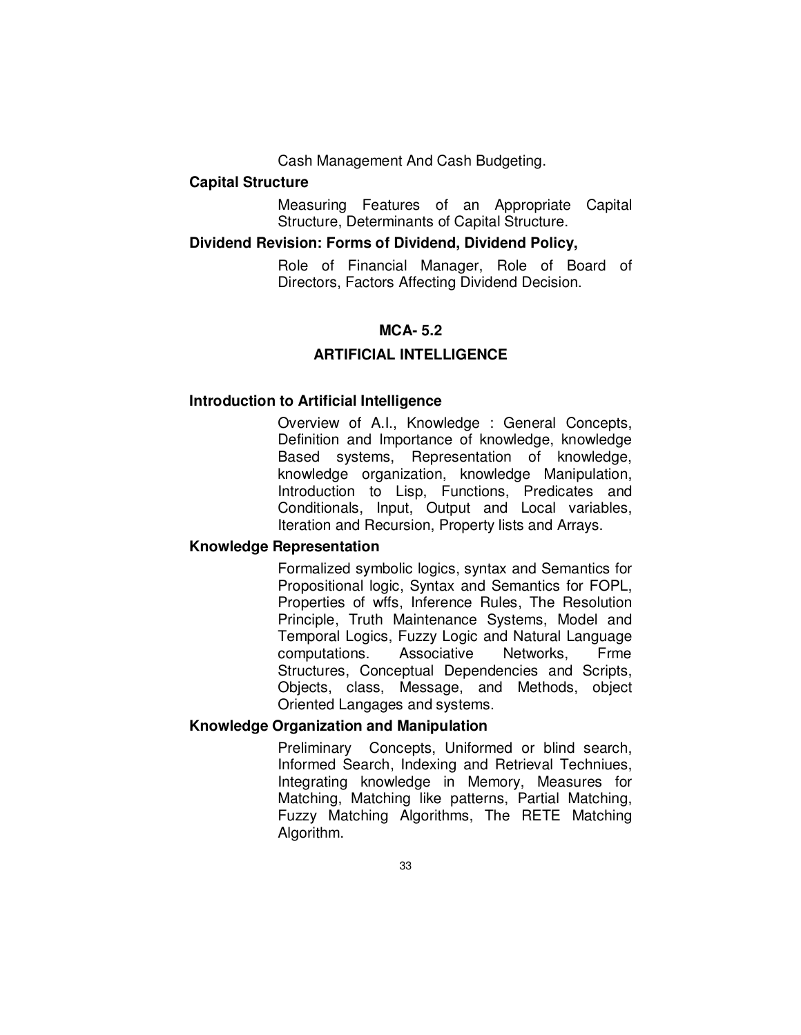Cash Management And Cash Budgeting.

**Capital Structure**

Measuring Features of an Appropriate Capital Structure, Determinants of Capital Structure.

**Dividend Revision: Forms of Dividend, Dividend Policy,**

Role of Financial Manager, Role of Board of Directors, Factors Affecting Dividend Decision.

## MCA- 5.2

## ARTIFICIAL INTELLIGENCE

**Introduction to Artificial Intelligence**

Overview of A.I., Knowledge : General Concepts, Definition and Importance of knowledge, knowledge Based systems, Representation of knowledge, knowledge organization, knowledge Manipulation, Introduction to Lisp, Functions, Predicates and Conditionals, Input, Output and Local variables, Iteration and Recursion, Property lists and Arrays.

**Knowledge Representation**

Formalized symbolic logics, syntax and Semantics for Propositional logic, Syntax and Semantics for FOPL, Properties of wffs, Inference Rules, The Resolution Principle, Truth Maintenance Systems, Model and Temporal Logics, Fuzzy Logic and Natural Language computations. Associative Networks, Frme Structures, Conceptual Dependencies and Scripts, Objects, class, Message, and Methods, object Oriented Langages and systems.

**Knowledge Organization and Manipulation**

Preliminary Concepts, Uniformed or blind search, Informed Search, Indexing and Retrieval Techniues, Integrating knowledge in Memory, Measures for Matching, Matching like patterns, Partial Matching, Fuzzy Matching Algorithms, The RETE Matching Algorithm.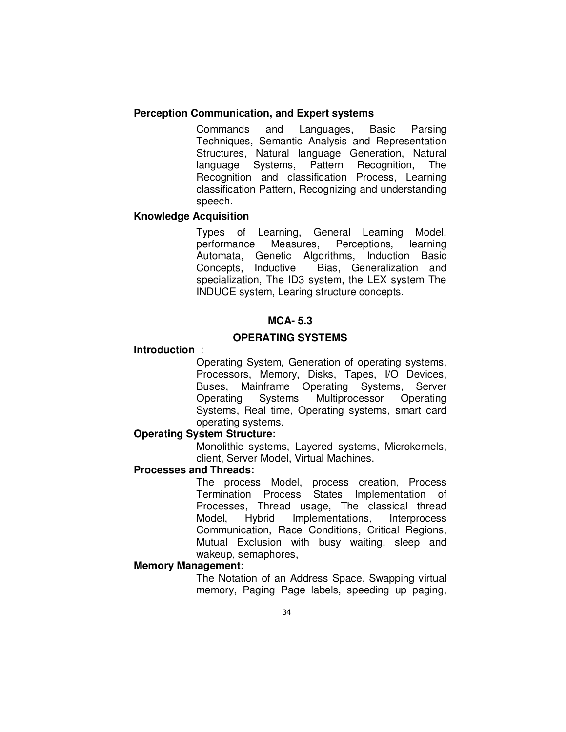**Perception Communication, and Expert systems**

Commands and Languages, Basic Parsing Techniques, Semantic Analysis and Representation Structures, Natural language Generation, Natural language Systems, Pattern Recognition, The Recognition and classification Process, Learning classification Pattern, Recognizing and understanding speech.

**Knowledge Acquisition**

Types of Learning, General Learning Model, performance Measures, Perceptions, learning Automata, Genetic Algorithms, Induction Basic Concepts, Inductive Bias, Generalization and specialization, The ID3 system, the LEX system The INDUCE system, Learing structure concepts.

## MCA- 5.3

## OPERATING SYSTEMS

**Introduction** :

Operating System, Generation of operating systems, Processors, Memory, Disks, Tapes, I/O Devices, Buses, Mainframe Operating Systems, Server Operating Systems Multiprocessor Operating Systems, Real time, Operating systems, smart card operating systems.

**Operating System Structure:**

Monolithic systems, Layered systems, Microkernels, client, Server Model, Virtual Machines.

**Processes and Threads:**

The process Model, process creation, Process Termination Process States Implementation of Processes, Thread usage, The classical thread Model, Hybrid Implementations, Interprocess Communication, Race Conditions, Critical Regions, Mutual Exclusion with busy waiting, sleep and wakeup, semaphores,

**Memory Management:**

The Notation of an Address Space, Swapping virtual memory, Paging Page labels, speeding up paging,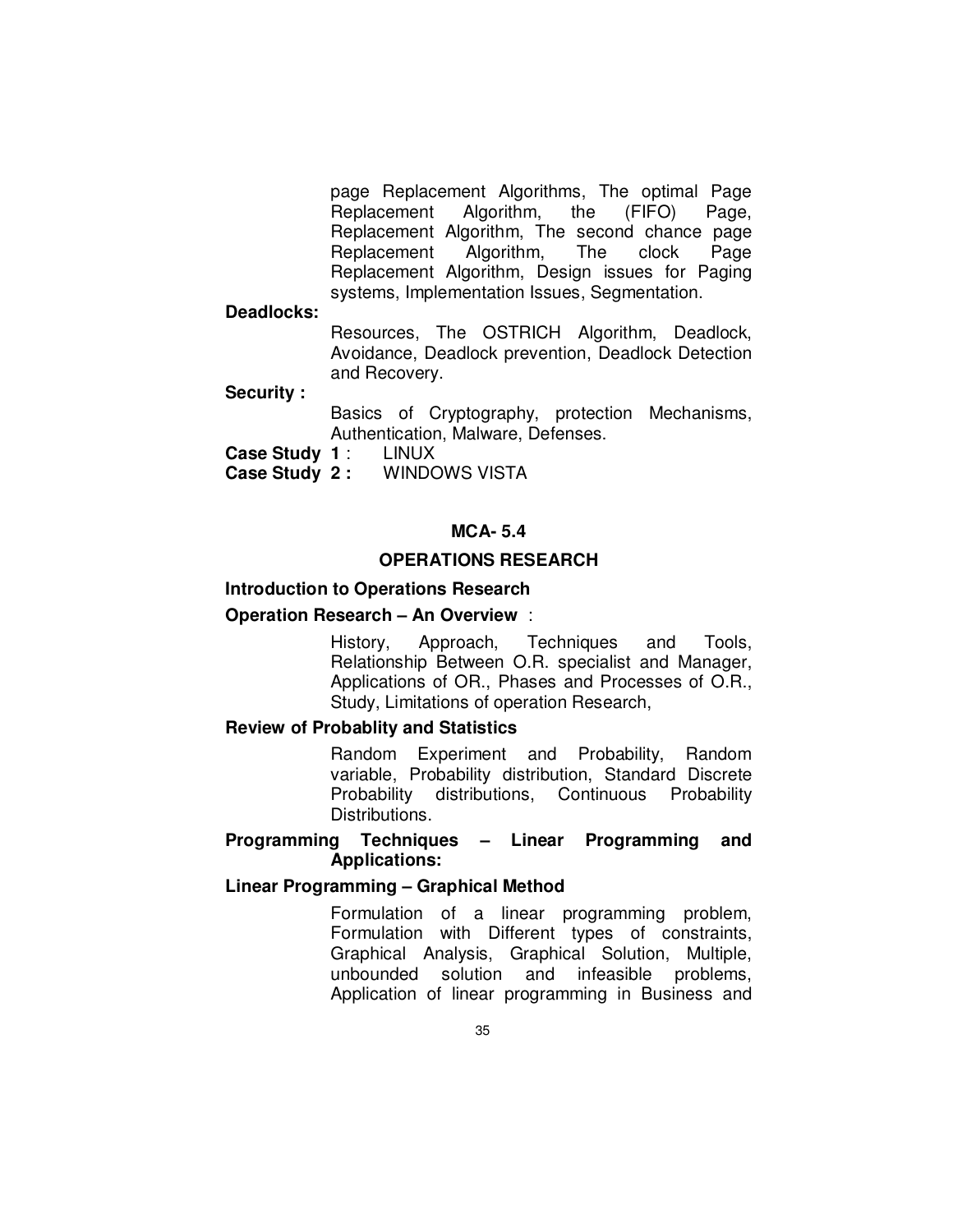page Replacement Algorithms, The optimal Page Replacement Algorithm, the (FIFO) Page, Replacement Algorithm, The second chance page Replacement Algorithm, The clock Page Replacement Algorithm, Design issues for Paging systems, Implementation Issues, Segmentation.

**Deadlocks:**

Resources, The OSTRICH Algorithm, Deadlock, Avoidance, Deadlock prevention, Deadlock Detection and Recovery.

**Security :**

Basics of Cryptography, protection Mechanisms, Authentication, Malware, Defenses.

**Case Study 1** : LINUX

**Case Study 2 :** WINDOWS VISTA

## MCA- 5.4

## OPERATIONS RESEARCH

**Introduction to Operations Research**

**Operation Research – An Overview** :

History, Approach, Techniques and Tools, Relationship Between O.R. specialist and Manager, Applications of OR., Phases and Processes of O.R., Study, Limitations of operation Research,

**Review of Probablity and Statistics**

Random Experiment and Probability, Random variable, Probability distribution, Standard Discrete Probability distributions, Continuous Probability Distributions.

**Programming Techniques – Linear Programming and Applications:**

**Linear Programming – Graphical Method**

Formulation of a linear programming problem, Formulation with Different types of constraints, Graphical Analysis, Graphical Solution, Multiple, unbounded solution and infeasible problems, Application of linear programming in Business and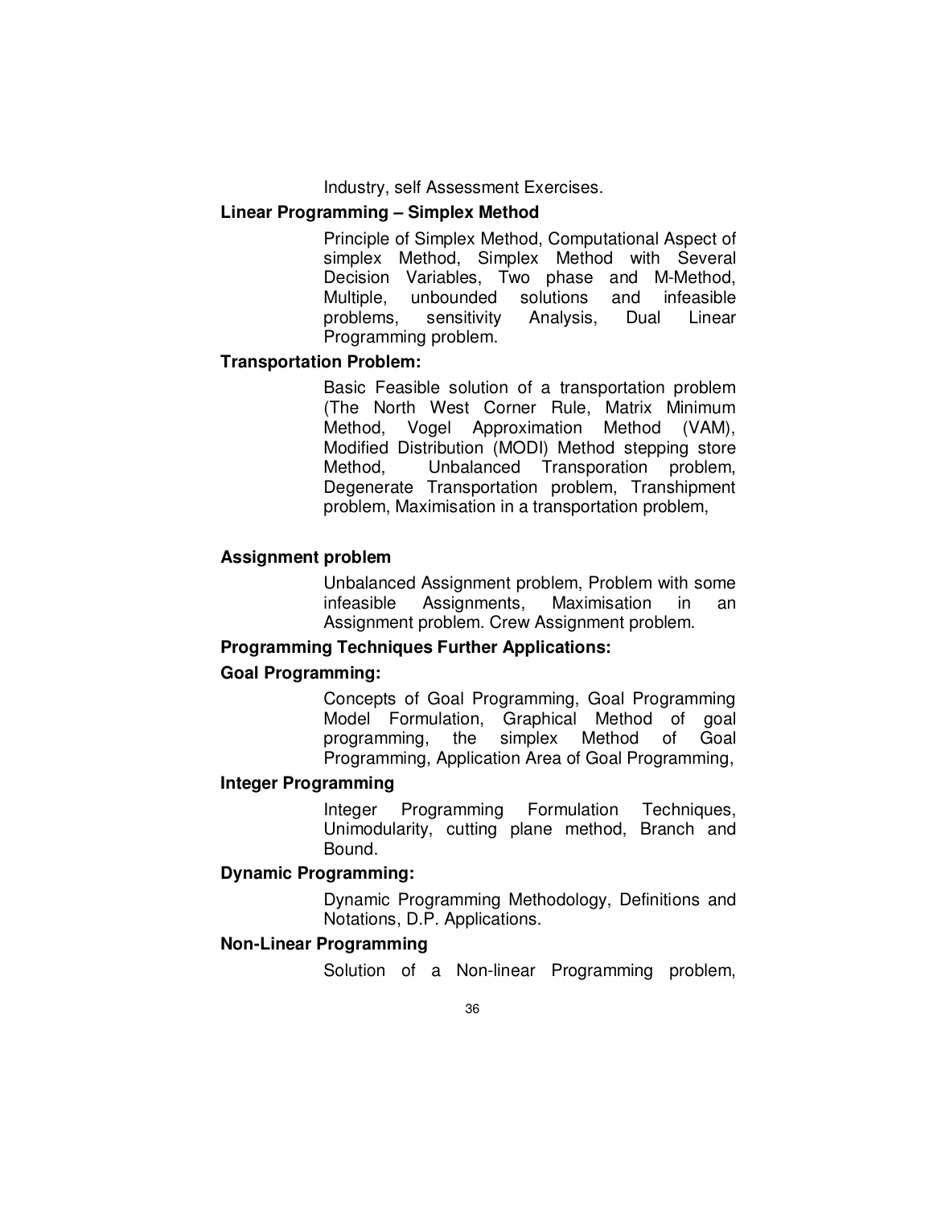Industry, self Assessment Exercises.

**Linear Programming – Simplex Method**

Principle of Simplex Method, Computational Aspect of simplex Method, Simplex Method with Several Decision Variables, Two phase and M-Method, Multiple, unbounded solutions and infeasible problems, sensitivity Analysis, Dual Linear Programming problem.

**Transportation Problem:**

Basic Feasible solution of a transportation problem (The North West Corner Rule, Matrix Minimum Method, Vogel Approximation Method (VAM), Modified Distribution (MODI) Method stepping store Method, Unbalanced Transporation problem, Degenerate Transportation problem, Transhipment problem, Maximisation in a transportation problem,

**Assignment problem**

Unbalanced Assignment problem, Problem with some infeasible Assignments, Maximisation in an Assignment problem. Crew Assignment problem.

**Programming Techniques Further Applications:**

**Goal Programming:**

Concepts of Goal Programming, Goal Programming Model Formulation, Graphical Method of goal programming, the simplex Method of Goal Programming, Application Area of Goal Programming,

**Integer Programming**

Integer Programming Formulation Techniques, Unimodularity, cutting plane method, Branch and Bound.

**Dynamic Programming:**

Dynamic Programming Methodology, Definitions and Notations, D.P. Applications.

**Non-Linear Programming**

Solution of a Non-linear Programming problem,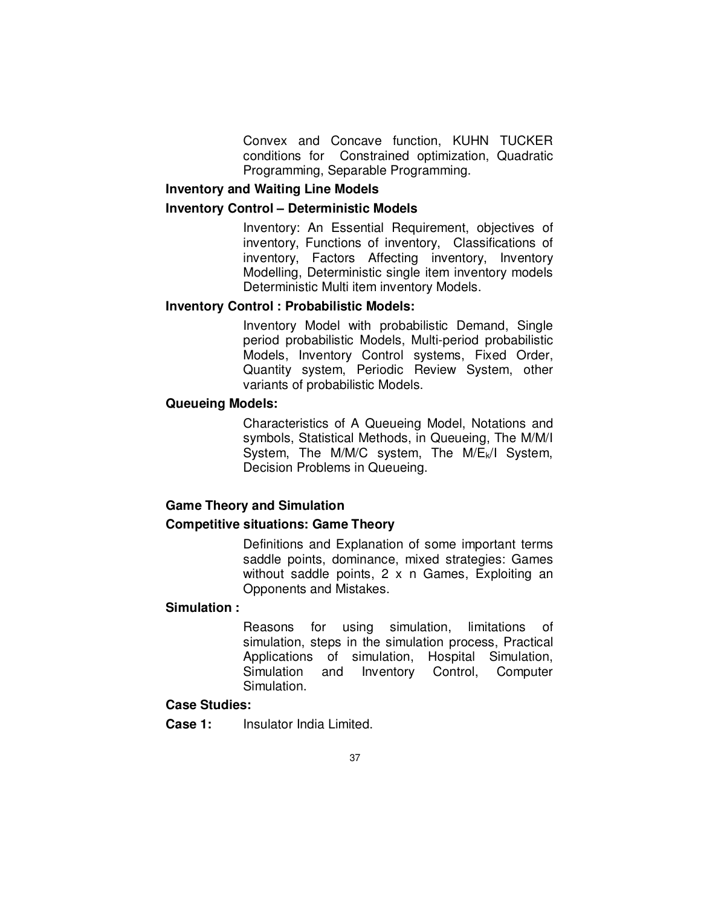Convex and Concave function, KUHN TUCKER conditions for Constrained optimization, Quadratic Programming, Separable Programming.

**Inventory and Waiting Line Models**

**Inventory Control – Deterministic Models**

Inventory: An Essential Requirement, objectives of inventory, Functions of inventory, Classifications of inventory, Factors Affecting inventory, Inventory Modelling, Deterministic single item inventory models Deterministic Multi item inventory Models.

**Inventory Control : Probabilistic Models:**

Inventory Model with probabilistic Demand, Single period probabilistic Models, Multi-period probabilistic Models, Inventory Control systems, Fixed Order, Quantity system, Periodic Review System, other variants of probabilistic Models.

**Queueing Models:**

Characteristics of A Queueing Model, Notations and symbols, Statistical Methods, in Queueing, The M/M/I System, The M/M/C system, The $M/E_k/I$ System, Decision Problems in Queueing.

**Game Theory and Simulation**

**Competitive situations: Game Theory**

Definitions and Explanation of some important terms saddle points, dominance, mixed strategies: Games without saddle points, 2 x n Games, Exploiting an Opponents and Mistakes.

**Simulation :**

Reasons for using simulation, limitations of simulation, steps in the simulation process, Practical Applications of simulation, Hospital Simulation, Simulation and Inventory Control, Computer Simulation.

**Case Studies:**

**Case 1:** Insulator India Limited.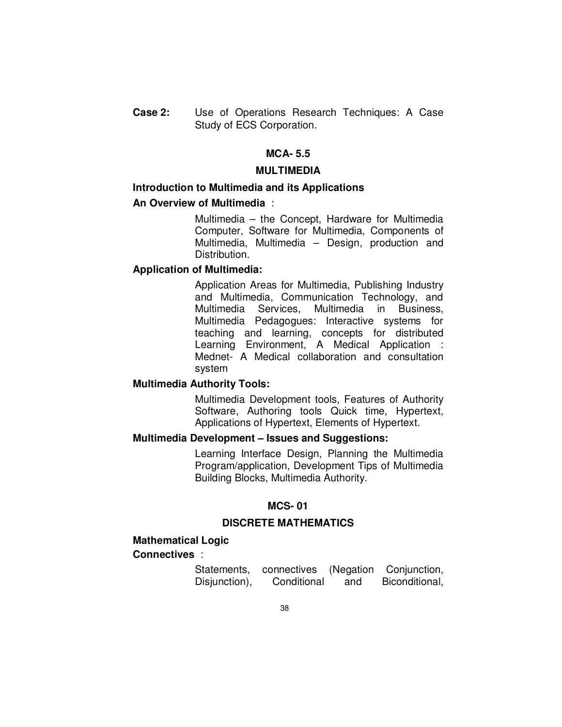**Case 2:** Use of Operations Research Techniques: A Case Study of ECS Corporation.

## MCA- 5.5

## MULTIMEDIA

### Introduction to Multimedia and its Applications

**An Overview of Multimedia** :

Multimedia – the Concept, Hardware for Multimedia Computer, Software for Multimedia, Components of Multimedia, Multimedia – Design, production and Distribution.

**Application of Multimedia:**

Application Areas for Multimedia, Publishing Industry and Multimedia, Communication Technology, and Multimedia Services, Multimedia in Business, Multimedia Pedagogues: Interactive systems for teaching and learning, concepts for distributed Learning Environment, A Medical Application : Mednet- A Medical collaboration and consultation system

**Multimedia Authority Tools:**

Multimedia Development tools, Features of Authority Software, Authoring tools Quick time, Hypertext, Applications of Hypertext, Elements of Hypertext.

**Multimedia Development – Issues and Suggestions:**

Learning Interface Design, Planning the Multimedia Program/application, Development Tips of Multimedia Building Blocks, Multimedia Authority.

## MCS- 01

## DISCRETE MATHEMATICS

### Mathematical Logic

**Connectives** :

Statements, connectives (Negation Conjunction, Disjunction), Conditional and Biconditional,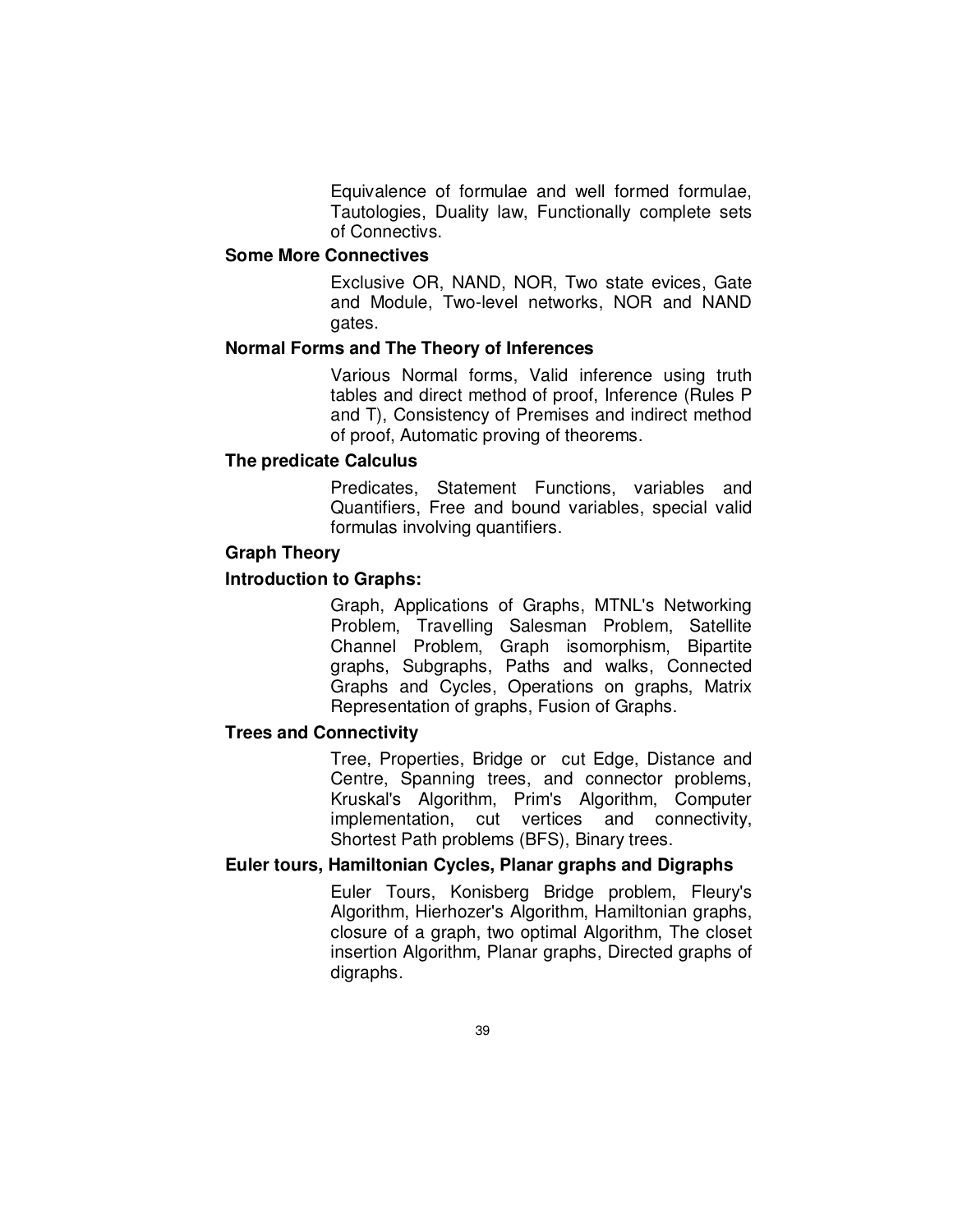Equivalence of formulae and well formed formulae, Tautologies, Duality law, Functionally complete sets of Connectivs.

**Some More Connectives**

Exclusive OR, NAND, NOR, Two state evices, Gate and Module, Two-level networks, NOR and NAND gates.

**Normal Forms and The Theory of Inferences**

Various Normal forms, Valid inference using truth tables and direct method of proof, Inference (Rules P and T), Consistency of Premises and indirect method of proof, Automatic proving of theorems.

**The predicate Calculus**

Predicates, Statement Functions, variables and Quantifiers, Free and bound variables, special valid formulas involving quantifiers.

**Graph Theory**

**Introduction to Graphs:**

Graph, Applications of Graphs, MTNL's Networking Problem, Travelling Salesman Problem, Satellite Channel Problem, Graph isomorphism, Bipartite graphs, Subgraphs, Paths and walks, Connected Graphs and Cycles, Operations on graphs, Matrix Representation of graphs, Fusion of Graphs.

**Trees and Connectivity**

Tree, Properties, Bridge or cut Edge, Distance and Centre, Spanning trees, and connector problems, Kruskal's Algorithm, Prim's Algorithm, Computer implementation, cut vertices and connectivity, Shortest Path problems (BFS), Binary trees.

**Euler tours, Hamiltonian Cycles, Planar graphs and Digraphs**

Euler Tours, Konisberg Bridge problem, Fleury's Algorithm, Hierhozer's Algorithm, Hamiltonian graphs, closure of a graph, two optimal Algorithm, The closet insertion Algorithm, Planar graphs, Directed graphs of digraphs.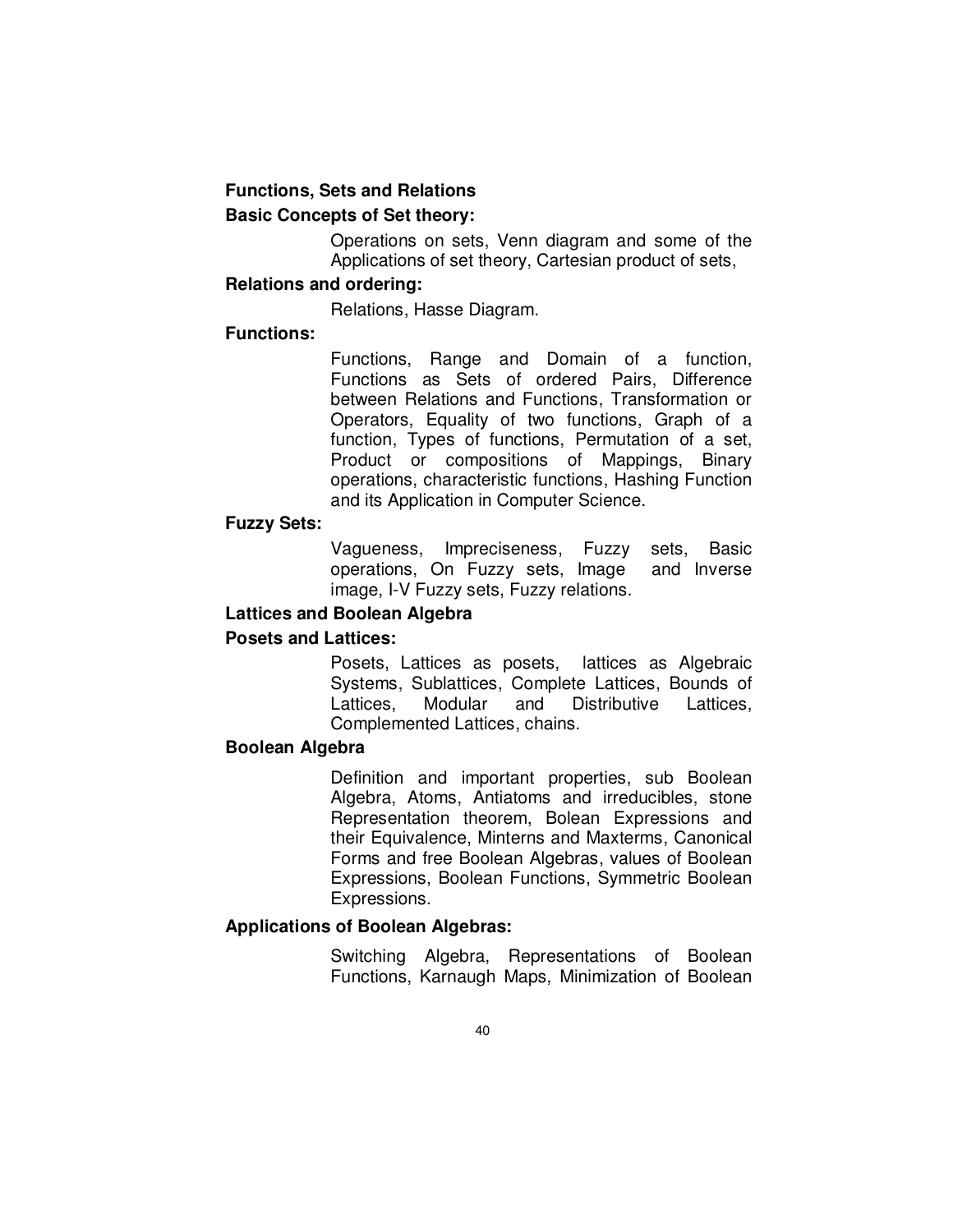**Functions, Sets and Relations**

**Basic Concepts of Set theory:**

Operations on sets, Venn diagram and some of the Applications of set theory, Cartesian product of sets,

**Relations and ordering:**

Relations, Hasse Diagram.

**Functions:**

Functions, Range and Domain of a function, Functions as Sets of ordered Pairs, Difference between Relations and Functions, Transformation or Operators, Equality of two functions, Graph of a function, Types of functions, Permutation of a set, Product or compositions of Mappings, Binary operations, characteristic functions, Hashing Function and its Application in Computer Science.

**Fuzzy Sets:**

Vagueness, Impreciseness, Fuzzy sets, Basic operations, On Fuzzy sets, Image and Inverse image, I-V Fuzzy sets, Fuzzy relations.

**Lattices and Boolean Algebra**

**Posets and Lattices:**

Posets, Lattices as posets, lattices as Algebraic Systems, Sublattices, Complete Lattices, Bounds of Lattices, Modular and Distributive Lattices, Complemented Lattices, chains.

**Boolean Algebra**

Definition and important properties, sub Boolean Algebra, Atoms, Antiatoms and irreducibles, stone Representation theorem, Bolean Expressions and their Equivalence, Minterns and Maxterms, Canonical Forms and free Boolean Algebras, values of Boolean Expressions, Boolean Functions, Symmetric Boolean Expressions.

**Applications of Boolean Algebras:**

Switching Algebra, Representations of Boolean Functions, Karnaugh Maps, Minimization of Boolean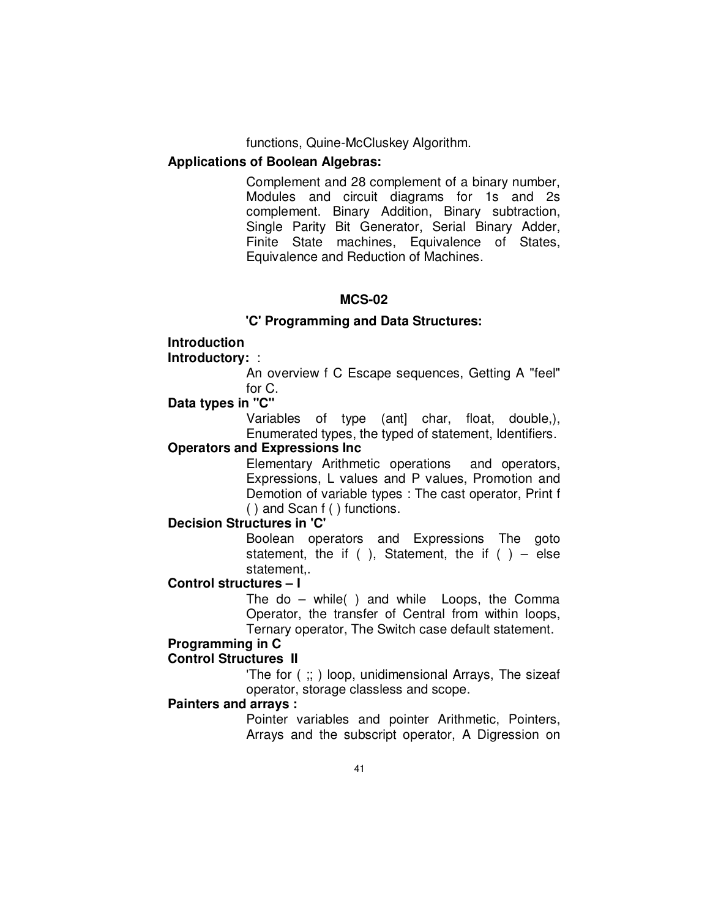functions, Quine-McCluskey Algorithm.

**Applications of Boolean Algebras:**

Complement and 28 complement of a binary number, Modules and circuit diagrams for 1s and 2s complement. Binary Addition, Binary subtraction, Single Parity Bit Generator, Serial Binary Adder, Finite State machines, Equivalence of States, Equivalence and Reduction of Machines.

## MCS-02

### 'C' Programming and Data Structures:

**Introduction**

**Introductory:** :

An overview f C Escape sequences, Getting A "feel" for C.

**Data types in "C"**

Variables of type (ant] char, float, double,), Enumerated types, the typed of statement, Identifiers.

**Operators and Expressions Inc**

Elementary Arithmetic operations and operators, Expressions, L values and P values, Promotion and Demotion of variable types : The cast operator, Print f ( ) and Scan f ( ) functions.

**Decision Structures in 'C'**

Boolean operators and Expressions The goto statement, the if ( ), Statement, the if ( ) – else statement,.

**Control structures – I**

The do – while( ) and while Loops, the Comma Operator, the transfer of Central from within loops, Ternary operator, The Switch case default statement.

**Programming in C**

**Control Structures II**

'The for ( ;; ) loop, unidimensional Arrays, The sizeaf operator, storage classless and scope.

**Painters and arrays :**

Pointer variables and pointer Arithmetic, Pointers, Arrays and the subscript operator, A Digression on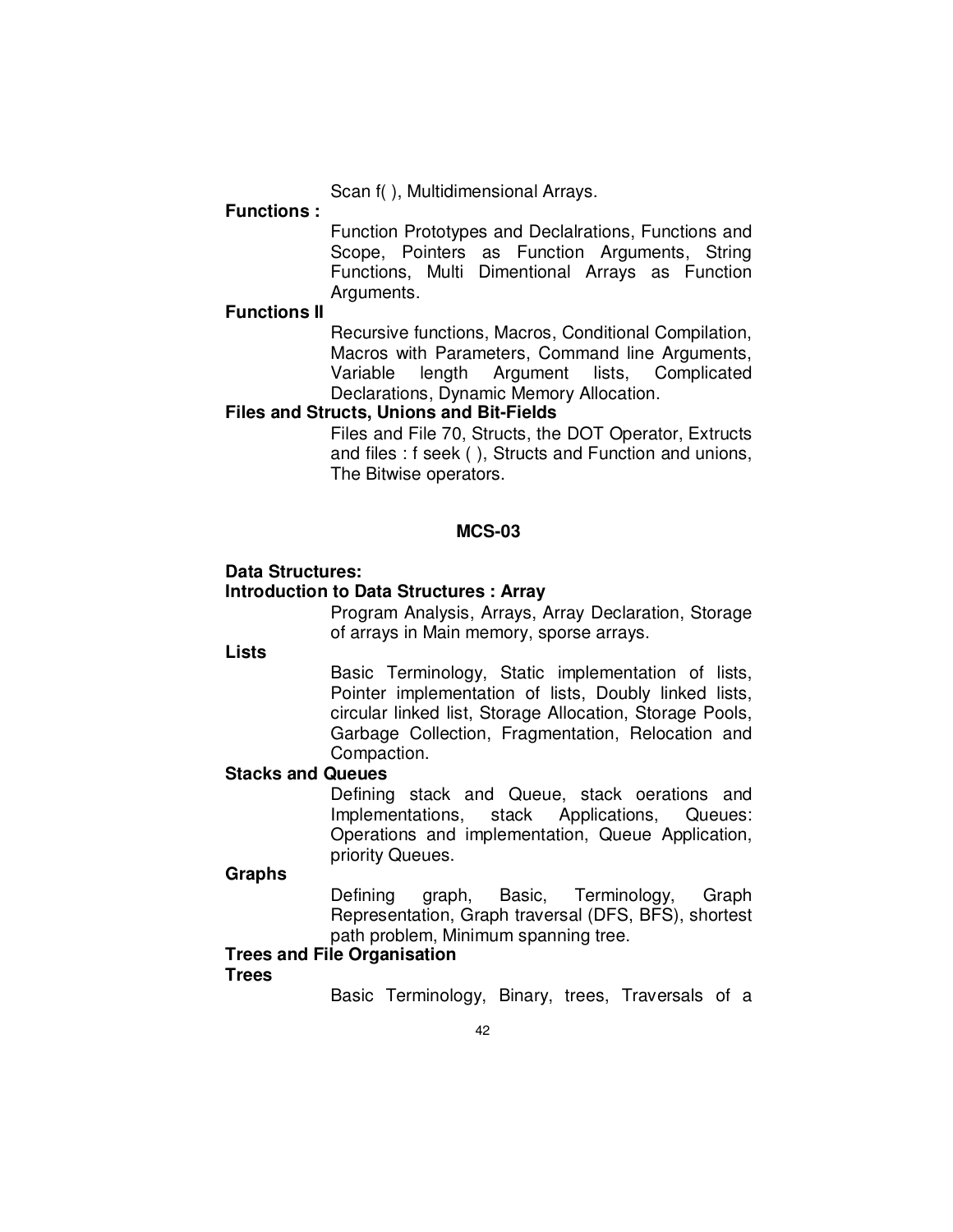Scan f( ), Multidimensional Arrays.

**Functions :**

Function Prototypes and Declalrations, Functions and Scope, Pointers as Function Arguments, String Functions, Multi Dimentional Arrays as Function Arguments.

**Functions II**

Recursive functions, Macros, Conditional Compilation, Macros with Parameters, Command line Arguments, Variable length Argument lists, Complicated Declarations, Dynamic Memory Allocation.

**Files and Structs, Unions and Bit-Fields**

Files and File 70, Structs, the DOT Operator, Extructs and files : f seek ( ), Structs and Function and unions, The Bitwise operators.

## MCS-03

**Data Structures:**

**Introduction to Data Structures : Array**

Program Analysis, Arrays, Array Declaration, Storage of arrays in Main memory, sporse arrays.

**Lists**

Basic Terminology, Static implementation of lists, Pointer implementation of lists, Doubly linked lists, circular linked list, Storage Allocation, Storage Pools, Garbage Collection, Fragmentation, Relocation and Compaction.

**Stacks and Queues**

Defining stack and Queue, stack oerations and Implementations, stack Applications, Queues: Operations and implementation, Queue Application, priority Queues.

**Graphs**

Defining graph, Basic, Terminology, Graph Representation, Graph traversal (DFS, BFS), shortest path problem, Minimum spanning tree.

**Trees and File Organisation**

**Trees**

Basic Terminology, Binary, trees, Traversals of a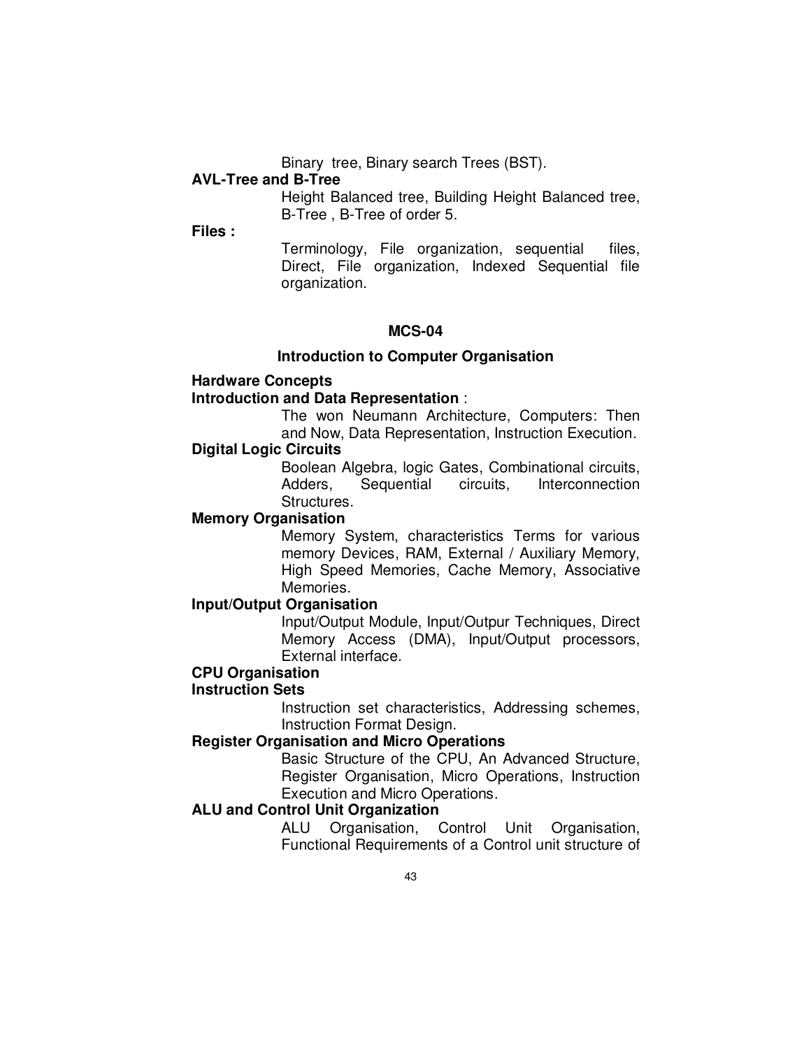Binary tree, Binary search Trees (BST).

**AVL-Tree and B-Tree**

Height Balanced tree, Building Height Balanced tree, B-Tree , B-Tree of order 5.

**Files :**

Terminology, File organization, sequential files, Direct, File organization, Indexed Sequential file organization.

## MCS-04

### Introduction to Computer Organisation

**Hardware Concepts**

**Introduction and Data Representation** :

The won Neumann Architecture, Computers: Then and Now, Data Representation, Instruction Execution.

**Digital Logic Circuits**

Boolean Algebra, logic Gates, Combinational circuits, Adders, Sequential circuits, Interconnection Structures.

**Memory Organisation**

Memory System, characteristics Terms for various memory Devices, RAM, External / Auxiliary Memory, High Speed Memories, Cache Memory, Associative Memories.

**Input/Output Organisation**

Input/Output Module, Input/Outpur Techniques, Direct Memory Access (DMA), Input/Output processors, External interface.

**CPU Organisation**

**Instruction Sets**

Instruction set characteristics, Addressing schemes, Instruction Format Design.

**Register Organisation and Micro Operations**

Basic Structure of the CPU, An Advanced Structure, Register Organisation, Micro Operations, Instruction Execution and Micro Operations.

**ALU and Control Unit Organization**

ALU Organisation, Control Unit Organisation, Functional Requirements of a Control unit structure of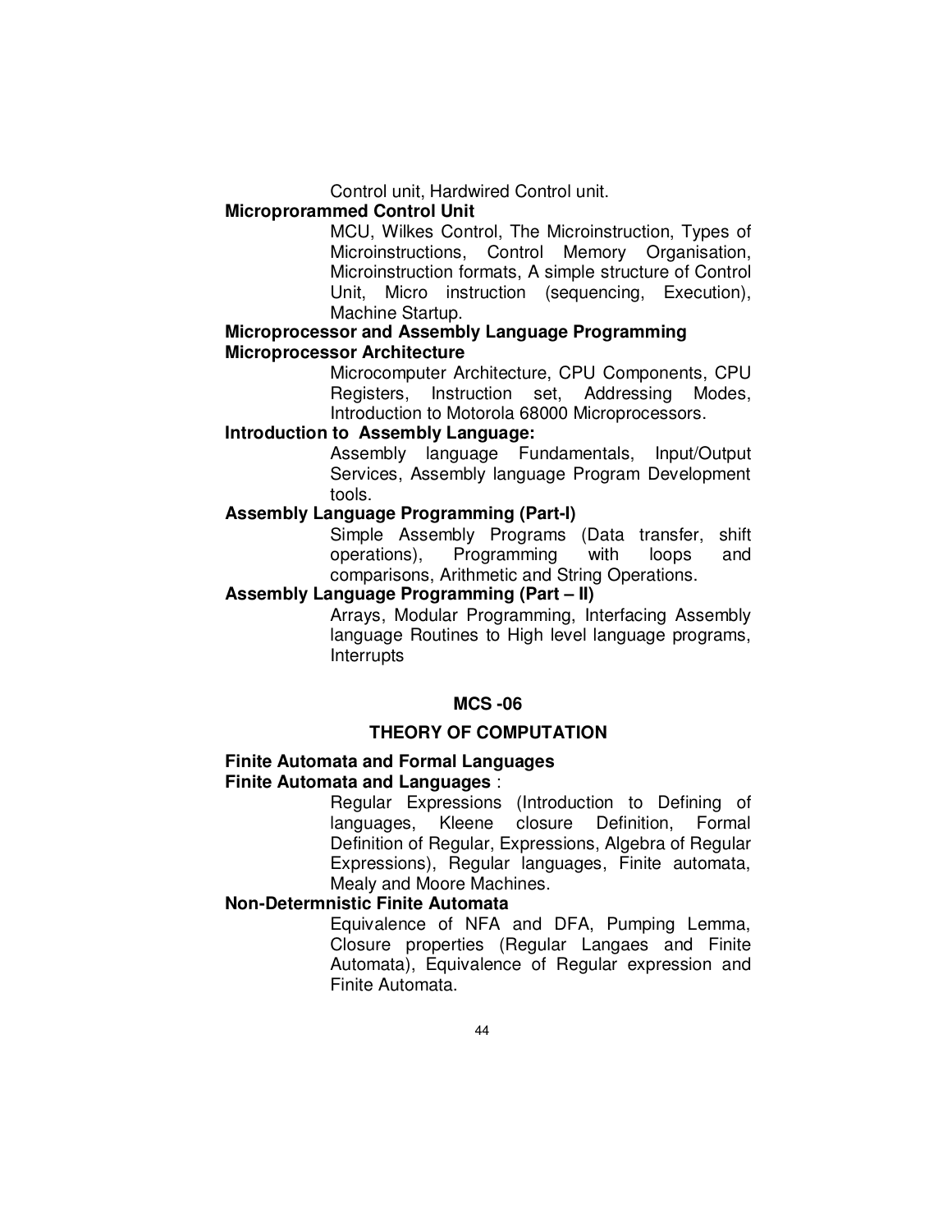Control unit, Hardwired Control unit.

**Microprorammed Control Unit**

MCU, Wilkes Control, The Microinstruction, Types of Microinstructions, Control Memory Organisation, Microinstruction formats, A simple structure of Control Unit, Micro instruction (sequencing, Execution), Machine Startup.

**Microprocessor and Assembly Language Programming**

**Microprocessor Architecture**

Microcomputer Architecture, CPU Components, CPU Registers, Instruction set, Addressing Modes, Introduction to Motorola 68000 Microprocessors.

**Introduction to Assembly Language:**

Assembly language Fundamentals, Input/Output Services, Assembly language Program Development tools.

**Assembly Language Programming (Part-I)**

Simple Assembly Programs (Data transfer, shift operations), Programming with loops and comparisons, Arithmetic and String Operations.

**Assembly Language Programming (Part – II)**

Arrays, Modular Programming, Interfacing Assembly language Routines to High level language programs, Interrupts

## MCS -06

## THEORY OF COMPUTATION

**Finite Automata and Formal Languages**

**Finite Automata and Languages** :

Regular Expressions (Introduction to Defining of languages, Kleene closure Definition, Formal Definition of Regular, Expressions, Algebra of Regular Expressions), Regular languages, Finite automata, Mealy and Moore Machines.

**Non-Determnistic Finite Automata**

Equivalence of NFA and DFA, Pumping Lemma, Closure properties (Regular Langaes and Finite Automata), Equivalence of Regular expression and Finite Automata.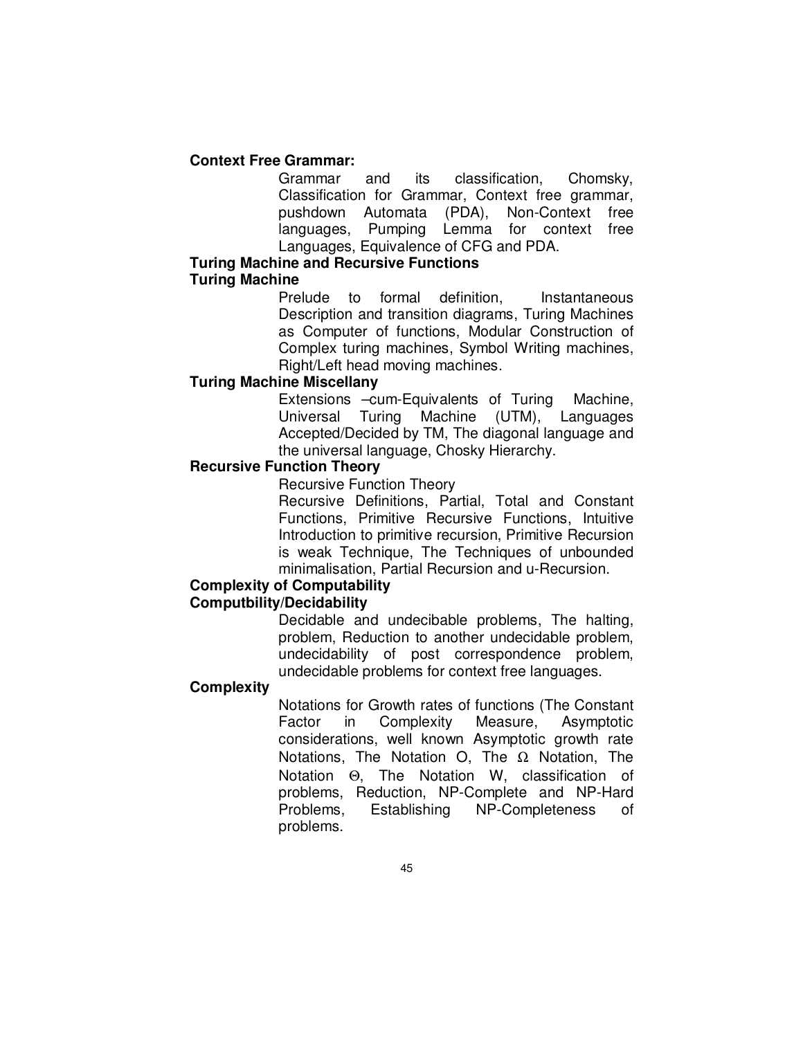**Context Free Grammar:**

Grammar and its classification, Chomsky, Classification for Grammar, Context free grammar, pushdown Automata (PDA), Non-Context free languages, Pumping Lemma for context free Languages, Equivalence of CFG and PDA.

**Turing Machine and Recursive Functions**

**Turing Machine**

Prelude to formal definition, Instantaneous Description and transition diagrams, Turing Machines as Computer of functions, Modular Construction of Complex turing machines, Symbol Writing machines, Right/Left head moving machines.

**Turing Machine Miscellany**

Extensions –cum-Equivalents of Turing Machine, Universal Turing Machine (UTM), Languages Accepted/Decided by TM, The diagonal language and the universal language, Chosky Hierarchy.

**Recursive Function Theory**

Recursive Function Theory

Recursive Definitions, Partial, Total and Constant Functions, Primitive Recursive Functions, Intuitive Introduction to primitive recursion, Primitive Recursion is weak Technique, The Techniques of unbounded minimalisation, Partial Recursion and u-Recursion.

**Complexity of Computability**

**Computbility/Decidability**

Decidable and undecibable problems, The halting, problem, Reduction to another undecidable problem, undecidability of post correspondence problem, undecidable problems for context free languages.

**Complexity**

Notations for Growth rates of functions (The Constant Factor in Complexity Measure, Asymptotic considerations, well known Asymptotic growth rate Notations, The Notation O, The $\Omega$ Notation, The Notation $\Theta$, The Notation W, classification of problems, Reduction, NP-Complete and NP-Hard Problems, Establishing NP-Completeness of problems.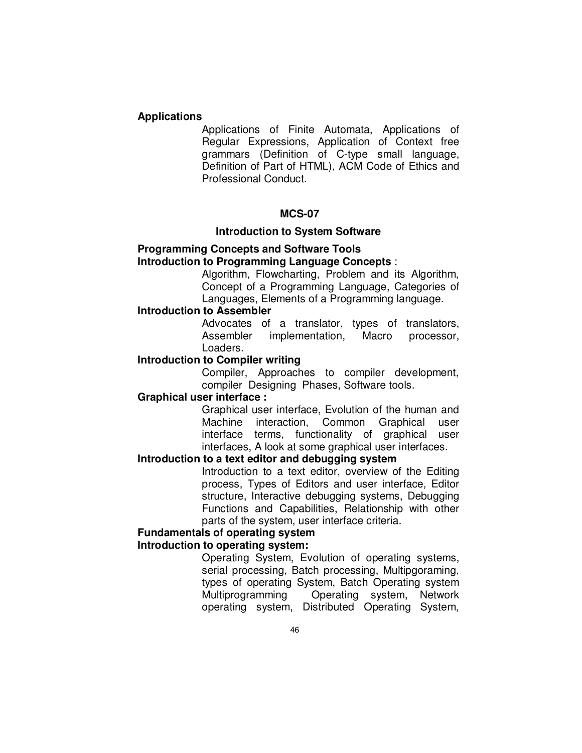**Applications**

Applications of Finite Automata, Applications of Regular Expressions, Application of Context free grammars (Definition of C-type small language, Definition of Part of HTML), ACM Code of Ethics and Professional Conduct.

## MCS-07

### Introduction to System Software

**Programming Concepts and Software Tools**

**Introduction to Programming Language Concepts** :

Algorithm, Flowcharting, Problem and its Algorithm, Concept of a Programming Language, Categories of Languages, Elements of a Programming language.

**Introduction to Assembler**

Advocates of a translator, types of translators, Assembler implementation, Macro processor, Loaders.

**Introduction to Compiler writing**

Compiler, Approaches to compiler development, compiler Designing Phases, Software tools.

**Graphical user interface :**

Graphical user interface, Evolution of the human and Machine interaction, Common Graphical user interface terms, functionality of graphical user interfaces, A look at some graphical user interfaces.

**Introduction to a text editor and debugging system**

Introduction to a text editor, overview of the Editing process, Types of Editors and user interface, Editor structure, Interactive debugging systems, Debugging Functions and Capabilities, Relationship with other parts of the system, user interface criteria.

**Fundamentals of operating system**

**Introduction to operating system:**

Operating System, Evolution of operating systems, serial processing, Batch processing, Multipgoraming, types of operating System, Batch Operating system Multiprogramming Operating system, Network operating system, Distributed Operating System,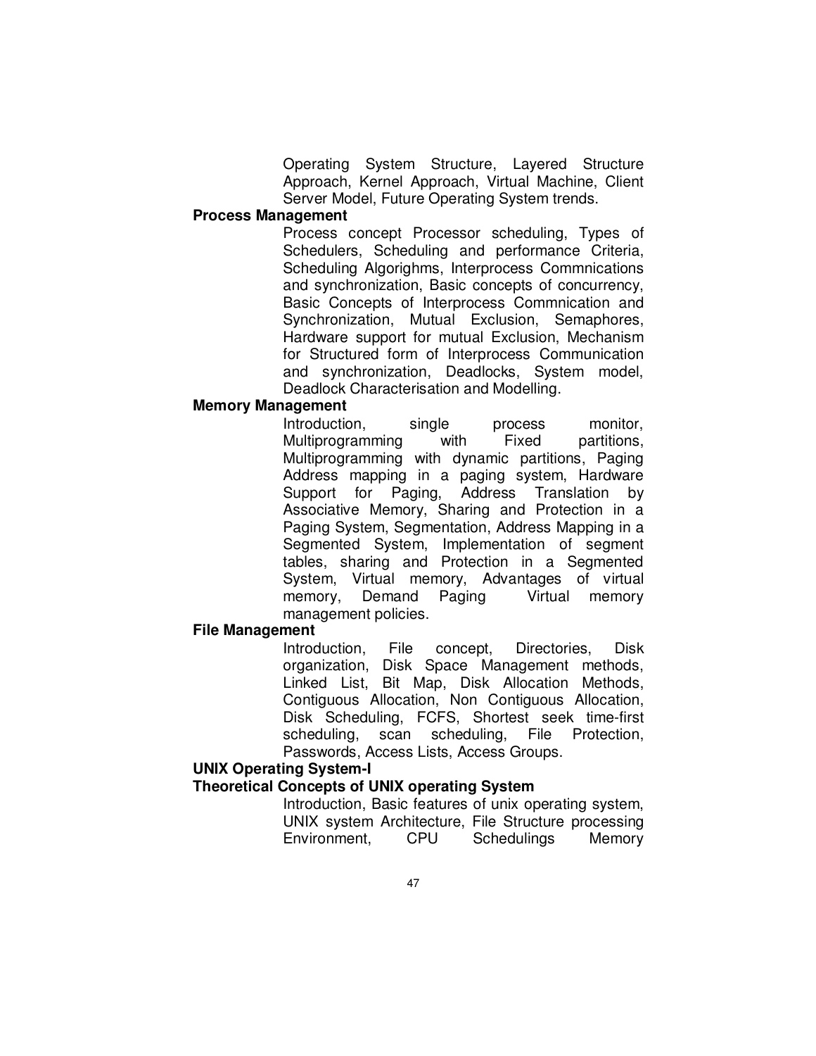Operating System Structure, Layered Structure Approach, Kernel Approach, Virtual Machine, Client Server Model, Future Operating System trends.

**Process Management**

Process concept Processor scheduling, Types of Schedulers, Scheduling and performance Criteria, Scheduling Algorighms, Interprocess Commnications and synchronization, Basic concepts of concurrency, Basic Concepts of Interprocess Commnication and Synchronization, Mutual Exclusion, Semaphores, Hardware support for mutual Exclusion, Mechanism for Structured form of Interprocess Communication and synchronization, Deadlocks, System model, Deadlock Characterisation and Modelling.

**Memory Management**

Introduction, single process monitor, Multiprogramming with Fixed partitions, Multiprogramming with dynamic partitions, Paging Address mapping in a paging system, Hardware Support for Paging, Address Translation by Associative Memory, Sharing and Protection in a Paging System, Segmentation, Address Mapping in a Segmented System, Implementation of segment tables, sharing and Protection in a Segmented System, Virtual memory, Advantages of virtual memory, Demand Paging Virtual memory management policies.

**File Management**

Introduction, File concept, Directories, Disk organization, Disk Space Management methods, Linked List, Bit Map, Disk Allocation Methods, Contiguous Allocation, Non Contiguous Allocation, Disk Scheduling, FCFS, Shortest seek time-first scheduling, scan scheduling, File Protection, Passwords, Access Lists, Access Groups.

**UNIX Operating System-I**

**Theoretical Concepts of UNIX operating System**

Introduction, Basic features of unix operating system, UNIX system Architecture, File Structure processing Environment, CPU Schedulings Memory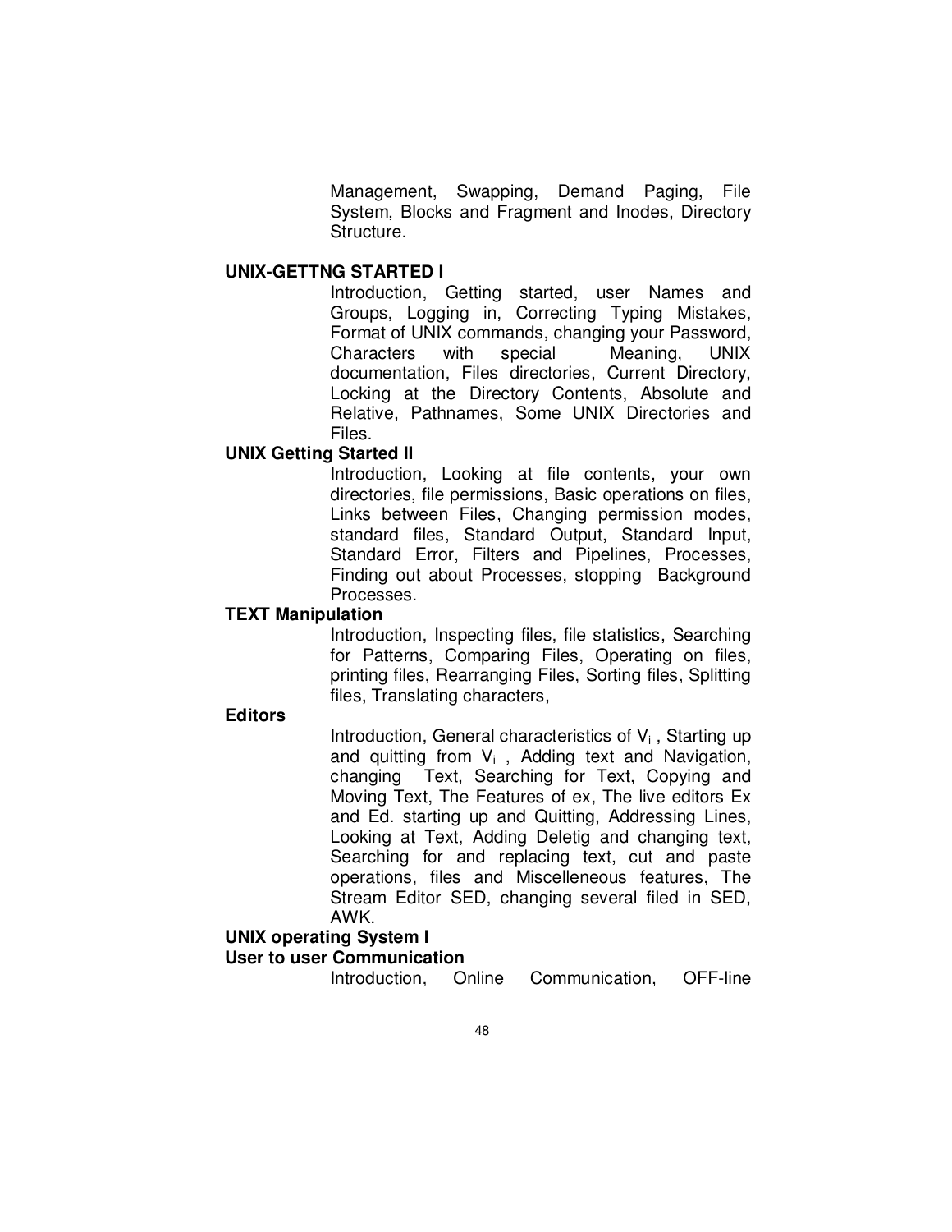Management, Swapping, Demand Paging, File System, Blocks and Fragment and Inodes, Directory Structure.

**UNIX-GETTNG STARTED I**

Introduction, Getting started, user Names and Groups, Logging in, Correcting Typing Mistakes, Format of UNIX commands, changing your Password, Characters with special Meaning, UNIX documentation, Files directories, Current Directory, Locking at the Directory Contents, Absolute and Relative, Pathnames, Some UNIX Directories and Files.

**UNIX Getting Started II**

Introduction, Looking at file contents, your own directories, file permissions, Basic operations on files, Links between Files, Changing permission modes, standard files, Standard Output, Standard Input, Standard Error, Filters and Pipelines, Processes, Finding out about Processes, stopping Background Processes.

**TEXT Manipulation**

Introduction, Inspecting files, file statistics, Searching for Patterns, Comparing Files, Operating on files, printing files, Rearranging Files, Sorting files, Splitting files, Translating characters,

**Editors**

Introduction, General characteristics of $V_i$ , Starting up and quitting from $V_i$ , Adding text and Navigation, changing Text, Searching for Text, Copying and Moving Text, The Features of ex, The live editors Ex and Ed. starting up and Quitting, Addressing Lines, Looking at Text, Adding Deletig and changing text, Searching for and replacing text, cut and paste operations, files and Miscelleneous features, The Stream Editor SED, changing several filed in SED, AWK.

**UNIX operating System I**

**User to user Communication**

Introduction, Online Communication, OFF-line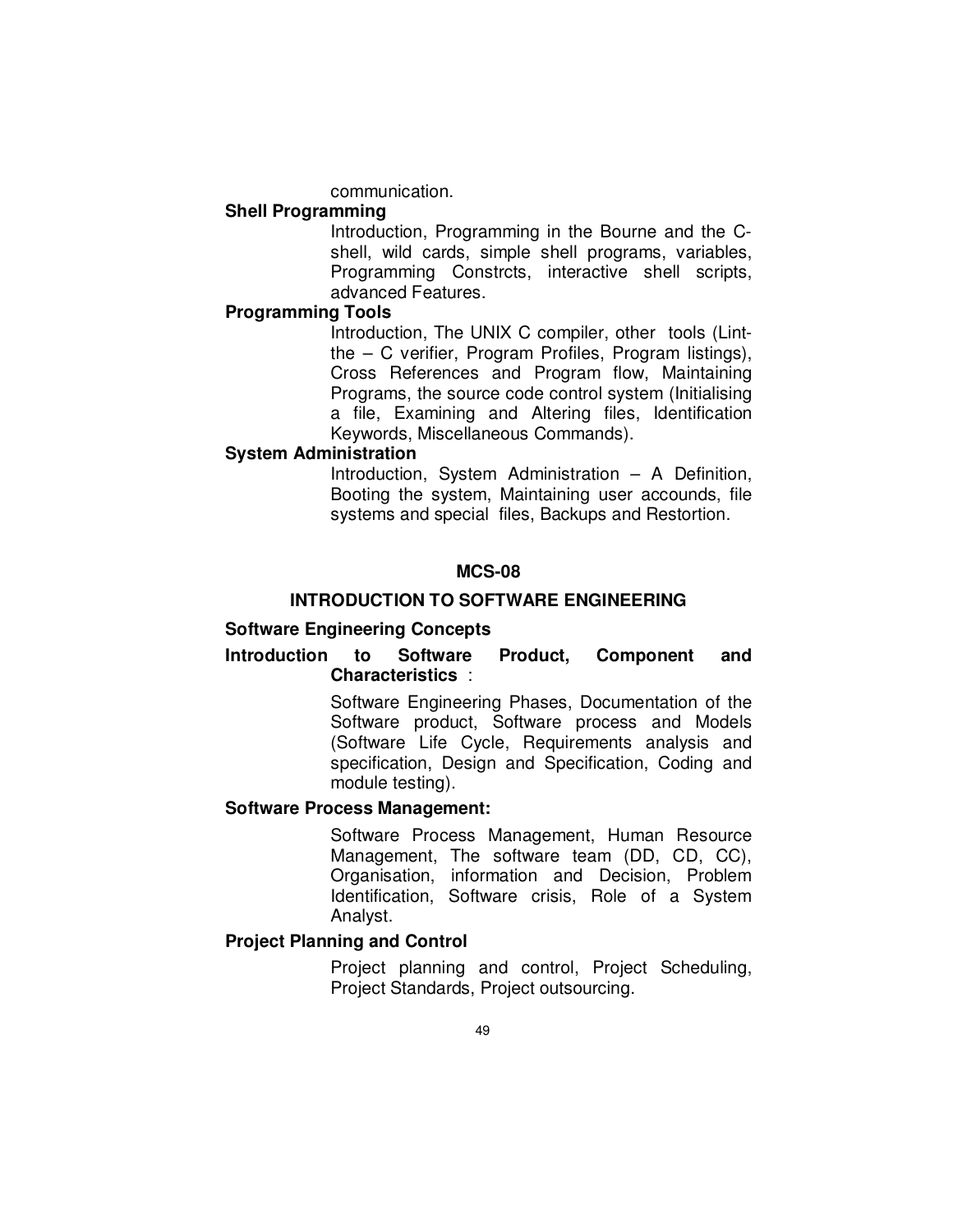communication.

**Shell Programming**

Introduction, Programming in the Bourne and the C-shell, wild cards, simple shell programs, variables, Programming Constrcts, interactive shell scripts, advanced Features.

**Programming Tools**

Introduction, The UNIX C compiler, other tools (Lint-the – C verifier, Program Profiles, Program listings), Cross References and Program flow, Maintaining Programs, the source code control system (Initialising a file, Examining and Altering files, Identification Keywords, Miscellaneous Commands).

**System Administration**

Introduction, System Administration – A Definition, Booting the system, Maintaining user accounds, file systems and special files, Backups and Restortion.

## MCS-08

## INTRODUCTION TO SOFTWARE ENGINEERING

**Software Engineering Concepts**

**Introduction to Software Product, Component and Characteristics** :

Software Engineering Phases, Documentation of the Software product, Software process and Models (Software Life Cycle, Requirements analysis and specification, Design and Specification, Coding and module testing).

**Software Process Management:**

Software Process Management, Human Resource Management, The software team (DD, CD, CC), Organisation, information and Decision, Problem Identification, Software crisis, Role of a System Analyst.

**Project Planning and Control**

Project planning and control, Project Scheduling, Project Standards, Project outsourcing.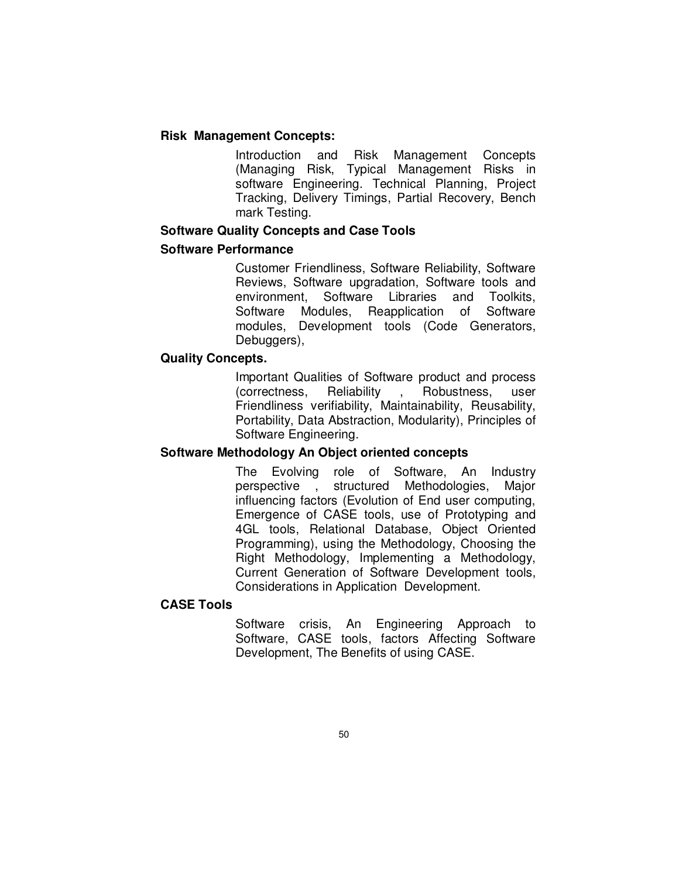**Risk Management Concepts:**

Introduction and Risk Management Concepts (Managing Risk, Typical Management Risks in software Engineering. Technical Planning, Project Tracking, Delivery Timings, Partial Recovery, Bench mark Testing.

**Software Quality Concepts and Case Tools**

**Software Performance**

Customer Friendliness, Software Reliability, Software Reviews, Software upgradation, Software tools and environment, Software Libraries and Toolkits, Software Modules, Reapplication of Software modules, Development tools (Code Generators, Debuggers),

**Quality Concepts.**

Important Qualities of Software product and process (correctness, Reliability , Robustness, user Friendliness verifiability, Maintainability, Reusability, Portability, Data Abstraction, Modularity), Principles of Software Engineering.

**Software Methodology An Object oriented concepts**

The Evolving role of Software, An Industry perspective , structured Methodologies, Major influencing factors (Evolution of End user computing, Emergence of CASE tools, use of Prototyping and 4GL tools, Relational Database, Object Oriented Programming), using the Methodology, Choosing the Right Methodology, Implementing a Methodology, Current Generation of Software Development tools, Considerations in Application Development.

**CASE Tools**

Software crisis, An Engineering Approach to Software, CASE tools, factors Affecting Software Development, The Benefits of using CASE.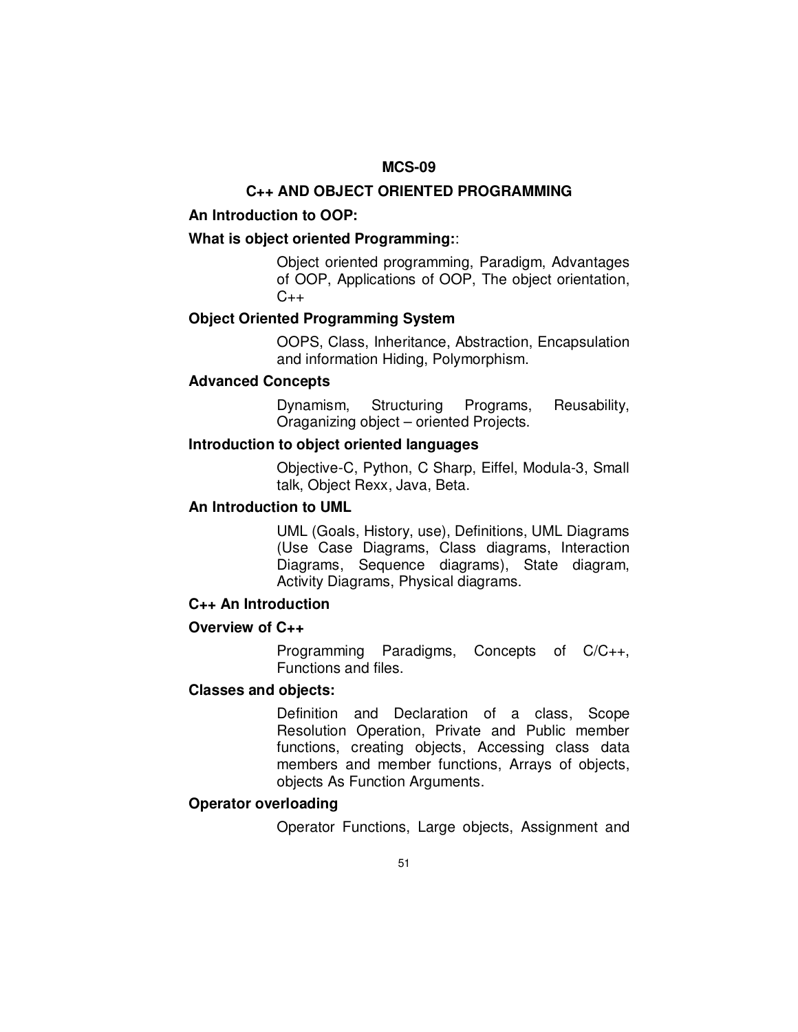## MCS-09

## C++ AND OBJECT ORIENTED PROGRAMMING

### An Introduction to OOP:

**What is object oriented Programming:**:

Object oriented programming, Paradigm, Advantages of OOP, Applications of OOP, The object orientation, C++

**Object Oriented Programming System**

OOPS, Class, Inheritance, Abstraction, Encapsulation and information Hiding, Polymorphism.

**Advanced Concepts**

Dynamism, Structuring Programs, Reusability, Oraganizing object – oriented Projects.

**Introduction to object oriented languages**

Objective-C, Python, C Sharp, Eiffel, Modula-3, Small talk, Object Rexx, Java, Beta.

**An Introduction to UML**

UML (Goals, History, use), Definitions, UML Diagrams (Use Case Diagrams, Class diagrams, Interaction Diagrams, Sequence diagrams), State diagram, Activity Diagrams, Physical diagrams.

### C++ An Introduction

**Overview of C++**

Programming Paradigms, Concepts of C/C++, Functions and files.

**Classes and objects:**

Definition and Declaration of a class, Scope Resolution Operation, Private and Public member functions, creating objects, Accessing class data members and member functions, Arrays of objects, objects As Function Arguments.

**Operator overloading**

Operator Functions, Large objects, Assignment and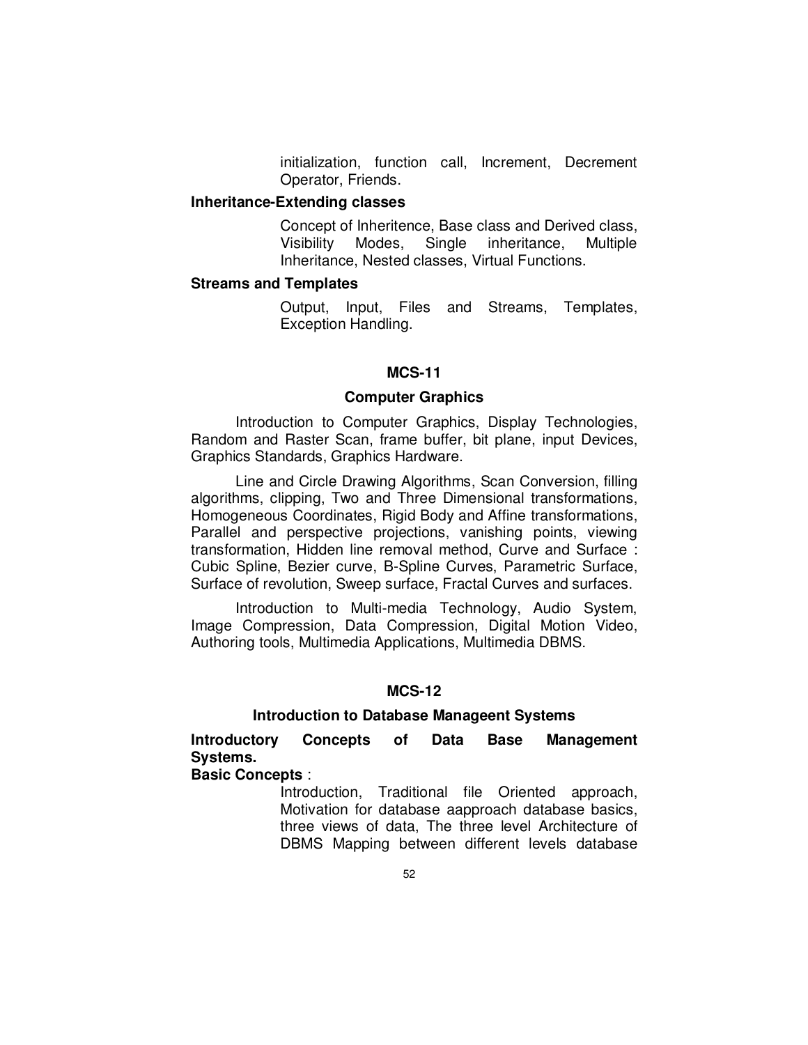initialization, function call, Increment, Decrement Operator, Friends.

**Inheritance-Extending classes**

Concept of Inheritence, Base class and Derived class, Visibility Modes, Single inheritance, Multiple Inheritance, Nested classes, Virtual Functions.

**Streams and Templates**

Output, Input, Files and Streams, Templates, Exception Handling.

## MCS-11

### Computer Graphics

Introduction to Computer Graphics, Display Technologies, Random and Raster Scan, frame buffer, bit plane, input Devices, Graphics Standards, Graphics Hardware.

Line and Circle Drawing Algorithms, Scan Conversion, filling algorithms, clipping, Two and Three Dimensional transformations, Homogeneous Coordinates, Rigid Body and Affine transformations, Parallel and perspective projections, vanishing points, viewing transformation, Hidden line removal method, Curve and Surface : Cubic Spline, Bezier curve, B-Spline Curves, Parametric Surface, Surface of revolution, Sweep surface, Fractal Curves and surfaces.

Introduction to Multi-media Technology, Audio System, Image Compression, Data Compression, Digital Motion Video, Authoring tools, Multimedia Applications, Multimedia DBMS.

## MCS-12

### Introduction to Database Manageent Systems

**Introductory Concepts of Data Base Management Systems.**

**Basic Concepts** :

Introduction, Traditional file Oriented approach, Motivation for database aapproach database basics, three views of data, The three level Architecture of DBMS Mapping between different levels database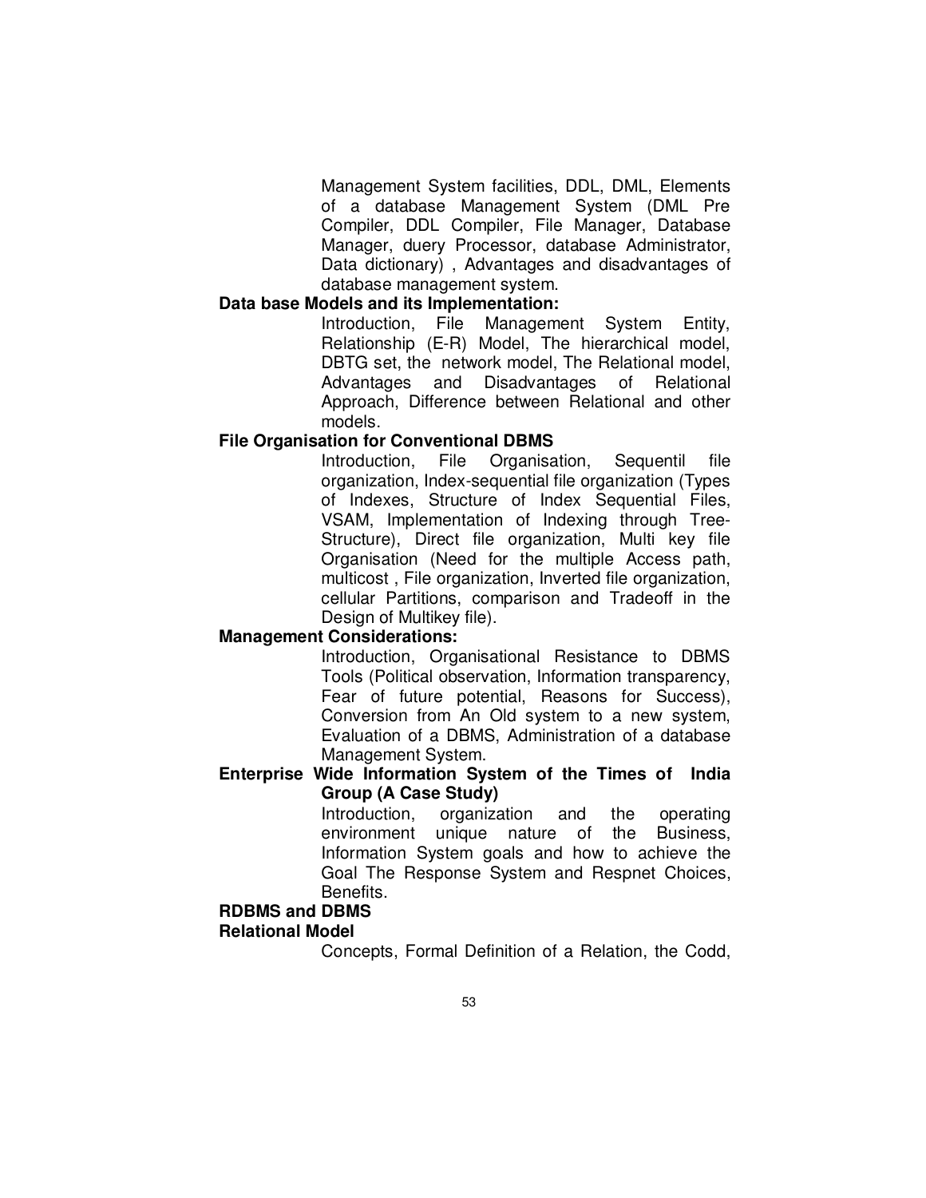Management System facilities, DDL, DML, Elements of a database Management System (DML Pre Compiler, DDL Compiler, File Manager, Database Manager, duery Processor, database Administrator, Data dictionary) , Advantages and disadvantages of database management system.

**Data base Models and its Implementation:**

Introduction, File Management System Entity, Relationship (E-R) Model, The hierarchical model, DBTG set, the network model, The Relational model, Advantages and Disadvantages of Relational Approach, Difference between Relational and other models.

**File Organisation for Conventional DBMS**

Introduction, File Organisation, Sequentil file organization, Index-sequential file organization (Types of Indexes, Structure of Index Sequential Files, VSAM, Implementation of Indexing through Tree-Structure), Direct file organization, Multi key file Organisation (Need for the multiple Access path, multicost , File organization, Inverted file organization, cellular Partitions, comparison and Tradeoff in the Design of Multikey file).

**Management Considerations:**

Introduction, Organisational Resistance to DBMS Tools (Political observation, Information transparency, Fear of future potential, Reasons for Success), Conversion from An Old system to a new system, Evaluation of a DBMS, Administration of a database Management System.

**Enterprise Wide Information System of the Times of India Group (A Case Study)**

Introduction, organization and the operating environment unique nature of the Business, Information System goals and how to achieve the Goal The Response System and Respnet Choices, Benefits.

**RDBMS and DBMS**

**Relational Model**

Concepts, Formal Definition of a Relation, the Codd,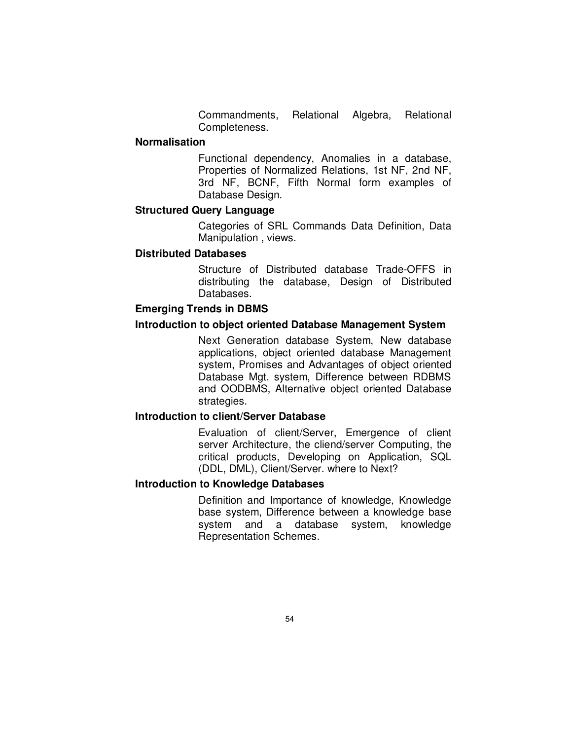Commandments, Relational Algebra, Relational Completeness.

**Normalisation**

Functional dependency, Anomalies in a database, Properties of Normalized Relations, 1st NF, 2nd NF, 3rd NF, BCNF, Fifth Normal form examples of Database Design.

**Structured Query Language**

Categories of SRL Commands Data Definition, Data Manipulation , views.

**Distributed Databases**

Structure of Distributed database Trade-OFFS in distributing the database, Design of Distributed Databases.

**Emerging Trends in DBMS**

**Introduction to object oriented Database Management System**

Next Generation database System, New database applications, object oriented database Management system, Promises and Advantages of object oriented Database Mgt. system, Difference between RDBMS and OODBMS, Alternative object oriented Database strategies.

**Introduction to client/Server Database**

Evaluation of client/Server, Emergence of client server Architecture, the cliend/server Computing, the critical products, Developing on Application, SQL (DDL, DML), Client/Server. where to Next?

**Introduction to Knowledge Databases**

Definition and Importance of knowledge, Knowledge base system, Difference between a knowledge base system and a database system, knowledge Representation Schemes.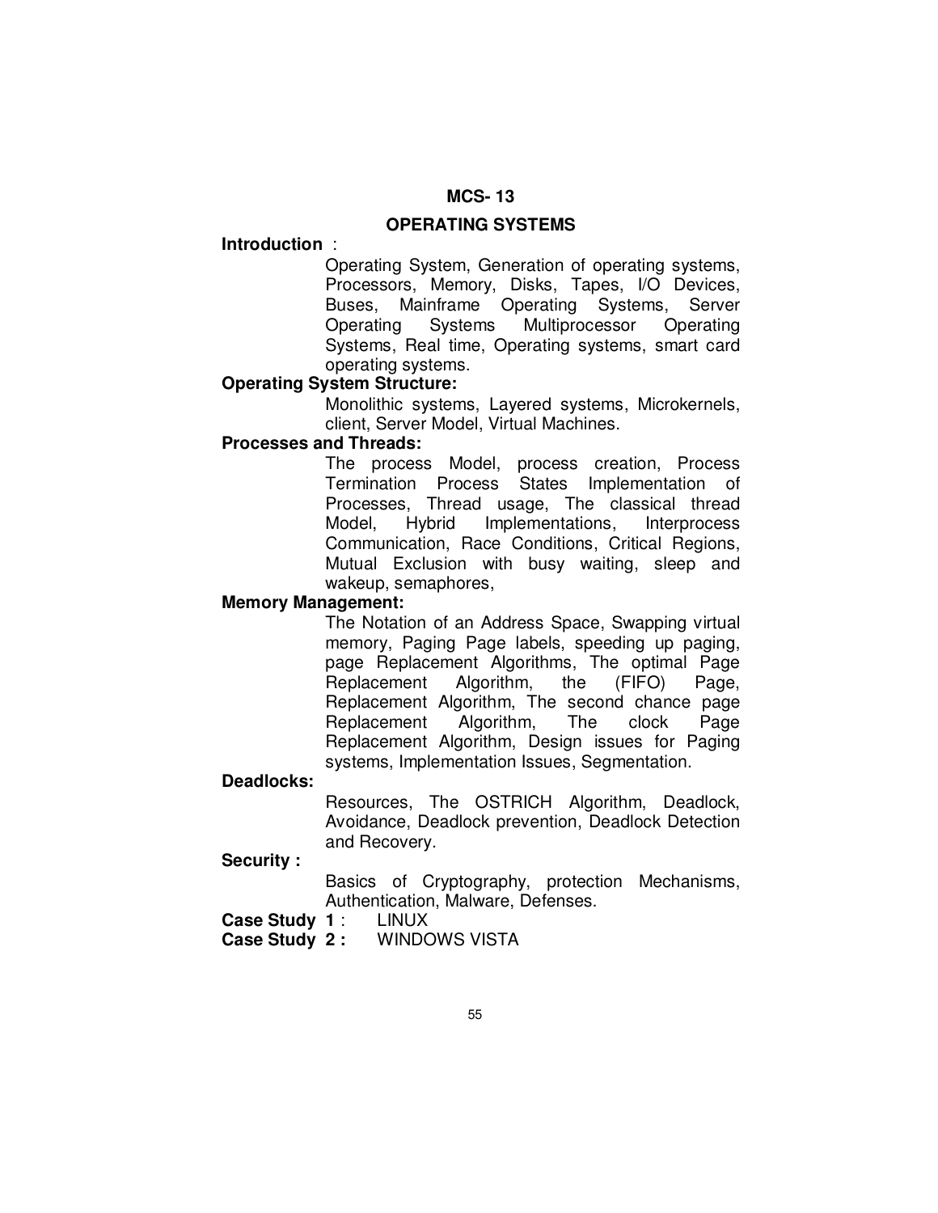## MCS- 13

## OPERATING SYSTEMS

**Introduction** :

Operating System, Generation of operating systems, Processors, Memory, Disks, Tapes, I/O Devices, Buses, Mainframe Operating Systems, Server Operating Systems Multiprocessor Operating Systems, Real time, Operating systems, smart card operating systems.

**Operating System Structure:**

Monolithic systems, Layered systems, Microkernels, client, Server Model, Virtual Machines.

**Processes and Threads:**

The process Model, process creation, Process Termination Process States Implementation of Processes, Thread usage, The classical thread Model, Hybrid Implementations, Interprocess Communication, Race Conditions, Critical Regions, Mutual Exclusion with busy waiting, sleep and wakeup, semaphores,

**Memory Management:**

The Notation of an Address Space, Swapping virtual memory, Paging Page labels, speeding up paging, page Replacement Algorithms, The optimal Page Replacement Algorithm, the (FIFO) Page, Replacement Algorithm, The second chance page Replacement Algorithm, The clock Page Replacement Algorithm, Design issues for Paging systems, Implementation Issues, Segmentation.

**Deadlocks:**

Resources, The OSTRICH Algorithm, Deadlock, Avoidance, Deadlock prevention, Deadlock Detection and Recovery.

**Security :**

Basics of Cryptography, protection Mechanisms, Authentication, Malware, Defenses.

**Case Study 1** : LINUX

**Case Study 2 :** WINDOWS VISTA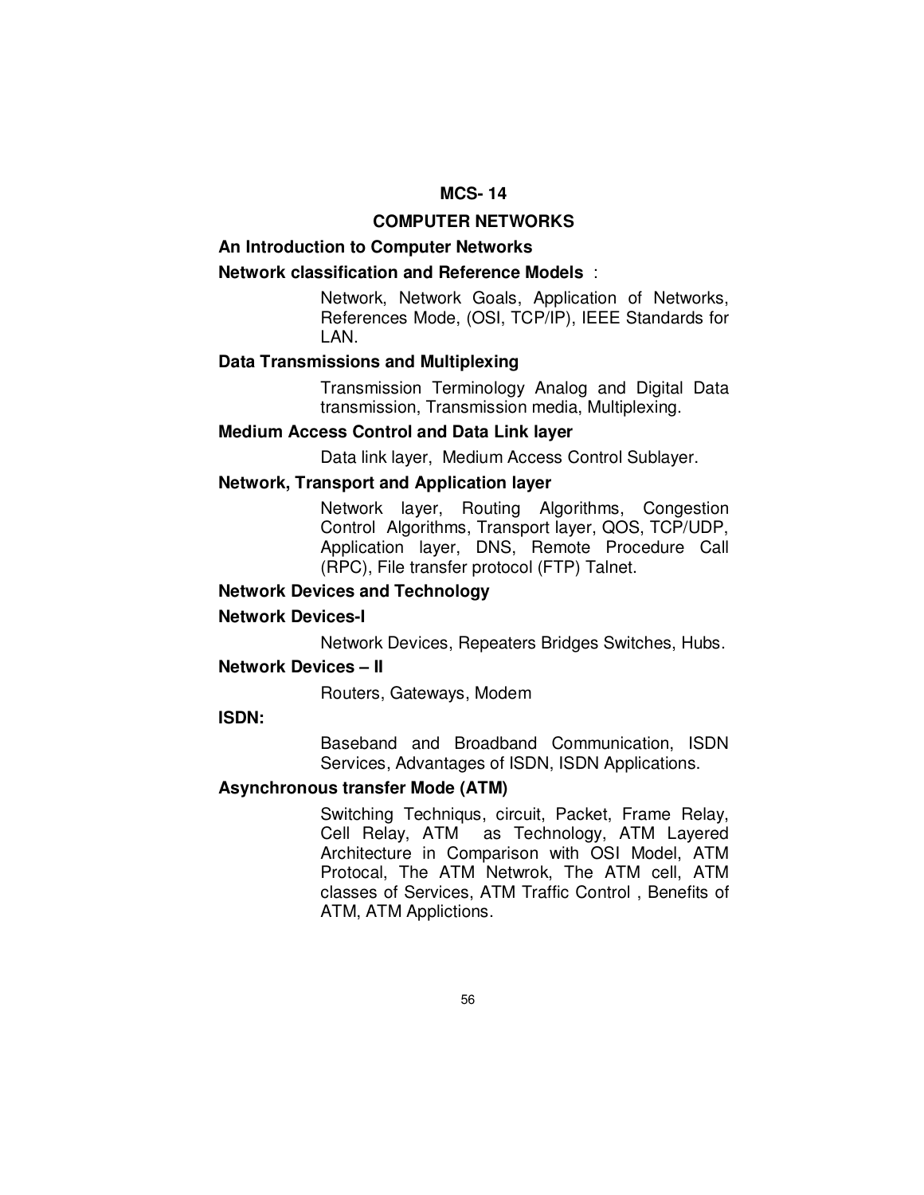## MCS- 14

## COMPUTER NETWORKS

**An Introduction to Computer Networks**

**Network classification and Reference Models** :

Network, Network Goals, Application of Networks, References Mode, (OSI, TCP/IP), IEEE Standards for LAN.

**Data Transmissions and Multiplexing**

Transmission Terminology Analog and Digital Data transmission, Transmission media, Multiplexing.

**Medium Access Control and Data Link layer**

Data link layer, Medium Access Control Sublayer.

**Network, Transport and Application layer**

Network layer, Routing Algorithms, Congestion Control Algorithms, Transport layer, QOS, TCP/UDP, Application layer, DNS, Remote Procedure Call (RPC), File transfer protocol (FTP) Talnet.

**Network Devices and Technology**

**Network Devices-I**

Network Devices, Repeaters Bridges Switches, Hubs.

**Network Devices – II**

Routers, Gateways, Modem

**ISDN:**

Baseband and Broadband Communication, ISDN Services, Advantages of ISDN, ISDN Applications.

**Asynchronous transfer Mode (ATM)**

Switching Techniqus, circuit, Packet, Frame Relay, Cell Relay, ATM as Technology, ATM Layered Architecture in Comparison with OSI Model, ATM Protocal, The ATM Netwrok, The ATM cell, ATM classes of Services, ATM Traffic Control , Benefits of ATM, ATM Applictions.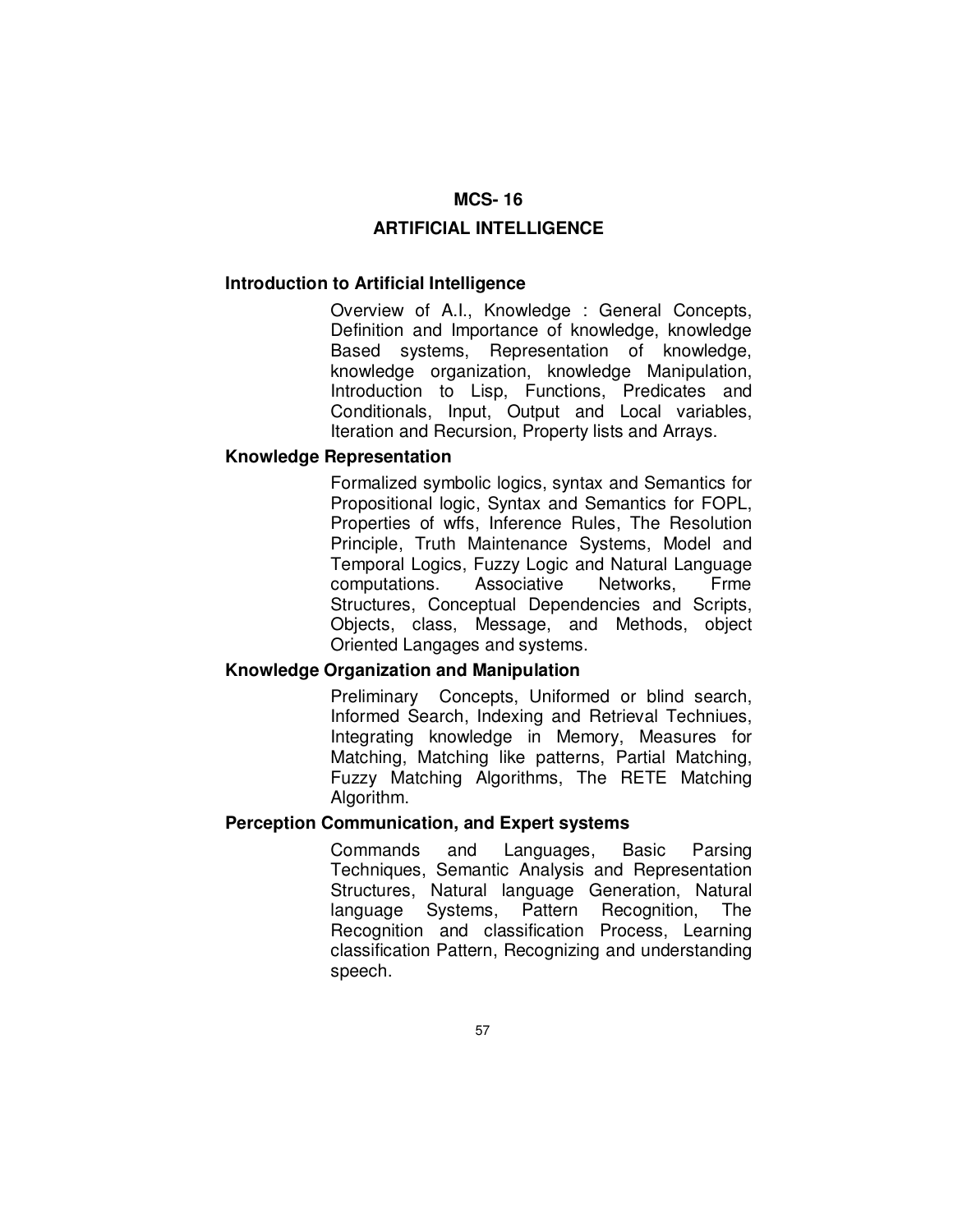# MCS- 16

# ARTIFICIAL INTELLIGENCE

### Introduction to Artificial Intelligence

Overview of A.I., Knowledge : General Concepts, Definition and Importance of knowledge, knowledge Based systems, Representation of knowledge, knowledge organization, knowledge Manipulation, Introduction to Lisp, Functions, Predicates and Conditionals, Input, Output and Local variables, Iteration and Recursion, Property lists and Arrays.

### Knowledge Representation

Formalized symbolic logics, syntax and Semantics for Propositional logic, Syntax and Semantics for FOPL, Properties of wffs, Inference Rules, The Resolution Principle, Truth Maintenance Systems, Model and Temporal Logics, Fuzzy Logic and Natural Language computations. Associative Networks, Frme Structures, Conceptual Dependencies and Scripts, Objects, class, Message, and Methods, object Oriented Langages and systems.

### Knowledge Organization and Manipulation

Preliminary Concepts, Uniformed or blind search, Informed Search, Indexing and Retrieval Techniues, Integrating knowledge in Memory, Measures for Matching, Matching like patterns, Partial Matching, Fuzzy Matching Algorithms, The RETE Matching Algorithm.

### Perception Communication, and Expert systems

Commands and Languages, Basic Parsing Techniques, Semantic Analysis and Representation Structures, Natural language Generation, Natural language Systems, Pattern Recognition, The Recognition and classification Process, Learning classification Pattern, Recognizing and understanding speech.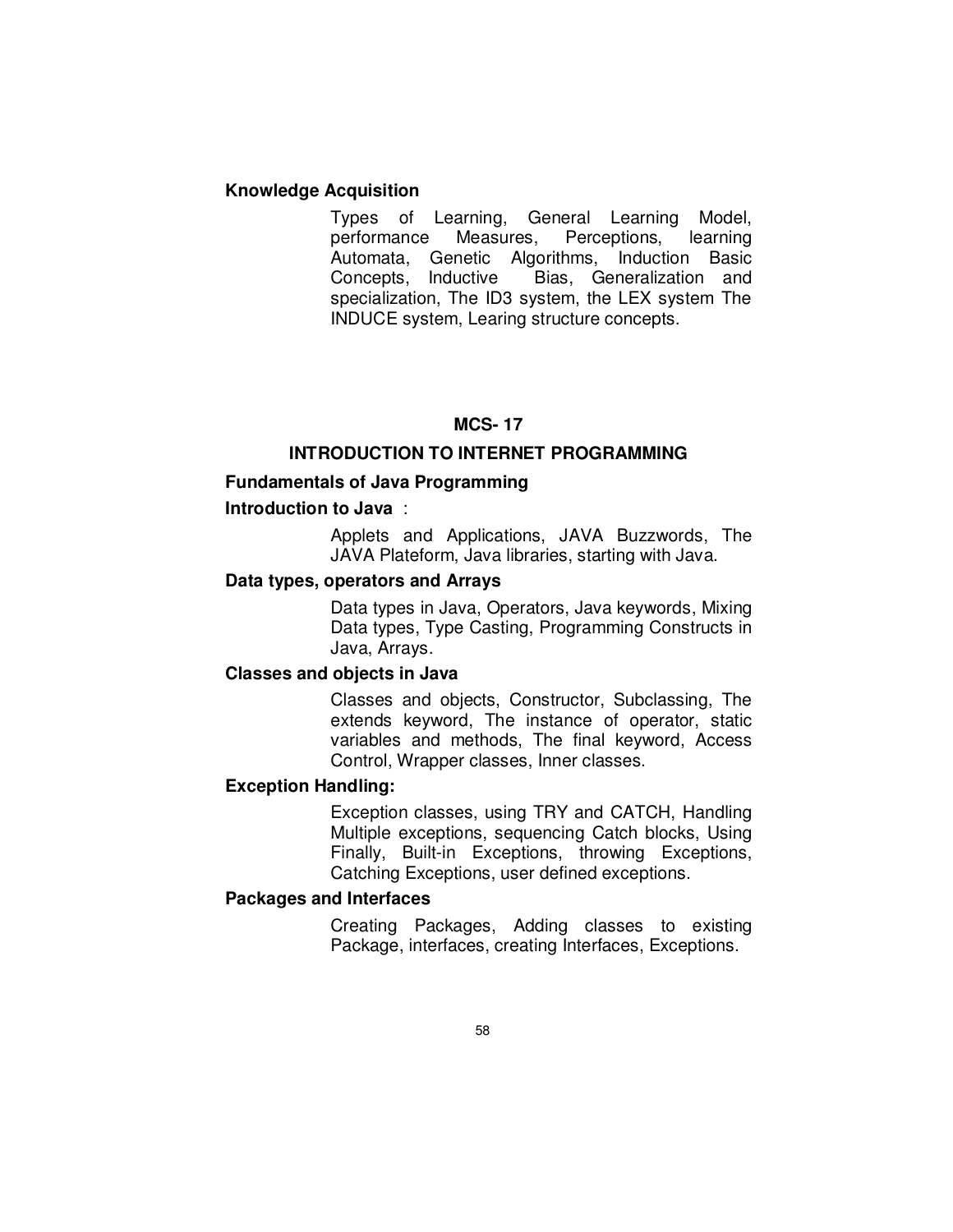**Knowledge Acquisition**

Types of Learning, General Learning Model, performance Measures, Perceptions, learning Automata, Genetic Algorithms, Induction Basic Concepts, Inductive Bias, Generalization and specialization, The ID3 system, the LEX system The INDUCE system, Learing structure concepts.

## MCS- 17

## INTRODUCTION TO INTERNET PROGRAMMING

### Fundamentals of Java Programming

**Introduction to Java** :

Applets and Applications, JAVA Buzzwords, The JAVA Plateform, Java libraries, starting with Java.

**Data types, operators and Arrays**

Data types in Java, Operators, Java keywords, Mixing Data types, Type Casting, Programming Constructs in Java, Arrays.

**Classes and objects in Java**

Classes and objects, Constructor, Subclassing, The extends keyword, The instance of operator, static variables and methods, The final keyword, Access Control, Wrapper classes, Inner classes.

**Exception Handling:**

Exception classes, using TRY and CATCH, Handling Multiple exceptions, sequencing Catch blocks, Using Finally, Built-in Exceptions, throwing Exceptions, Catching Exceptions, user defined exceptions.

**Packages and Interfaces**

Creating Packages, Adding classes to existing Package, interfaces, creating Interfaces, Exceptions.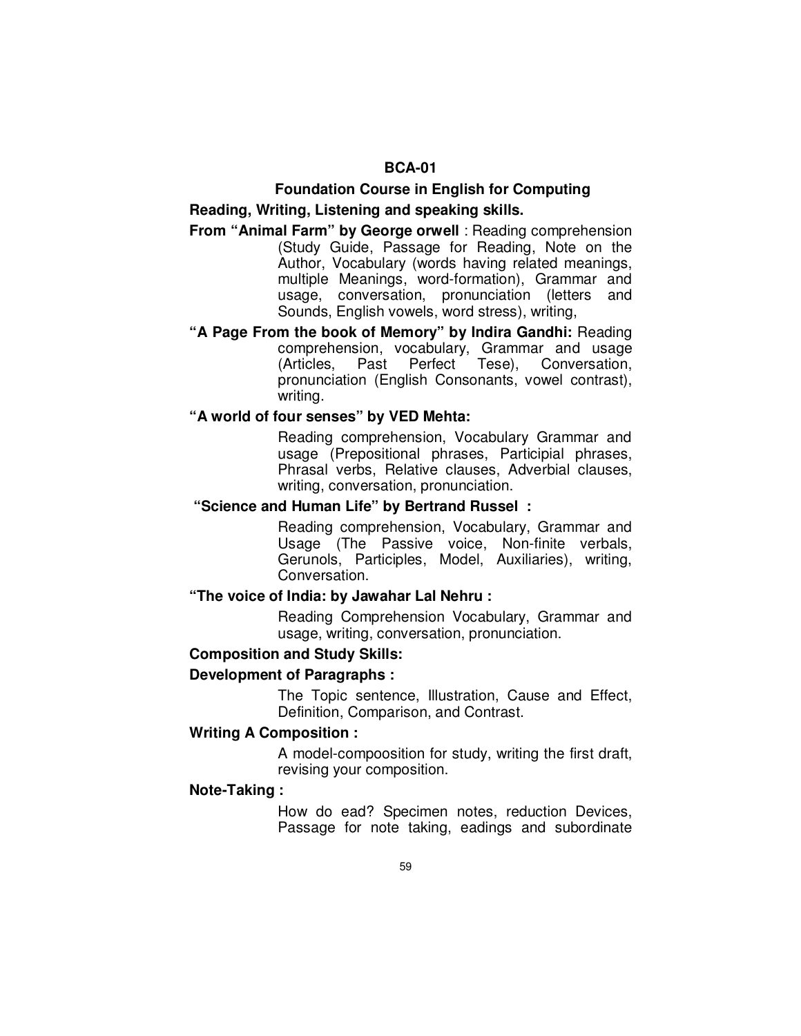## BCA-01

### Foundation Course in English for Computing

**Reading, Writing, Listening and speaking skills.**

**From "Animal Farm" by George orwell** : Reading comprehension (Study Guide, Passage for Reading, Note on the Author, Vocabulary (words having related meanings, multiple Meanings, word-formation), Grammar and usage, conversation, pronunciation (letters and Sounds, English vowels, word stress), writing,

**"A Page From the book of Memory" by Indira Gandhi:** Reading comprehension, vocabulary, Grammar and usage (Articles, Past Perfect Tese), Conversation, pronunciation (English Consonants, vowel contrast), writing.

**"A world of four senses" by VED Mehta:**

Reading comprehension, Vocabulary Grammar and usage (Prepositional phrases, Participial phrases, Phrasal verbs, Relative clauses, Adverbial clauses, writing, conversation, pronunciation.

**"Science and Human Life" by Bertrand Russel :**

Reading comprehension, Vocabulary, Grammar and Usage (The Passive voice, Non-finite verbals, Gerunols, Participles, Model, Auxiliaries), writing, Conversation.

**"The voice of India: by Jawahar Lal Nehru :**

Reading Comprehension Vocabulary, Grammar and usage, writing, conversation, pronunciation.

**Composition and Study Skills:**

**Development of Paragraphs :**

The Topic sentence, Illustration, Cause and Effect, Definition, Comparison, and Contrast.

**Writing A Composition :**

A model-compoosition for study, writing the first draft, revising your composition.

**Note-Taking :**

How do ead? Specimen notes, reduction Devices, Passage for note taking, eadings and subordinate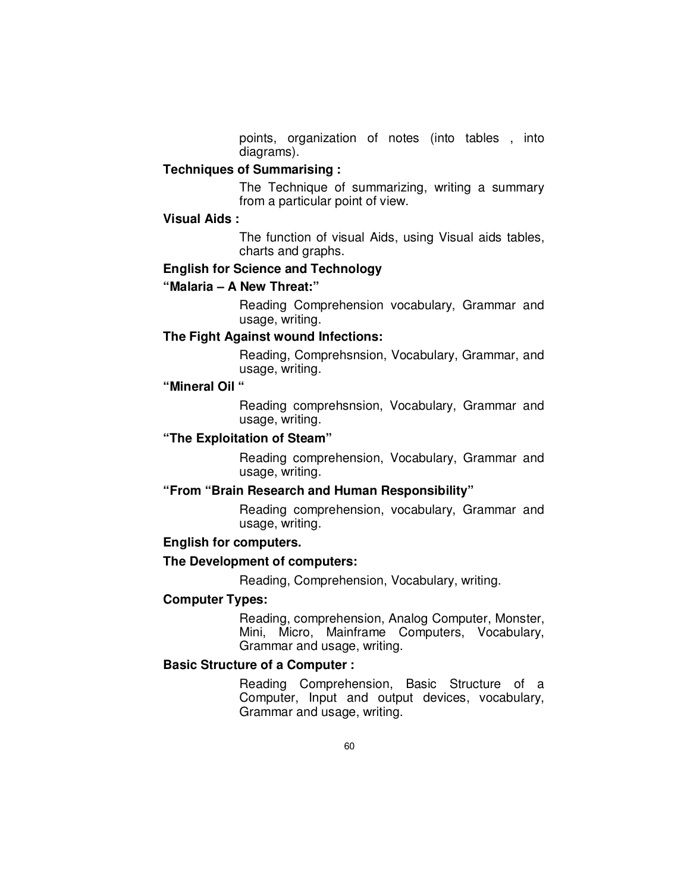points, organization of notes (into tables , into diagrams).

**Techniques of Summarising :**

The Technique of summarizing, writing a summary from a particular point of view.

**Visual Aids :**

The function of visual Aids, using Visual aids tables, charts and graphs.

**English for Science and Technology**

**"Malaria – A New Threat:"**

Reading Comprehension vocabulary, Grammar and usage, writing.

**The Fight Against wound Infections:**

Reading, Comprehsnsion, Vocabulary, Grammar, and usage, writing.

**"Mineral Oil "**

Reading comprehsnsion, Vocabulary, Grammar and usage, writing.

**"The Exploitation of Steam"**

Reading comprehension, Vocabulary, Grammar and usage, writing.

**"From "Brain Research and Human Responsibility"**

Reading comprehension, vocabulary, Grammar and usage, writing.

**English for computers.**

**The Development of computers:**

Reading, Comprehension, Vocabulary, writing.

**Computer Types:**

Reading, comprehension, Analog Computer, Monster, Mini, Micro, Mainframe Computers, Vocabulary, Grammar and usage, writing.

**Basic Structure of a Computer :**

Reading Comprehension, Basic Structure of a Computer, Input and output devices, vocabulary, Grammar and usage, writing.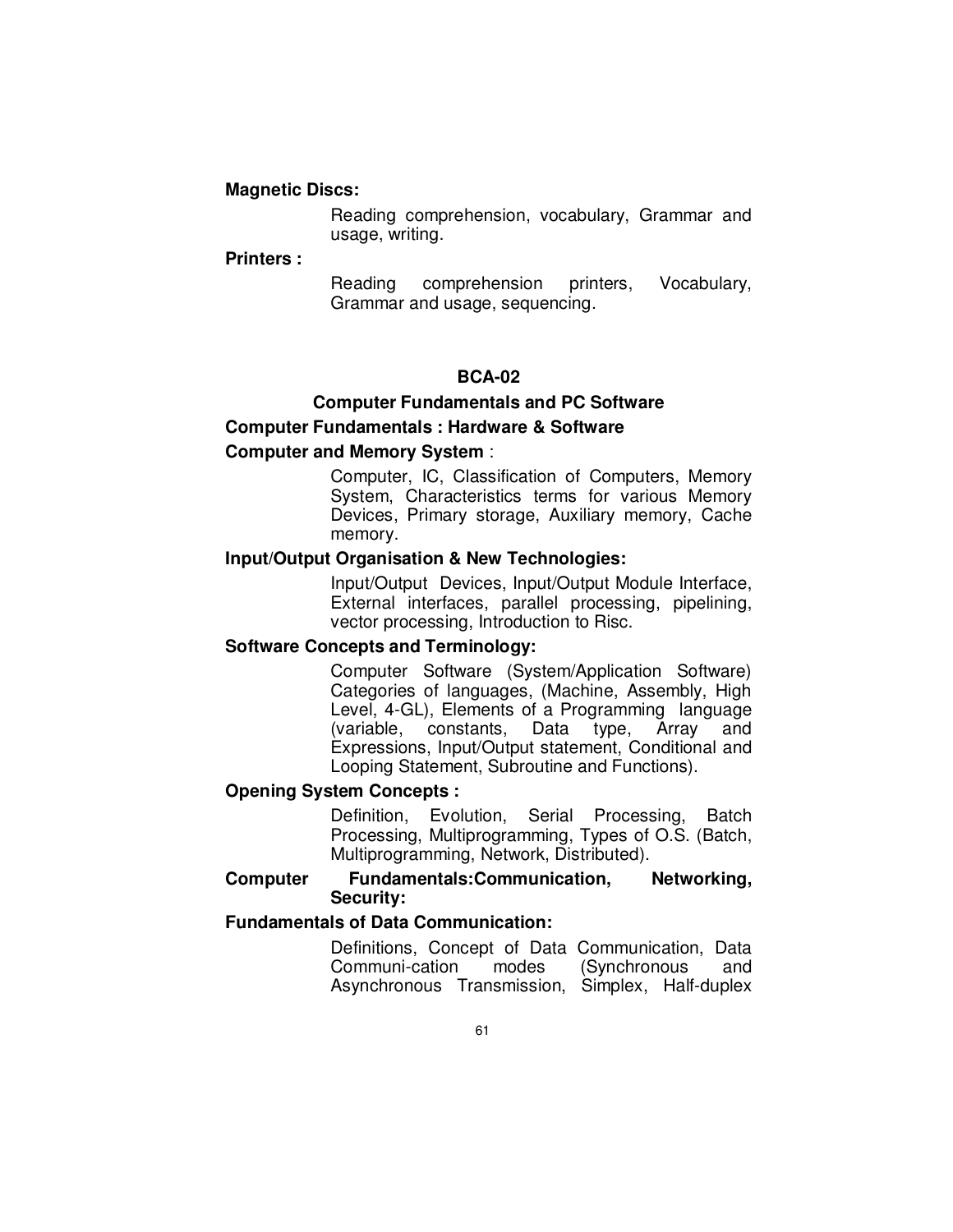**Magnetic Discs:**

Reading comprehension, vocabulary, Grammar and usage, writing.

**Printers :**

Reading comprehension printers, Vocabulary, Grammar and usage, sequencing.

## BCA-02

## Computer Fundamentals and PC Software

### Computer Fundamentals : Hardware & Software

**Computer and Memory System** :

Computer, IC, Classification of Computers, Memory System, Characteristics terms for various Memory Devices, Primary storage, Auxiliary memory, Cache memory.

**Input/Output Organisation & New Technologies:**

Input/Output Devices, Input/Output Module Interface, External interfaces, parallel processing, pipelining, vector processing, Introduction to Risc.

**Software Concepts and Terminology:**

Computer Software (System/Application Software) Categories of languages, (Machine, Assembly, High Level, 4-GL), Elements of a Programming language (variable, constants, Data type, Array and Expressions, Input/Output statement, Conditional and Looping Statement, Subroutine and Functions).

**Opening System Concepts :**

Definition, Evolution, Serial Processing, Batch Processing, Multiprogramming, Types of O.S. (Batch, Multiprogramming, Network, Distributed).

### Computer Fundamentals:Communication, Networking, Security:

**Fundamentals of Data Communication:**

Definitions, Concept of Data Communication, Data Communi-cation modes (Synchronous and Asynchronous Transmission, Simplex, Half-duplex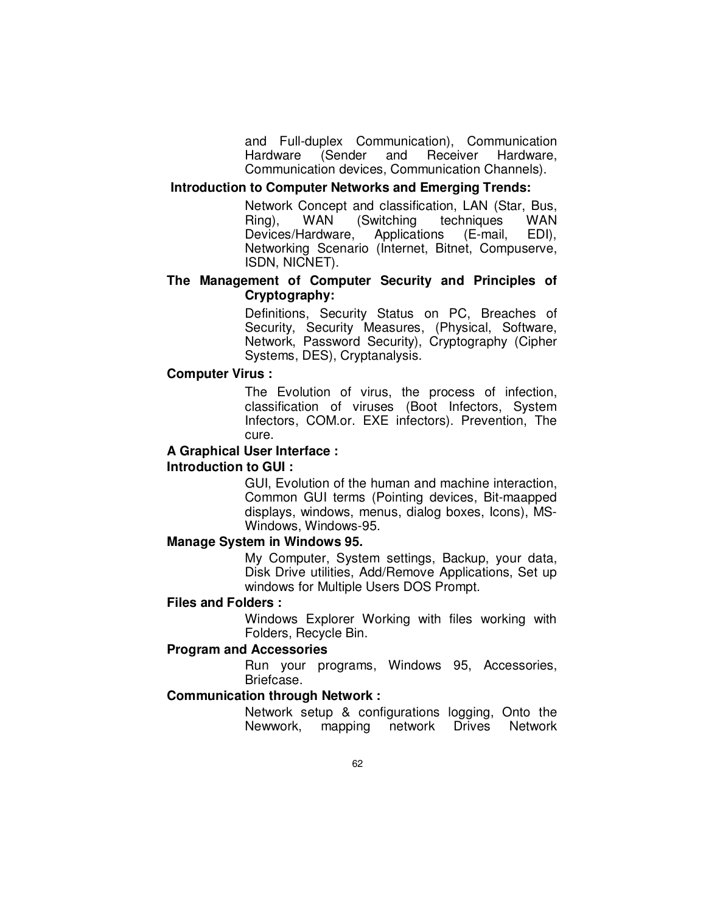and Full-duplex Communication), Communication Hardware (Sender and Receiver Hardware, Communication devices, Communication Channels).

**Introduction to Computer Networks and Emerging Trends:**

Network Concept and classification, LAN (Star, Bus, Ring), WAN (Switching techniques WAN Devices/Hardware, Applications (E-mail, EDI), Networking Scenario (Internet, Bitnet, Compuserve, ISDN, NICNET).

**The Management of Computer Security and Principles of Cryptography:**

Definitions, Security Status on PC, Breaches of Security, Security Measures, (Physical, Software, Network, Password Security), Cryptography (Cipher Systems, DES), Cryptanalysis.

**Computer Virus :**

The Evolution of virus, the process of infection, classification of viruses (Boot Infectors, System Infectors, COM.or. EXE infectors). Prevention, The cure.

**A Graphical User Interface :**

**Introduction to GUI :**

GUI, Evolution of the human and machine interaction, Common GUI terms (Pointing devices, Bit-maapped displays, windows, menus, dialog boxes, Icons), MS-Windows, Windows-95.

**Manage System in Windows 95.**

My Computer, System settings, Backup, your data, Disk Drive utilities, Add/Remove Applications, Set up windows for Multiple Users DOS Prompt.

**Files and Folders :**

Windows Explorer Working with files working with Folders, Recycle Bin.

**Program and Accessories**

Run your programs, Windows 95, Accessories, Briefcase.

**Communication through Network :**

Network setup & configurations logging, Onto the Newwork, mapping network Drives Network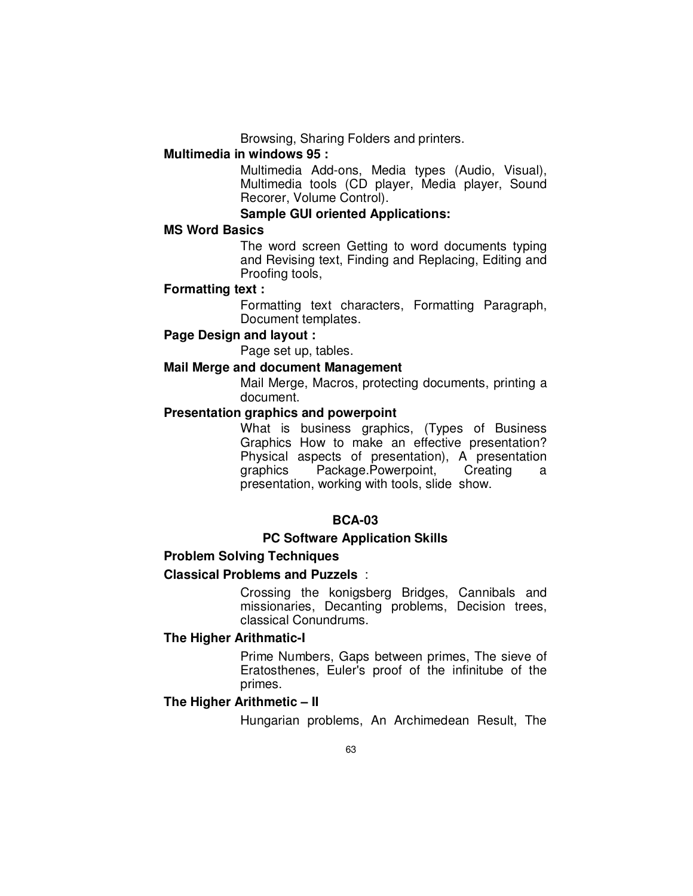Browsing, Sharing Folders and printers.

**Multimedia in windows 95 :**

Multimedia Add-ons, Media types (Audio, Visual), Multimedia tools (CD player, Media player, Sound Recorer, Volume Control).

**Sample GUI oriented Applications:**

**MS Word Basics**

The word screen Getting to word documents typing and Revising text, Finding and Replacing, Editing and Proofing tools,

**Formatting text :**

Formatting text characters, Formatting Paragraph, Document templates.

**Page Design and layout :**

Page set up, tables.

**Mail Merge and document Management**

Mail Merge, Macros, protecting documents, printing a document.

**Presentation graphics and powerpoint**

What is business graphics, (Types of Business Graphics How to make an effective presentation? Physical aspects of presentation), A presentation graphics Package.Powerpoint, Creating a presentation, working with tools, slide show.

## BCA-03

### PC Software Application Skills

**Problem Solving Techniques**

**Classical Problems and Puzzels** :

Crossing the konigsberg Bridges, Cannibals and missionaries, Decanting problems, Decision trees, classical Conundrums.

**The Higher Arithmatic-I**

Prime Numbers, Gaps between primes, The sieve of Eratosthenes, Euler's proof of the infinitube of the primes.

**The Higher Arithmetic – II**

Hungarian problems, An Archimedean Result, The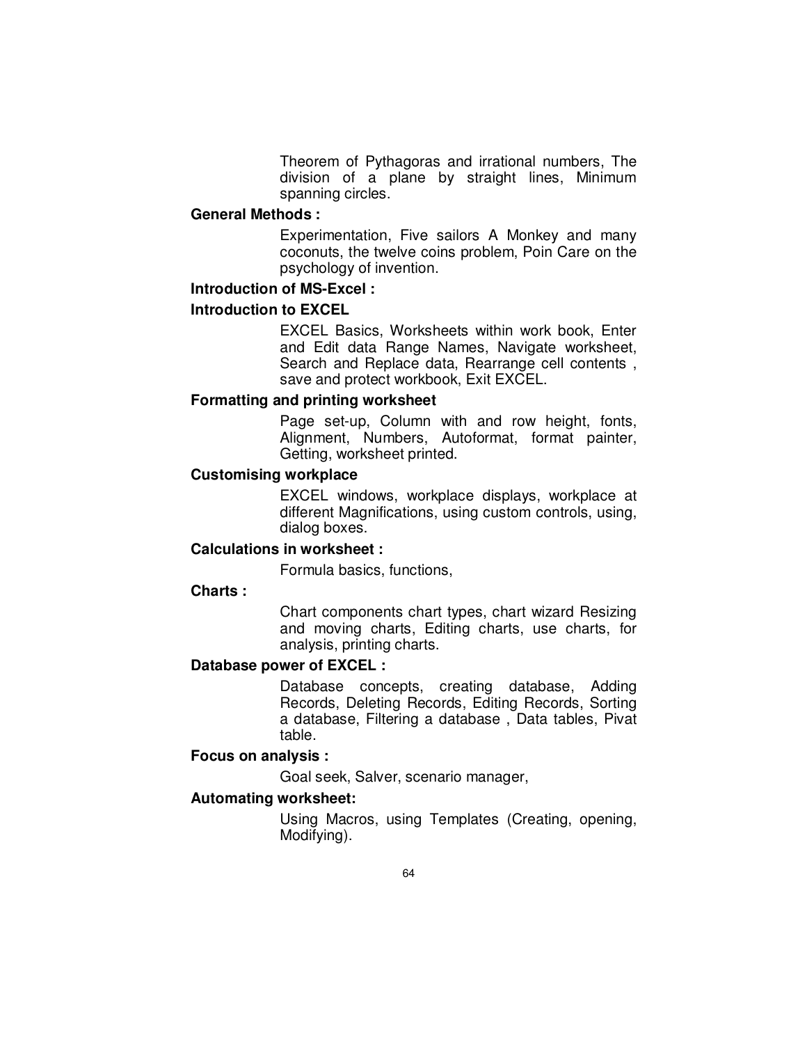Theorem of Pythagoras and irrational numbers, The division of a plane by straight lines, Minimum spanning circles.

**General Methods :**

Experimentation, Five sailors A Monkey and many coconuts, the twelve coins problem, Poin Care on the psychology of invention.

**Introduction of MS-Excel :**

**Introduction to EXCEL**

EXCEL Basics, Worksheets within work book, Enter and Edit data Range Names, Navigate worksheet, Search and Replace data, Rearrange cell contents , save and protect workbook, Exit EXCEL.

**Formatting and printing worksheet**

Page set-up, Column with and row height, fonts, Alignment, Numbers, Autoformat, format painter, Getting, worksheet printed.

**Customising workplace**

EXCEL windows, workplace displays, workplace at different Magnifications, using custom controls, using, dialog boxes.

**Calculations in worksheet :**

Formula basics, functions,

**Charts :**

Chart components chart types, chart wizard Resizing and moving charts, Editing charts, use charts, for analysis, printing charts.

**Database power of EXCEL :**

Database concepts, creating database, Adding Records, Deleting Records, Editing Records, Sorting a database, Filtering a database , Data tables, Pivat table.

**Focus on analysis :**

Goal seek, Salver, scenario manager,

**Automating worksheet:**

Using Macros, using Templates (Creating, opening, Modifying).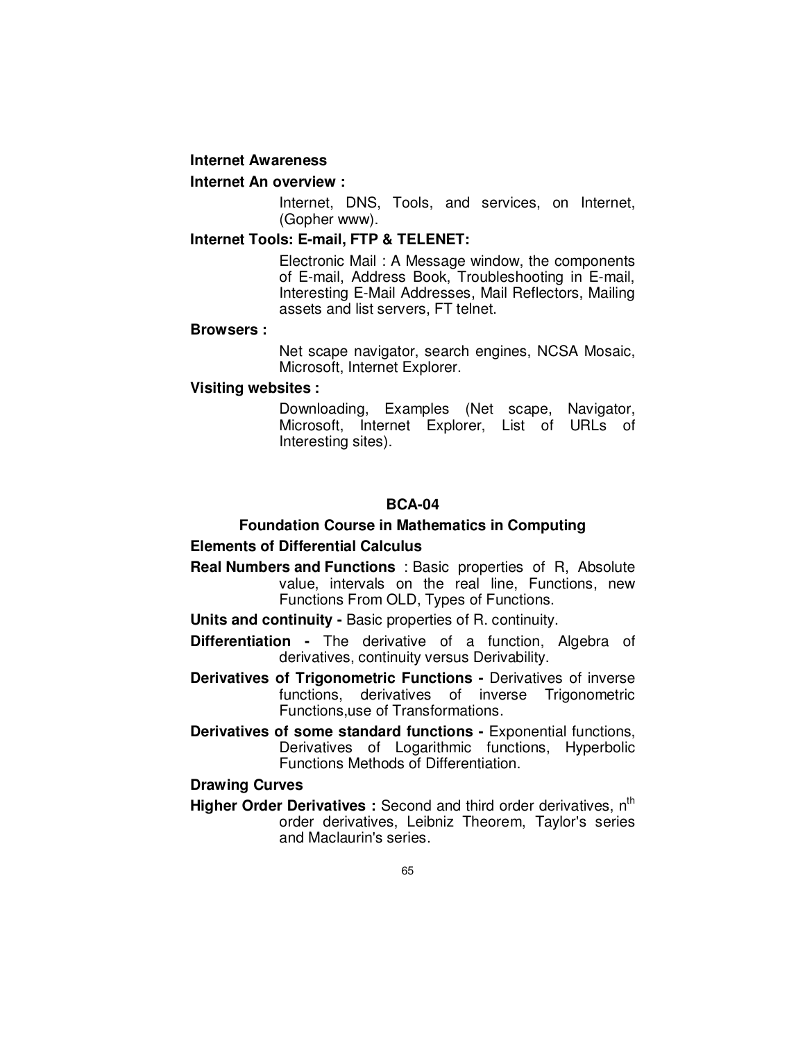**Internet Awareness**

**Internet An overview :**

Internet, DNS, Tools, and services, on Internet, (Gopher www).

**Internet Tools: E-mail, FTP & TELENET:**

Electronic Mail : A Message window, the components of E-mail, Address Book, Troubleshooting in E-mail, Interesting E-Mail Addresses, Mail Reflectors, Mailing assets and list servers, FT telnet.

**Browsers :**

Net scape navigator, search engines, NCSA Mosaic, Microsoft, Internet Explorer.

**Visiting websites :**

Downloading, Examples (Net scape, Navigator, Microsoft, Internet Explorer, List of URLs of Interesting sites).

## BCA-04

### Foundation Course in Mathematics in Computing

**Elements of Differential Calculus**

**Real Numbers and Functions** : Basic properties of R, Absolute value, intervals on the real line, Functions, new Functions From OLD, Types of Functions.

**Units and continuity -** Basic properties of R. continuity.

**Differentiation -** The derivative of a function, Algebra of derivatives, continuity versus Derivability.

**Derivatives of Trigonometric Functions -** Derivatives of inverse functions, derivatives of inverse Trigonometric Functions,use of Transformations.

**Derivatives of some standard functions -** Exponential functions, Derivatives of Logarithmic functions, Hyperbolic Functions Methods of Differentiation.

**Drawing Curves**

**Higher Order Derivatives :** Second and third order derivatives, $n^{th}$ order derivatives, Leibniz Theorem, Taylor's series and Maclaurin's series.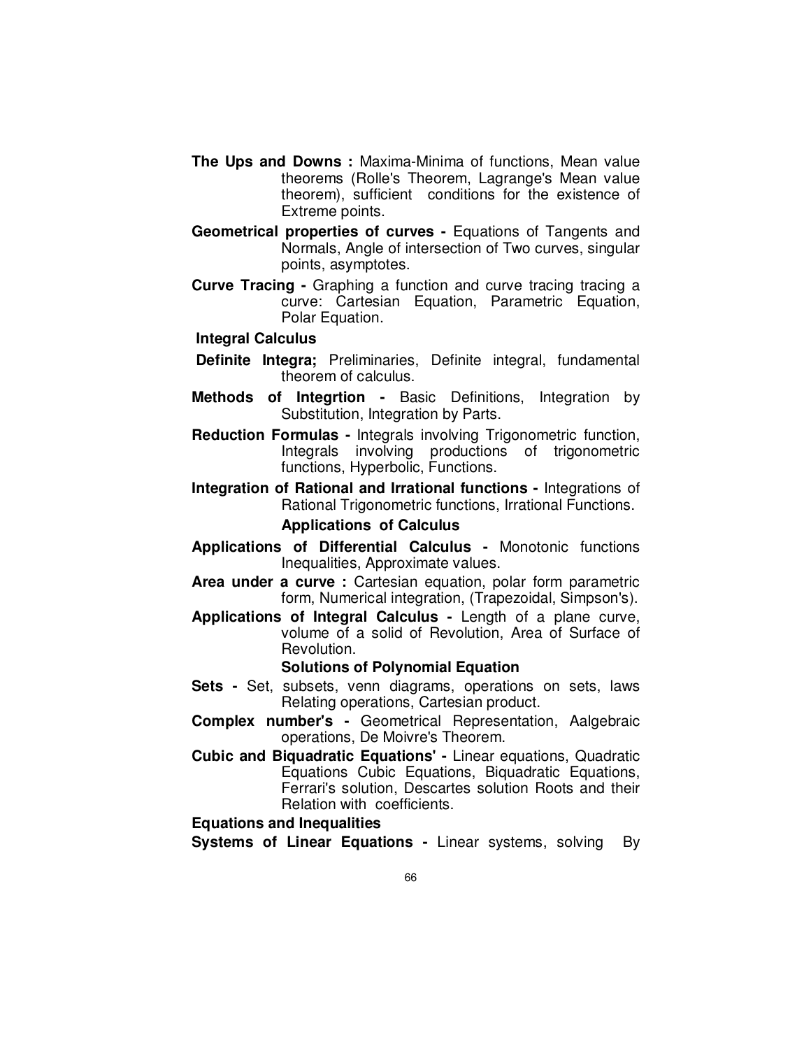**The Ups and Downs :** Maxima-Minima of functions, Mean value theorems (Rolle's Theorem, Lagrange's Mean value theorem), sufficient conditions for the existence of Extreme points.

**Geometrical properties of curves -** Equations of Tangents and Normals, Angle of intersection of Two curves, singular points, asymptotes.

**Curve Tracing -** Graphing a function and curve tracing tracing a curve: Cartesian Equation, Parametric Equation, Polar Equation.

**Integral Calculus**

**Definite Integra;** Preliminaries, Definite integral, fundamental theorem of calculus.

**Methods of Integrtion -** Basic Definitions, Integration by Substitution, Integration by Parts.

**Reduction Formulas -** Integrals involving Trigonometric function, Integrals involving productions of trigonometric functions, Hyperbolic, Functions.

**Integration of Rational and Irrational functions -** Integrations of Rational Trigonometric functions, Irrational Functions.

**Applications of Calculus**

**Applications of Differential Calculus -** Monotonic functions Inequalities, Approximate values.

**Area under a curve :** Cartesian equation, polar form parametric form, Numerical integration, (Trapezoidal, Simpson's).

**Applications of Integral Calculus -** Length of a plane curve, volume of a solid of Revolution, Area of Surface of Revolution.

**Solutions of Polynomial Equation**

**Sets -** Set, subsets, venn diagrams, operations on sets, laws Relating operations, Cartesian product.

**Complex number's -** Geometrical Representation, Aalgebraic operations, De Moivre's Theorem.

**Cubic and Biquadratic Equations' -** Linear equations, Quadratic Equations Cubic Equations, Biquadratic Equations, Ferrari's solution, Descartes solution Roots and their Relation with coefficients.

**Equations and Inequalities**

**Systems of Linear Equations -** Linear systems, solving By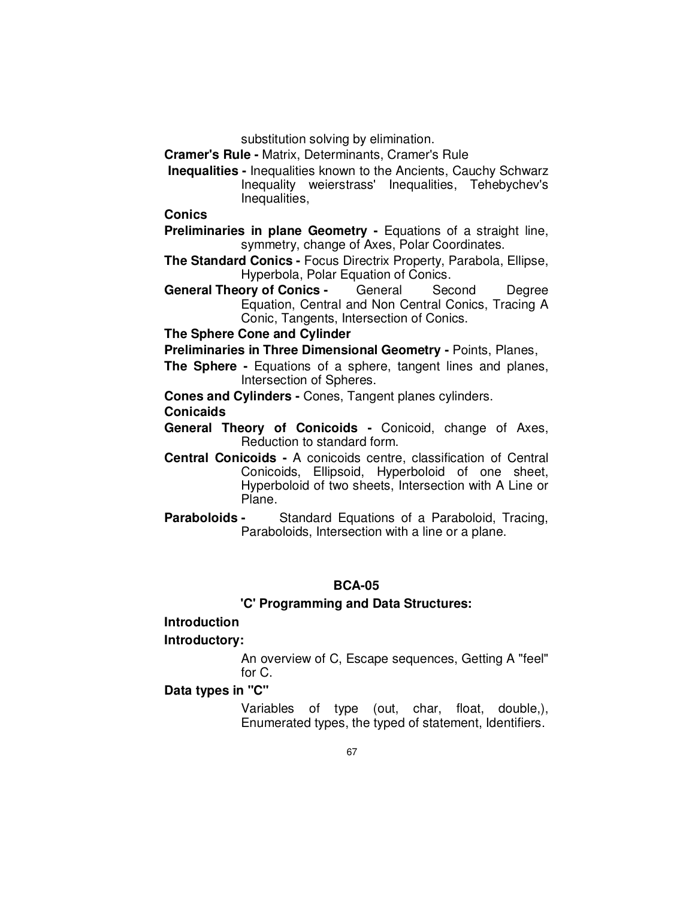substitution solving by elimination.

**Cramer's Rule -** Matrix, Determinants, Cramer's Rule

**Inequalities -** Inequalities known to the Ancients, Cauchy Schwarz Inequality weierstrass' Inequalities, Tehebychev's Inequalities,

**Conics**

**Preliminaries in plane Geometry -** Equations of a straight line, symmetry, change of Axes, Polar Coordinates.

**The Standard Conics -** Focus Directrix Property, Parabola, Ellipse, Hyperbola, Polar Equation of Conics.

**General Theory of Conics -** General Second Degree Equation, Central and Non Central Conics, Tracing A Conic, Tangents, Intersection of Conics.

**The Sphere Cone and Cylinder**

**Preliminaries in Three Dimensional Geometry -** Points, Planes,

**The Sphere -** Equations of a sphere, tangent lines and planes, Intersection of Spheres.

**Cones and Cylinders -** Cones, Tangent planes cylinders.

**Conicaids**

**General Theory of Conicoids -** Conicoid, change of Axes, Reduction to standard form.

**Central Conicoids -** A conicoids centre, classification of Central Conicoids, Ellipsoid, Hyperboloid of one sheet, Hyperboloid of two sheets, Intersection with A Line or Plane.

**Paraboloids -** Standard Equations of a Paraboloid, Tracing, Paraboloids, Intersection with a line or a plane.

## BCA-05

## 'C' Programming and Data Structures:

**Introduction**

**Introductory:**

An overview of C, Escape sequences, Getting A "feel" for C.

**Data types in "C"**

Variables of type (out, char, float, double,), Enumerated types, the typed of statement, Identifiers.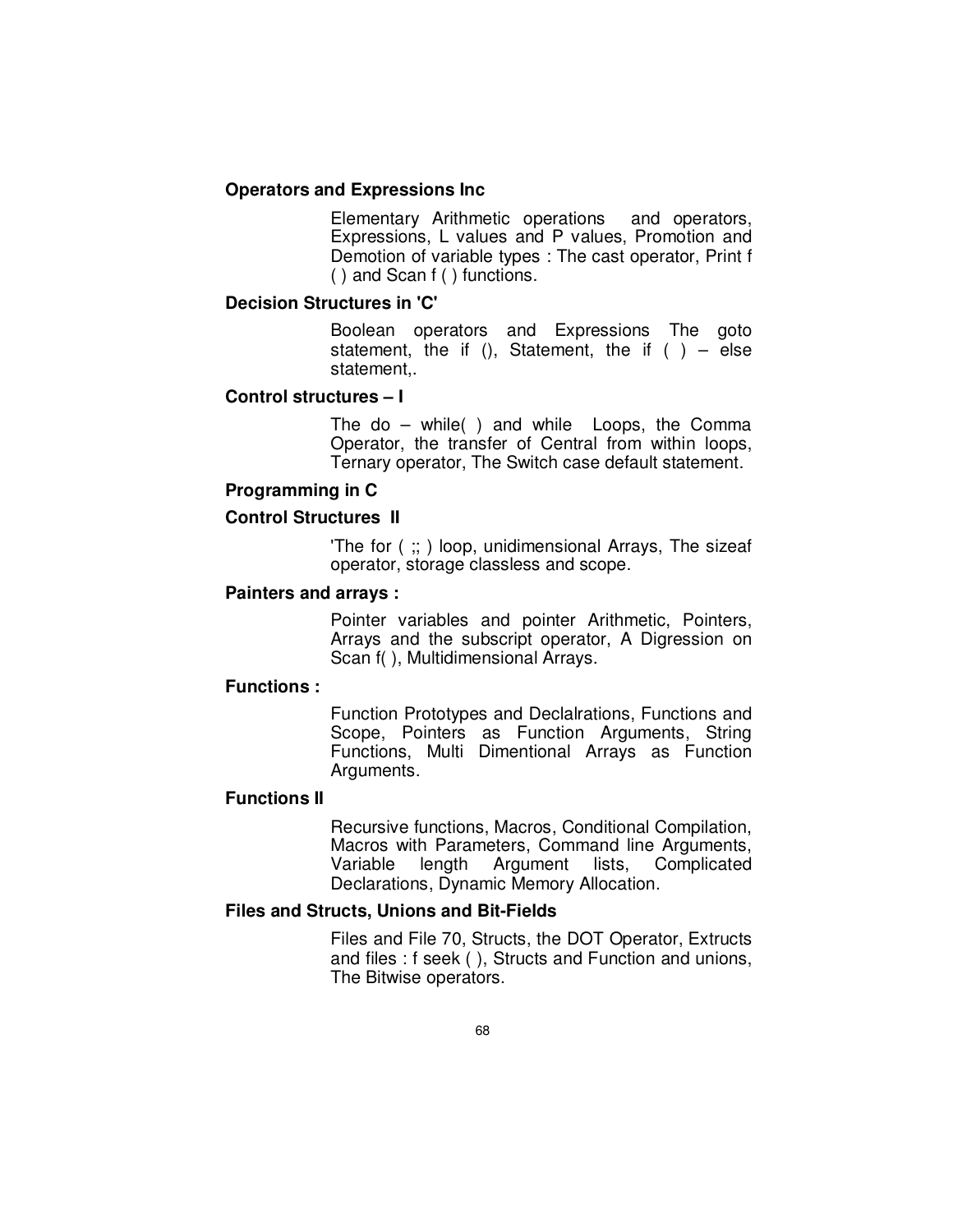**Operators and Expressions Inc**

Elementary Arithmetic operations and operators, Expressions, L values and P values, Promotion and Demotion of variable types : The cast operator, Print f ( ) and Scan f ( ) functions.

**Decision Structures in 'C'**

Boolean operators and Expressions The goto statement, the if (), Statement, the if ( ) – else statement,.

**Control structures – I**

The do – while( ) and while Loops, the Comma Operator, the transfer of Central from within loops, Ternary operator, The Switch case default statement.

**Programming in C**

**Control Structures II**

'The for ( ;; ) loop, unidimensional Arrays, The sizeaf operator, storage classless and scope.

**Painters and arrays :**

Pointer variables and pointer Arithmetic, Pointers, Arrays and the subscript operator, A Digression on Scan f( ), Multidimensional Arrays.

**Functions :**

Function Prototypes and Declalrations, Functions and Scope, Pointers as Function Arguments, String Functions, Multi Dimentional Arrays as Function Arguments.

**Functions II**

Recursive functions, Macros, Conditional Compilation, Macros with Parameters, Command line Arguments, Variable length Argument lists, Complicated Declarations, Dynamic Memory Allocation.

**Files and Structs, Unions and Bit-Fields**

Files and File 70, Structs, the DOT Operator, Extructs and files : f seek ( ), Structs and Function and unions, The Bitwise operators.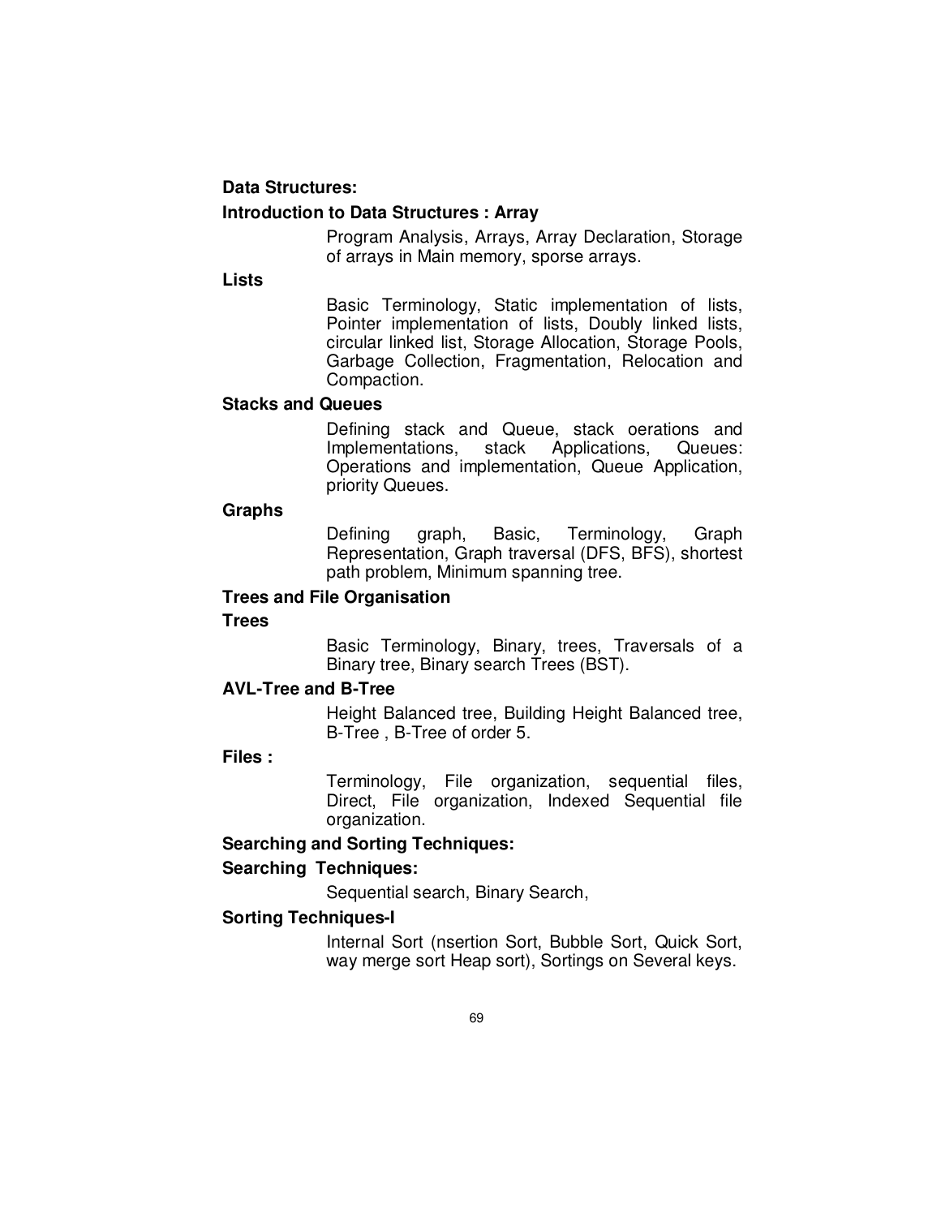**Data Structures:**

**Introduction to Data Structures : Array**

Program Analysis, Arrays, Array Declaration, Storage of arrays in Main memory, sporse arrays.

**Lists**

Basic Terminology, Static implementation of lists, Pointer implementation of lists, Doubly linked lists, circular linked list, Storage Allocation, Storage Pools, Garbage Collection, Fragmentation, Relocation and Compaction.

**Stacks and Queues**

Defining stack and Queue, stack oerations and Implementations, stack Applications, Queues: Operations and implementation, Queue Application, priority Queues.

**Graphs**

Defining graph, Basic, Terminology, Graph Representation, Graph traversal (DFS, BFS), shortest path problem, Minimum spanning tree.

**Trees and File Organisation**

**Trees**

Basic Terminology, Binary, trees, Traversals of a Binary tree, Binary search Trees (BST).

**AVL-Tree and B-Tree**

Height Balanced tree, Building Height Balanced tree, B-Tree , B-Tree of order 5.

**Files :**

Terminology, File organization, sequential files, Direct, File organization, Indexed Sequential file organization.

**Searching and Sorting Techniques:**

**Searching Techniques:**

Sequential search, Binary Search,

**Sorting Techniques-I**

Internal Sort (nsertion Sort, Bubble Sort, Quick Sort, way merge sort Heap sort), Sortings on Several keys.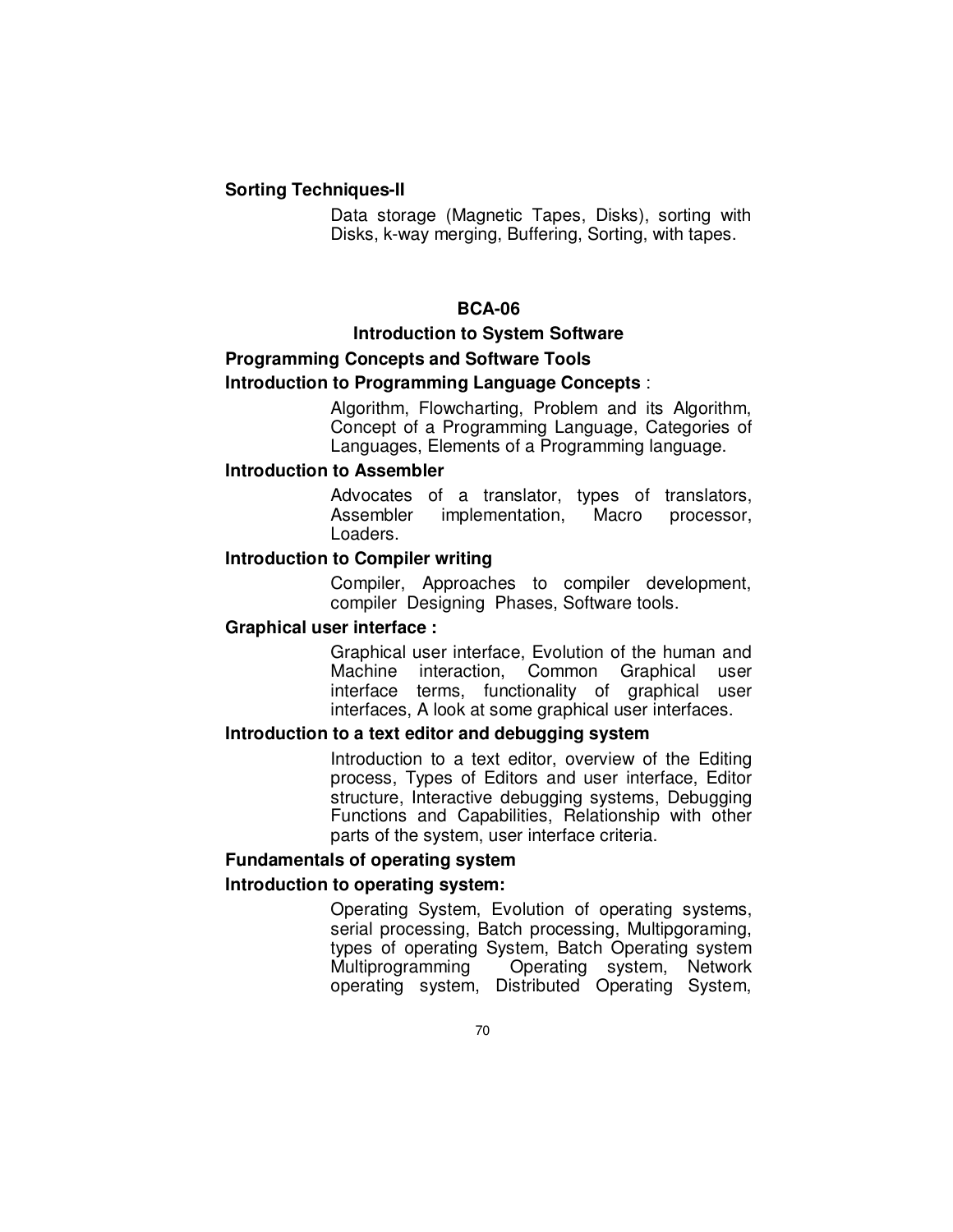**Sorting Techniques-II**

Data storage (Magnetic Tapes, Disks), sorting with Disks, k-way merging, Buffering, Sorting, with tapes.

## BCA-06

### Introduction to System Software

**Programming Concepts and Software Tools**

**Introduction to Programming Language Concepts** :

Algorithm, Flowcharting, Problem and its Algorithm, Concept of a Programming Language, Categories of Languages, Elements of a Programming language.

**Introduction to Assembler**

Advocates of a translator, types of translators, Assembler implementation, Macro processor, Loaders.

**Introduction to Compiler writing**

Compiler, Approaches to compiler development, compiler Designing Phases, Software tools.

**Graphical user interface :**

Graphical user interface, Evolution of the human and Machine interaction, Common Graphical user interface terms, functionality of graphical user interfaces, A look at some graphical user interfaces.

**Introduction to a text editor and debugging system**

Introduction to a text editor, overview of the Editing process, Types of Editors and user interface, Editor structure, Interactive debugging systems, Debugging Functions and Capabilities, Relationship with other parts of the system, user interface criteria.

**Fundamentals of operating system**

**Introduction to operating system:**

Operating System, Evolution of operating systems, serial processing, Batch processing, Multipgoraming, types of operating System, Batch Operating system Multiprogramming Operating system, Network operating system, Distributed Operating System,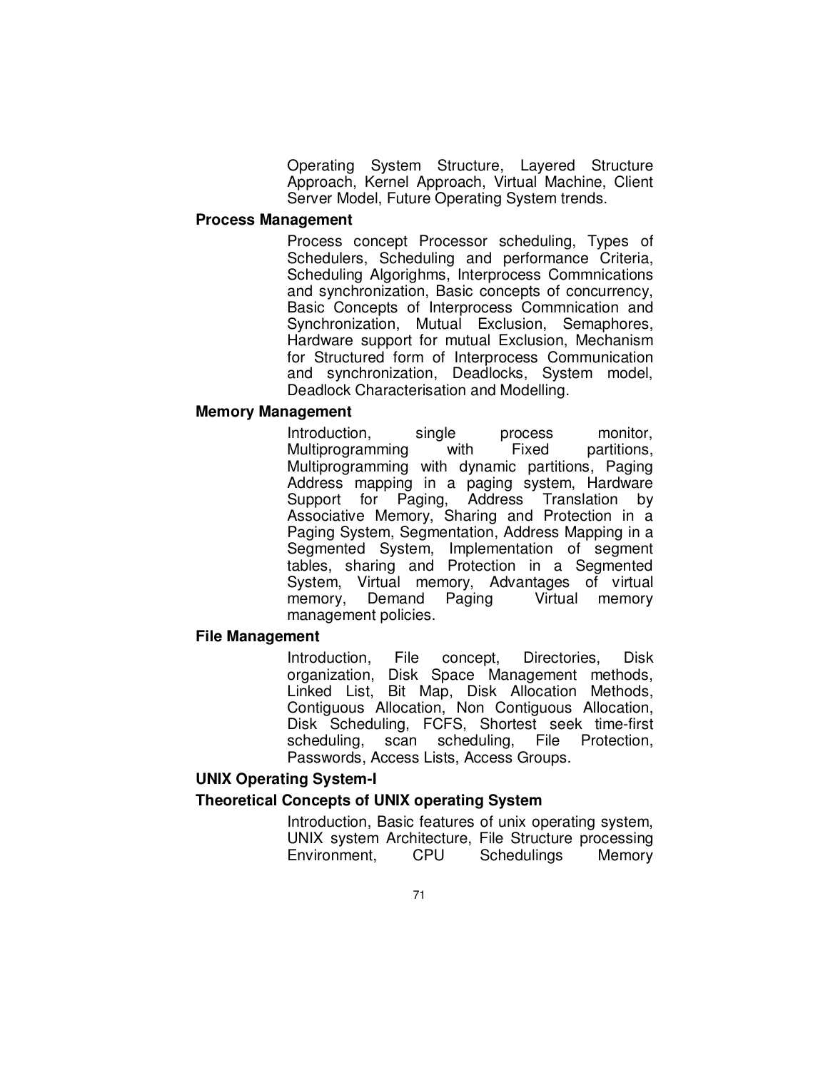Operating System Structure, Layered Structure Approach, Kernel Approach, Virtual Machine, Client Server Model, Future Operating System trends.

**Process Management**

Process concept Processor scheduling, Types of Schedulers, Scheduling and performance Criteria, Scheduling Algorighms, Interprocess Commnications and synchronization, Basic concepts of concurrency, Basic Concepts of Interprocess Commnication and Synchronization, Mutual Exclusion, Semaphores, Hardware support for mutual Exclusion, Mechanism for Structured form of Interprocess Communication and synchronization, Deadlocks, System model, Deadlock Characterisation and Modelling.

**Memory Management**

Introduction, single process monitor, Multiprogramming with Fixed partitions, Multiprogramming with dynamic partitions, Paging Address mapping in a paging system, Hardware Support for Paging, Address Translation by Associative Memory, Sharing and Protection in a Paging System, Segmentation, Address Mapping in a Segmented System, Implementation of segment tables, sharing and Protection in a Segmented System, Virtual memory, Advantages of virtual memory, Demand Paging Virtual memory management policies.

**File Management**

Introduction, File concept, Directories, Disk organization, Disk Space Management methods, Linked List, Bit Map, Disk Allocation Methods, Contiguous Allocation, Non Contiguous Allocation, Disk Scheduling, FCFS, Shortest seek time-first scheduling, scan scheduling, File Protection, Passwords, Access Lists, Access Groups.

**UNIX Operating System-I**

**Theoretical Concepts of UNIX operating System**

Introduction, Basic features of unix operating system, UNIX system Architecture, File Structure processing Environment, CPU Schedulings Memory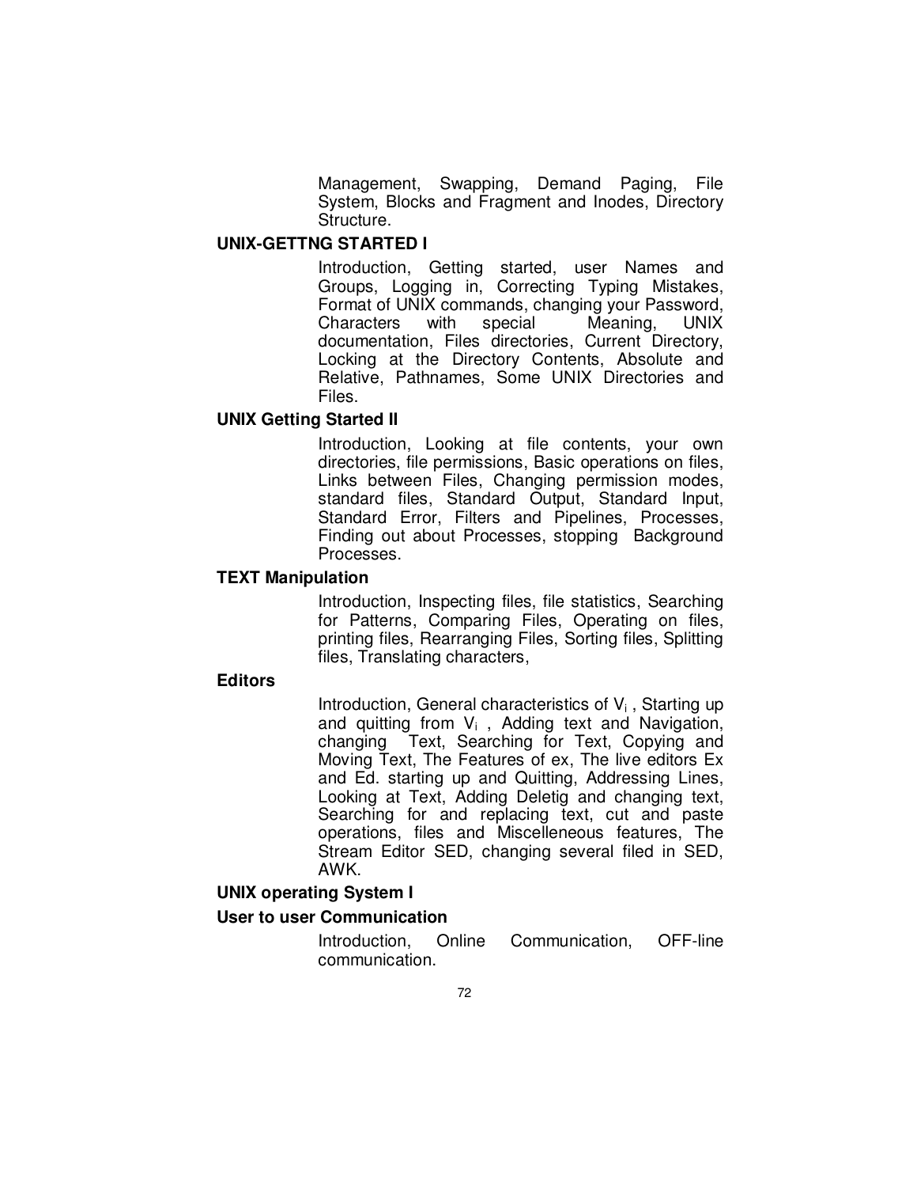Management, Swapping, Demand Paging, File System, Blocks and Fragment and Inodes, Directory Structure.

**UNIX-GETTNG STARTED I**

Introduction, Getting started, user Names and Groups, Logging in, Correcting Typing Mistakes, Format of UNIX commands, changing your Password, Characters with special Meaning, UNIX documentation, Files directories, Current Directory, Locking at the Directory Contents, Absolute and Relative, Pathnames, Some UNIX Directories and Files.

**UNIX Getting Started II**

Introduction, Looking at file contents, your own directories, file permissions, Basic operations on files, Links between Files, Changing permission modes, standard files, Standard Output, Standard Input, Standard Error, Filters and Pipelines, Processes, Finding out about Processes, stopping Background Processes.

**TEXT Manipulation**

Introduction, Inspecting files, file statistics, Searching for Patterns, Comparing Files, Operating on files, printing files, Rearranging Files, Sorting files, Splitting files, Translating characters,

**Editors**

Introduction, General characteristics of $V_i$ , Starting up and quitting from $V_i$ , Adding text and Navigation, changing Text, Searching for Text, Copying and Moving Text, The Features of ex, The live editors Ex and Ed. starting up and Quitting, Addressing Lines, Looking at Text, Adding Deletig and changing text, Searching for and replacing text, cut and paste operations, files and Miscelleneous features, The Stream Editor SED, changing several filed in SED, AWK.

**UNIX operating System I**

**User to user Communication**

Introduction, Online Communication, OFF-line communication.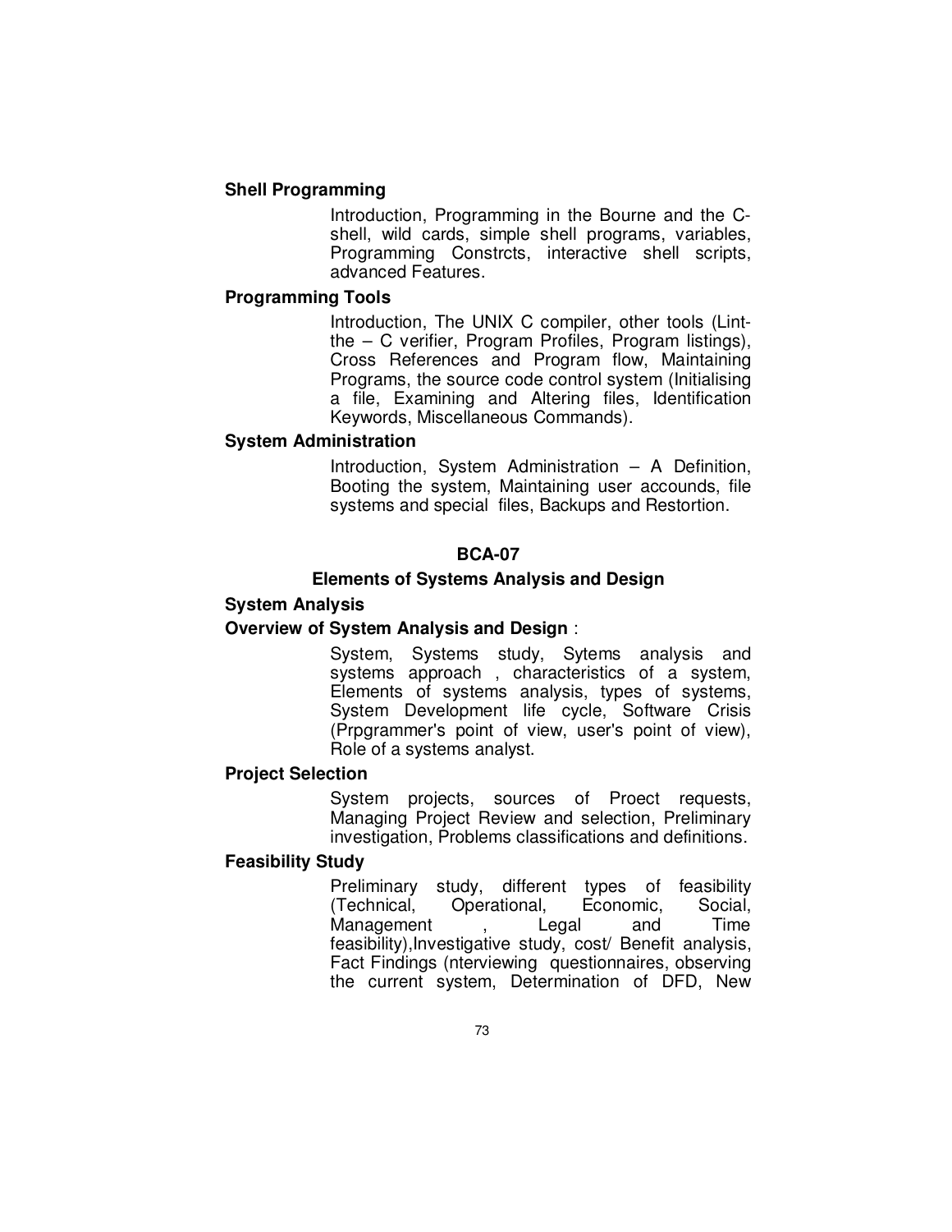**Shell Programming**

Introduction, Programming in the Bourne and the C-shell, wild cards, simple shell programs, variables, Programming Constrcts, interactive shell scripts, advanced Features.

**Programming Tools**

Introduction, The UNIX C compiler, other tools (Lint-the – C verifier, Program Profiles, Program listings), Cross References and Program flow, Maintaining Programs, the source code control system (Initialising a file, Examining and Altering files, Identification Keywords, Miscellaneous Commands).

**System Administration**

Introduction, System Administration – A Definition, Booting the system, Maintaining user accounds, file systems and special files, Backups and Restortion.

## BCA-07

## Elements of Systems Analysis and Design

**System Analysis**

**Overview of System Analysis and Design** :

System, Systems study, Sytems analysis and systems approach , characteristics of a system, Elements of systems analysis, types of systems, System Development life cycle, Software Crisis (Prpgrammer's point of view, user's point of view), Role of a systems analyst.

**Project Selection**

System projects, sources of Proect requests, Managing Project Review and selection, Preliminary investigation, Problems classifications and definitions.

**Feasibility Study**

Preliminary study, different types of feasibility (Technical, Operational, Economic, Social, Management , Legal and Time feasibility),Investigative study, cost/ Benefit analysis, Fact Findings (nterviewing questionnaires, observing the current system, Determination of DFD, New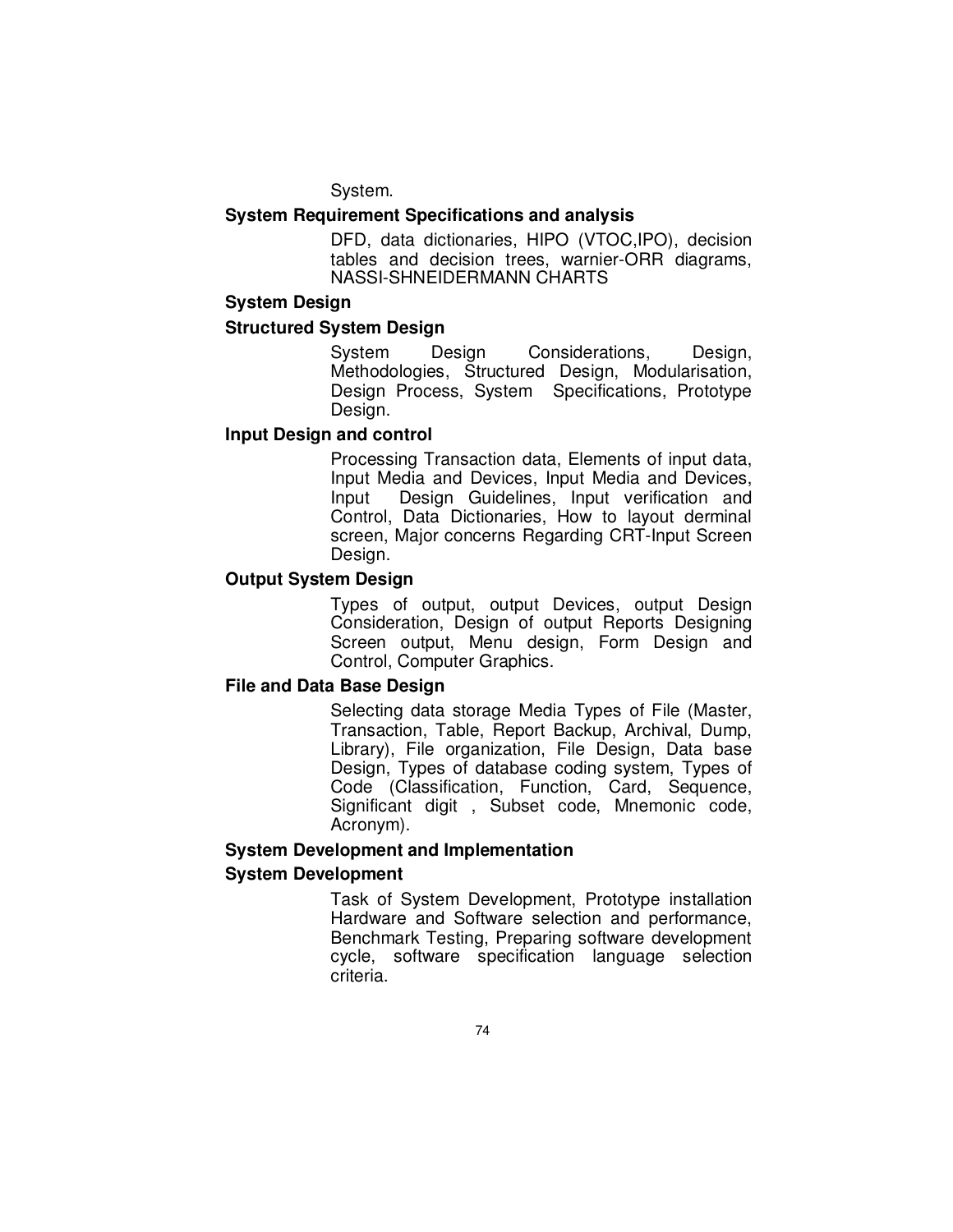System.

**System Requirement Specifications and analysis**

DFD, data dictionaries, HIPO (VTOC,IPO), decision tables and decision trees, warnier-ORR diagrams, NASSI-SHNEIDERMANN CHARTS

**System Design**

**Structured System Design**

System Design Considerations, Design, Methodologies, Structured Design, Modularisation, Design Process, System Specifications, Prototype Design.

**Input Design and control**

Processing Transaction data, Elements of input data, Input Media and Devices, Input Media and Devices, Input Design Guidelines, Input verification and Control, Data Dictionaries, How to layout derminal screen, Major concerns Regarding CRT-Input Screen Design.

**Output System Design**

Types of output, output Devices, output Design Consideration, Design of output Reports Designing Screen output, Menu design, Form Design and Control, Computer Graphics.

**File and Data Base Design**

Selecting data storage Media Types of File (Master, Transaction, Table, Report Backup, Archival, Dump, Library), File organization, File Design, Data base Design, Types of database coding system, Types of Code (Classification, Function, Card, Sequence, Significant digit , Subset code, Mnemonic code, Acronym).

**System Development and Implementation**

**System Development**

Task of System Development, Prototype installation Hardware and Software selection and performance, Benchmark Testing, Preparing software development cycle, software specification language selection criteria.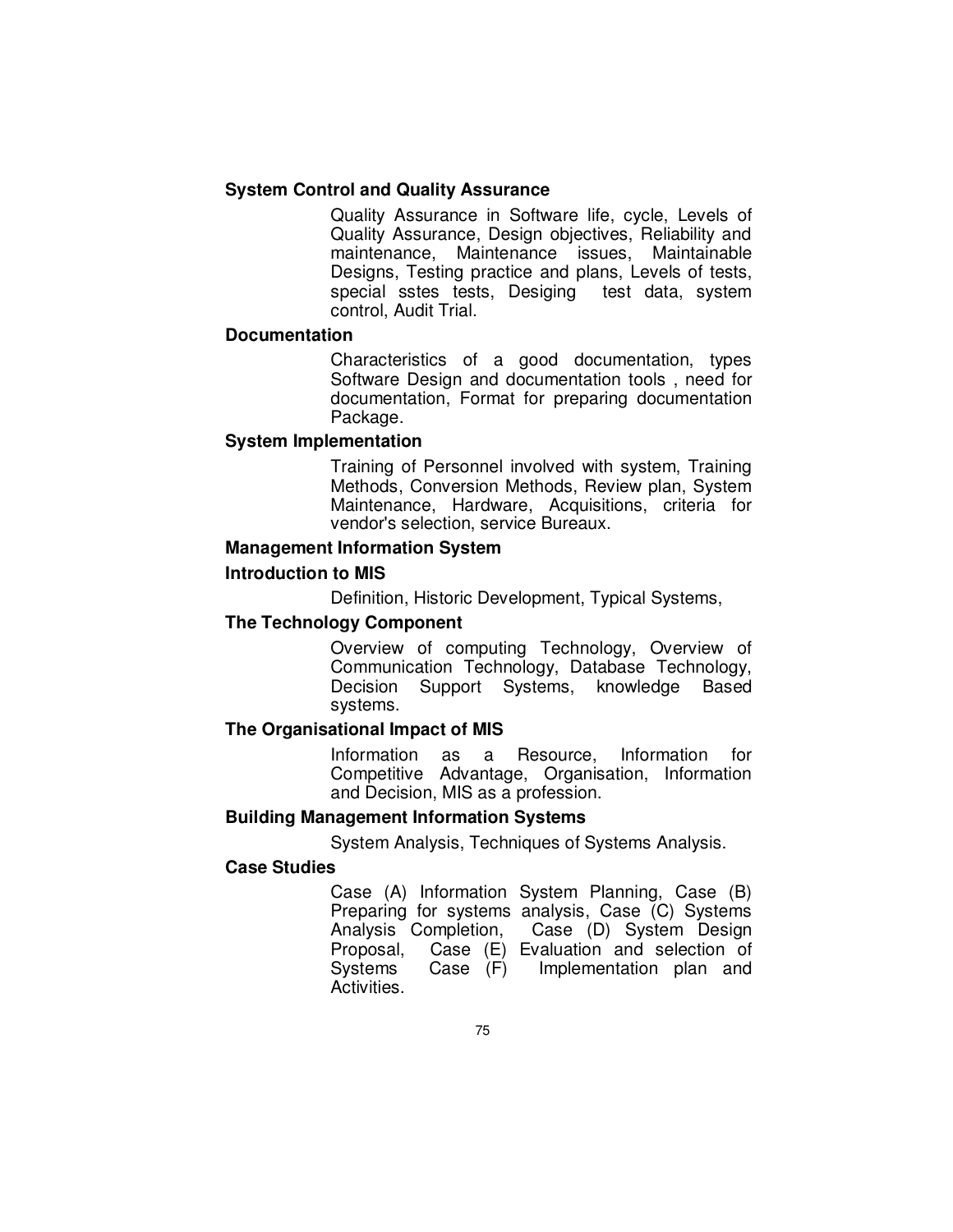**System Control and Quality Assurance**

Quality Assurance in Software life, cycle, Levels of Quality Assurance, Design objectives, Reliability and maintenance, Maintenance issues, Maintainable Designs, Testing practice and plans, Levels of tests, special sstes tests, Desiging test data, system control, Audit Trial.

**Documentation**

Characteristics of a good documentation, types Software Design and documentation tools , need for documentation, Format for preparing documentation Package.

**System Implementation**

Training of Personnel involved with system, Training Methods, Conversion Methods, Review plan, System Maintenance, Hardware, Acquisitions, criteria for vendor's selection, service Bureaux.

**Management Information System**

**Introduction to MIS**

Definition, Historic Development, Typical Systems,

**The Technology Component**

Overview of computing Technology, Overview of Communication Technology, Database Technology, Decision Support Systems, knowledge Based systems.

**The Organisational Impact of MIS**

Information as a Resource, Information for Competitive Advantage, Organisation, Information and Decision, MIS as a profession.

**Building Management Information Systems**

System Analysis, Techniques of Systems Analysis.

**Case Studies**

Case (A) Information System Planning, Case (B) Preparing for systems analysis, Case (C) Systems Analysis Completion, Case (D) System Design Proposal, Case (E) Evaluation and selection of Systems Case (F) Implementation plan and Activities.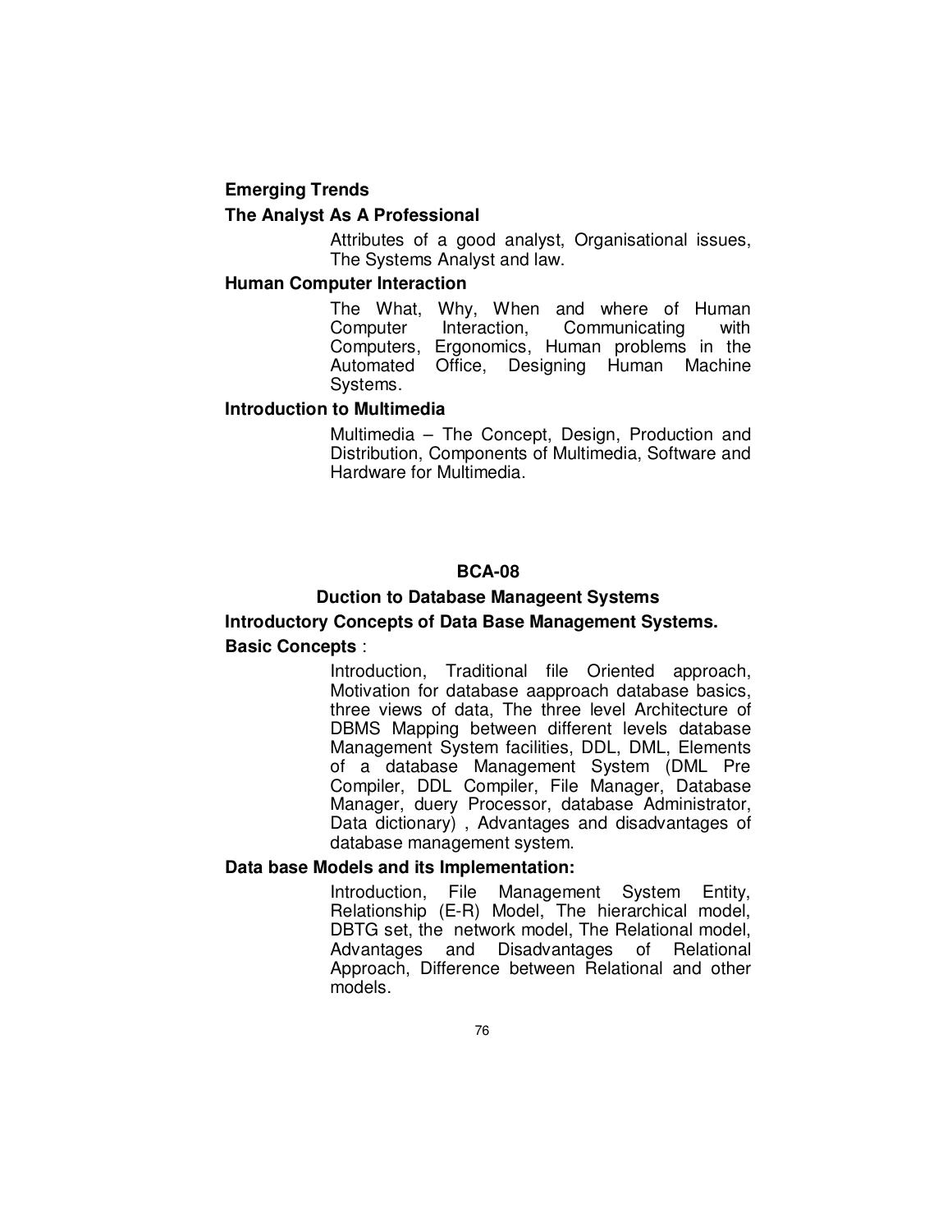**Emerging Trends**

**The Analyst As A Professional**

Attributes of a good analyst, Organisational issues, The Systems Analyst and law.

**Human Computer Interaction**

The What, Why, When and where of Human Computer Interaction, Communicating with Computers, Ergonomics, Human problems in the Automated Office, Designing Human Machine Systems.

**Introduction to Multimedia**

Multimedia – The Concept, Design, Production and Distribution, Components of Multimedia, Software and Hardware for Multimedia.

## BCA-08

### Duction to Database Manageent Systems

**Introductory Concepts of Data Base Management Systems.**

**Basic Concepts** :

Introduction, Traditional file Oriented approach, Motivation for database aapproach database basics, three views of data, The three level Architecture of DBMS Mapping between different levels database Management System facilities, DDL, DML, Elements of a database Management System (DML Pre Compiler, DDL Compiler, File Manager, Database Manager, duery Processor, database Administrator, Data dictionary) , Advantages and disadvantages of database management system.

**Data base Models and its Implementation:**

Introduction, File Management System Entity, Relationship (E-R) Model, The hierarchical model, DBTG set, the network model, The Relational model, Advantages and Disadvantages of Relational Approach, Difference between Relational and other models.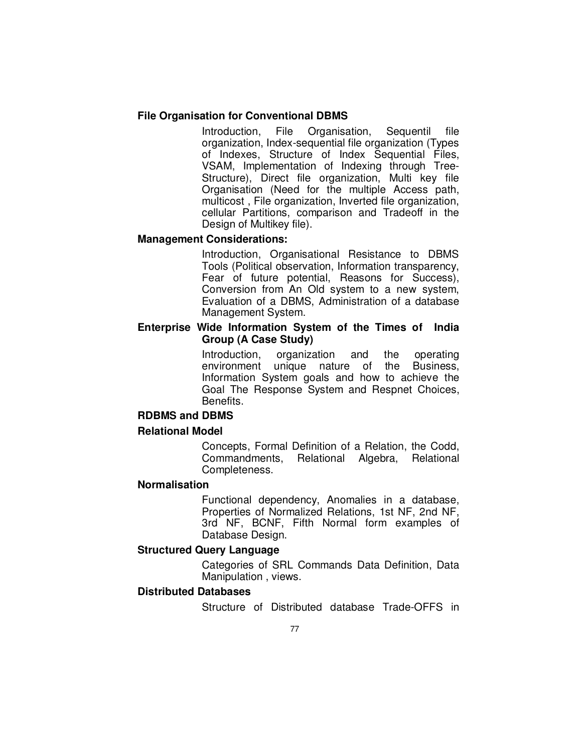**File Organisation for Conventional DBMS**

Introduction, File Organisation, Sequentil file organization, Index-sequential file organization (Types of Indexes, Structure of Index Sequential Files, VSAM, Implementation of Indexing through Tree-Structure), Direct file organization, Multi key file Organisation (Need for the multiple Access path, multicost , File organization, Inverted file organization, cellular Partitions, comparison and Tradeoff in the Design of Multikey file).

**Management Considerations:**

Introduction, Organisational Resistance to DBMS Tools (Political observation, Information transparency, Fear of future potential, Reasons for Success), Conversion from An Old system to a new system, Evaluation of a DBMS, Administration of a database Management System.

**Enterprise Wide Information System of the Times of India Group (A Case Study)**

Introduction, organization and the operating environment unique nature of the Business, Information System goals and how to achieve the Goal The Response System and Respnet Choices, Benefits.

**RDBMS and DBMS**

**Relational Model**

Concepts, Formal Definition of a Relation, the Codd, Commandments, Relational Algebra, Relational Completeness.

**Normalisation**

Functional dependency, Anomalies in a database, Properties of Normalized Relations, 1st NF, 2nd NF, 3rd NF, BCNF, Fifth Normal form examples of Database Design.

**Structured Query Language**

Categories of SRL Commands Data Definition, Data Manipulation , views.

**Distributed Databases**

Structure of Distributed database Trade-OFFS in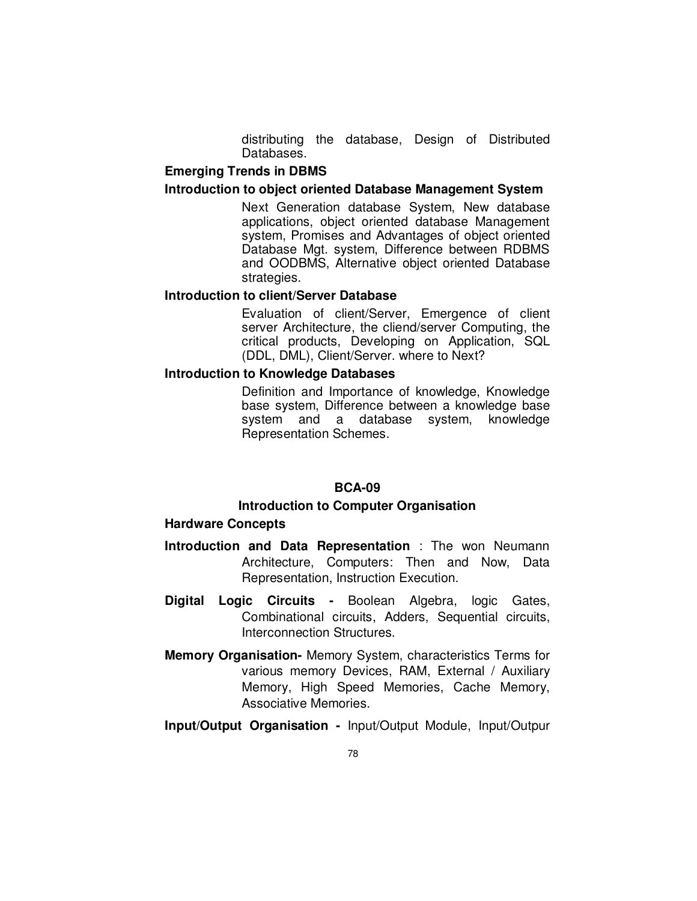distributing the database, Design of Distributed Databases.

**Emerging Trends in DBMS**

**Introduction to object oriented Database Management System**

Next Generation database System, New database applications, object oriented database Management system, Promises and Advantages of object oriented Database Mgt. system, Difference between RDBMS and OODBMS, Alternative object oriented Database strategies.

**Introduction to client/Server Database**

Evaluation of client/Server, Emergence of client server Architecture, the cliend/server Computing, the critical products, Developing on Application, SQL (DDL, DML), Client/Server. where to Next?

**Introduction to Knowledge Databases**

Definition and Importance of knowledge, Knowledge base system, Difference between a knowledge base system and a database system, knowledge Representation Schemes.

## BCA-09

## Introduction to Computer Organisation

**Hardware Concepts**

**Introduction and Data Representation** : The won Neumann Architecture, Computers: Then and Now, Data Representation, Instruction Execution.

**Digital Logic Circuits -** Boolean Algebra, logic Gates, Combinational circuits, Adders, Sequential circuits, Interconnection Structures.

**Memory Organisation-** Memory System, characteristics Terms for various memory Devices, RAM, External / Auxiliary Memory, High Speed Memories, Cache Memory, Associative Memories.

**Input/Output Organisation -** Input/Output Module, Input/Outpur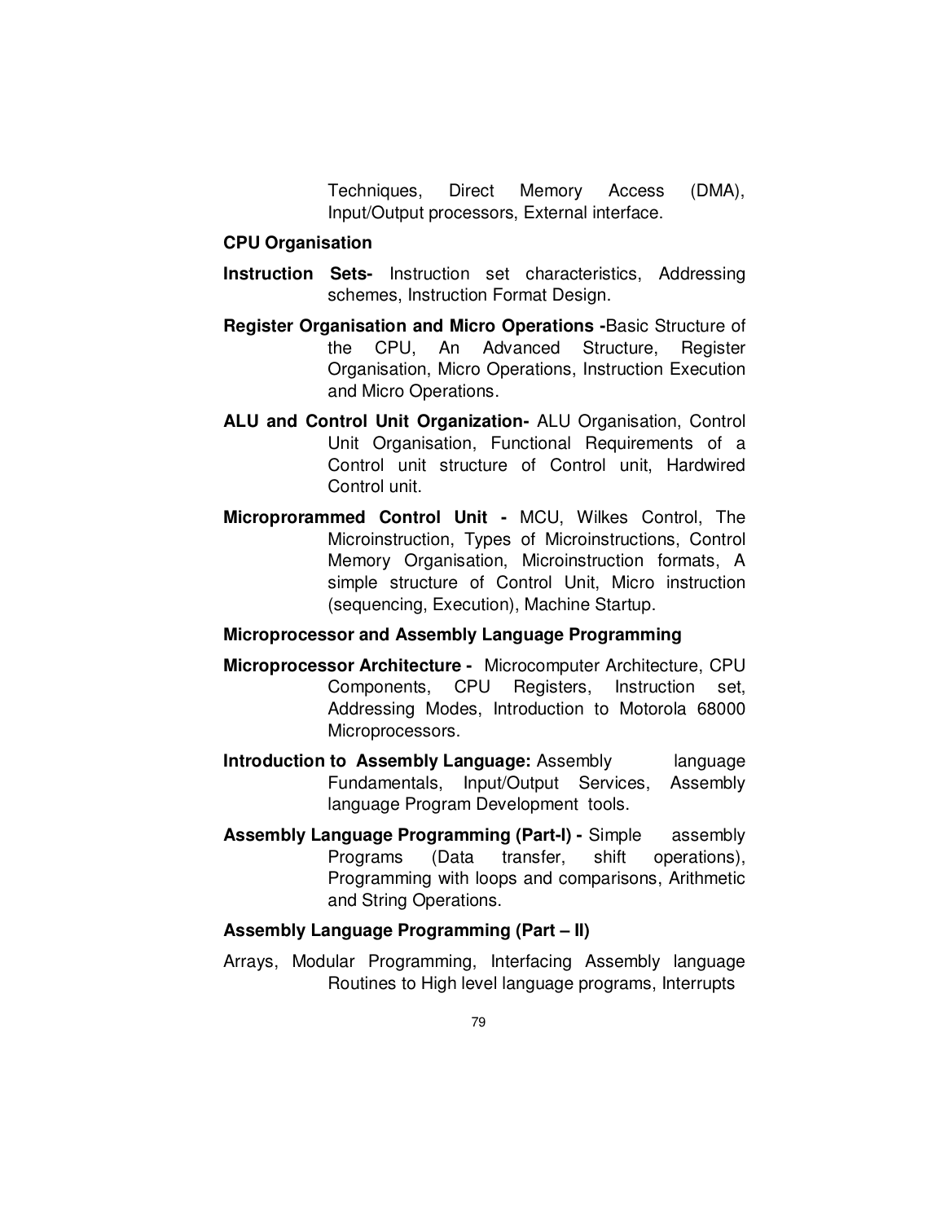Techniques, Direct Memory Access (DMA), Input/Output processors, External interface.

**CPU Organisation**

**Instruction Sets-** Instruction set characteristics, Addressing schemes, Instruction Format Design.

**Register Organisation and Micro Operations -**Basic Structure of the CPU, An Advanced Structure, Register Organisation, Micro Operations, Instruction Execution and Micro Operations.

**ALU and Control Unit Organization-** ALU Organisation, Control Unit Organisation, Functional Requirements of a Control unit structure of Control unit, Hardwired Control unit.

**Microprorammed Control Unit -** MCU, Wilkes Control, The Microinstruction, Types of Microinstructions, Control Memory Organisation, Microinstruction formats, A simple structure of Control Unit, Micro instruction (sequencing, Execution), Machine Startup.

**Microprocessor and Assembly Language Programming**

**Microprocessor Architecture -** Microcomputer Architecture, CPU Components, CPU Registers, Instruction set, Addressing Modes, Introduction to Motorola 68000 Microprocessors.

**Introduction to Assembly Language:** Assembly language Fundamentals, Input/Output Services, Assembly language Program Development tools.

**Assembly Language Programming (Part-I) -** Simple assembly Programs (Data transfer, shift operations), Programming with loops and comparisons, Arithmetic and String Operations.

**Assembly Language Programming (Part – II)**

Arrays, Modular Programming, Interfacing Assembly language Routines to High level language programs, Interrupts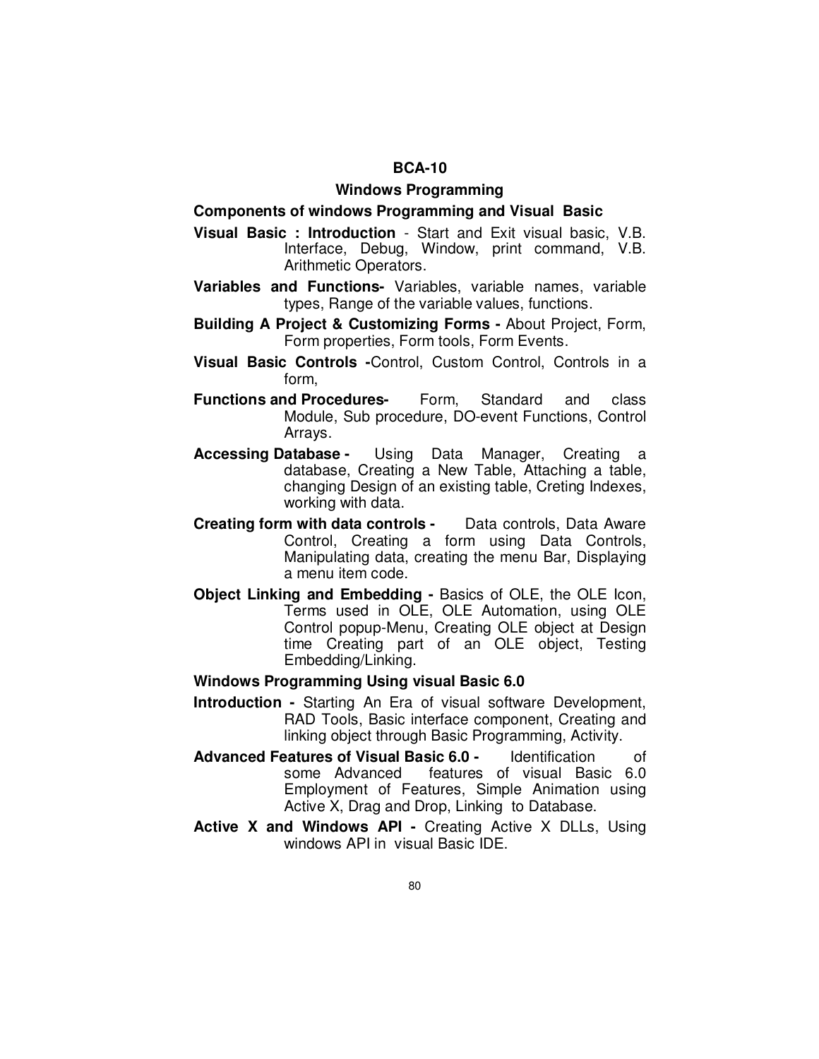## BCA-10

### Windows Programming

### Components of windows Programming and Visual Basic

**Visual Basic : Introduction** - Start and Exit visual basic, V.B. Interface, Debug, Window, print command, V.B. Arithmetic Operators.

**Variables and Functions-** Variables, variable names, variable types, Range of the variable values, functions.

**Building A Project & Customizing Forms -** About Project, Form, Form properties, Form tools, Form Events.

**Visual Basic Controls -**Control, Custom Control, Controls in a form,

**Functions and Procedures-** Form, Standard and class Module, Sub procedure, DO-event Functions, Control Arrays.

**Accessing Database -** Using Data Manager, Creating a database, Creating a New Table, Attaching a table, changing Design of an existing table, Creting Indexes, working with data.

**Creating form with data controls -** Data controls, Data Aware Control, Creating a form using Data Controls, Manipulating data, creating the menu Bar, Displaying a menu item code.

**Object Linking and Embedding -** Basics of OLE, the OLE Icon, Terms used in OLE, OLE Automation, using OLE Control popup-Menu, Creating OLE object at Design time Creating part of an OLE object, Testing Embedding/Linking.

### Windows Programming Using visual Basic 6.0

**Introduction -** Starting An Era of visual software Development, RAD Tools, Basic interface component, Creating and linking object through Basic Programming, Activity.

**Advanced Features of Visual Basic 6.0 -** Identification of some Advanced features of visual Basic 6.0 Employment of Features, Simple Animation using Active X, Drag and Drop, Linking to Database.

**Active X and Windows API -** Creating Active X DLLs, Using windows API in visual Basic IDE.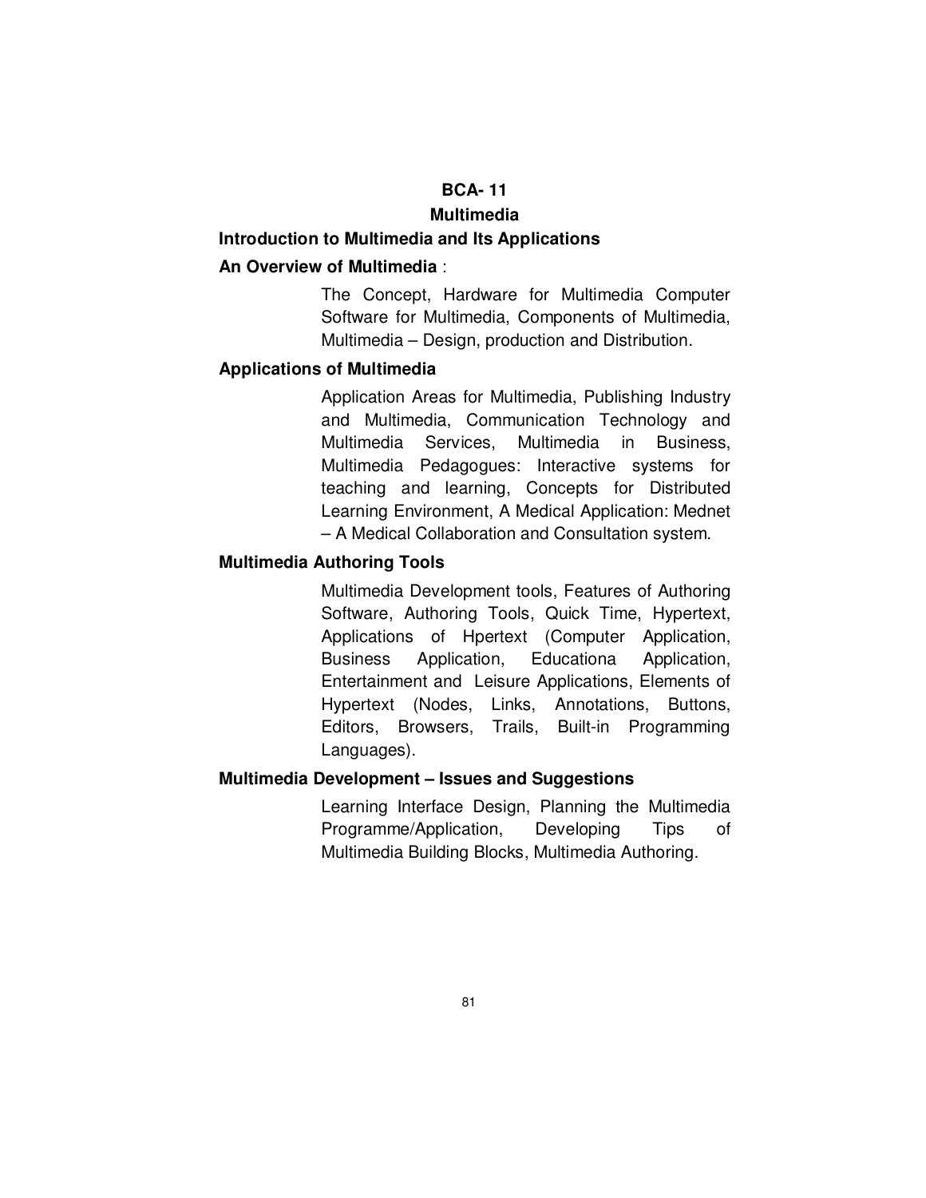# BCA- 11

## Multimedia

### Introduction to Multimedia and Its Applications

**An Overview of Multimedia** :

The Concept, Hardware for Multimedia Computer Software for Multimedia, Components of Multimedia, Multimedia – Design, production and Distribution.

**Applications of Multimedia**

Application Areas for Multimedia, Publishing Industry and Multimedia, Communication Technology and Multimedia Services, Multimedia in Business, Multimedia Pedagogues: Interactive systems for teaching and learning, Concepts for Distributed Learning Environment, A Medical Application: Mednet – A Medical Collaboration and Consultation system.

**Multimedia Authoring Tools**

Multimedia Development tools, Features of Authoring Software, Authoring Tools, Quick Time, Hypertext, Applications of Hpertext (Computer Application, Business Application, Educationa Application, Entertainment and Leisure Applications, Elements of Hypertext (Nodes, Links, Annotations, Buttons, Editors, Browsers, Trails, Built-in Programming Languages).

**Multimedia Development – Issues and Suggestions**

Learning Interface Design, Planning the Multimedia Programme/Application, Developing Tips of Multimedia Building Blocks, Multimedia Authoring.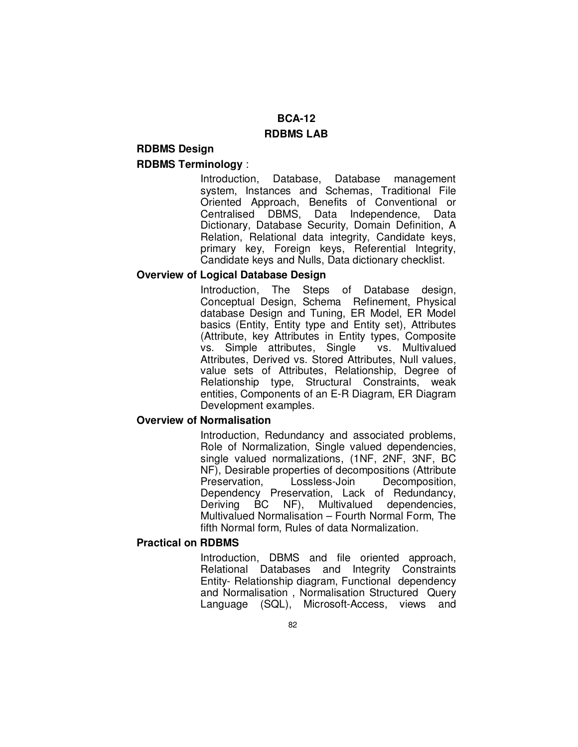## BCA-12

## RDBMS LAB

### RDBMS Design

**RDBMS Terminology** :

Introduction, Database, Database management system, Instances and Schemas, Traditional File Oriented Approach, Benefits of Conventional or Centralised DBMS, Data Independence, Data Dictionary, Database Security, Domain Definition, A Relation, Relational data integrity, Candidate keys, primary key, Foreign keys, Referential Integrity, Candidate keys and Nulls, Data dictionary checklist.

**Overview of Logical Database Design**

Introduction, The Steps of Database design, Conceptual Design, Schema Refinement, Physical database Design and Tuning, ER Model, ER Model basics (Entity, Entity type and Entity set), Attributes (Attribute, key Attributes in Entity types, Composite vs. Simple attributes, Single vs. Multivalued Attributes, Derived vs. Stored Attributes, Null values, value sets of Attributes, Relationship, Degree of Relationship type, Structural Constraints, weak entities, Components of an E-R Diagram, ER Diagram Development examples.

**Overview of Normalisation**

Introduction, Redundancy and associated problems, Role of Normalization, Single valued dependencies, single valued normalizations, (1NF, 2NF, 3NF, BC NF), Desirable properties of decompositions (Attribute Preservation, Lossless-Join Decomposition, Dependency Preservation, Lack of Redundancy, Deriving BC NF), Multivalued dependencies, Multivalued Normalisation – Fourth Normal Form, The fifth Normal form, Rules of data Normalization.

**Practical on RDBMS**

Introduction, DBMS and file oriented approach, Relational Databases and Integrity Constraints Entity- Relationship diagram, Functional dependency and Normalisation , Normalisation Structured Query Language (SQL), Microsoft-Access, views and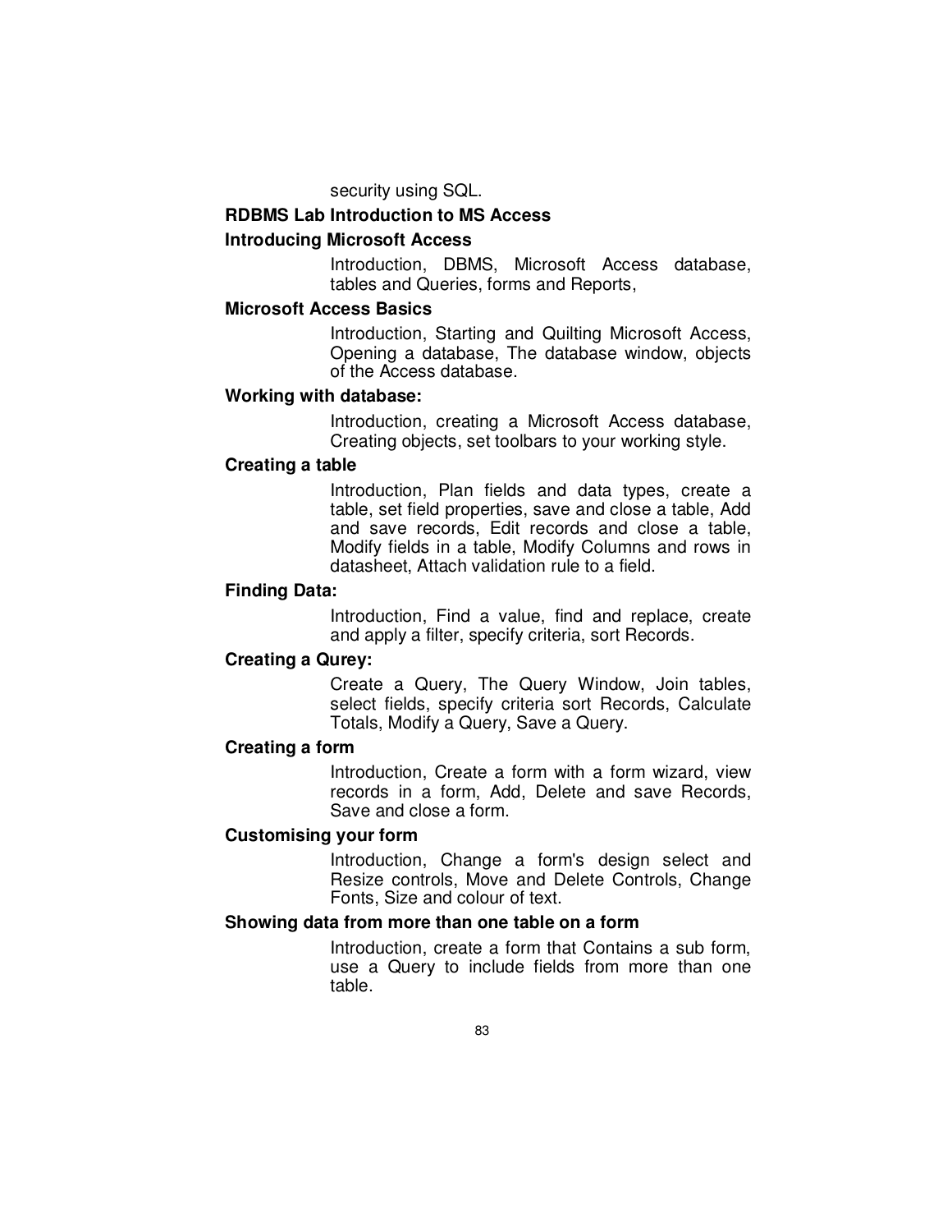security using SQL.

**RDBMS Lab Introduction to MS Access**

**Introducing Microsoft Access**

Introduction, DBMS, Microsoft Access database, tables and Queries, forms and Reports,

**Microsoft Access Basics**

Introduction, Starting and Quilting Microsoft Access, Opening a database, The database window, objects of the Access database.

**Working with database:**

Introduction, creating a Microsoft Access database, Creating objects, set toolbars to your working style.

**Creating a table**

Introduction, Plan fields and data types, create a table, set field properties, save and close a table, Add and save records, Edit records and close a table, Modify fields in a table, Modify Columns and rows in datasheet, Attach validation rule to a field.

**Finding Data:**

Introduction, Find a value, find and replace, create and apply a filter, specify criteria, sort Records.

**Creating a Qurey:**

Create a Query, The Query Window, Join tables, select fields, specify criteria sort Records, Calculate Totals, Modify a Query, Save a Query.

**Creating a form**

Introduction, Create a form with a form wizard, view records in a form, Add, Delete and save Records, Save and close a form.

**Customising your form**

Introduction, Change a form's design select and Resize controls, Move and Delete Controls, Change Fonts, Size and colour of text.

**Showing data from more than one table on a form**

Introduction, create a form that Contains a sub form, use a Query to include fields from more than one table.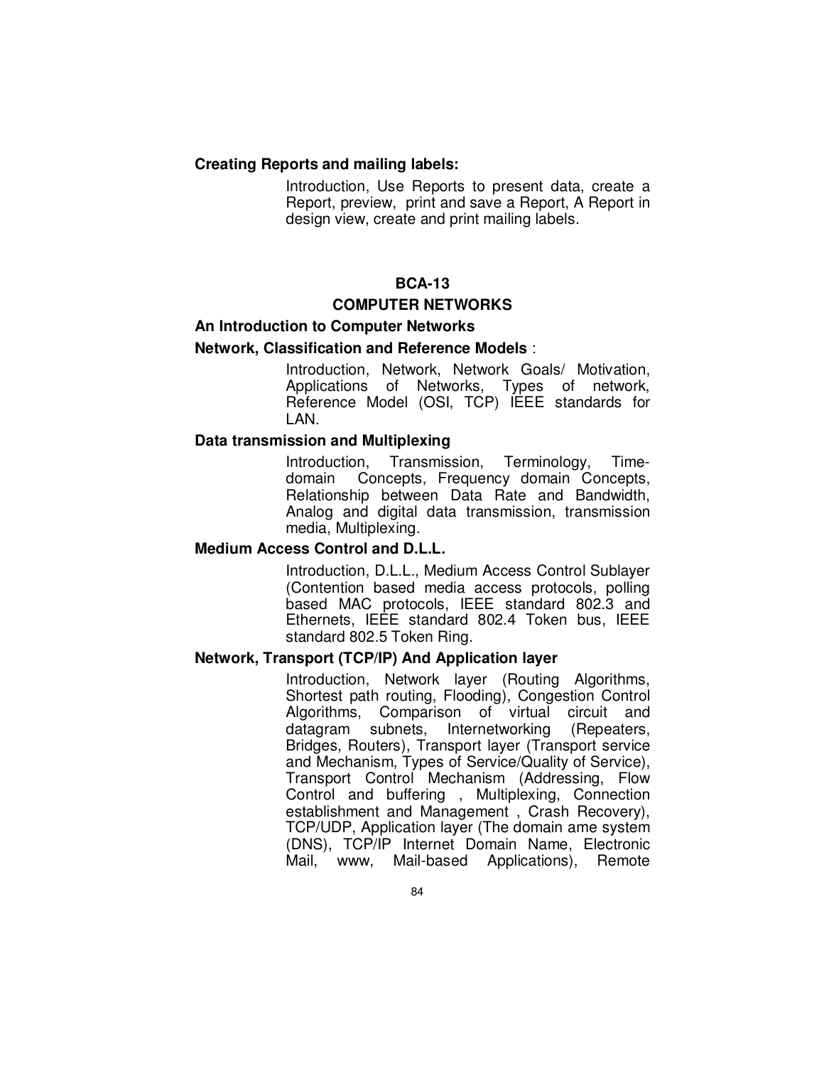**Creating Reports and mailing labels:**

Introduction, Use Reports to present data, create a Report, preview, print and save a Report, A Report in design view, create and print mailing labels.

## BCA-13

## COMPUTER NETWORKS

### An Introduction to Computer Networks

**Network, Classification and Reference Models** :

Introduction, Network, Network Goals/ Motivation, Applications of Networks, Types of network, Reference Model (OSI, TCP) IEEE standards for LAN.

**Data transmission and Multiplexing**

Introduction, Transmission, Terminology, Time-domain Concepts, Frequency domain Concepts, Relationship between Data Rate and Bandwidth, Analog and digital data transmission, transmission media, Multiplexing.

**Medium Access Control and D.L.L.**

Introduction, D.L.L., Medium Access Control Sublayer (Contention based media access protocols, polling based MAC protocols, IEEE standard 802.3 and Ethernets, IEEE standard 802.4 Token bus, IEEE standard 802.5 Token Ring.

**Network, Transport (TCP/IP) And Application layer**

Introduction, Network layer (Routing Algorithms, Shortest path routing, Flooding), Congestion Control Algorithms, Comparison of virtual circuit and datagram subnets, Internetworking (Repeaters, Bridges, Routers), Transport layer (Transport service and Mechanism, Types of Service/Quality of Service), Transport Control Mechanism (Addressing, Flow Control and buffering , Multiplexing, Connection establishment and Management , Crash Recovery), TCP/UDP, Application layer (The domain ame system (DNS), TCP/IP Internet Domain Name, Electronic Mail, www, Mail-based Applications), Remote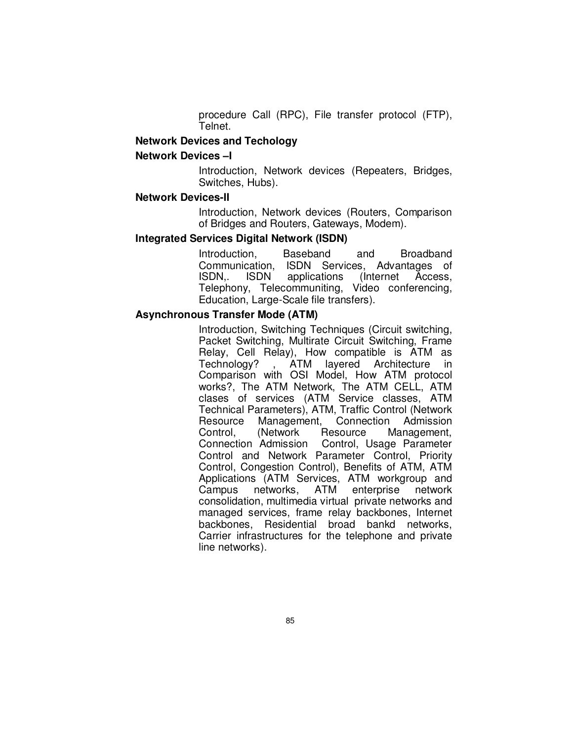procedure Call (RPC), File transfer protocol (FTP), Telnet.

**Network Devices and Techology**

**Network Devices –I**

Introduction, Network devices (Repeaters, Bridges, Switches, Hubs).

**Network Devices-II**

Introduction, Network devices (Routers, Comparison of Bridges and Routers, Gateways, Modem).

**Integrated Services Digital Network (ISDN)**

Introduction, Baseband and Broadband Communication, ISDN Services, Advantages of ISDN,. ISDN applications (Internet Access, Telephony, Telecommuniting, Video conferencing, Education, Large-Scale file transfers).

**Asynchronous Transfer Mode (ATM)**

Introduction, Switching Techniques (Circuit switching, Packet Switching, Multirate Circuit Switching, Frame Relay, Cell Relay), How compatible is ATM as Technology? , ATM layered Architecture in Comparison with OSI Model, How ATM protocol works?, The ATM Network, The ATM CELL, ATM clases of services (ATM Service classes, ATM Technical Parameters), ATM, Traffic Control (Network Resource Management, Connection Admission Control, (Network Resource Management, Connection Admission Control, Usage Parameter Control and Network Parameter Control, Priority Control, Congestion Control), Benefits of ATM, ATM Applications (ATM Services, ATM workgroup and Campus networks, ATM enterprise network consolidation, multimedia virtual private networks and managed services, frame relay backbones, Internet backbones, Residential broad bankd networks, Carrier infrastructures for the telephone and private line networks).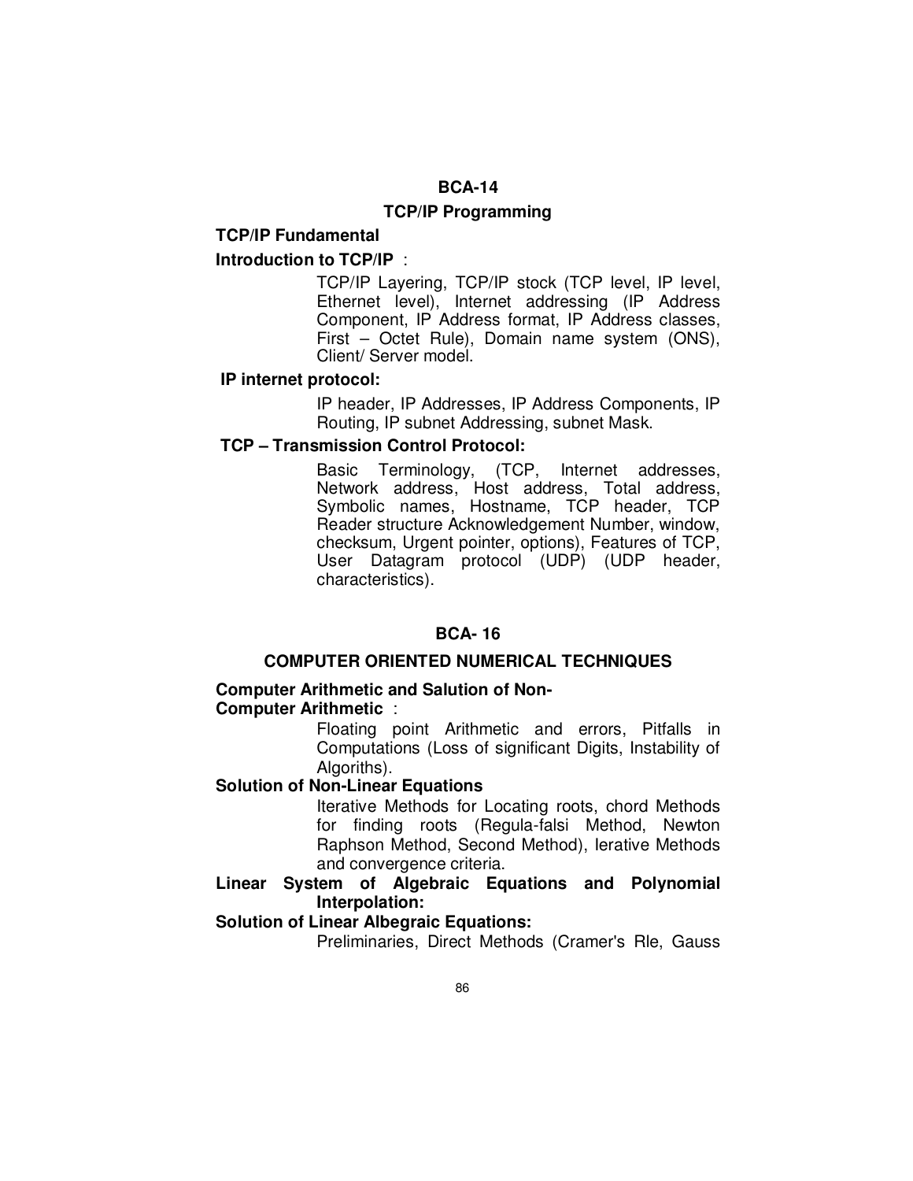## BCA-14

## TCP/IP Programming

**TCP/IP Fundamental**

**Introduction to TCP/IP** :

TCP/IP Layering, TCP/IP stock (TCP level, IP level, Ethernet level), Internet addressing (IP Address Component, IP Address format, IP Address classes, First – Octet Rule), Domain name system (ONS), Client/ Server model.

**IP internet protocol:**

IP header, IP Addresses, IP Address Components, IP Routing, IP subnet Addressing, subnet Mask.

**TCP – Transmission Control Protocol:**

Basic Terminology, (TCP, Internet addresses, Network address, Host address, Total address, Symbolic names, Hostname, TCP header, TCP Reader structure Acknowledgement Number, window, checksum, Urgent pointer, options), Features of TCP, User Datagram protocol (UDP) (UDP header, characteristics).

## BCA- 16

## COMPUTER ORIENTED NUMERICAL TECHNIQUES

**Computer Arithmetic and Salution of Non-**

**Computer Arithmetic** :

Floating point Arithmetic and errors, Pitfalls in Computations (Loss of significant Digits, Instability of Algoriths).

**Solution of Non-Linear Equations**

Iterative Methods for Locating roots, chord Methods for finding roots (Regula-falsi Method, Newton Raphson Method, Second Method), Ierative Methods and convergence criteria.

**Linear System of Algebraic Equations and Polynomial Interpolation:**

**Solution of Linear Albegraic Equations:**

Preliminaries, Direct Methods (Cramer's Rle, Gauss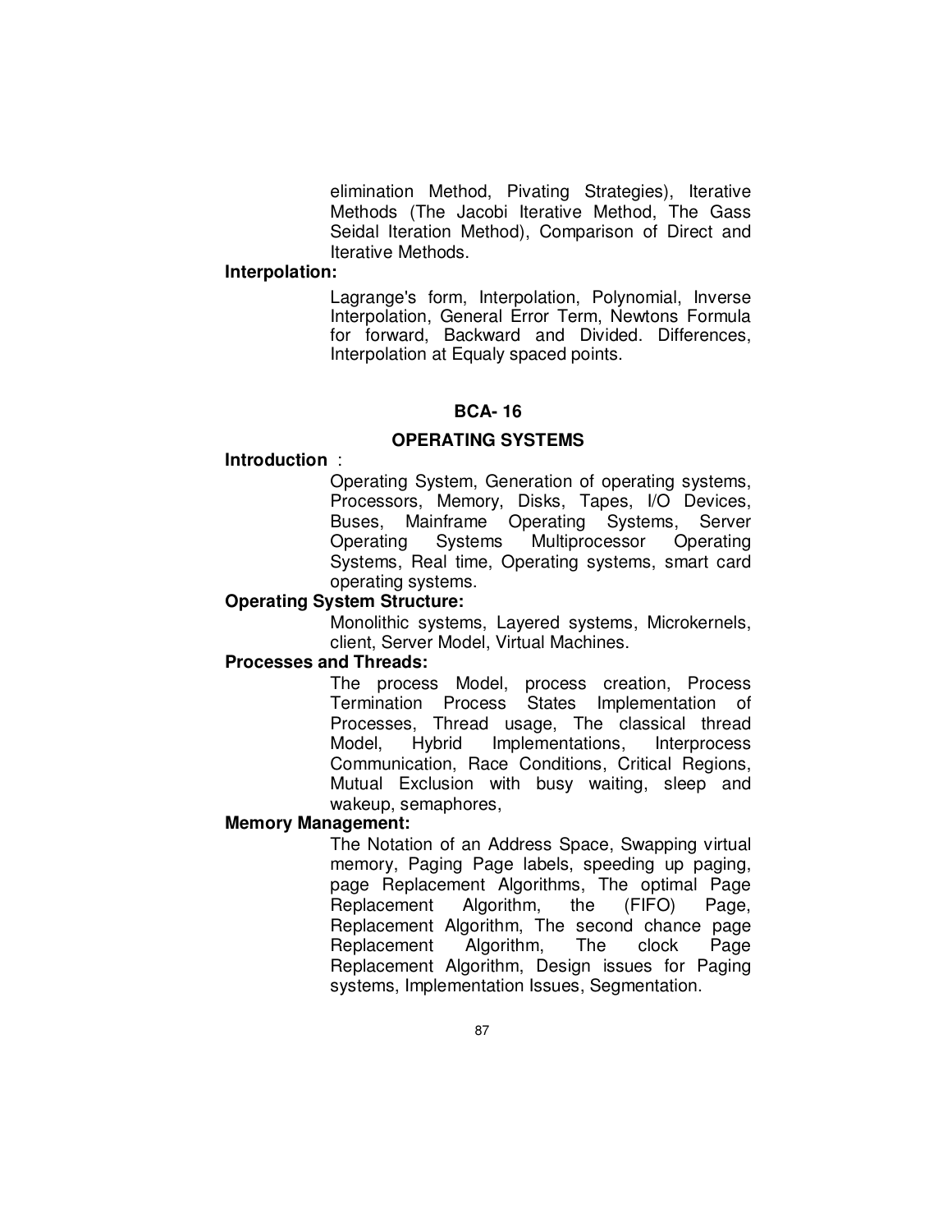elimination Method, Pivating Strategies), Iterative Methods (The Jacobi Iterative Method, The Gass Seidal Iteration Method), Comparison of Direct and Iterative Methods.

**Interpolation:**

Lagrange's form, Interpolation, Polynomial, Inverse Interpolation, General Error Term, Newtons Formula for forward, Backward and Divided. Differences, Interpolation at Equaly spaced points.

## BCA- 16

## OPERATING SYSTEMS

**Introduction** :

Operating System, Generation of operating systems, Processors, Memory, Disks, Tapes, I/O Devices, Buses, Mainframe Operating Systems, Server Operating Systems Multiprocessor Operating Systems, Real time, Operating systems, smart card operating systems.

**Operating System Structure:**

Monolithic systems, Layered systems, Microkernels, client, Server Model, Virtual Machines.

**Processes and Threads:**

The process Model, process creation, Process Termination Process States Implementation of Processes, Thread usage, The classical thread Model, Hybrid Implementations, Interprocess Communication, Race Conditions, Critical Regions, Mutual Exclusion with busy waiting, sleep and wakeup, semaphores,

**Memory Management:**

The Notation of an Address Space, Swapping virtual memory, Paging Page labels, speeding up paging, page Replacement Algorithms, The optimal Page Replacement Algorithm, the (FIFO) Page, Replacement Algorithm, The second chance page Replacement Algorithm, The clock Page Replacement Algorithm, Design issues for Paging systems, Implementation Issues, Segmentation.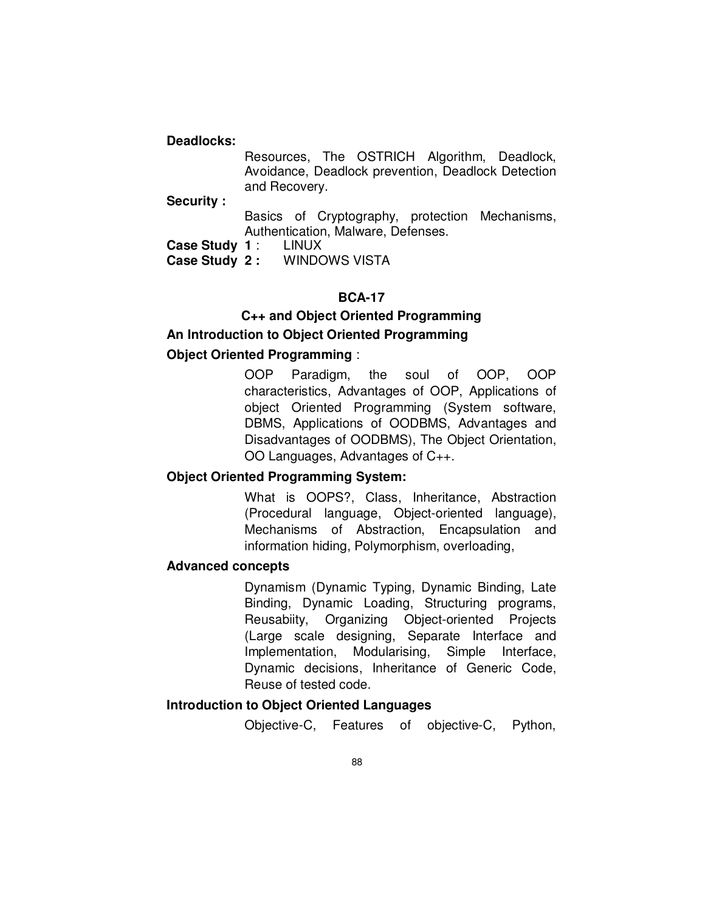**Deadlocks:**

Resources, The OSTRICH Algorithm, Deadlock, Avoidance, Deadlock prevention, Deadlock Detection and Recovery.

**Security :**

Basics of Cryptography, protection Mechanisms, Authentication, Malware, Defenses.

**Case Study 1** : LINUX

**Case Study 2 :** WINDOWS VISTA

## BCA-17

## C++ and Object Oriented Programming

### An Introduction to Object Oriented Programming

**Object Oriented Programming** :

OOP Paradigm, the soul of OOP, OOP characteristics, Advantages of OOP, Applications of object Oriented Programming (System software, DBMS, Applications of OODBMS, Advantages and Disadvantages of OODBMS), The Object Orientation, OO Languages, Advantages of C++.

**Object Oriented Programming System:**

What is OOPS?, Class, Inheritance, Abstraction (Procedural language, Object-oriented language), Mechanisms of Abstraction, Encapsulation and information hiding, Polymorphism, overloading,

**Advanced concepts**

Dynamism (Dynamic Typing, Dynamic Binding, Late Binding, Dynamic Loading, Structuring programs, Reusabiity, Organizing Object-oriented Projects (Large scale designing, Separate Interface and Implementation, Modularising, Simple Interface, Dynamic decisions, Inheritance of Generic Code, Reuse of tested code.

**Introduction to Object Oriented Languages**

Objective-C, Features of objective-C, Python,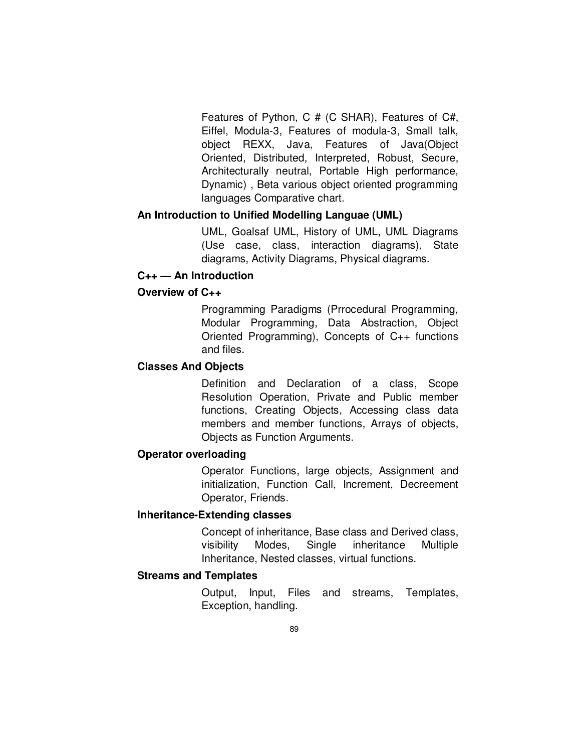Features of Python, C # (C SHAR), Features of C#, Eiffel, Modula-3, Features of modula-3, Small talk, object REXX, Java, Features of Java(Object Oriented, Distributed, Interpreted, Robust, Secure, Architecturally neutral, Portable High performance, Dynamic) , Beta various object oriented programming languages Comparative chart.

**An Introduction to Unified Modelling Languae (UML)**

UML, Goalsaf UML, History of UML, UML Diagrams (Use case, class, interaction diagrams), State diagrams, Activity Diagrams, Physical diagrams.

**C++ — An Introduction**

**Overview of C++**

Programming Paradigms (Prrocedural Programming, Modular Programming, Data Abstraction, Object Oriented Programming), Concepts of C++ functions and files.

**Classes And Objects**

Definition and Declaration of a class, Scope Resolution Operation, Private and Public member functions, Creating Objects, Accessing class data members and member functions, Arrays of objects, Objects as Function Arguments.

**Operator overloading**

Operator Functions, large objects, Assignment and initialization, Function Call, Increment, Decreement Operator, Friends.

**Inheritance-Extending classes**

Concept of inheritance, Base class and Derived class, visibility Modes, Single inheritance Multiple Inheritance, Nested classes, virtual functions.

**Streams and Templates**

Output, Input, Files and streams, Templates, Exception, handling.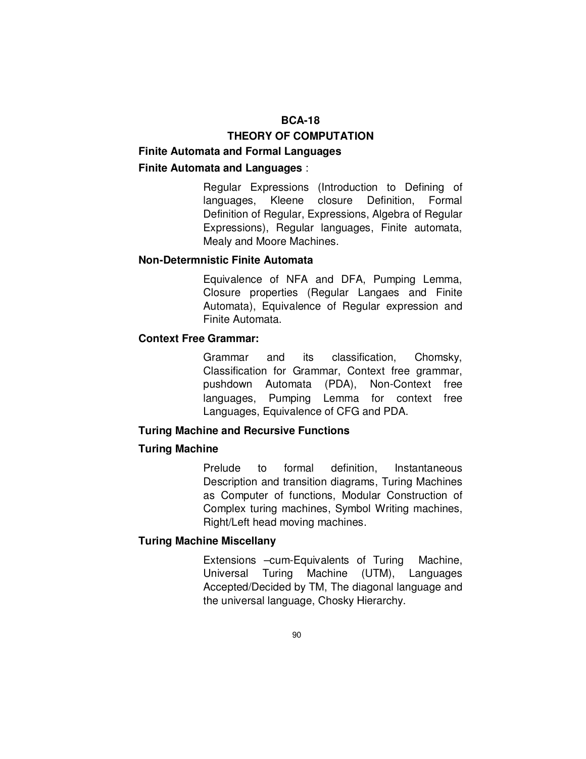## BCA-18

## THEORY OF COMPUTATION

### Finite Automata and Formal Languages

**Finite Automata and Languages** :

Regular Expressions (Introduction to Defining of languages, Kleene closure Definition, Formal Definition of Regular, Expressions, Algebra of Regular Expressions), Regular languages, Finite automata, Mealy and Moore Machines.

**Non-Determnistic Finite Automata**

Equivalence of NFA and DFA, Pumping Lemma, Closure properties (Regular Langaes and Finite Automata), Equivalence of Regular expression and Finite Automata.

**Context Free Grammar:**

Grammar and its classification, Chomsky, Classification for Grammar, Context free grammar, pushdown Automata (PDA), Non-Context free languages, Pumping Lemma for context free Languages, Equivalence of CFG and PDA.

### Turing Machine and Recursive Functions

**Turing Machine**

Prelude to formal definition, Instantaneous Description and transition diagrams, Turing Machines as Computer of functions, Modular Construction of Complex turing machines, Symbol Writing machines, Right/Left head moving machines.

**Turing Machine Miscellany**

Extensions –cum-Equivalents of Turing Machine, Universal Turing Machine (UTM), Languages Accepted/Decided by TM, The diagonal language and the universal language, Chosky Hierarchy.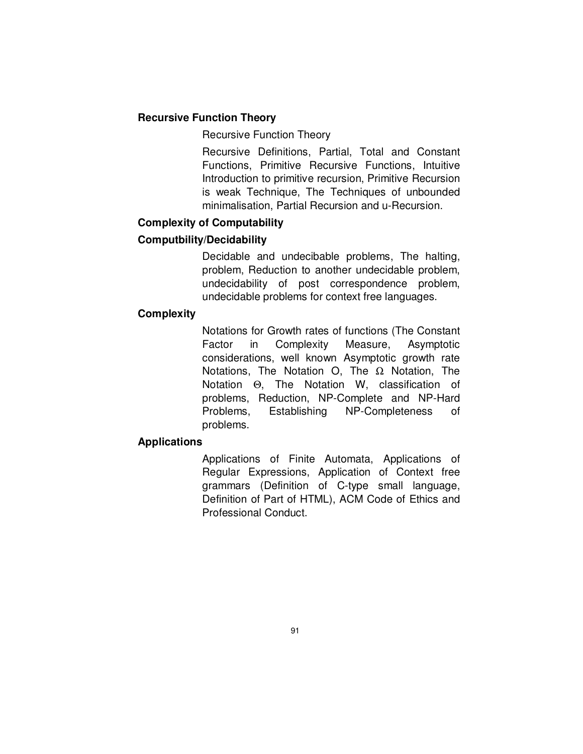**Recursive Function Theory**

Recursive Function Theory

Recursive Definitions, Partial, Total and Constant Functions, Primitive Recursive Functions, Intuitive Introduction to primitive recursion, Primitive Recursion is weak Technique, The Techniques of unbounded minimalisation, Partial Recursion and u-Recursion.

**Complexity of Computability**

**Computbility/Decidability**

Decidable and undecibable problems, The halting, problem, Reduction to another undecidable problem, undecidability of post correspondence problem, undecidable problems for context free languages.

**Complexity**

Notations for Growth rates of functions (The Constant Factor in Complexity Measure, Asymptotic considerations, well known Asymptotic growth rate Notations, The Notation O, The Ω Notation, The Notation Θ, The Notation W, classification of problems, Reduction, NP-Complete and NP-Hard Problems, Establishing NP-Completeness of problems.

**Applications**

Applications of Finite Automata, Applications of Regular Expressions, Application of Context free grammars (Definition of C-type small language, Definition of Part of HTML), ACM Code of Ethics and Professional Conduct.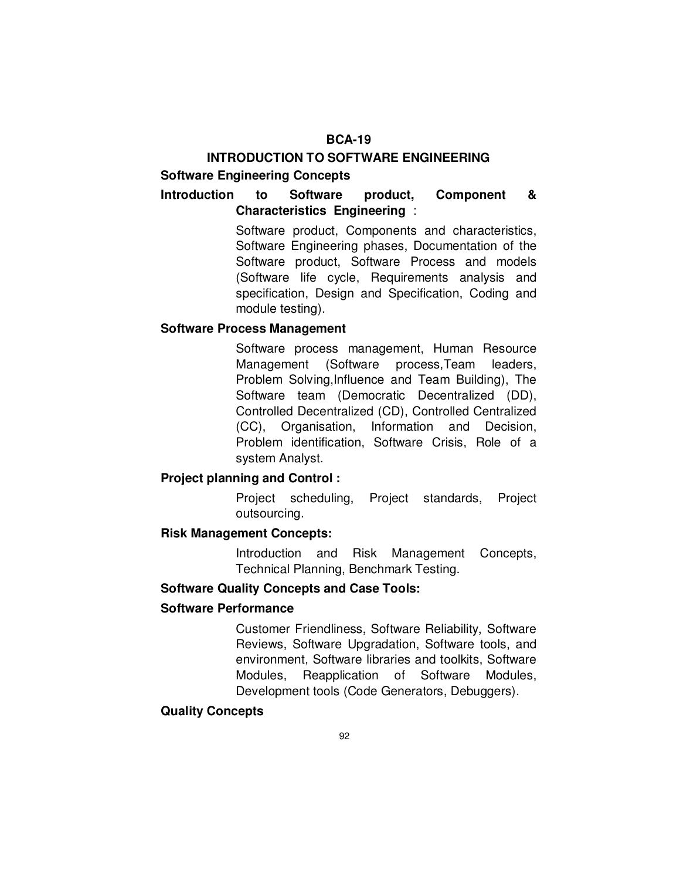# BCA-19

## INTRODUCTION TO SOFTWARE ENGINEERING

### Software Engineering Concepts

**Introduction to Software product, Component & Characteristics Engineering :**

Software product, Components and characteristics, Software Engineering phases, Documentation of the Software product, Software Process and models (Software life cycle, Requirements analysis and specification, Design and Specification, Coding and module testing).

**Software Process Management**

Software process management, Human Resource Management (Software process,Team leaders, Problem Solving,Influence and Team Building), The Software team (Democratic Decentralized (DD), Controlled Decentralized (CD), Controlled Centralized (CC), Organisation, Information and Decision, Problem identification, Software Crisis, Role of a system Analyst.

**Project planning and Control :**

Project scheduling, Project standards, Project outsourcing.

**Risk Management Concepts:**

Introduction and Risk Management Concepts, Technical Planning, Benchmark Testing.

### Software Quality Concepts and Case Tools:

**Software Performance**

Customer Friendliness, Software Reliability, Software Reviews, Software Upgradation, Software tools, and environment, Software libraries and toolkits, Software Modules, Reapplication of Software Modules, Development tools (Code Generators, Debuggers).

**Quality Concepts**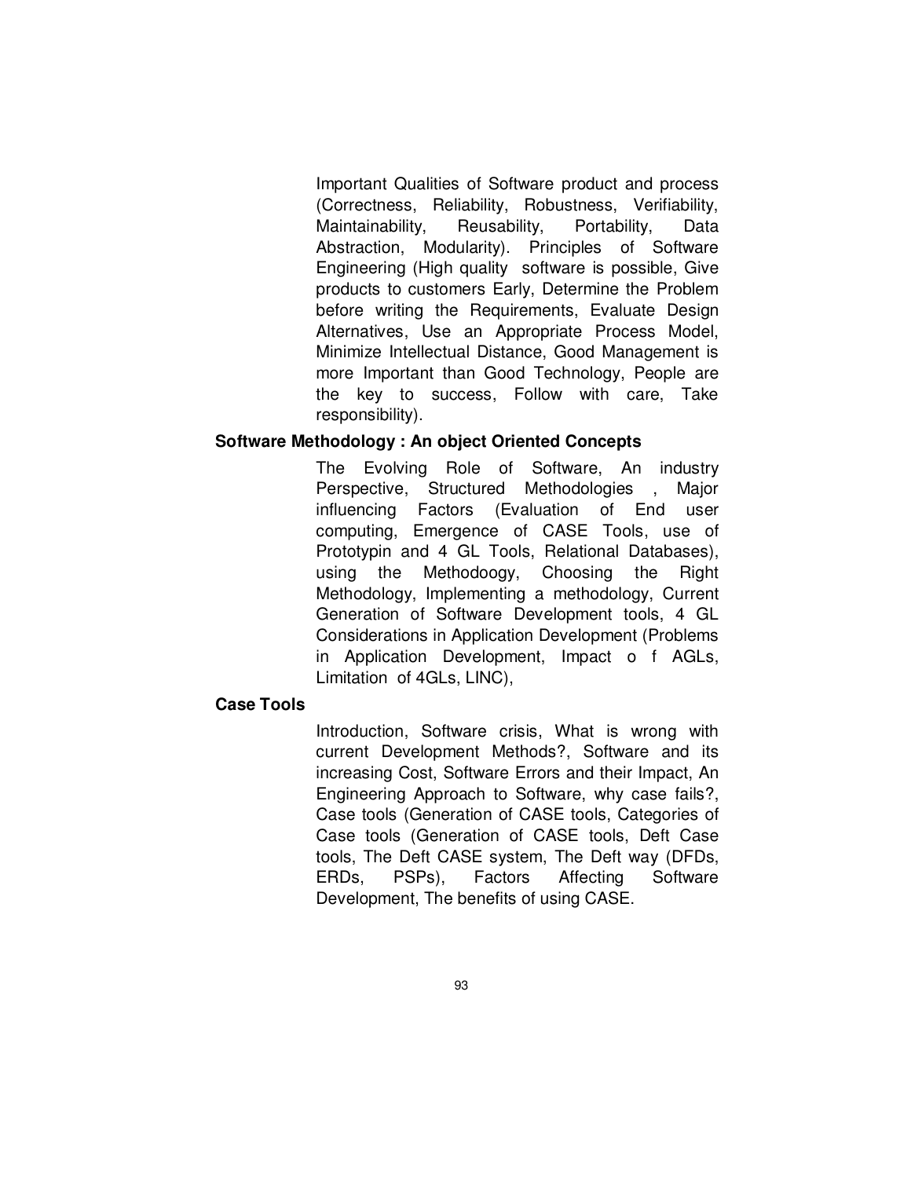Important Qualities of Software product and process (Correctness, Reliability, Robustness, Verifiability, Maintainability, Reusability, Portability, Data Abstraction, Modularity). Principles of Software Engineering (High quality software is possible, Give products to customers Early, Determine the Problem before writing the Requirements, Evaluate Design Alternatives, Use an Appropriate Process Model, Minimize Intellectual Distance, Good Management is more Important than Good Technology, People are the key to success, Follow with care, Take responsibility).

**Software Methodology : An object Oriented Concepts**

The Evolving Role of Software, An industry Perspective, Structured Methodologies , Major influencing Factors (Evaluation of End user computing, Emergence of CASE Tools, use of Prototypin and 4 GL Tools, Relational Databases), using the Methodoogy, Choosing the Right Methodology, Implementing a methodology, Current Generation of Software Development tools, 4 GL Considerations in Application Development (Problems in Application Development, Impact o f AGLs, Limitation of 4GLs, LINC),

**Case Tools**

Introduction, Software crisis, What is wrong with current Development Methods?, Software and its increasing Cost, Software Errors and their Impact, An Engineering Approach to Software, why case fails?, Case tools (Generation of CASE tools, Categories of Case tools (Generation of CASE tools, Deft Case tools, The Deft CASE system, The Deft way (DFDs, ERDs, PSPs), Factors Affecting Software Development, The benefits of using CASE.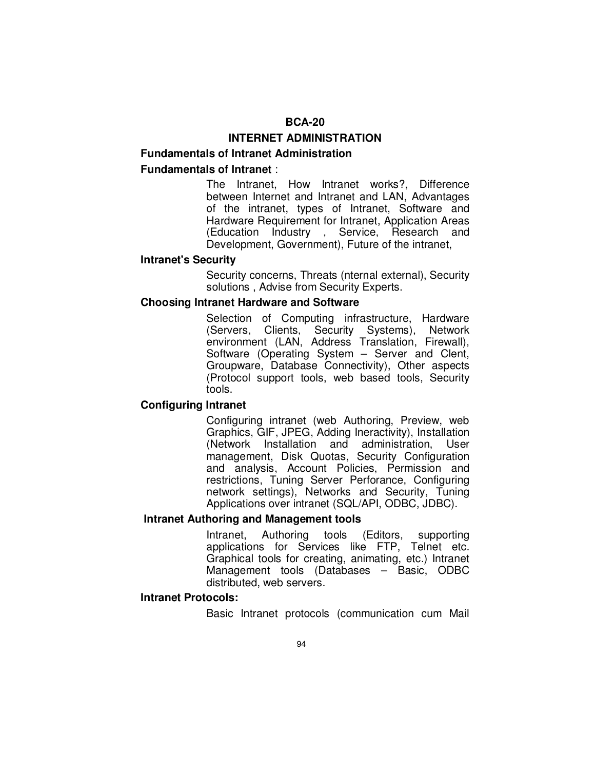# BCA-20

## INTERNET ADMINISTRATION

### Fundamentals of Intranet Administration

**Fundamentals of Intranet** :

The Intranet, How Intranet works?, Difference between Internet and Intranet and LAN, Advantages of the intranet, types of Intranet, Software and Hardware Requirement for Intranet, Application Areas (Education Industry , Service, Research and Development, Government), Future of the intranet,

**Intranet's Security**

Security concerns, Threats (nternal external), Security solutions , Advise from Security Experts.

**Choosing Intranet Hardware and Software**

Selection of Computing infrastructure, Hardware (Servers, Clients, Security Systems), Network environment (LAN, Address Translation, Firewall), Software (Operating System – Server and Clent, Groupware, Database Connectivity), Other aspects (Protocol support tools, web based tools, Security tools.

**Configuring Intranet**

Configuring intranet (web Authoring, Preview, web Graphics, GIF, JPEG, Adding Ineractivity), Installation (Network Installation and administration, User management, Disk Quotas, Security Configuration and analysis, Account Policies, Permission and restrictions, Tuning Server Perforance, Configuring network settings), Networks and Security, Tuning Applications over intranet (SQL/API, ODBC, JDBC).

**Intranet Authoring and Management tools**

Intranet, Authoring tools (Editors, supporting applications for Services like FTP, Telnet etc. Graphical tools for creating, animating, etc.) Intranet Management tools (Databases – Basic, ODBC distributed, web servers.

**Intranet Protocols:**

Basic Intranet protocols (communication cum Mail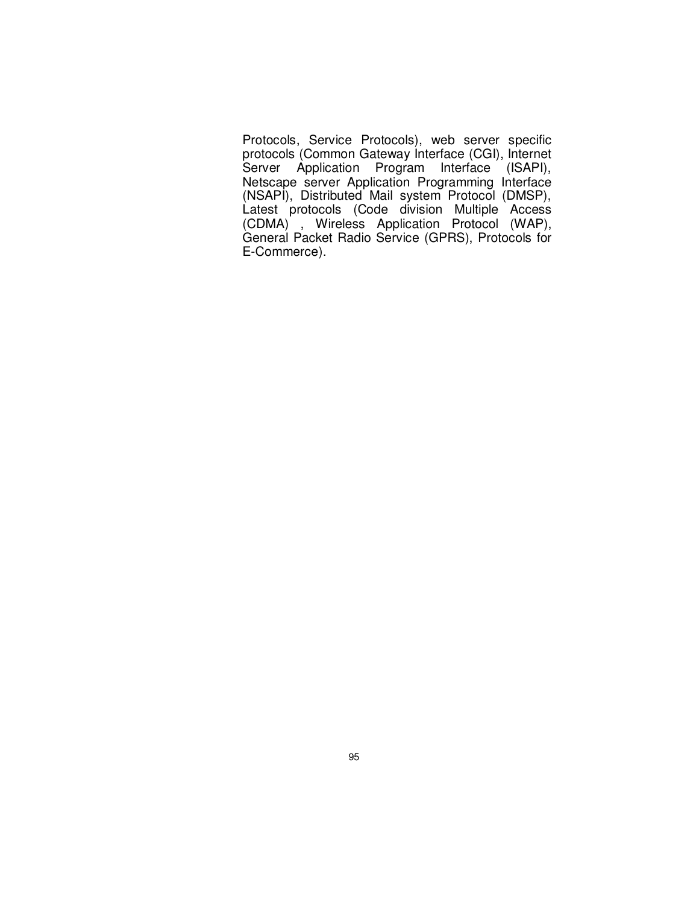Protocols, Service Protocols), web server specific protocols (Common Gateway Interface (CGI), Internet Server Application Program Interface (ISAPI), Netscape server Application Programming Interface (NSAPI), Distributed Mail system Protocol (DMSP), Latest protocols (Code division Multiple Access (CDMA) , Wireless Application Protocol (WAP), General Packet Radio Service (GPRS), Protocols for E-Commerce).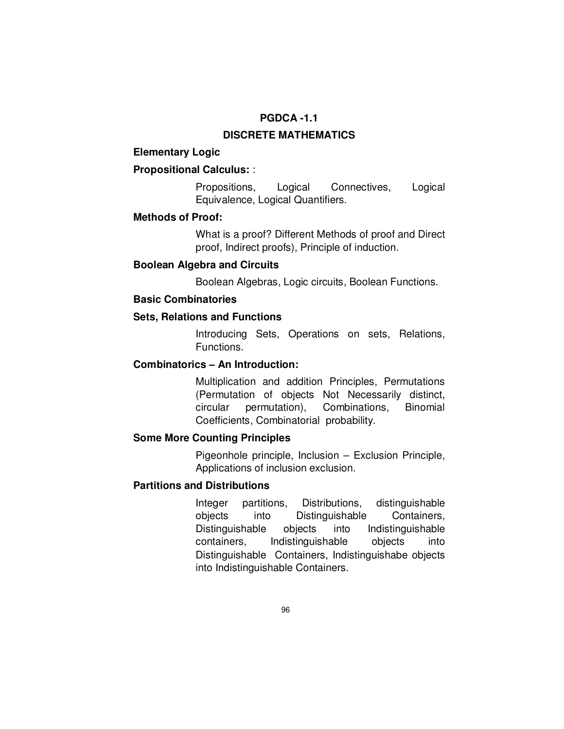# PGDCA -1.1

## DISCRETE MATHEMATICS

### Elementary Logic

**Propositional Calculus:** :

Propositions, Logical Connectives, Logical Equivalence, Logical Quantifiers.

**Methods of Proof:**

What is a proof? Different Methods of proof and Direct proof, Indirect proofs), Principle of induction.

**Boolean Algebra and Circuits**

Boolean Algebras, Logic circuits, Boolean Functions.

### Basic Combinatories

**Sets, Relations and Functions**

Introducing Sets, Operations on sets, Relations, Functions.

**Combinatorics – An Introduction:**

Multiplication and addition Principles, Permutations (Permutation of objects Not Necessarily distinct, circular permutation), Combinations, Binomial Coefficients, Combinatorial probability.

**Some More Counting Principles**

Pigeonhole principle, Inclusion – Exclusion Principle, Applications of inclusion exclusion.

**Partitions and Distributions**

Integer partitions, Distributions, distinguishable objects into Distinguishable Containers, Distinguishable objects into Indistinguishable containers, Indistinguishable objects into Distinguishable Containers, Indistinguishabe objects into Indistinguishable Containers.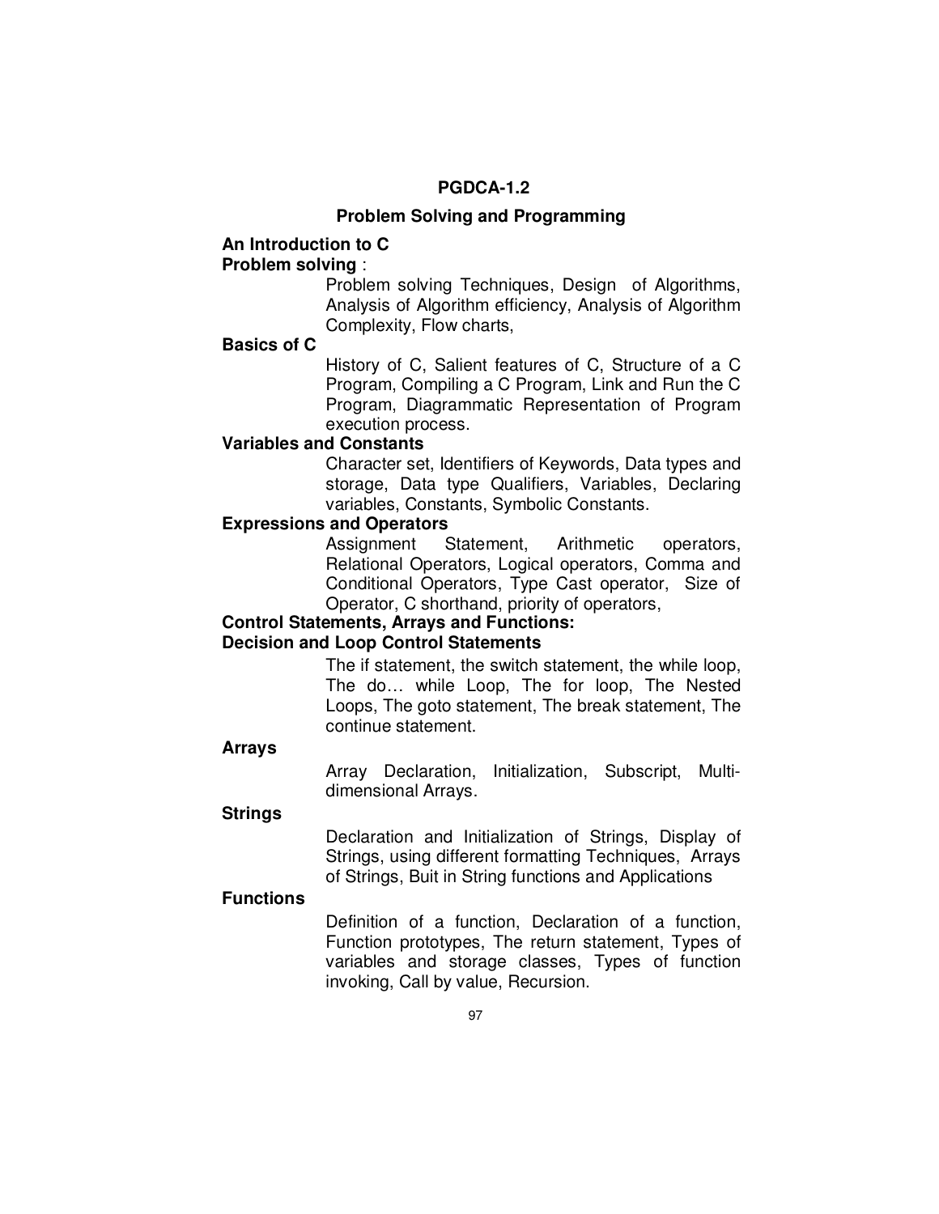# PGDCA-1.2

## Problem Solving and Programming

### An Introduction to C

**Problem solving** :

Problem solving Techniques, Design of Algorithms, Analysis of Algorithm efficiency, Analysis of Algorithm Complexity, Flow charts,

**Basics of C**

History of C, Salient features of C, Structure of a C Program, Compiling a C Program, Link and Run the C Program, Diagrammatic Representation of Program execution process.

**Variables and Constants**

Character set, Identifiers of Keywords, Data types and storage, Data type Qualifiers, Variables, Declaring variables, Constants, Symbolic Constants.

**Expressions and Operators**

Assignment Statement, Arithmetic operators, Relational Operators, Logical operators, Comma and Conditional Operators, Type Cast operator, Size of Operator, C shorthand, priority of operators,

### Control Statements, Arrays and Functions:

**Decision and Loop Control Statements**

The if statement, the switch statement, the while loop, The do… while Loop, The for loop, The Nested Loops, The goto statement, The break statement, The continue statement.

**Arrays**

Array Declaration, Initialization, Subscript, Multi-dimensional Arrays.

**Strings**

Declaration and Initialization of Strings, Display of Strings, using different formatting Techniques, Arrays of Strings, Buit in String functions and Applications

**Functions**

Definition of a function, Declaration of a function, Function prototypes, The return statement, Types of variables and storage classes, Types of function invoking, Call by value, Recursion.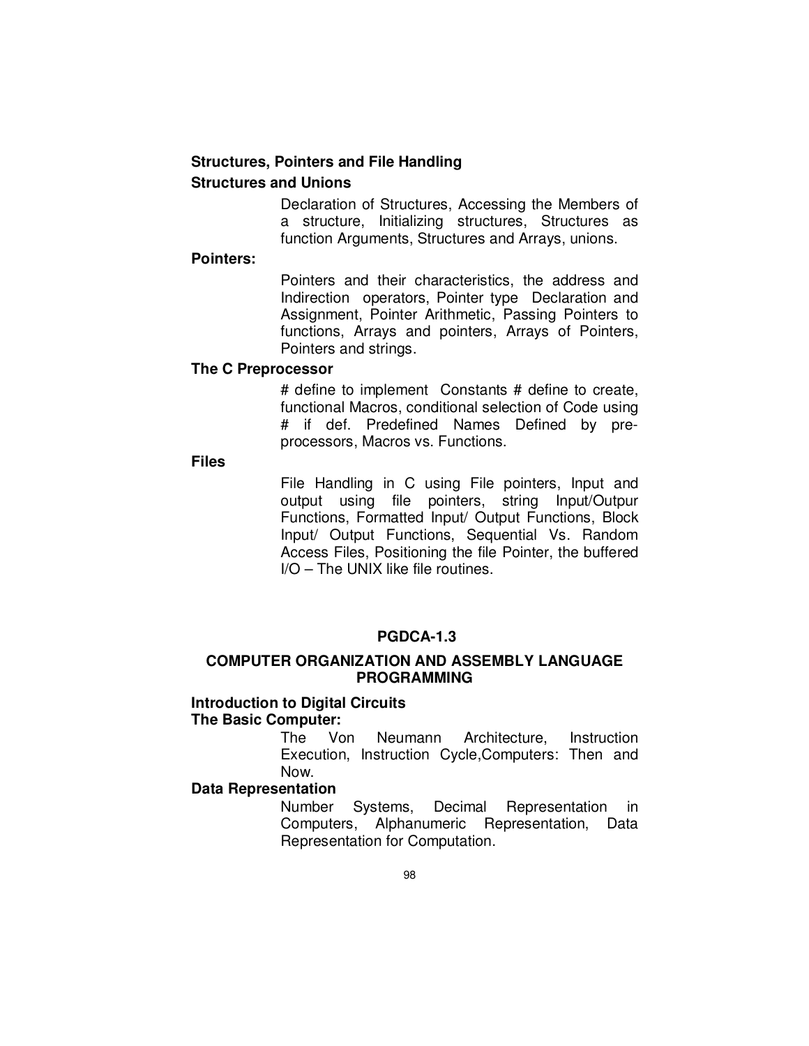**Structures, Pointers and File Handling**

**Structures and Unions**

Declaration of Structures, Accessing the Members of a structure, Initializing structures, Structures as function Arguments, Structures and Arrays, unions.

**Pointers:**

Pointers and their characteristics, the address and Indirection operators, Pointer type Declaration and Assignment, Pointer Arithmetic, Passing Pointers to functions, Arrays and pointers, Arrays of Pointers, Pointers and strings.

**The C Preprocessor**

# define to implement Constants # define to create, functional Macros, conditional selection of Code using # if def. Predefined Names Defined by pre-processors, Macros vs. Functions.

**Files**

File Handling in C using File pointers, Input and output using file pointers, string Input/Outpur Functions, Formatted Input/ Output Functions, Block Input/ Output Functions, Sequential Vs. Random Access Files, Positioning the file Pointer, the buffered I/O – The UNIX like file routines.

## PGDCA-1.3

## COMPUTER ORGANIZATION AND ASSEMBLY LANGUAGE PROGRAMMING

**Introduction to Digital Circuits**

**The Basic Computer:**

The Von Neumann Architecture, Instruction Execution, Instruction Cycle,Computers: Then and Now.

**Data Representation**

Number Systems, Decimal Representation in Computers, Alphanumeric Representation, Data Representation for Computation.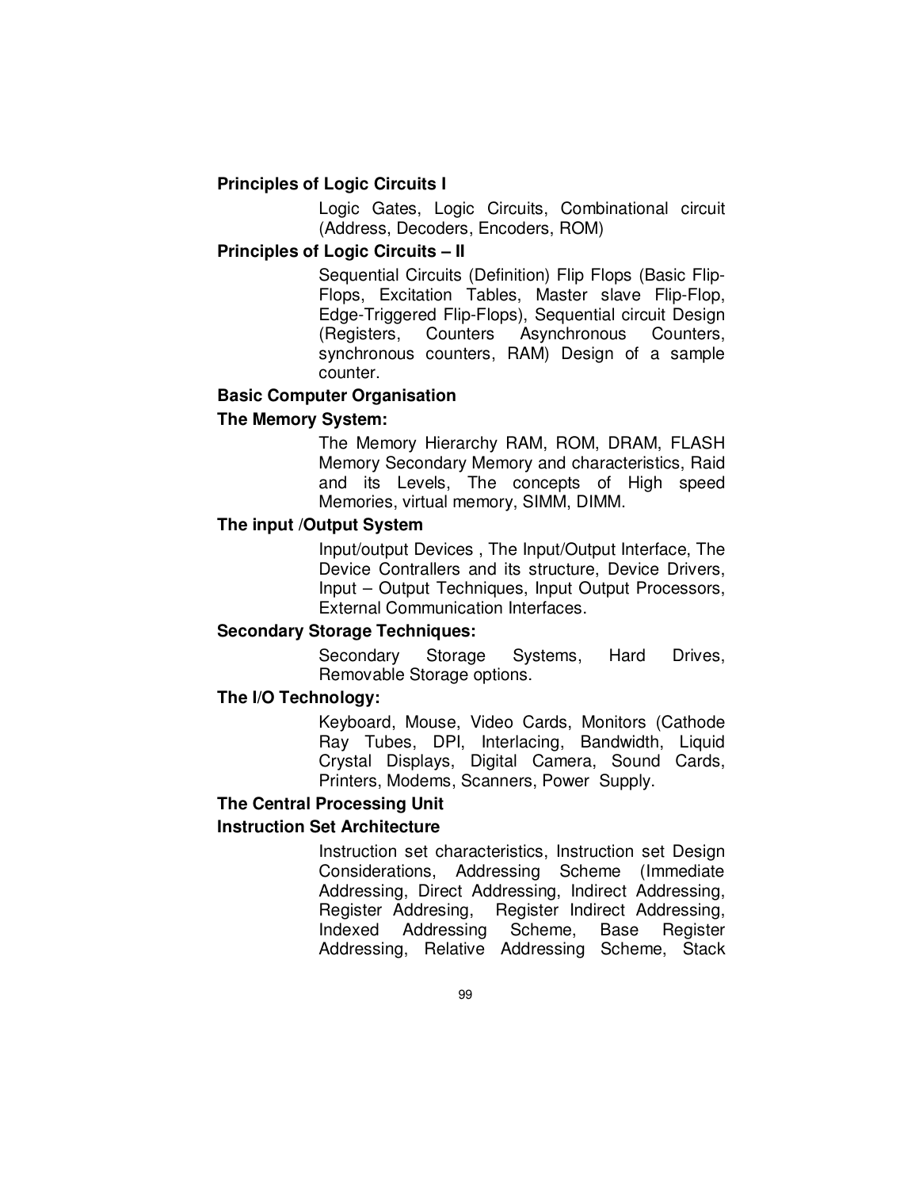**Principles of Logic Circuits I**

Logic Gates, Logic Circuits, Combinational circuit (Address, Decoders, Encoders, ROM)

**Principles of Logic Circuits – II**

Sequential Circuits (Definition) Flip Flops (Basic Flip-Flops, Excitation Tables, Master slave Flip-Flop, Edge-Triggered Flip-Flops), Sequential circuit Design (Registers, Counters Asynchronous Counters, synchronous counters, RAM) Design of a sample counter.

**Basic Computer Organisation**

**The Memory System:**

The Memory Hierarchy RAM, ROM, DRAM, FLASH Memory Secondary Memory and characteristics, Raid and its Levels, The concepts of High speed Memories, virtual memory, SIMM, DIMM.

**The input /Output System**

Input/output Devices , The Input/Output Interface, The Device Contrallers and its structure, Device Drivers, Input – Output Techniques, Input Output Processors, External Communication Interfaces.

**Secondary Storage Techniques:**

Secondary Storage Systems, Hard Drives, Removable Storage options.

**The I/O Technology:**

Keyboard, Mouse, Video Cards, Monitors (Cathode Ray Tubes, DPI, Interlacing, Bandwidth, Liquid Crystal Displays, Digital Camera, Sound Cards, Printers, Modems, Scanners, Power Supply.

**The Central Processing Unit**

**Instruction Set Architecture**

Instruction set characteristics, Instruction set Design Considerations, Addressing Scheme (Immediate Addressing, Direct Addressing, Indirect Addressing, Register Addresing, Register Indirect Addressing, Indexed Addressing Scheme, Base Register Addressing, Relative Addressing Scheme, Stack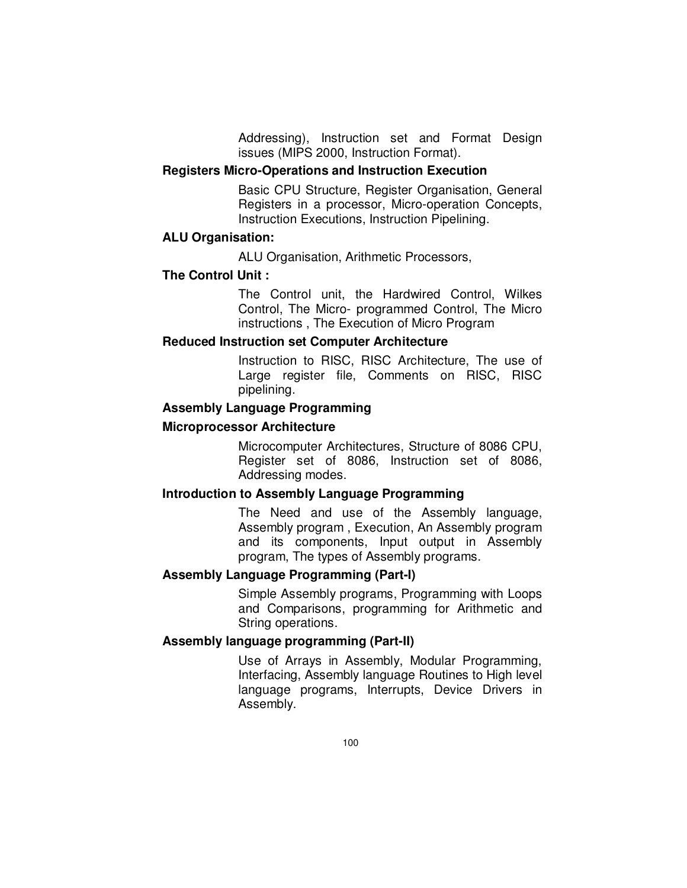Addressing), Instruction set and Format Design issues (MIPS 2000, Instruction Format).

**Registers Micro-Operations and Instruction Execution**

Basic CPU Structure, Register Organisation, General Registers in a processor, Micro-operation Concepts, Instruction Executions, Instruction Pipelining.

**ALU Organisation:**

ALU Organisation, Arithmetic Processors,

**The Control Unit :**

The Control unit, the Hardwired Control, Wilkes Control, The Micro- programmed Control, The Micro instructions , The Execution of Micro Program

**Reduced Instruction set Computer Architecture**

Instruction to RISC, RISC Architecture, The use of Large register file, Comments on RISC, RISC pipelining.

**Assembly Language Programming**

**Microprocessor Architecture**

Microcomputer Architectures, Structure of 8086 CPU, Register set of 8086, Instruction set of 8086, Addressing modes.

**Introduction to Assembly Language Programming**

The Need and use of the Assembly language, Assembly program , Execution, An Assembly program and its components, Input output in Assembly program, The types of Assembly programs.

**Assembly Language Programming (Part-I)**

Simple Assembly programs, Programming with Loops and Comparisons, programming for Arithmetic and String operations.

**Assembly language programming (Part-II)**

Use of Arrays in Assembly, Modular Programming, Interfacing, Assembly language Routines to High level language programs, Interrupts, Device Drivers in Assembly.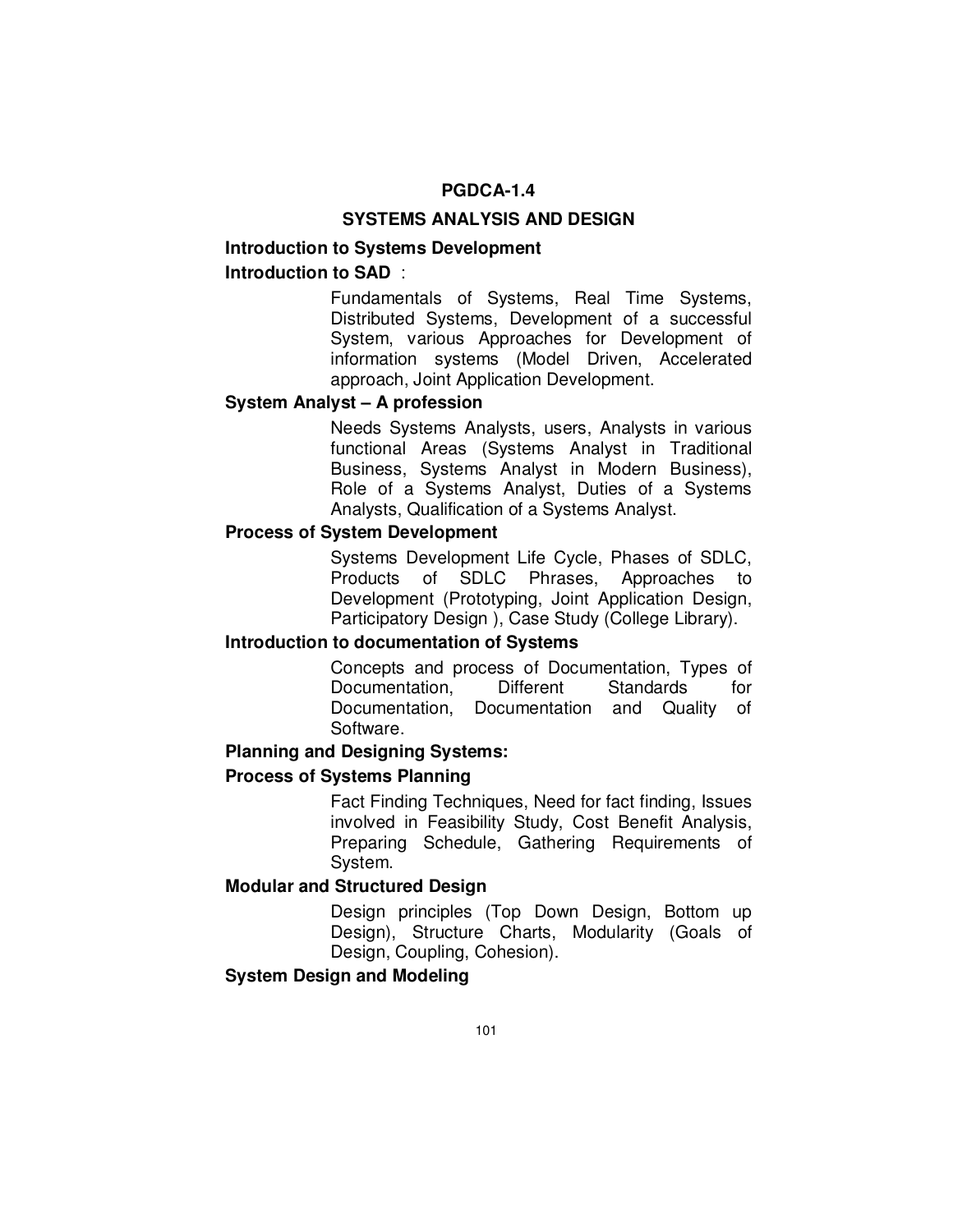# PGDCA-1.4

## SYSTEMS ANALYSIS AND DESIGN

### Introduction to Systems Development

**Introduction to SAD** :

Fundamentals of Systems, Real Time Systems, Distributed Systems, Development of a successful System, various Approaches for Development of information systems (Model Driven, Accelerated approach, Joint Application Development.

**System Analyst – A profession**

Needs Systems Analysts, users, Analysts in various functional Areas (Systems Analyst in Traditional Business, Systems Analyst in Modern Business), Role of a Systems Analyst, Duties of a Systems Analysts, Qualification of a Systems Analyst.

**Process of System Development**

Systems Development Life Cycle, Phases of SDLC, Products of SDLC Phrases, Approaches to Development (Prototyping, Joint Application Design, Participatory Design ), Case Study (College Library).

**Introduction to documentation of Systems**

Concepts and process of Documentation, Types of Documentation, Different Standards for Documentation, Documentation and Quality of Software.

### Planning and Designing Systems:

**Process of Systems Planning**

Fact Finding Techniques, Need for fact finding, Issues involved in Feasibility Study, Cost Benefit Analysis, Preparing Schedule, Gathering Requirements of System.

**Modular and Structured Design**

Design principles (Top Down Design, Bottom up Design), Structure Charts, Modularity (Goals of Design, Coupling, Cohesion).

**System Design and Modeling**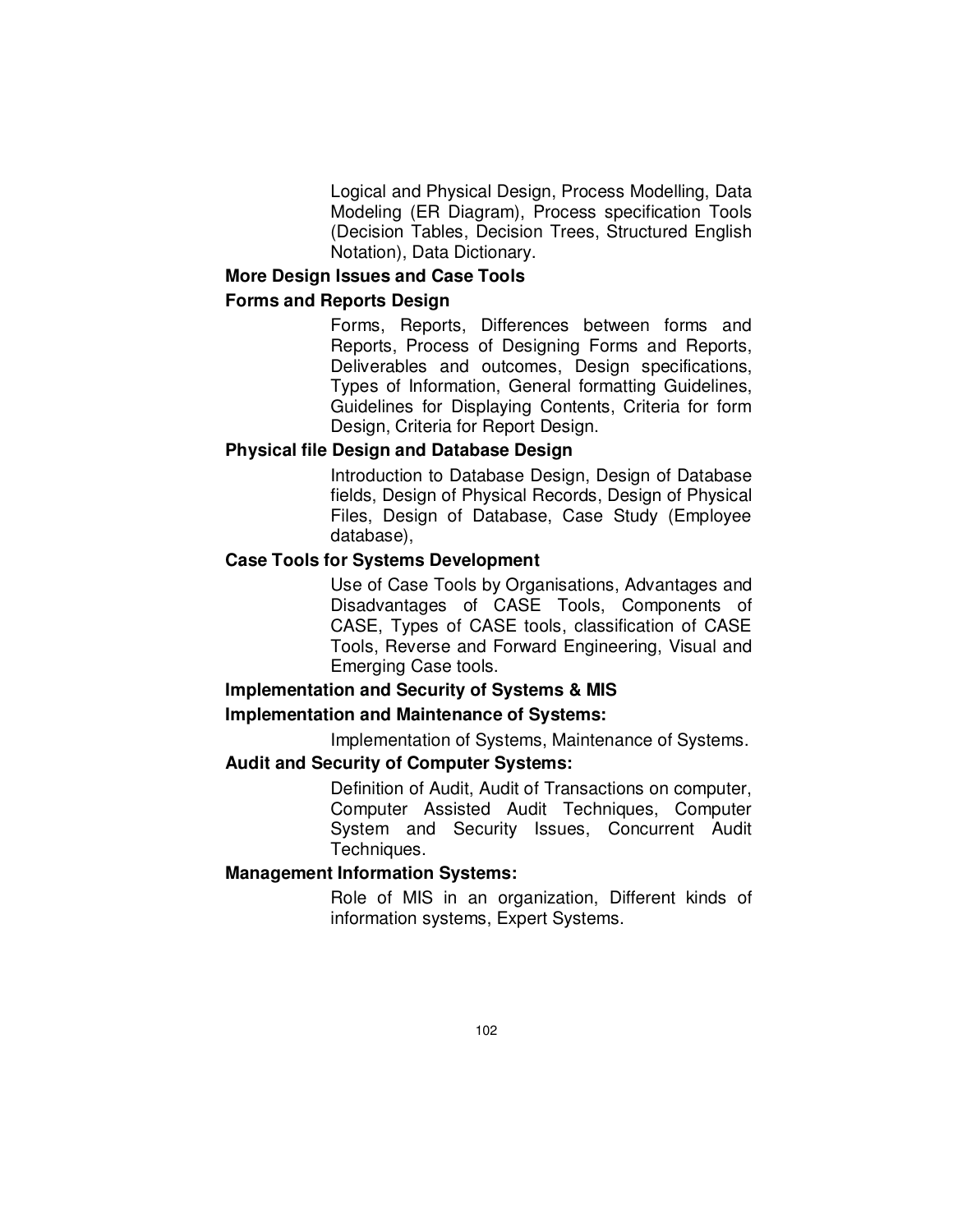Logical and Physical Design, Process Modelling, Data Modeling (ER Diagram), Process specification Tools (Decision Tables, Decision Trees, Structured English Notation), Data Dictionary.

**More Design Issues and Case Tools**

**Forms and Reports Design**

Forms, Reports, Differences between forms and Reports, Process of Designing Forms and Reports, Deliverables and outcomes, Design specifications, Types of Information, General formatting Guidelines, Guidelines for Displaying Contents, Criteria for form Design, Criteria for Report Design.

**Physical file Design and Database Design**

Introduction to Database Design, Design of Database fields, Design of Physical Records, Design of Physical Files, Design of Database, Case Study (Employee database),

**Case Tools for Systems Development**

Use of Case Tools by Organisations, Advantages and Disadvantages of CASE Tools, Components of CASE, Types of CASE tools, classification of CASE Tools, Reverse and Forward Engineering, Visual and Emerging Case tools.

**Implementation and Security of Systems & MIS**

**Implementation and Maintenance of Systems:**

Implementation of Systems, Maintenance of Systems.

**Audit and Security of Computer Systems:**

Definition of Audit, Audit of Transactions on computer, Computer Assisted Audit Techniques, Computer System and Security Issues, Concurrent Audit Techniques.

**Management Information Systems:**

Role of MIS in an organization, Different kinds of information systems, Expert Systems.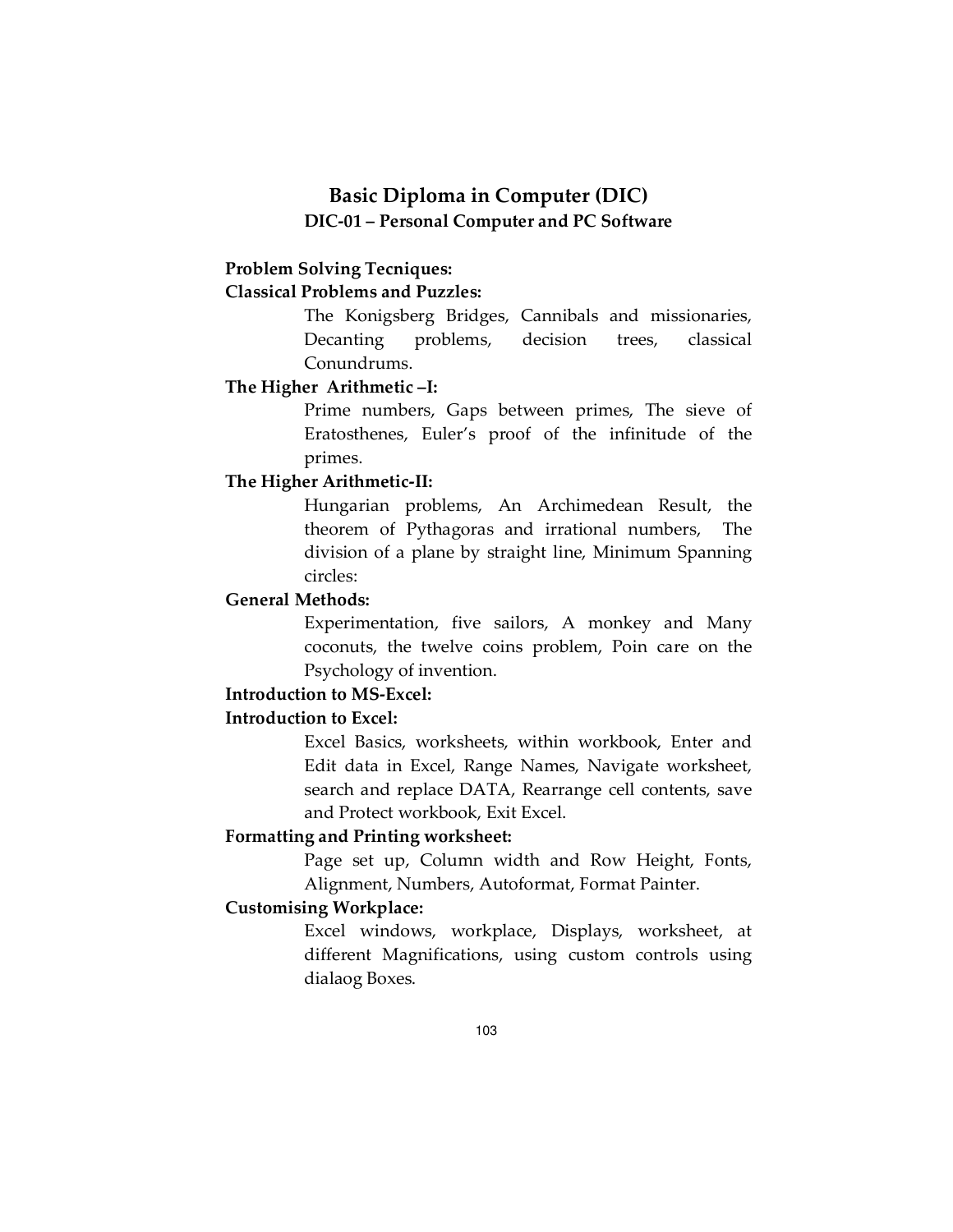## Basic Diploma in Computer (DIC)

### DIC-01 – Personal Computer and PC Software

**Problem Solving Tecniques:**

**Classical Problems and Puzzles:**

The Konigsberg Bridges, Cannibals and missionaries, Decanting problems, decision trees, classical Conundrums.

**The Higher Arithmetic –I:**

Prime numbers, Gaps between primes, The sieve of Eratosthenes, Euler's proof of the infinitude of the primes.

**The Higher Arithmetic-II:**

Hungarian problems, An Archimedean Result, the theorem of Pythagoras and irrational numbers, The division of a plane by straight line, Minimum Spanning circles:

**General Methods:**

Experimentation, five sailors, A monkey and Many coconuts, the twelve coins problem, Poin care on the Psychology of invention.

**Introduction to MS-Excel:**

**Introduction to Excel:**

Excel Basics, worksheets, within workbook, Enter and Edit data in Excel, Range Names, Navigate worksheet, search and replace DATA, Rearrange cell contents, save and Protect workbook, Exit Excel.

**Formatting and Printing worksheet:**

Page set up, Column width and Row Height, Fonts, Alignment, Numbers, Autoformat, Format Painter.

**Customising Workplace:**

Excel windows, workplace, Displays, worksheet, at different Magnifications, using custom controls using dialaog Boxes.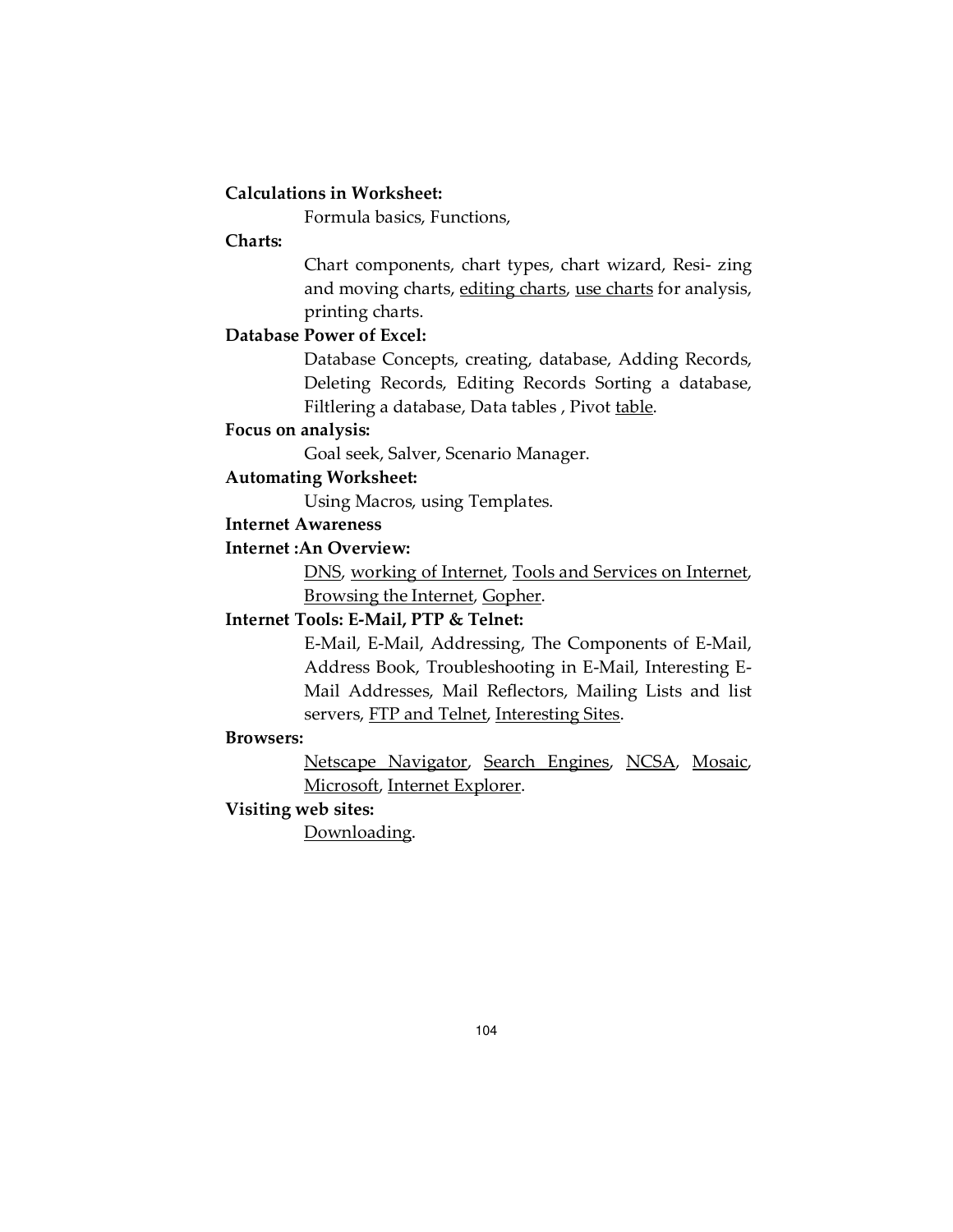**Calculations in Worksheet:**

Formula basics, Functions,

**Charts:**

Chart components, chart types, chart wizard, Resi- zing and moving charts, editing charts, use charts for analysis, printing charts.

**Database Power of Excel:**

Database Concepts, creating, database, Adding Records, Deleting Records, Editing Records Sorting a database, Filtlering a database, Data tables , Pivot table.

**Focus on analysis:**

Goal seek, Salver, Scenario Manager.

**Automating Worksheet:**

Using Macros, using Templates.

**Internet Awareness**

**Internet :An Overview:**

DNS, working of Internet, Tools and Services on Internet, Browsing the Internet, Gopher.

**Internet Tools: E-Mail, PTP & Telnet:**

E-Mail, E-Mail, Addressing, The Components of E-Mail, Address Book, Troubleshooting in E-Mail, Interesting E-Mail Addresses, Mail Reflectors, Mailing Lists and list servers, FTP and Telnet, Interesting Sites.

**Browsers:**

Netscape Navigator, Search Engines, NCSA, Mosaic, Microsoft, Internet Explorer.

**Visiting web sites:**

Downloading.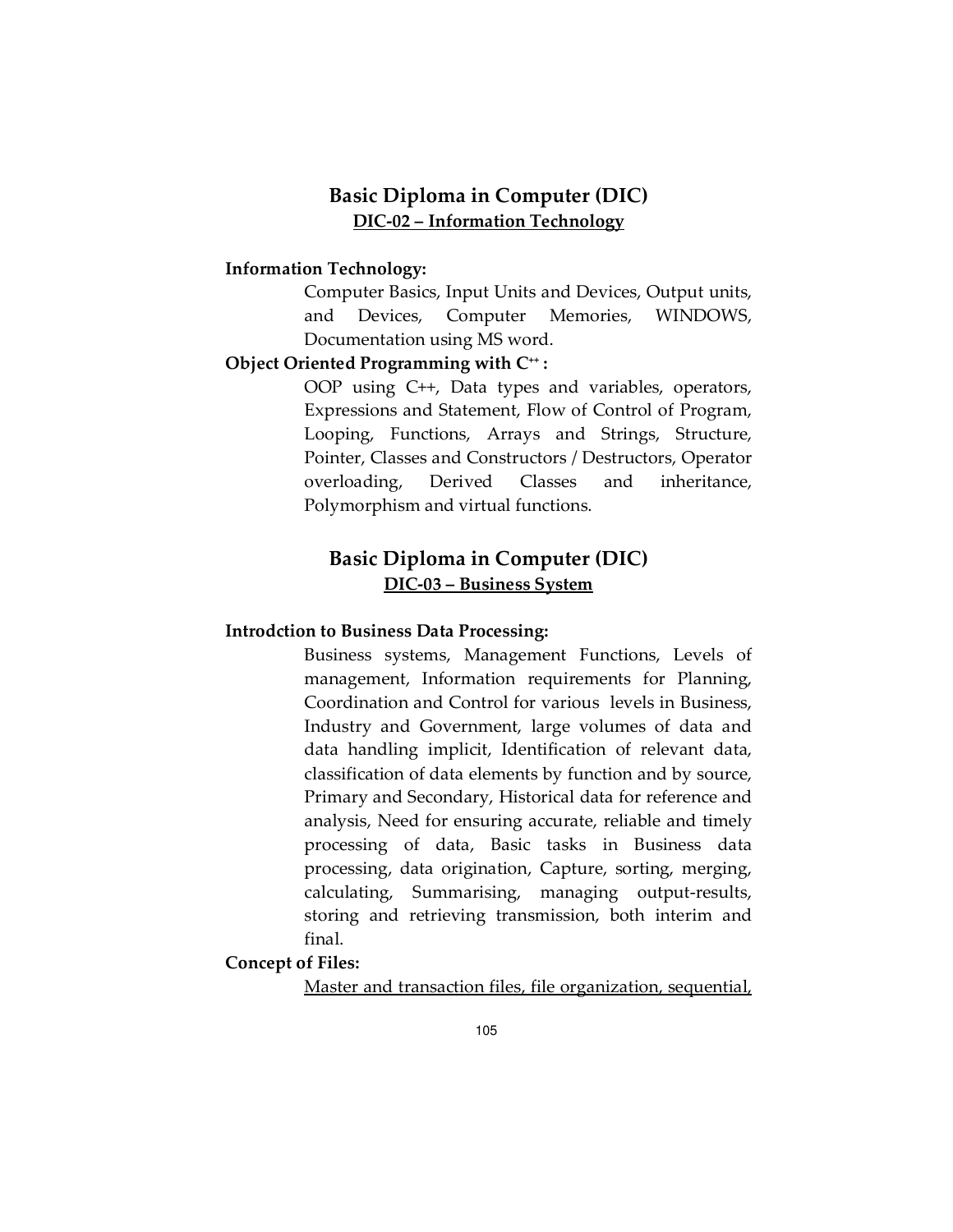## Basic Diploma in Computer (DIC)

### DIC-02 – Information Technology

**Information Technology:**

Computer Basics, Input Units and Devices, Output units, and Devices, Computer Memories, WINDOWS, Documentation using MS word.

**Object Oriented Programming with C++ :**

OOP using C++, Data types and variables, operators, Expressions and Statement, Flow of Control of Program, Looping, Functions, Arrays and Strings, Structure, Pointer, Classes and Constructors / Destructors, Operator overloading, Derived Classes and inheritance, Polymorphism and virtual functions.

## Basic Diploma in Computer (DIC)

### DIC-03 – Business System

**Introdction to Business Data Processing:**

Business systems, Management Functions, Levels of management, Information requirements for Planning, Coordination and Control for various levels in Business, Industry and Government, large volumes of data and data handling implicit, Identification of relevant data, classification of data elements by function and by source, Primary and Secondary, Historical data for reference and analysis, Need for ensuring accurate, reliable and timely processing of data, Basic tasks in Business data processing, data origination, Capture, sorting, merging, calculating, Summarising, managing output-results, storing and retrieving transmission, both interim and final.

**Concept of Files:**

Master and transaction files, file organization, sequential,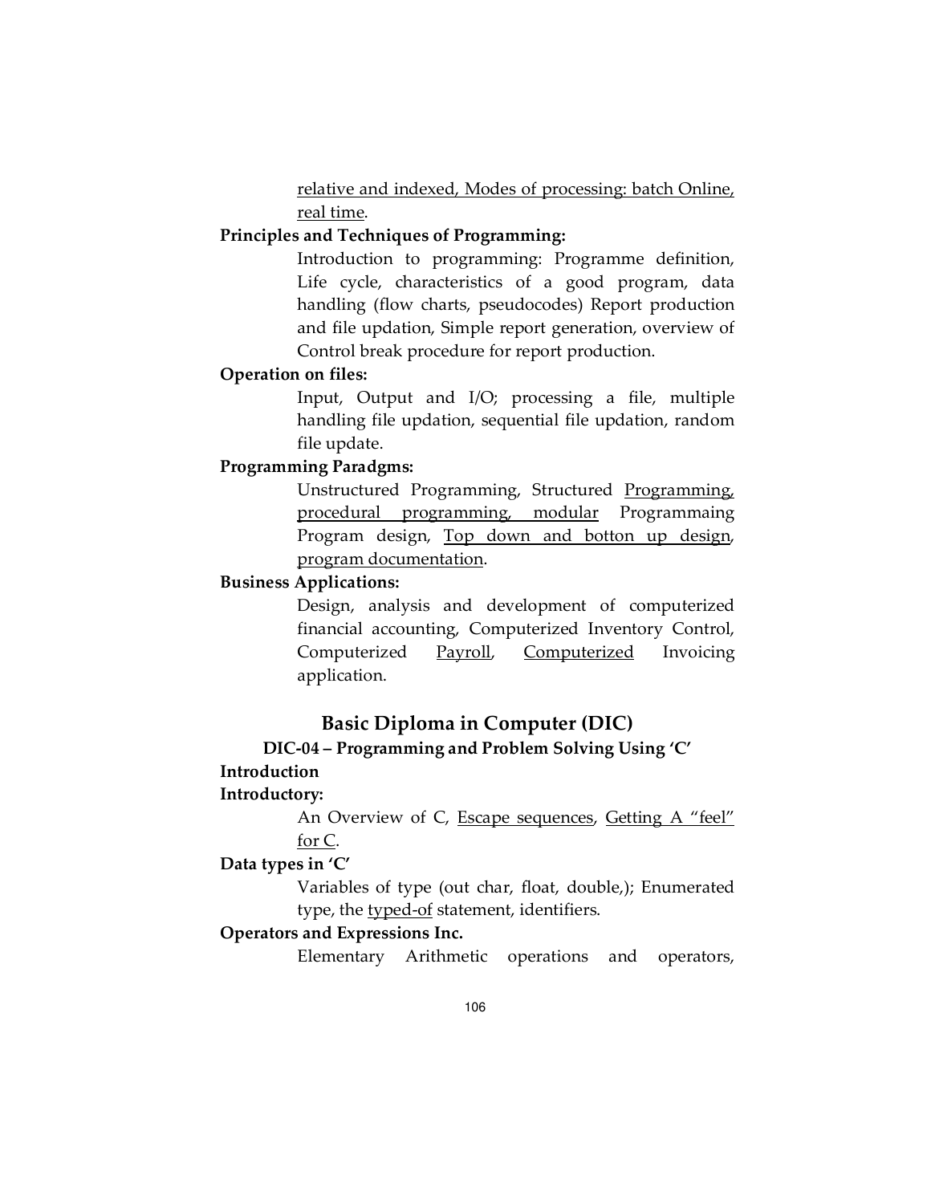relative and indexed, Modes of processing: batch Online, real time.

**Principles and Techniques of Programming:**

Introduction to programming: Programme definition, Life cycle, characteristics of a good program, data handling (flow charts, pseudocodes) Report production and file updation, Simple report generation, overview of Control break procedure for report production.

**Operation on files:**

Input, Output and I/O; processing a file, multiple handling file updation, sequential file updation, random file update.

**Programming Paradgms:**

Unstructured Programming, Structured Programming, procedural programming, modular Programmaing Program design, Top down and botton up design, program documentation.

**Business Applications:**

Design, analysis and development of computerized financial accounting, Computerized Inventory Control, Computerized Payroll, Computerized Invoicing application.

## Basic Diploma in Computer (DIC)

### DIC-04 – Programming and Problem Solving Using 'C'

**Introduction**

**Introductory:**

An Overview of C, Escape sequences, Getting A "feel" for C.

**Data types in 'C'**

Variables of type (out char, float, double,); Enumerated type, the typed-of statement, identifiers.

**Operators and Expressions Inc.**

Elementary Arithmetic operations and operators,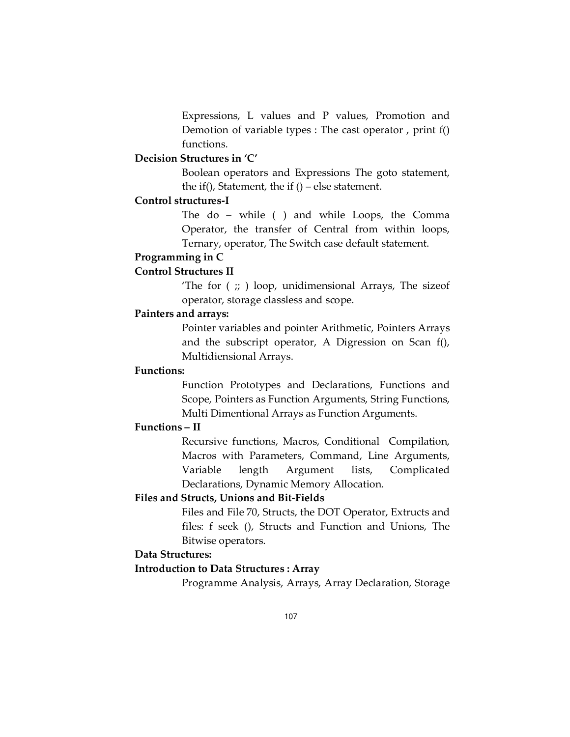Expressions, L values and P values, Promotion and Demotion of variable types : The cast operator , print f() functions.

**Decision Structures in 'C'**

Boolean operators and Expressions The goto statement, the if(), Statement, the if () – else statement.

**Control structures-I**

The do – while ( ) and while Loops, the Comma Operator, the transfer of Central from within loops, Ternary, operator, The Switch case default statement.

**Programming in C**

**Control Structures II**

'The for ( ;; ) loop, unidimensional Arrays, The sizeof operator, storage classless and scope.

**Painters and arrays:**

Pointer variables and pointer Arithmetic, Pointers Arrays and the subscript operator, A Digression on Scan f(), Multidiensional Arrays.

**Functions:**

Function Prototypes and Declarations, Functions and Scope, Pointers as Function Arguments, String Functions, Multi Dimentional Arrays as Function Arguments.

**Functions – II**

Recursive functions, Macros, Conditional Compilation, Macros with Parameters, Command, Line Arguments, Variable length Argument lists, Complicated Declarations, Dynamic Memory Allocation.

**Files and Structs, Unions and Bit-Fields**

Files and File 70, Structs, the DOT Operator, Extructs and files: f seek (), Structs and Function and Unions, The Bitwise operators.

**Data Structures:**

**Introduction to Data Structures : Array**

Programme Analysis, Arrays, Array Declaration, Storage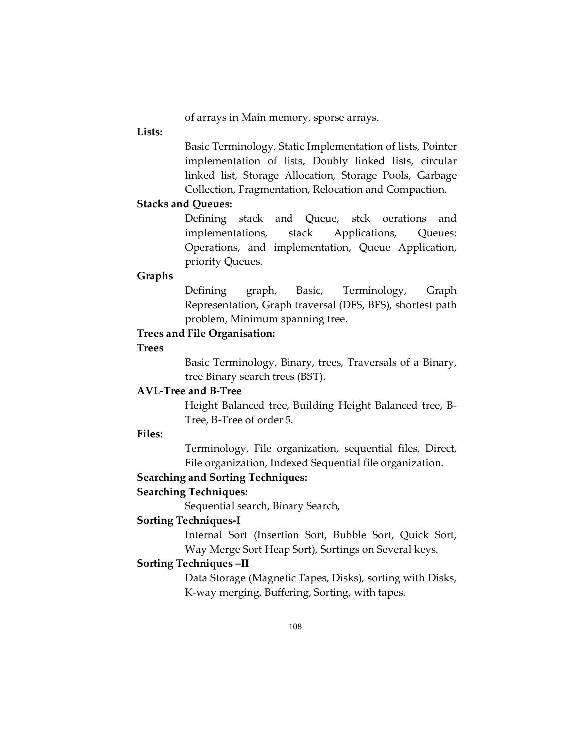of arrays in Main memory, sporse arrays.

**Lists:**

Basic Terminology, Static Implementation of lists, Pointer implementation of lists, Doubly linked lists, circular linked list, Storage Allocation, Storage Pools, Garbage Collection, Fragmentation, Relocation and Compaction.

**Stacks and Queues:**

Defining stack and Queue, stck oerations and implementations, stack Applications, Queues: Operations, and implementation, Queue Application, priority Queues.

**Graphs**

Defining graph, Basic, Terminology, Graph Representation, Graph traversal (DFS, BFS), shortest path problem, Minimum spanning tree.

**Trees and File Organisation:**

**Trees**

Basic Terminology, Binary, trees, Traversals of a Binary, tree Binary search trees (BST).

**AVL-Tree and B-Tree**

Height Balanced tree, Building Height Balanced tree, B-Tree, B-Tree of order 5.

**Files:**

Terminology, File organization, sequential files, Direct, File organization, Indexed Sequential file organization.

**Searching and Sorting Techniques:**

**Searching Techniques:**

Sequential search, Binary Search,

**Sorting Techniques-I**

Internal Sort (Insertion Sort, Bubble Sort, Quick Sort, Way Merge Sort Heap Sort), Sortings on Several keys.

**Sorting Techniques –II**

Data Storage (Magnetic Tapes, Disks), sorting with Disks, K-way merging, Buffering, Sorting, with tapes.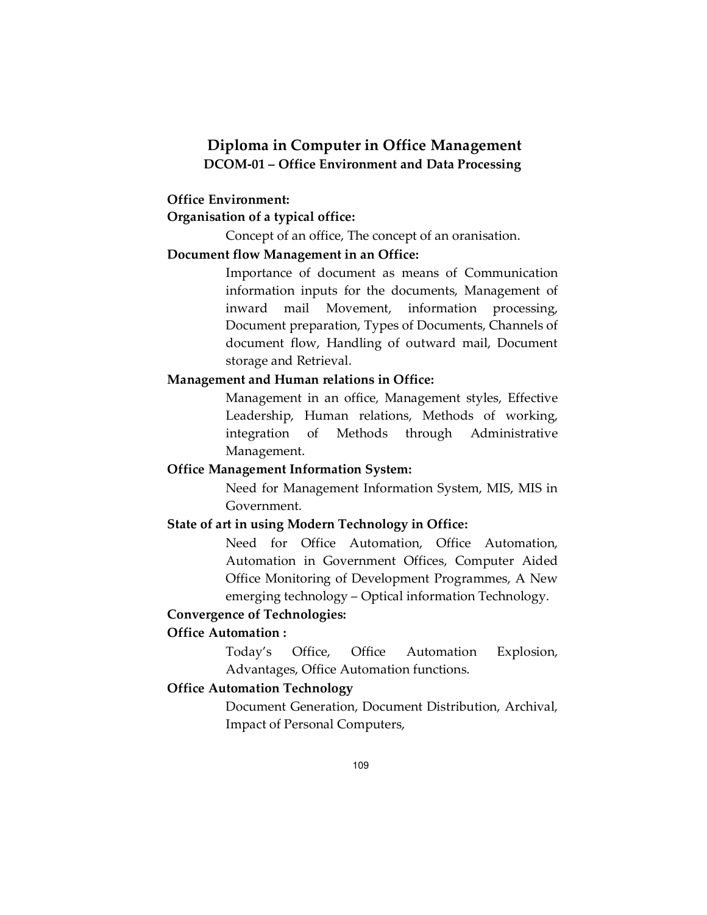# Diploma in Computer in Office Management

## DCOM-01 – Office Environment and Data Processing

**Office Environment:**

**Organisation of a typical office:**

Concept of an office, The concept of an oranisation.

**Document flow Management in an Office:**

Importance of document as means of Communication information inputs for the documents, Management of inward mail Movement, information processing, Document preparation, Types of Documents, Channels of document flow, Handling of outward mail, Document storage and Retrieval.

**Management and Human relations in Office:**

Management in an office, Management styles, Effective Leadership, Human relations, Methods of working, integration of Methods through Administrative Management.

**Office Management Information System:**

Need for Management Information System, MIS, MIS in Government.

**State of art in using Modern Technology in Office:**

Need for Office Automation, Office Automation, Automation in Government Offices, Computer Aided Office Monitoring of Development Programmes, A New emerging technology – Optical information Technology.

**Convergence of Technologies:**

**Office Automation :**

Today's Office, Office Automation Explosion, Advantages, Office Automation functions.

**Office Automation Technology**

Document Generation, Document Distribution, Archival, Impact of Personal Computers,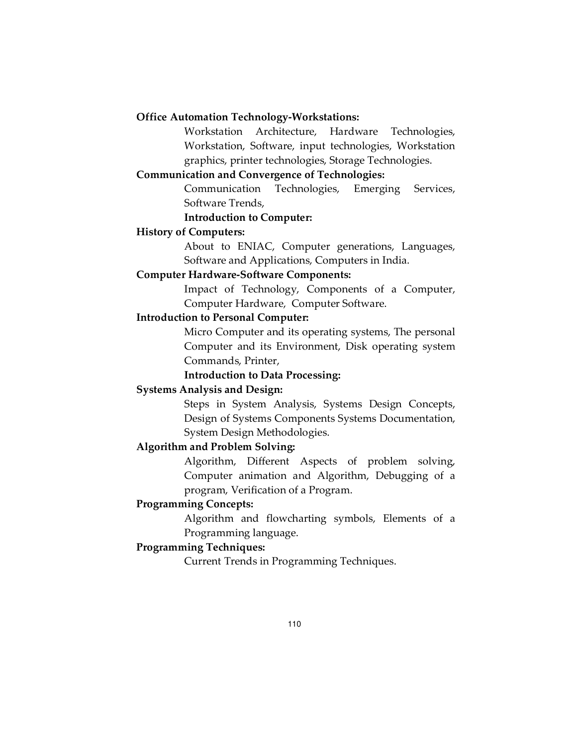**Office Automation Technology-Workstations:**

Workstation Architecture, Hardware Technologies, Workstation, Software, input technologies, Workstation graphics, printer technologies, Storage Technologies.

**Communication and Convergence of Technologies:**

Communication Technologies, Emerging Services, Software Trends,

**Introduction to Computer:**

**History of Computers:**

About to ENIAC, Computer generations, Languages, Software and Applications, Computers in India.

**Computer Hardware-Software Components:**

Impact of Technology, Components of a Computer, Computer Hardware, Computer Software.

**Introduction to Personal Computer:**

Micro Computer and its operating systems, The personal Computer and its Environment, Disk operating system Commands, Printer,

**Introduction to Data Processing:**

**Systems Analysis and Design:**

Steps in System Analysis, Systems Design Concepts, Design of Systems Components Systems Documentation, System Design Methodologies.

**Algorithm and Problem Solving:**

Algorithm, Different Aspects of problem solving, Computer animation and Algorithm, Debugging of a program, Verification of a Program.

**Programming Concepts:**

Algorithm and flowcharting symbols, Elements of a Programming language.

**Programming Techniques:**

Current Trends in Programming Techniques.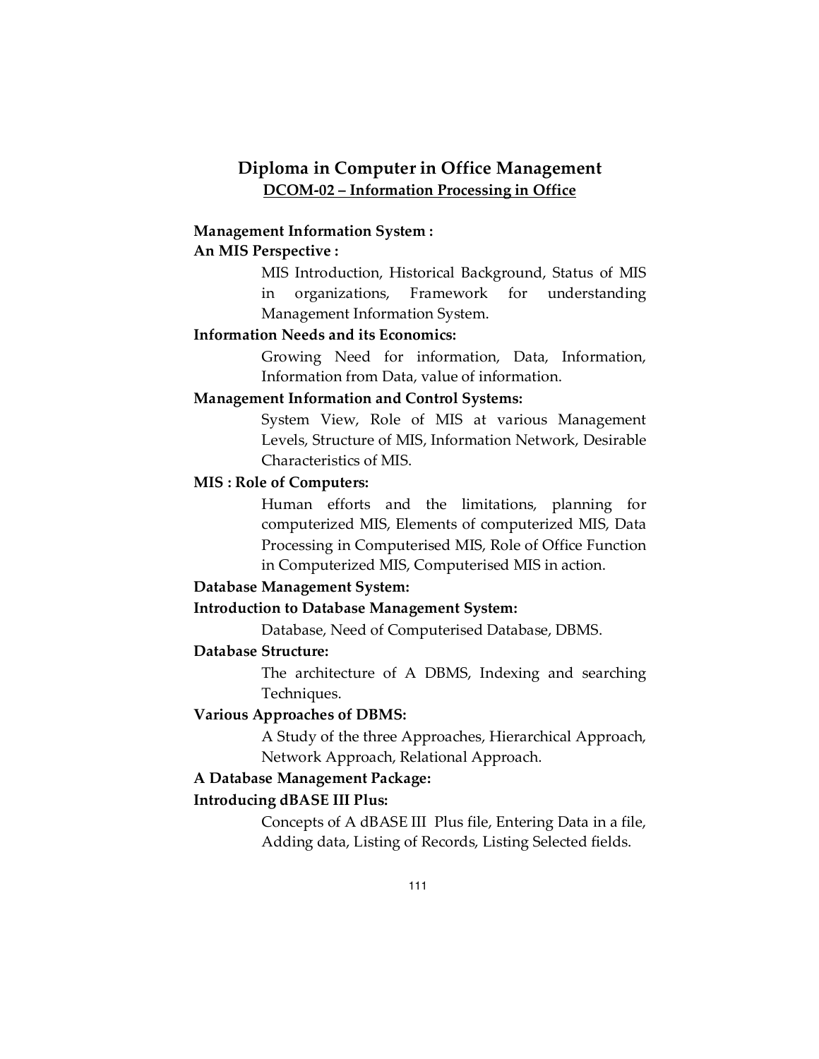# Diploma in Computer in Office Management

## DCOM-02 – Information Processing in Office

**Management Information System :**

**An MIS Perspective :**

MIS Introduction, Historical Background, Status of MIS in organizations, Framework for understanding Management Information System.

**Information Needs and its Economics:**

Growing Need for information, Data, Information, Information from Data, value of information.

**Management Information and Control Systems:**

System View, Role of MIS at various Management Levels, Structure of MIS, Information Network, Desirable Characteristics of MIS.

**MIS : Role of Computers:**

Human efforts and the limitations, planning for computerized MIS, Elements of computerized MIS, Data Processing in Computerised MIS, Role of Office Function in Computerized MIS, Computerised MIS in action.

**Database Management System:**

**Introduction to Database Management System:**

Database, Need of Computerised Database, DBMS.

**Database Structure:**

The architecture of A DBMS, Indexing and searching Techniques.

**Various Approaches of DBMS:**

A Study of the three Approaches, Hierarchical Approach, Network Approach, Relational Approach.

**A Database Management Package:**

**Introducing dBASE III Plus:**

Concepts of A dBASE III Plus file, Entering Data in a file, Adding data, Listing of Records, Listing Selected fields.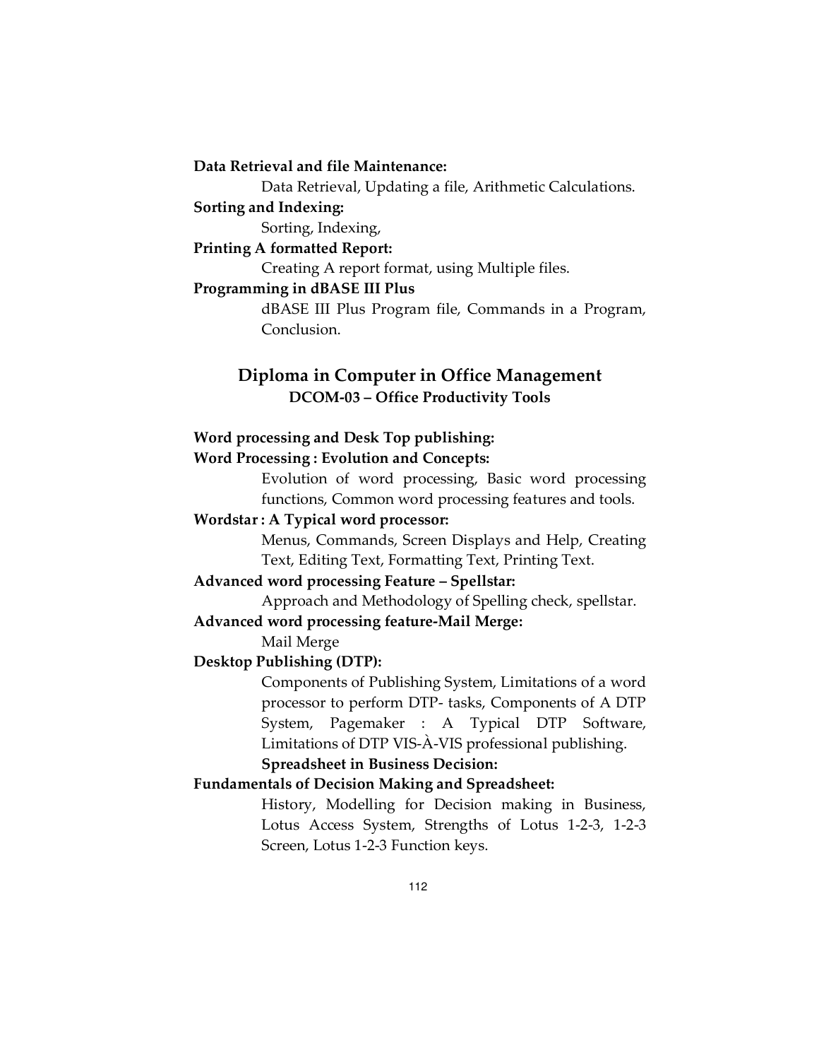**Data Retrieval and file Maintenance:**

Data Retrieval, Updating a file, Arithmetic Calculations.

**Sorting and Indexing:**

Sorting, Indexing,

**Printing A formatted Report:**

Creating A report format, using Multiple files.

**Programming in dBASE III Plus**

dBASE III Plus Program file, Commands in a Program, Conclusion.

## Diploma in Computer in Office Management

### DCOM-03 – Office Productivity Tools

**Word processing and Desk Top publishing:**

**Word Processing : Evolution and Concepts:**

Evolution of word processing, Basic word processing functions, Common word processing features and tools.

**Wordstar : A Typical word processor:**

Menus, Commands, Screen Displays and Help, Creating Text, Editing Text, Formatting Text, Printing Text.

**Advanced word processing Feature – Spellstar:**

Approach and Methodology of Spelling check, spellstar.

**Advanced word processing feature-Mail Merge:**

Mail Merge

**Desktop Publishing (DTP):**

Components of Publishing System, Limitations of a word processor to perform DTP- tasks, Components of A DTP System, Pagemaker : A Typical DTP Software, Limitations of DTP VIS-À-VIS professional publishing.

**Spreadsheet in Business Decision:**

**Fundamentals of Decision Making and Spreadsheet:**

History, Modelling for Decision making in Business, Lotus Access System, Strengths of Lotus 1-2-3, 1-2-3 Screen, Lotus 1-2-3 Function keys.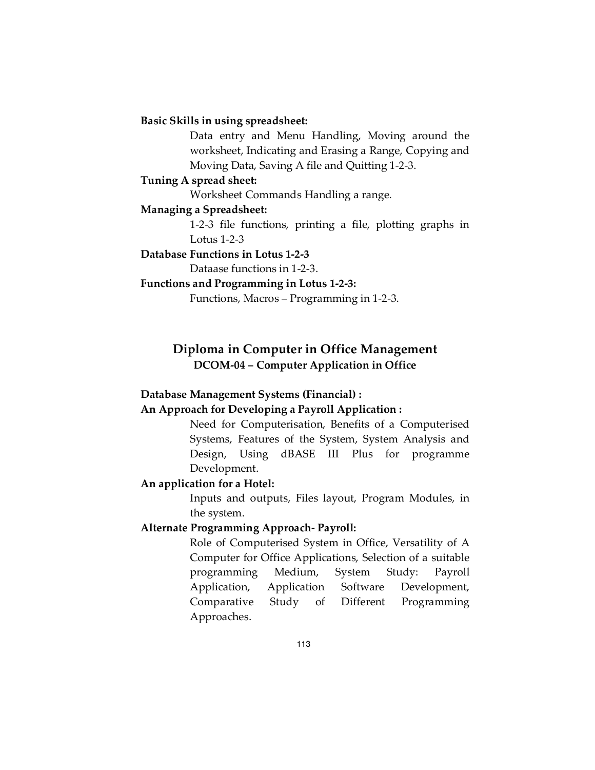**Basic Skills in using spreadsheet:**

Data entry and Menu Handling, Moving around the worksheet, Indicating and Erasing a Range, Copying and Moving Data, Saving A file and Quitting 1-2-3.

**Tuning A spread sheet:**

Worksheet Commands Handling a range.

**Managing a Spreadsheet:**

1-2-3 file functions, printing a file, plotting graphs in Lotus 1-2-3

**Database Functions in Lotus 1-2-3**

Dataase functions in 1-2-3.

**Functions and Programming in Lotus 1-2-3:**

Functions, Macros – Programming in 1-2-3.

## Diploma in Computer in Office Management

### DCOM-04 – Computer Application in Office

**Database Management Systems (Financial) :**

**An Approach for Developing a Payroll Application :**

Need for Computerisation, Benefits of a Computerised Systems, Features of the System, System Analysis and Design, Using dBASE III Plus for programme Development.

**An application for a Hotel:**

Inputs and outputs, Files layout, Program Modules, in the system.

**Alternate Programming Approach- Payroll:**

Role of Computerised System in Office, Versatility of A Computer for Office Applications, Selection of a suitable programming Medium, System Study: Payroll Application, Application Software Development, Comparative Study of Different Programming Approaches.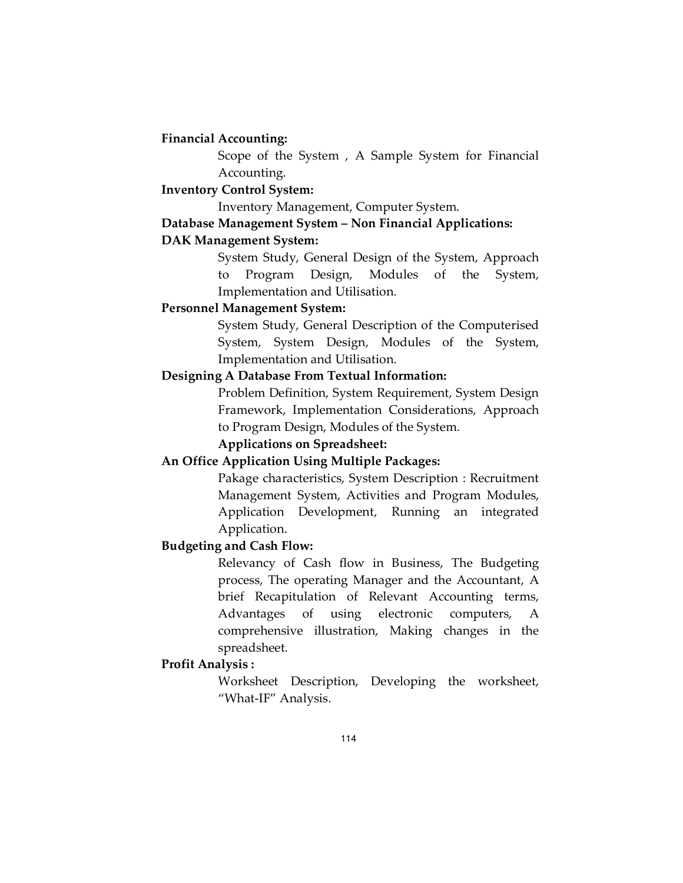**Financial Accounting:**

Scope of the System , A Sample System for Financial Accounting.

**Inventory Control System:**

Inventory Management, Computer System.

**Database Management System – Non Financial Applications:**

**DAK Management System:**

System Study, General Design of the System, Approach to Program Design, Modules of the System, Implementation and Utilisation.

**Personnel Management System:**

System Study, General Description of the Computerised System, System Design, Modules of the System, Implementation and Utilisation.

**Designing A Database From Textual Information:**

Problem Definition, System Requirement, System Design Framework, Implementation Considerations, Approach to Program Design, Modules of the System.

**Applications on Spreadsheet:**

**An Office Application Using Multiple Packages:**

Pakage characteristics, System Description : Recruitment Management System, Activities and Program Modules, Application Development, Running an integrated Application.

**Budgeting and Cash Flow:**

Relevancy of Cash flow in Business, The Budgeting process, The operating Manager and the Accountant, A brief Recapitulation of Relevant Accounting terms, Advantages of using electronic computers, A comprehensive illustration, Making changes in the spreadsheet.

**Profit Analysis :**

Worksheet Description, Developing the worksheet, "What-IF" Analysis.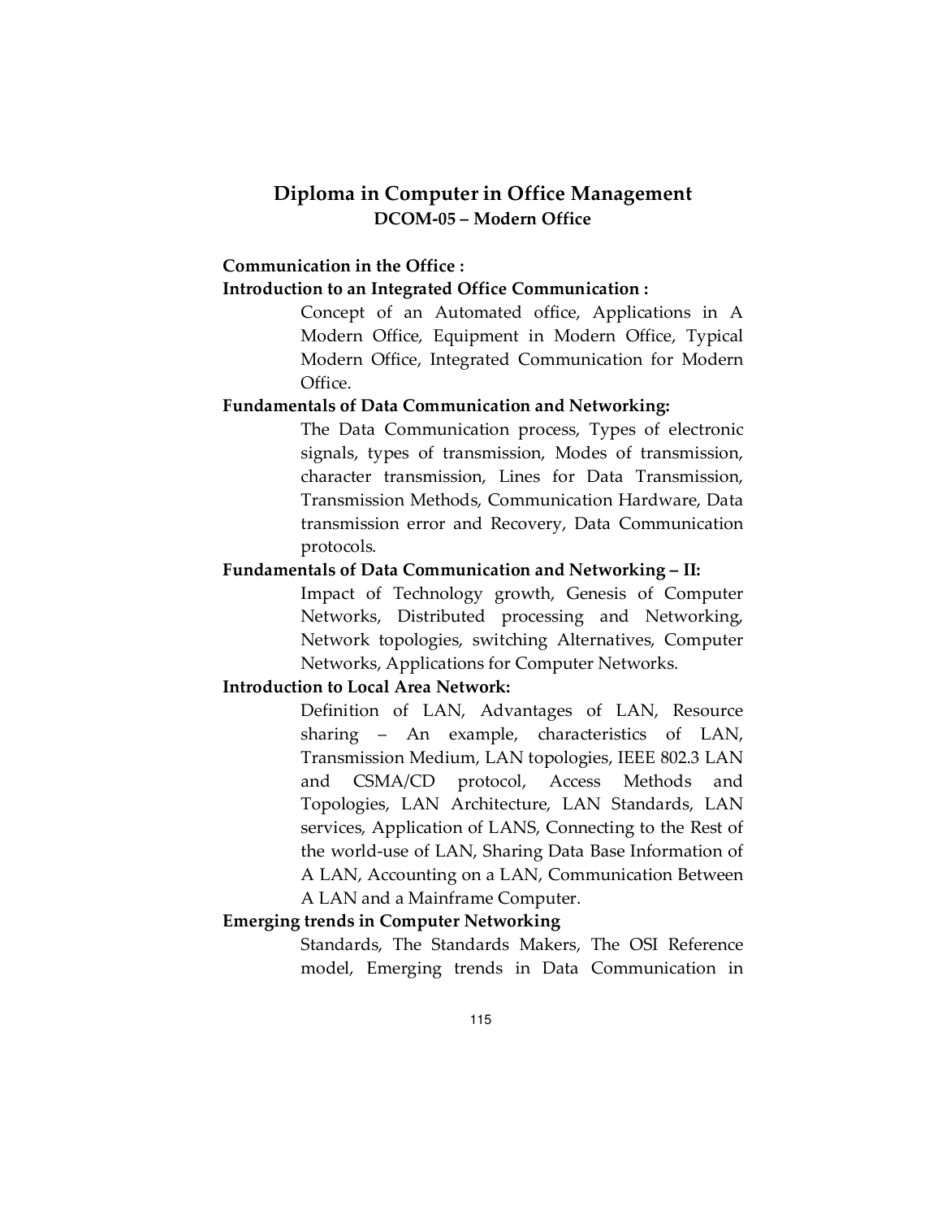## Diploma in Computer in Office Management

### DCOM-05 – Modern Office

**Communication in the Office :**

**Introduction to an Integrated Office Communication :**

Concept of an Automated office, Applications in A Modern Office, Equipment in Modern Office, Typical Modern Office, Integrated Communication for Modern Office.

**Fundamentals of Data Communication and Networking:**

The Data Communication process, Types of electronic signals, types of transmission, Modes of transmission, character transmission, Lines for Data Transmission, Transmission Methods, Communication Hardware, Data transmission error and Recovery, Data Communication protocols.

**Fundamentals of Data Communication and Networking – II:**

Impact of Technology growth, Genesis of Computer Networks, Distributed processing and Networking, Network topologies, switching Alternatives, Computer Networks, Applications for Computer Networks.

**Introduction to Local Area Network:**

Definition of LAN, Advantages of LAN, Resource sharing – An example, characteristics of LAN, Transmission Medium, LAN topologies, IEEE 802.3 LAN and CSMA/CD protocol, Access Methods and Topologies, LAN Architecture, LAN Standards, LAN services, Application of LANS, Connecting to the Rest of the world-use of LAN, Sharing Data Base Information of A LAN, Accounting on a LAN, Communication Between A LAN and a Mainframe Computer.

**Emerging trends in Computer Networking**

Standards, The Standards Makers, The OSI Reference model, Emerging trends in Data Communication in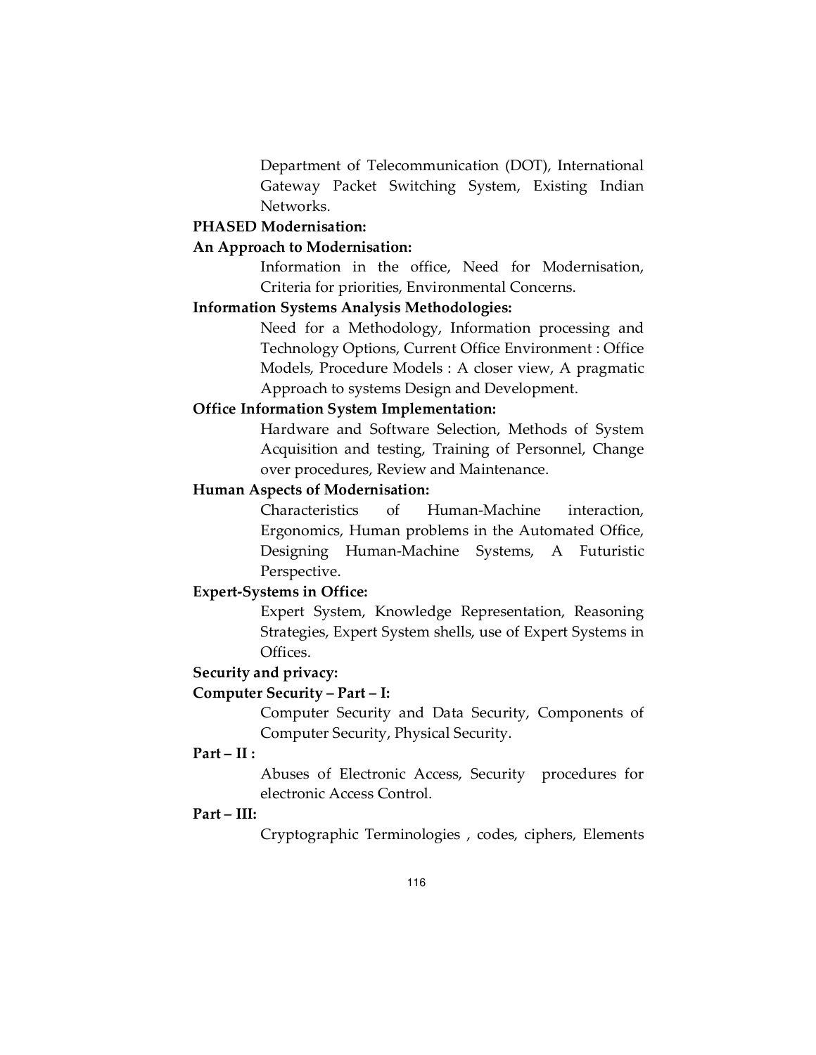Department of Telecommunication (DOT), International Gateway Packet Switching System, Existing Indian Networks.

**PHASED Modernisation:**

**An Approach to Modernisation:**

Information in the office, Need for Modernisation, Criteria for priorities, Environmental Concerns.

**Information Systems Analysis Methodologies:**

Need for a Methodology, Information processing and Technology Options, Current Office Environment : Office Models, Procedure Models : A closer view, A pragmatic Approach to systems Design and Development.

**Office Information System Implementation:**

Hardware and Software Selection, Methods of System Acquisition and testing, Training of Personnel, Change over procedures, Review and Maintenance.

**Human Aspects of Modernisation:**

Characteristics of Human-Machine interaction, Ergonomics, Human problems in the Automated Office, Designing Human-Machine Systems, A Futuristic Perspective.

**Expert-Systems in Office:**

Expert System, Knowledge Representation, Reasoning Strategies, Expert System shells, use of Expert Systems in Offices.

**Security and privacy:**

**Computer Security – Part – I:**

Computer Security and Data Security, Components of Computer Security, Physical Security.

**Part – II :**

Abuses of Electronic Access, Security procedures for electronic Access Control.

**Part – III:**

Cryptographic Terminologies , codes, ciphers, Elements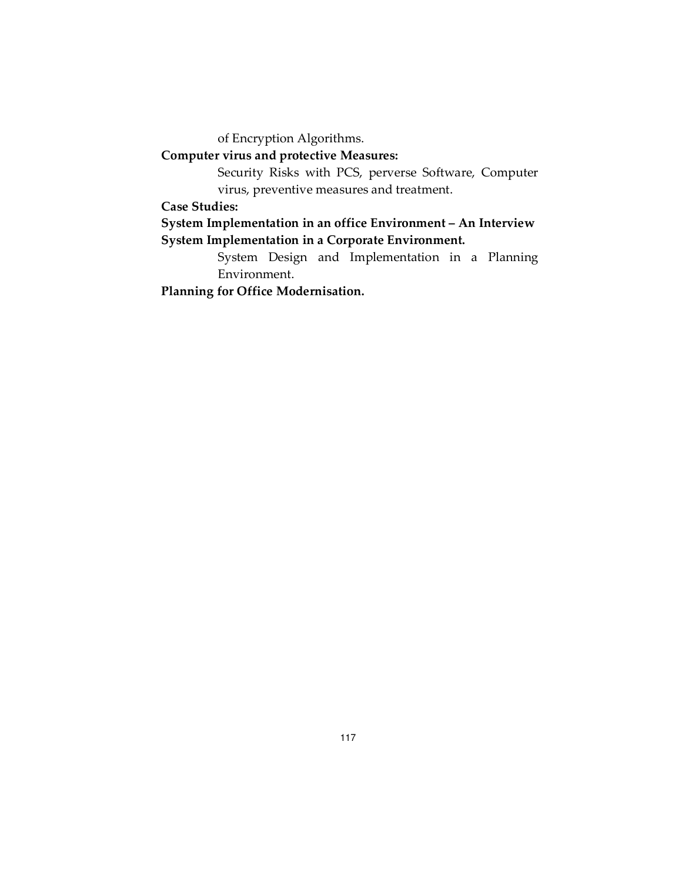of Encryption Algorithms.

**Computer virus and protective Measures:**

Security Risks with PCS, perverse Software, Computer virus, preventive measures and treatment.

**Case Studies:**

**System Implementation in an office Environment – An Interview**

**System Implementation in a Corporate Environment.**

System Design and Implementation in a Planning Environment.

**Planning for Office Modernisation.**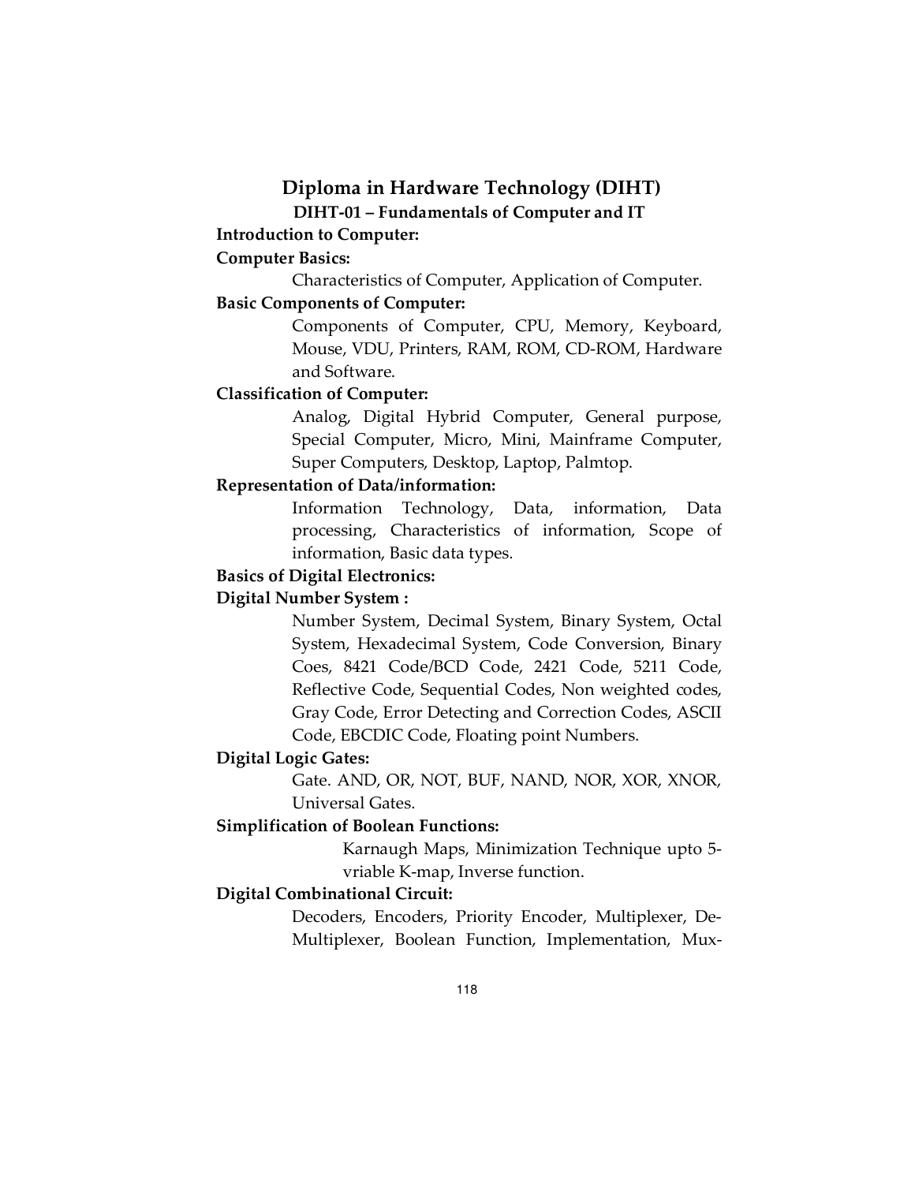## Diploma in Hardware Technology (DIHT)

### DIHT-01 – Fundamentals of Computer and IT

**Introduction to Computer:**

**Computer Basics:**

Characteristics of Computer, Application of Computer.

**Basic Components of Computer:**

Components of Computer, CPU, Memory, Keyboard, Mouse, VDU, Printers, RAM, ROM, CD-ROM, Hardware and Software.

**Classification of Computer:**

Analog, Digital Hybrid Computer, General purpose, Special Computer, Micro, Mini, Mainframe Computer, Super Computers, Desktop, Laptop, Palmtop.

**Representation of Data/information:**

Information Technology, Data, information, Data processing, Characteristics of information, Scope of information, Basic data types.

**Basics of Digital Electronics:**

**Digital Number System :**

Number System, Decimal System, Binary System, Octal System, Hexadecimal System, Code Conversion, Binary Coes, 8421 Code/BCD Code, 2421 Code, 5211 Code, Reflective Code, Sequential Codes, Non weighted codes, Gray Code, Error Detecting and Correction Codes, ASCII Code, EBCDIC Code, Floating point Numbers.

**Digital Logic Gates:**

Gate. AND, OR, NOT, BUF, NAND, NOR, XOR, XNOR, Universal Gates.

**Simplification of Boolean Functions:**

Karnaugh Maps, Minimization Technique upto 5-vriable K-map, Inverse function.

**Digital Combinational Circuit:**

Decoders, Encoders, Priority Encoder, Multiplexer, De-Multiplexer, Boolean Function, Implementation, Mux-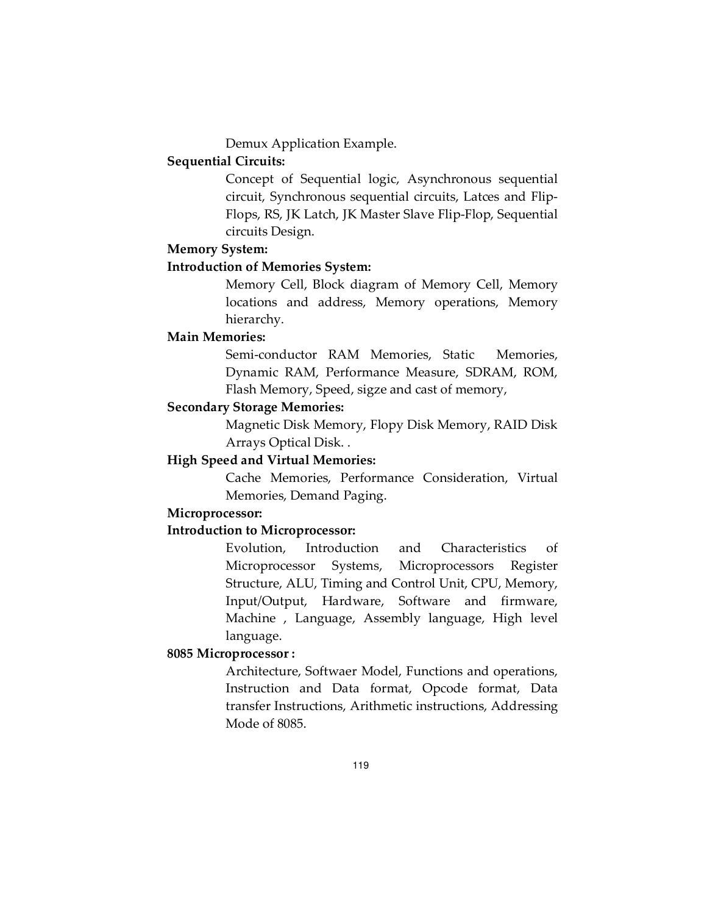Demux Application Example.

**Sequential Circuits:**

Concept of Sequential logic, Asynchronous sequential circuit, Synchronous sequential circuits, Latces and Flip-Flops, RS, JK Latch, JK Master Slave Flip-Flop, Sequential circuits Design.

**Memory System:**

**Introduction of Memories System:**

Memory Cell, Block diagram of Memory Cell, Memory locations and address, Memory operations, Memory hierarchy.

**Main Memories:**

Semi-conductor RAM Memories, Static Memories, Dynamic RAM, Performance Measure, SDRAM, ROM, Flash Memory, Speed, sigze and cast of memory,

**Secondary Storage Memories:**

Magnetic Disk Memory, Flopy Disk Memory, RAID Disk Arrays Optical Disk. .

**High Speed and Virtual Memories:**

Cache Memories, Performance Consideration, Virtual Memories, Demand Paging.

**Microprocessor:**

**Introduction to Microprocessor:**

Evolution, Introduction and Characteristics of Microprocessor Systems, Microprocessors Register Structure, ALU, Timing and Control Unit, CPU, Memory, Input/Output, Hardware, Software and firmware, Machine , Language, Assembly language, High level language.

**8085 Microprocessor :**

Architecture, Softwaer Model, Functions and operations, Instruction and Data format, Opcode format, Data transfer Instructions, Arithmetic instructions, Addressing Mode of 8085.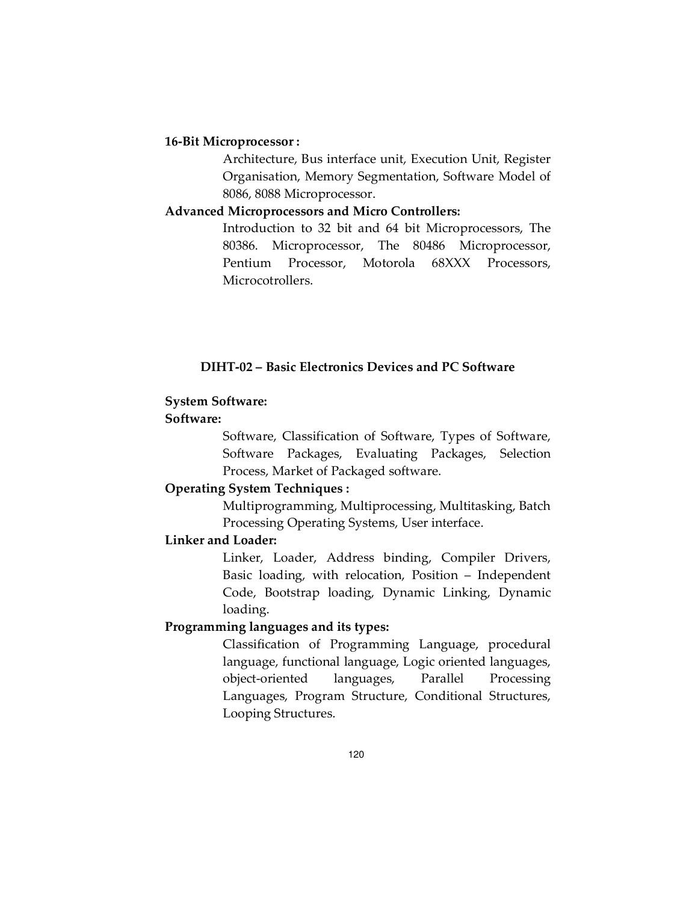**16-Bit Microprocessor :**

Architecture, Bus interface unit, Execution Unit, Register Organisation, Memory Segmentation, Software Model of 8086, 8088 Microprocessor.

**Advanced Microprocessors and Micro Controllers:**

Introduction to 32 bit and 64 bit Microprocessors, The 80386. Microprocessor, The 80486 Microprocessor, Pentium Processor, Motorola 68XXX Processors, Microcotrollers.

## DIHT-02 – Basic Electronics Devices and PC Software

**System Software:**

**Software:**

Software, Classification of Software, Types of Software, Software Packages, Evaluating Packages, Selection Process, Market of Packaged software.

**Operating System Techniques :**

Multiprogramming, Multiprocessing, Multitasking, Batch Processing Operating Systems, User interface.

**Linker and Loader:**

Linker, Loader, Address binding, Compiler Drivers, Basic loading, with relocation, Position – Independent Code, Bootstrap loading, Dynamic Linking, Dynamic loading.

**Programming languages and its types:**

Classification of Programming Language, procedural language, functional language, Logic oriented languages, object-oriented languages, Parallel Processing Languages, Program Structure, Conditional Structures, Looping Structures.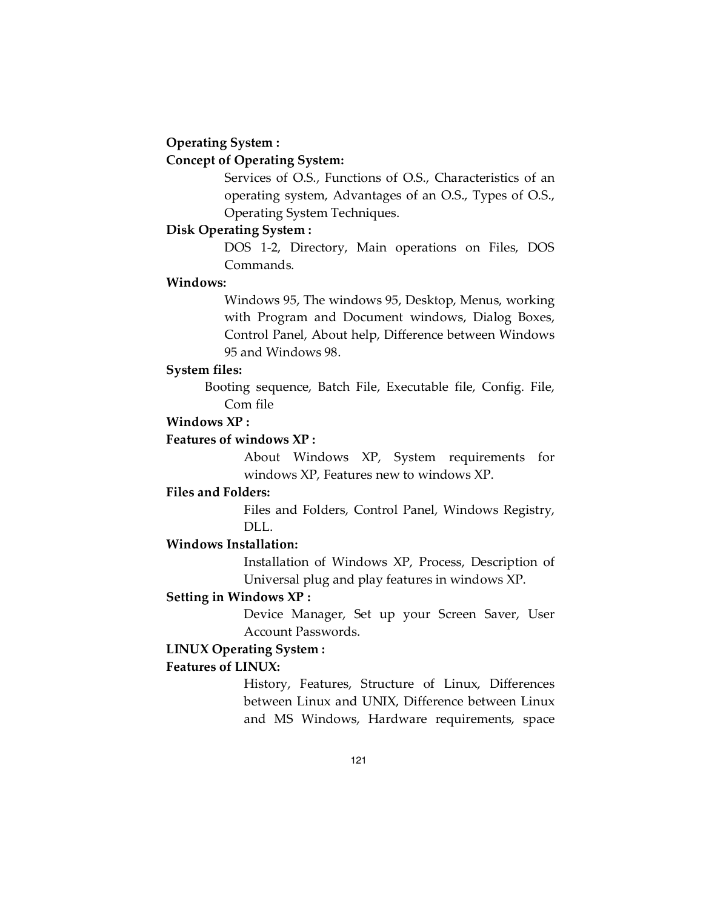**Operating System :**

**Concept of Operating System:**

Services of O.S., Functions of O.S., Characteristics of an operating system, Advantages of an O.S., Types of O.S., Operating System Techniques.

**Disk Operating System :**

DOS 1-2, Directory, Main operations on Files, DOS Commands.

**Windows:**

Windows 95, The windows 95, Desktop, Menus, working with Program and Document windows, Dialog Boxes, Control Panel, About help, Difference between Windows 95 and Windows 98.

**System files:**

Booting sequence, Batch File, Executable file, Config. File, Com file

**Windows XP :**

**Features of windows XP :**

About Windows XP, System requirements for windows XP, Features new to windows XP.

**Files and Folders:**

Files and Folders, Control Panel, Windows Registry, DLL.

**Windows Installation:**

Installation of Windows XP, Process, Description of Universal plug and play features in windows XP.

**Setting in Windows XP :**

Device Manager, Set up your Screen Saver, User Account Passwords.

**LINUX Operating System :**

**Features of LINUX:**

History, Features, Structure of Linux, Differences between Linux and UNIX, Difference between Linux and MS Windows, Hardware requirements, space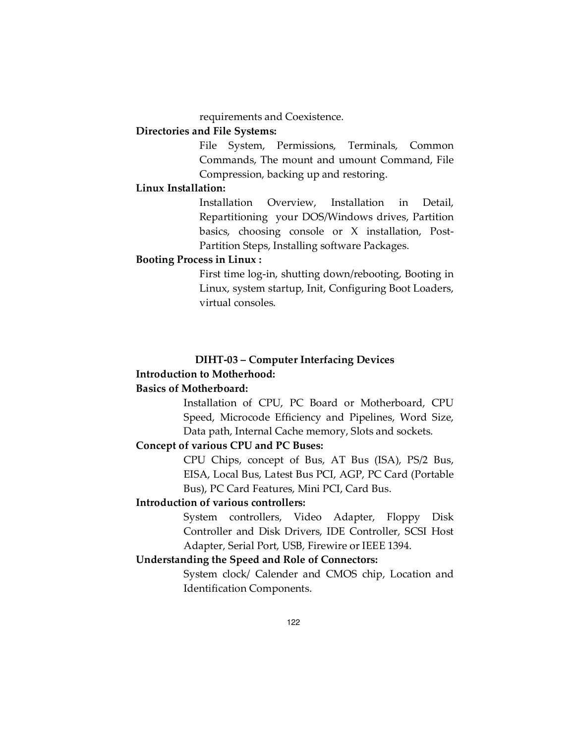requirements and Coexistence.

**Directories and File Systems:**

File System, Permissions, Terminals, Common Commands, The mount and umount Command, File Compression, backing up and restoring.

**Linux Installation:**

Installation Overview, Installation in Detail, Repartitioning your DOS/Windows drives, Partition basics, choosing console or X installation, Post-Partition Steps, Installing software Packages.

**Booting Process in Linux :**

First time log-in, shutting down/rebooting, Booting in Linux, system startup, Init, Configuring Boot Loaders, virtual consoles.

## DIHT-03 – Computer Interfacing Devices

**Introduction to Motherhood:**

**Basics of Motherboard:**

Installation of CPU, PC Board or Motherboard, CPU Speed, Microcode Efficiency and Pipelines, Word Size, Data path, Internal Cache memory, Slots and sockets.

**Concept of various CPU and PC Buses:**

CPU Chips, concept of Bus, AT Bus (ISA), PS/2 Bus, EISA, Local Bus, Latest Bus PCI, AGP, PC Card (Portable Bus), PC Card Features, Mini PCI, Card Bus.

**Introduction of various controllers:**

System controllers, Video Adapter, Floppy Disk Controller and Disk Drivers, IDE Controller, SCSI Host Adapter, Serial Port, USB, Firewire or IEEE 1394.

**Understanding the Speed and Role of Connectors:**

System clock/ Calender and CMOS chip, Location and Identification Components.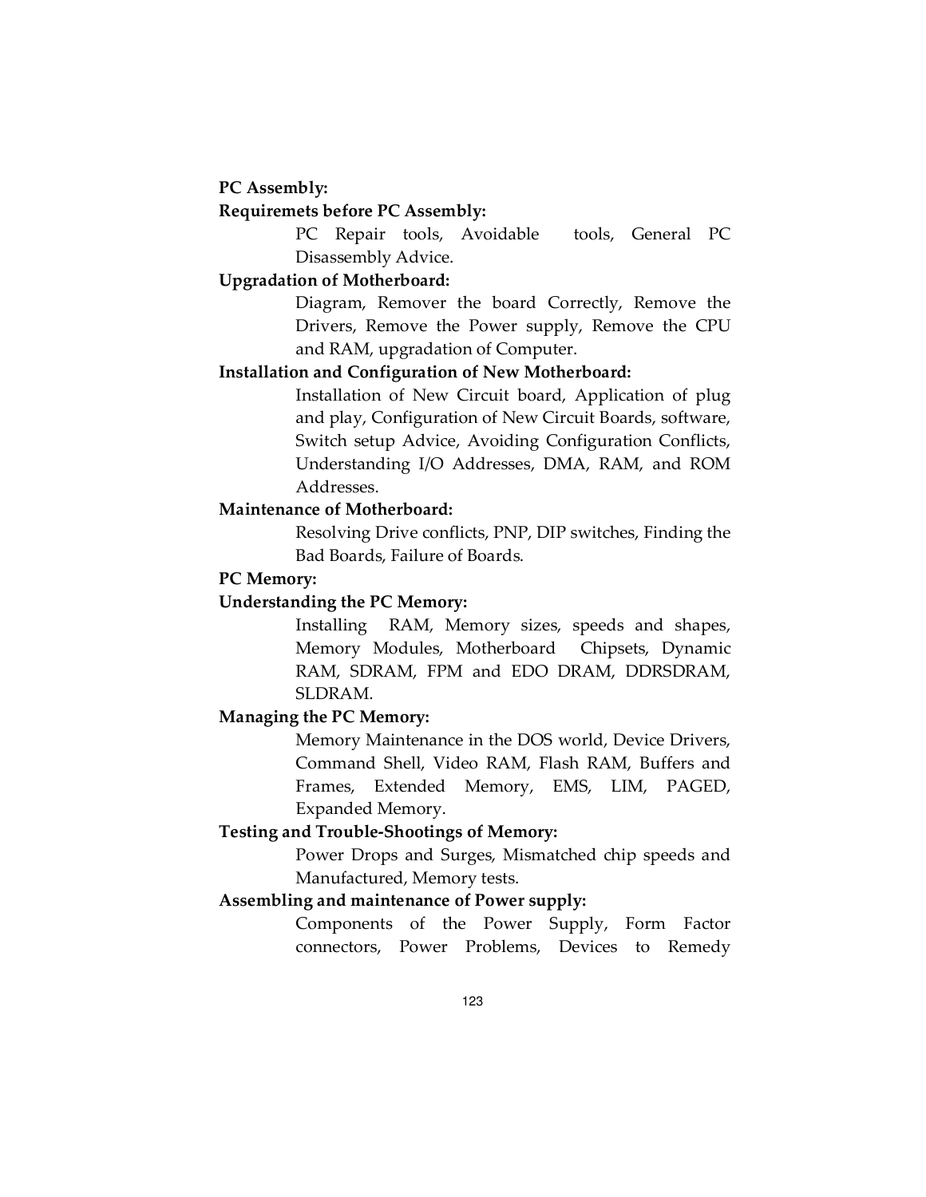**PC Assembly:**

**Requiremets before PC Assembly:**

PC Repair tools, Avoidable tools, General PC Disassembly Advice.

**Upgradation of Motherboard:**

Diagram, Remover the board Correctly, Remove the Drivers, Remove the Power supply, Remove the CPU and RAM, upgradation of Computer.

**Installation and Configuration of New Motherboard:**

Installation of New Circuit board, Application of plug and play, Configuration of New Circuit Boards, software, Switch setup Advice, Avoiding Configuration Conflicts, Understanding I/O Addresses, DMA, RAM, and ROM Addresses.

**Maintenance of Motherboard:**

Resolving Drive conflicts, PNP, DIP switches, Finding the Bad Boards, Failure of Boards.

**PC Memory:**

**Understanding the PC Memory:**

Installing RAM, Memory sizes, speeds and shapes, Memory Modules, Motherboard Chipsets, Dynamic RAM, SDRAM, FPM and EDO DRAM, DDRSDRAM, SLDRAM.

**Managing the PC Memory:**

Memory Maintenance in the DOS world, Device Drivers, Command Shell, Video RAM, Flash RAM, Buffers and Frames, Extended Memory, EMS, LIM, PAGED, Expanded Memory.

**Testing and Trouble-Shootings of Memory:**

Power Drops and Surges, Mismatched chip speeds and Manufactured, Memory tests.

**Assembling and maintenance of Power supply:**

Components of the Power Supply, Form Factor connectors, Power Problems, Devices to Remedy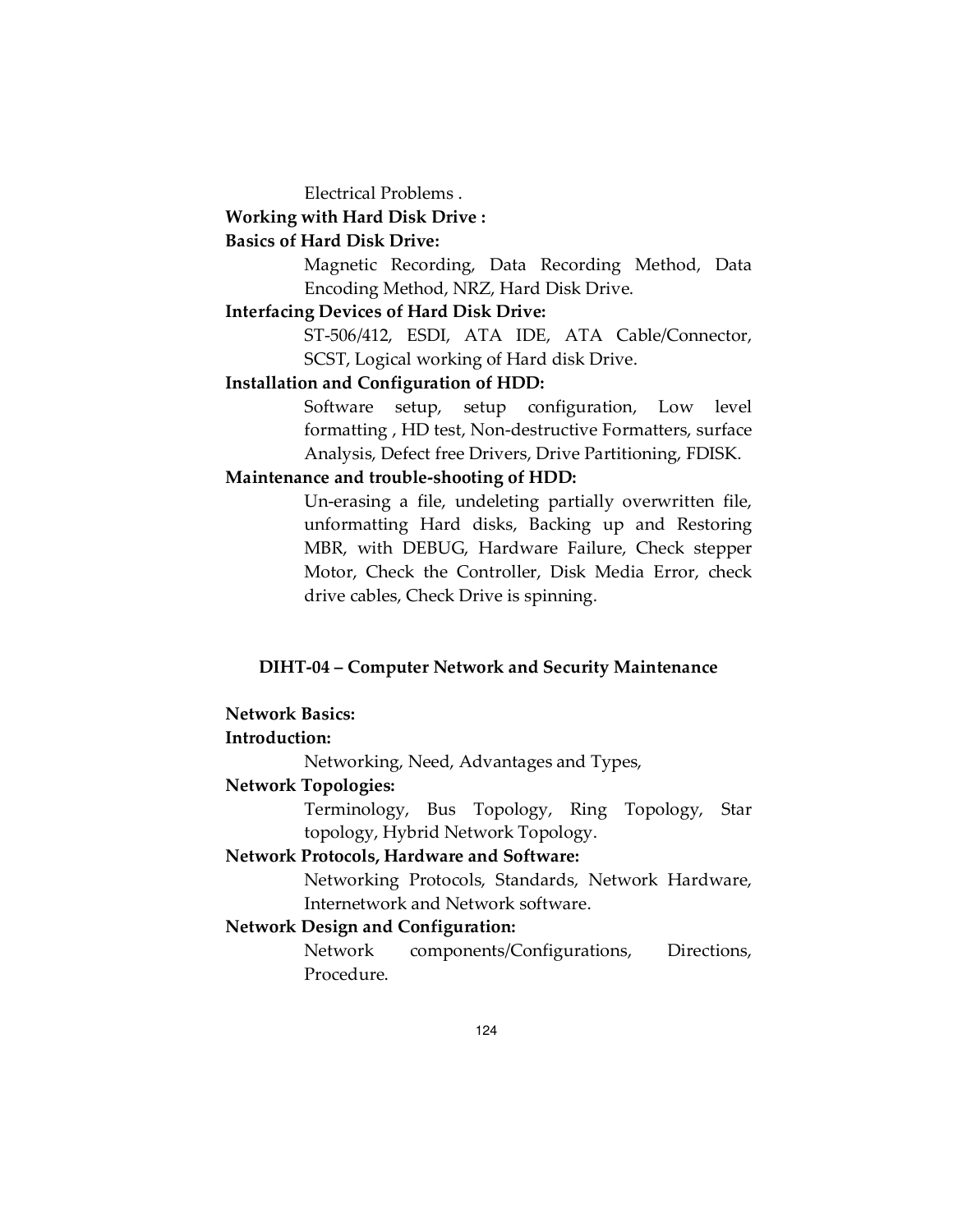Electrical Problems .

**Working with Hard Disk Drive :**

**Basics of Hard Disk Drive:**

Magnetic Recording, Data Recording Method, Data Encoding Method, NRZ, Hard Disk Drive.

**Interfacing Devices of Hard Disk Drive:**

ST-506/412, ESDI, ATA IDE, ATA Cable/Connector, SCST, Logical working of Hard disk Drive.

**Installation and Configuration of HDD:**

Software setup, setup configuration, Low level formatting , HD test, Non-destructive Formatters, surface Analysis, Defect free Drivers, Drive Partitioning, FDISK.

**Maintenance and trouble-shooting of HDD:**

Un-erasing a file, undeleting partially overwritten file, unformatting Hard disks, Backing up and Restoring MBR, with DEBUG, Hardware Failure, Check stepper Motor, Check the Controller, Disk Media Error, check drive cables, Check Drive is spinning.

## DIHT-04 – Computer Network and Security Maintenance

**Network Basics:**

**Introduction:**

Networking, Need, Advantages and Types,

**Network Topologies:**

Terminology, Bus Topology, Ring Topology, Star topology, Hybrid Network Topology.

**Network Protocols, Hardware and Software:**

Networking Protocols, Standards, Network Hardware, Internetwork and Network software.

**Network Design and Configuration:**

Network components/Configurations, Directions, Procedure.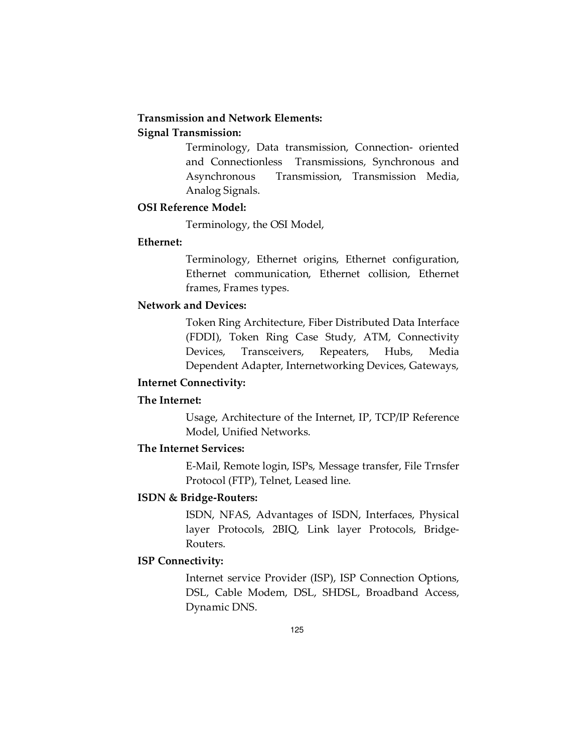**Transmission and Network Elements:**

**Signal Transmission:**

Terminology, Data transmission, Connection- oriented and Connectionless Transmissions, Synchronous and Asynchronous Transmission, Transmission Media, Analog Signals.

**OSI Reference Model:**

Terminology, the OSI Model,

**Ethernet:**

Terminology, Ethernet origins, Ethernet configuration, Ethernet communication, Ethernet collision, Ethernet frames, Frames types.

**Network and Devices:**

Token Ring Architecture, Fiber Distributed Data Interface (FDDI), Token Ring Case Study, ATM, Connectivity Devices, Transceivers, Repeaters, Hubs, Media Dependent Adapter, Internetworking Devices, Gateways,

**Internet Connectivity:**

**The Internet:**

Usage, Architecture of the Internet, IP, TCP/IP Reference Model, Unified Networks.

**The Internet Services:**

E-Mail, Remote login, ISPs, Message transfer, File Trnsfer Protocol (FTP), Telnet, Leased line.

**ISDN & Bridge-Routers:**

ISDN, NFAS, Advantages of ISDN, Interfaces, Physical layer Protocols, 2BIQ, Link layer Protocols, Bridge-Routers.

**ISP Connectivity:**

Internet service Provider (ISP), ISP Connection Options, DSL, Cable Modem, DSL, SHDSL, Broadband Access, Dynamic DNS.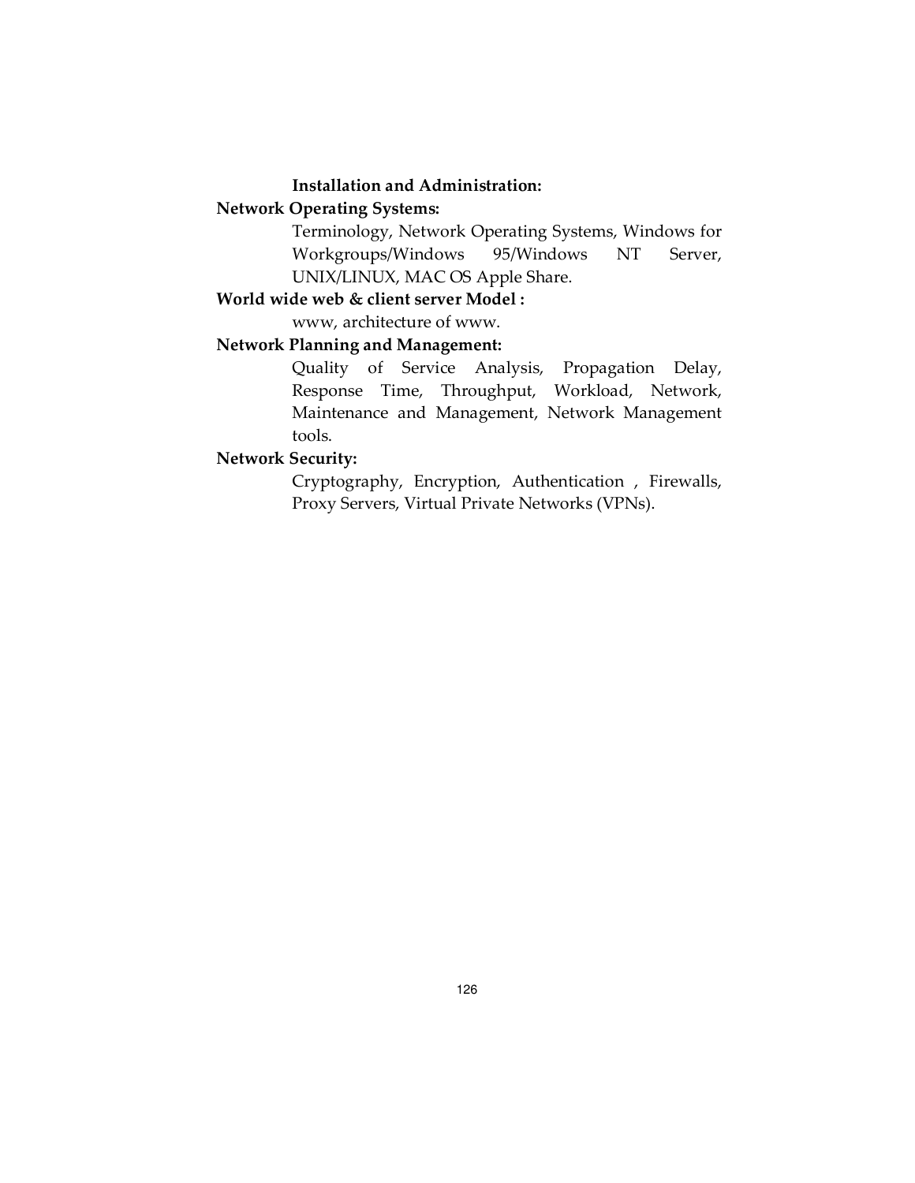**Installation and Administration:**

**Network Operating Systems:**

Terminology, Network Operating Systems, Windows for Workgroups/Windows 95/Windows NT Server, UNIX/LINUX, MAC OS Apple Share.

**World wide web & client server Model :**

www, architecture of www.

**Network Planning and Management:**

Quality of Service Analysis, Propagation Delay, Response Time, Throughput, Workload, Network, Maintenance and Management, Network Management tools.

**Network Security:**

Cryptography, Encryption, Authentication , Firewalls, Proxy Servers, Virtual Private Networks (VPNs).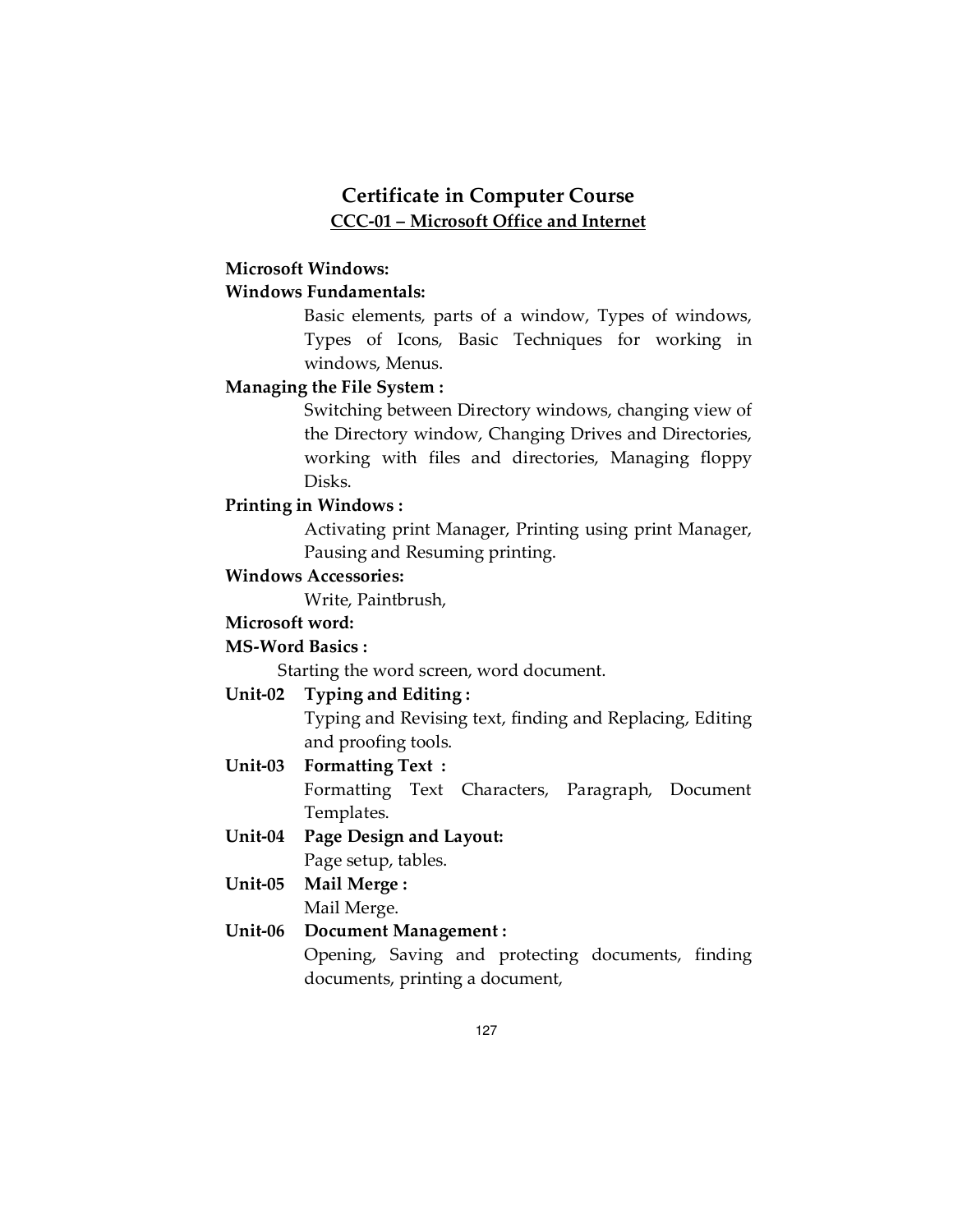## Certificate in Computer Course

### CCC-01 – Microsoft Office and Internet

**Microsoft Windows:**

**Windows Fundamentals:**

Basic elements, parts of a window, Types of windows, Types of Icons, Basic Techniques for working in windows, Menus.

**Managing the File System :**

Switching between Directory windows, changing view of the Directory window, Changing Drives and Directories, working with files and directories, Managing floppy Disks.

**Printing in Windows :**

Activating print Manager, Printing using print Manager, Pausing and Resuming printing.

**Windows Accessories:**

Write, Paintbrush,

**Microsoft word:**

**MS-Word Basics :**

Starting the word screen, word document.

**Unit-02 Typing and Editing :**

Typing and Revising text, finding and Replacing, Editing and proofing tools.

**Unit-03 Formatting Text :**

Formatting Text Characters, Paragraph, Document Templates.

**Unit-04 Page Design and Layout:**

Page setup, tables.

**Unit-05 Mail Merge :**

Mail Merge.

**Unit-06 Document Management :**

Opening, Saving and protecting documents, finding documents, printing a document,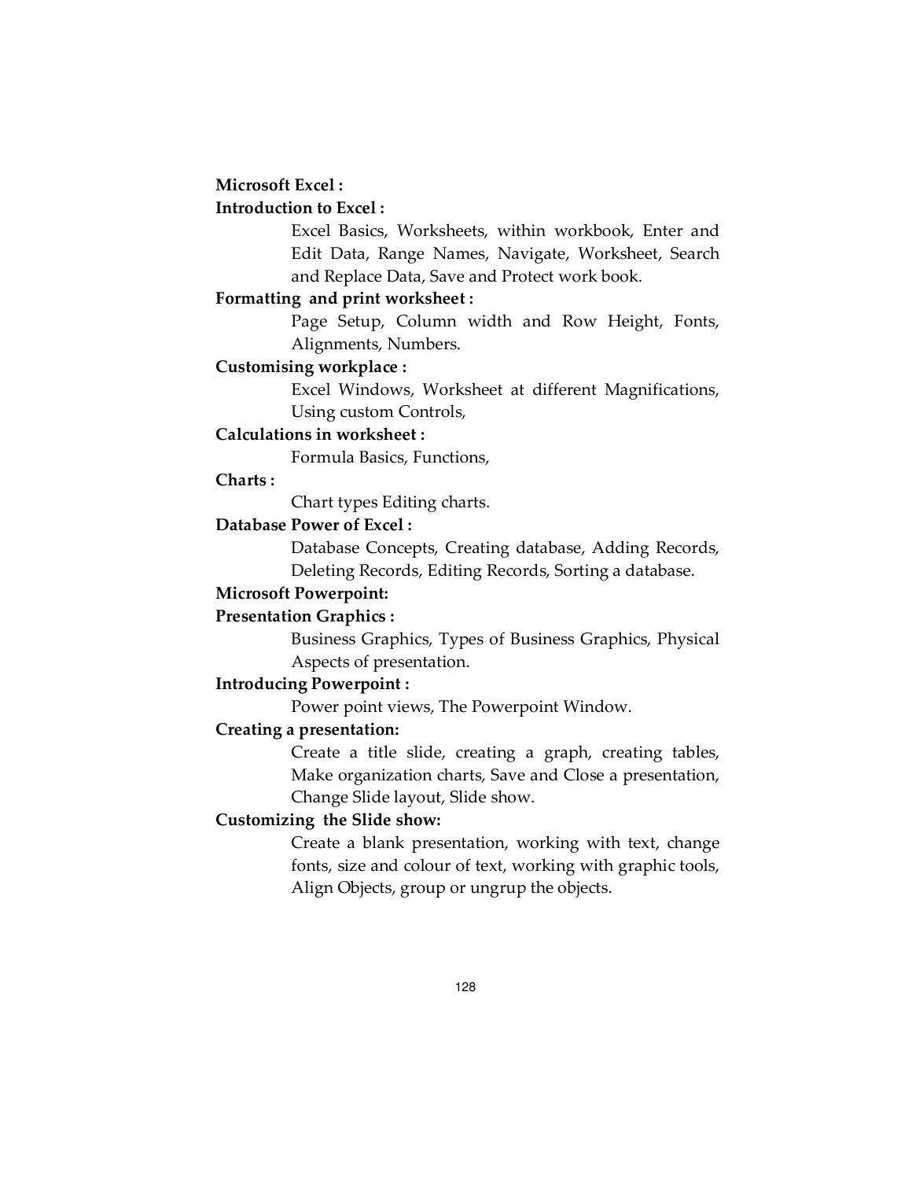**Microsoft Excel :**

**Introduction to Excel :**

Excel Basics, Worksheets, within workbook, Enter and Edit Data, Range Names, Navigate, Worksheet, Search and Replace Data, Save and Protect work book.

**Formatting and print worksheet :**

Page Setup, Column width and Row Height, Fonts, Alignments, Numbers.

**Customising workplace :**

Excel Windows, Worksheet at different Magnifications, Using custom Controls,

**Calculations in worksheet :**

Formula Basics, Functions,

**Charts :**

Chart types Editing charts.

**Database Power of Excel :**

Database Concepts, Creating database, Adding Records, Deleting Records, Editing Records, Sorting a database.

**Microsoft Powerpoint:**

**Presentation Graphics :**

Business Graphics, Types of Business Graphics, Physical Aspects of presentation.

**Introducing Powerpoint :**

Power point views, The Powerpoint Window.

**Creating a presentation:**

Create a title slide, creating a graph, creating tables, Make organization charts, Save and Close a presentation, Change Slide layout, Slide show.

**Customizing the Slide show:**

Create a blank presentation, working with text, change fonts, size and colour of text, working with graphic tools, Align Objects, group or ungrup the objects.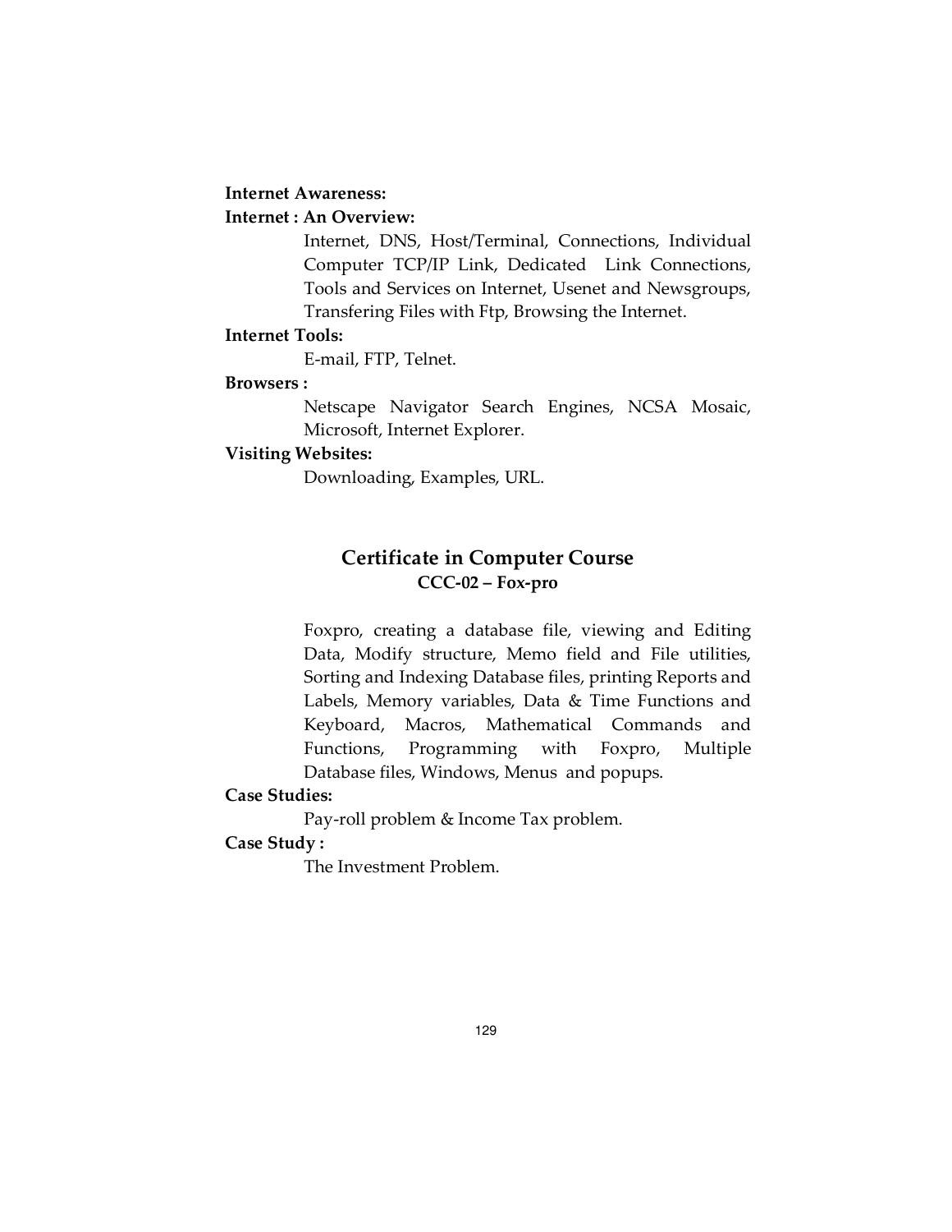**Internet Awareness:**

**Internet : An Overview:**

Internet, DNS, Host/Terminal, Connections, Individual Computer TCP/IP Link, Dedicated Link Connections, Tools and Services on Internet, Usenet and Newsgroups, Transfering Files with Ftp, Browsing the Internet.

**Internet Tools:**

E-mail, FTP, Telnet.

**Browsers :**

Netscape Navigator Search Engines, NCSA Mosaic, Microsoft, Internet Explorer.

**Visiting Websites:**

Downloading, Examples, URL.

## Certificate in Computer Course

### CCC-02 – Fox-pro

Foxpro, creating a database file, viewing and Editing Data, Modify structure, Memo field and File utilities, Sorting and Indexing Database files, printing Reports and Labels, Memory variables, Data & Time Functions and Keyboard, Macros, Mathematical Commands and Functions, Programming with Foxpro, Multiple Database files, Windows, Menus and popups.

**Case Studies:**

Pay-roll problem & Income Tax problem.

**Case Study :**

The Investment Problem.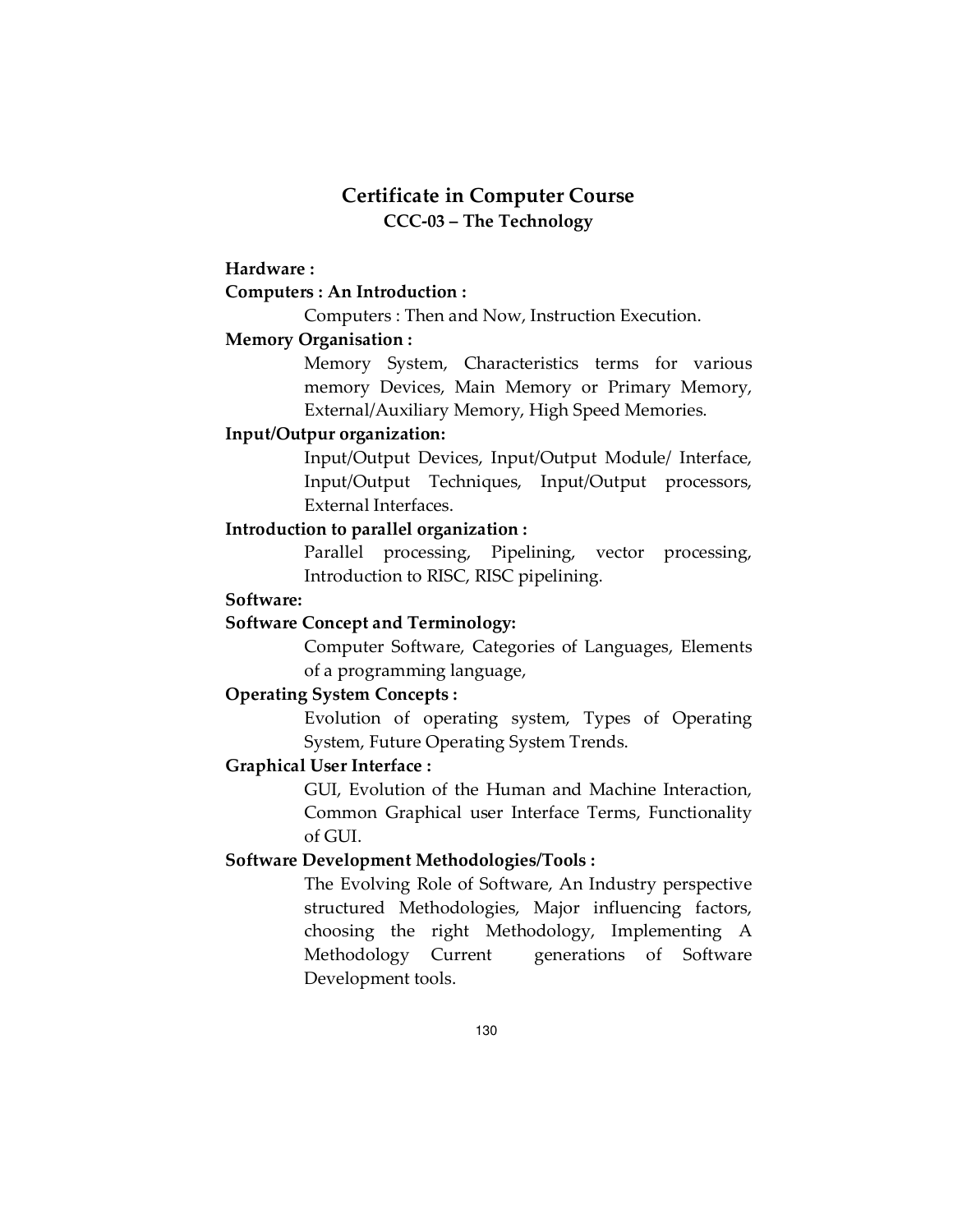# Certificate in Computer Course

## CCC-03 – The Technology

**Hardware :**

**Computers : An Introduction :**

Computers : Then and Now, Instruction Execution.

**Memory Organisation :**

Memory System, Characteristics terms for various memory Devices, Main Memory or Primary Memory, External/Auxiliary Memory, High Speed Memories.

**Input/Outpur organization:**

Input/Output Devices, Input/Output Module/ Interface, Input/Output Techniques, Input/Output processors, External Interfaces.

**Introduction to parallel organization :**

Parallel processing, Pipelining, vector processing, Introduction to RISC, RISC pipelining.

**Software:**

**Software Concept and Terminology:**

Computer Software, Categories of Languages, Elements of a programming language,

**Operating System Concepts :**

Evolution of operating system, Types of Operating System, Future Operating System Trends.

**Graphical User Interface :**

GUI, Evolution of the Human and Machine Interaction, Common Graphical user Interface Terms, Functionality of GUI.

**Software Development Methodologies/Tools :**

The Evolving Role of Software, An Industry perspective structured Methodologies, Major influencing factors, choosing the right Methodology, Implementing A Methodology Current generations of Software Development tools.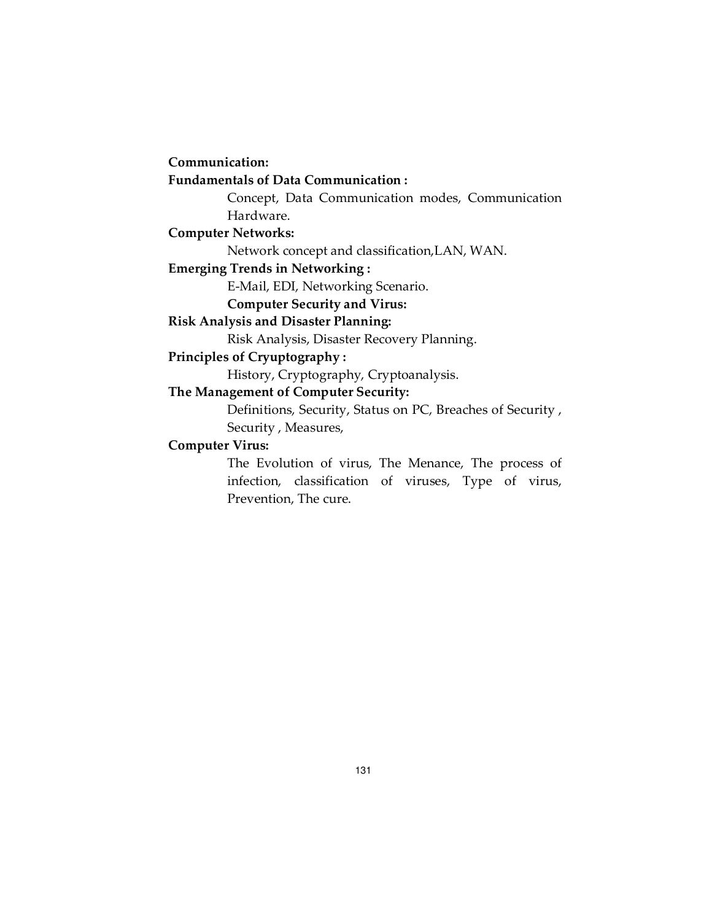**Communication:**

**Fundamentals of Data Communication :**

Concept, Data Communication modes, Communication Hardware.

**Computer Networks:**

Network concept and classification,LAN, WAN.

**Emerging Trends in Networking :**

E-Mail, EDI, Networking Scenario.

**Computer Security and Virus:**

**Risk Analysis and Disaster Planning:**

Risk Analysis, Disaster Recovery Planning.

**Principles of Cryuptography :**

History, Cryptography, Cryptoanalysis.

**The Management of Computer Security:**

Definitions, Security, Status on PC, Breaches of Security , Security , Measures,

**Computer Virus:**

The Evolution of virus, The Menance, The process of infection, classification of viruses, Type of virus, Prevention, The cure.